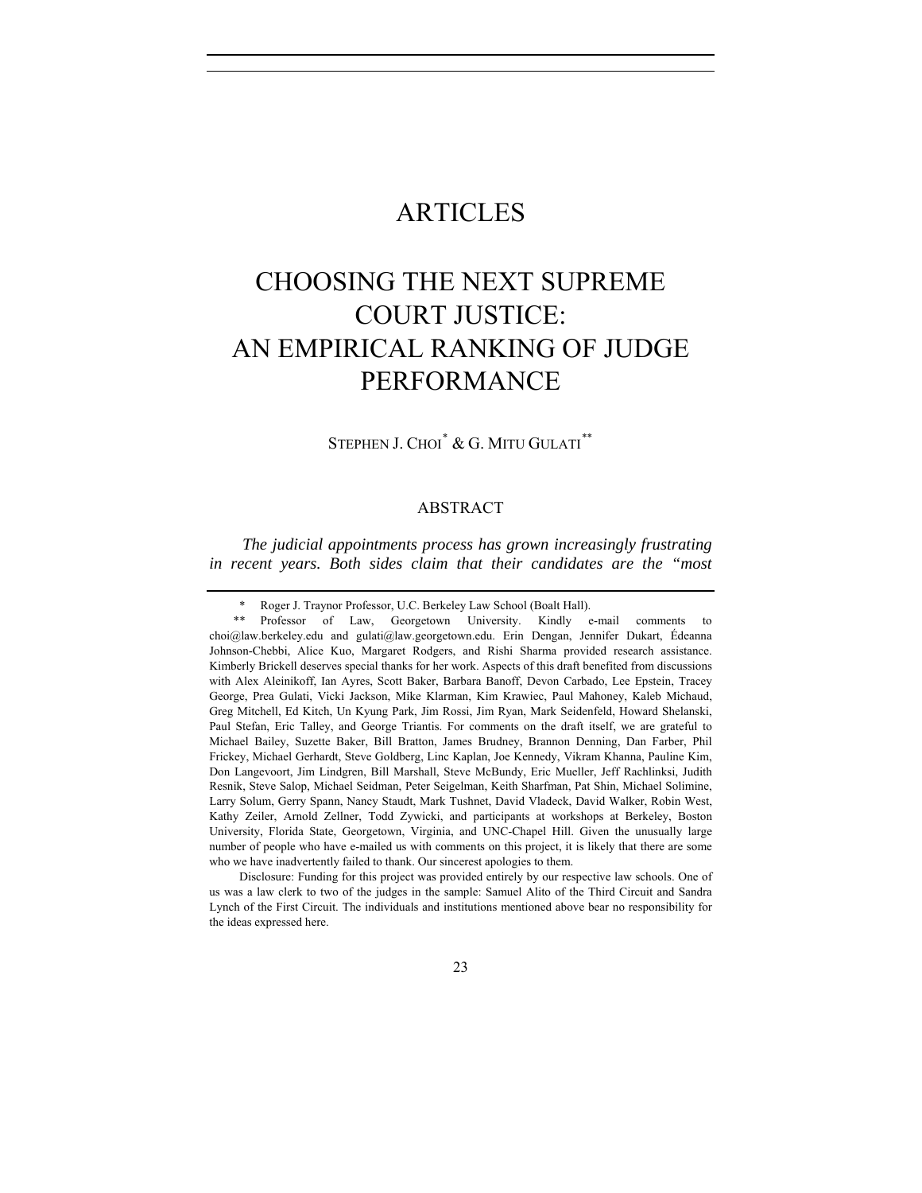# ARTICLES

# CHOOSING THE NEXT SUPREME COURT JUSTICE: AN EMPIRICAL RANKING OF JUDGE PERFORMANCE

STEPHEN J. CHOI[*] & G. MITU GULATI[**]

## ABSTRACT

*The judicial appointments process has grown increasingly frustrating in recent years. Both sides claim that their candidates are the "most*

---

[*] Roger J. Traynor Professor, U.C. Berkeley Law School (Boalt Hall).

[**] Professor of Law, Georgetown University. Kindly e-mail comments to choi@law.berkeley.edu and gulati@law.georgetown.edu. Erin Dengan, Jennifer Dukart, Édeanna Johnson-Chebbi, Alice Kuo, Margaret Rodgers, and Rishi Sharma provided research assistance. Kimberly Brickell deserves special thanks for her work. Aspects of this draft benefited from discussions with Alex Aleinikoff, Ian Ayres, Scott Baker, Barbara Banoff, Devon Carbado, Lee Epstein, Tracey George, Prea Gulati, Vicki Jackson, Mike Klarman, Kim Krawiec, Paul Mahoney, Kaleb Michaud, Greg Mitchell, Ed Kitch, Un Kyung Park, Jim Rossi, Jim Ryan, Mark Seidenfeld, Howard Shelanski, Paul Stefan, Eric Talley, and George Triantis. For comments on the draft itself, we are grateful to Michael Bailey, Suzette Baker, Bill Bratton, James Brudney, Brannon Denning, Dan Farber, Phil Frickey, Michael Gerhardt, Steve Goldberg, Linc Kaplan, Joe Kennedy, Vikram Khanna, Pauline Kim, Don Langevoort, Jim Lindgren, Bill Marshall, Steve McBundy, Eric Mueller, Jeff Rachlinksi, Judith Resnik, Steve Salop, Michael Seidman, Peter Seigelman, Keith Sharfman, Pat Shin, Michael Solimine, Larry Solum, Gerry Spann, Nancy Staudt, Mark Tushnet, David Vladeck, David Walker, Robin West, Kathy Zeiler, Arnold Zellner, Todd Zywicki, and participants at workshops at Berkeley, Boston University, Florida State, Georgetown, Virginia, and UNC-Chapel Hill. Given the unusually large number of people who have e-mailed us with comments on this project, it is likely that there are some who we have inadvertently failed to thank. Our sincerest apologies to them.

Disclosure: Funding for this project was provided entirely by our respective law schools. One of us was a law clerk to two of the judges in the sample: Samuel Alito of the Third Circuit and Sandra Lynch of the First Circuit. The individuals and institutions mentioned above bear no responsibility for the ideas expressed here.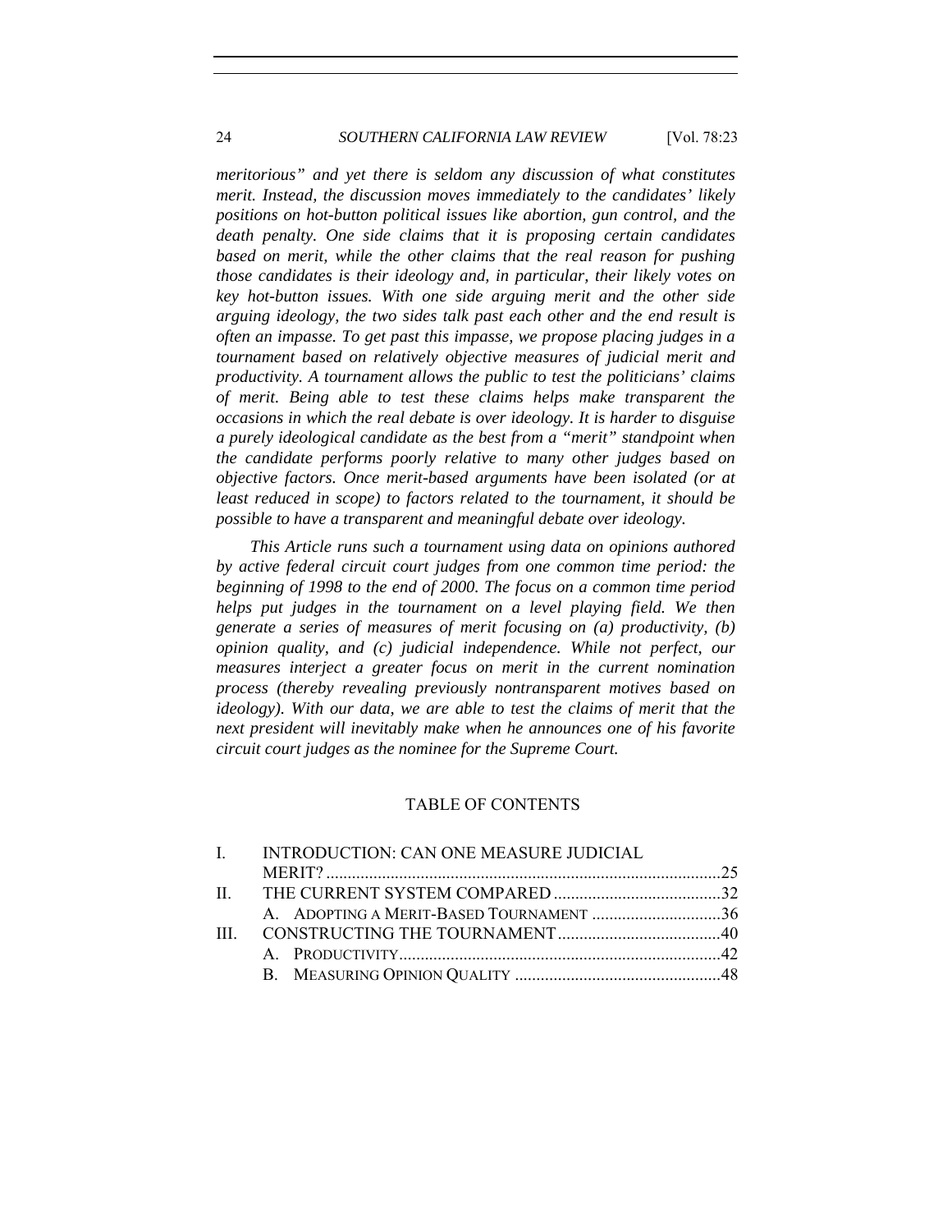*meritorious" and yet there is seldom any discussion of what constitutes merit. Instead, the discussion moves immediately to the candidates' likely positions on hot-button political issues like abortion, gun control, and the death penalty. One side claims that it is proposing certain candidates based on merit, while the other claims that the real reason for pushing those candidates is their ideology and, in particular, their likely votes on key hot-button issues. With one side arguing merit and the other side arguing ideology, the two sides talk past each other and the end result is often an impasse. To get past this impasse, we propose placing judges in a tournament based on relatively objective measures of judicial merit and productivity. A tournament allows the public to test the politicians' claims of merit. Being able to test these claims helps make transparent the occasions in which the real debate is over ideology. It is harder to disguise a purely ideological candidate as the best from a "merit" standpoint when the candidate performs poorly relative to many other judges based on objective factors. Once merit-based arguments have been isolated (or at least reduced in scope) to factors related to the tournament, it should be possible to have a transparent and meaningful debate over ideology.*

*This Article runs such a tournament using data on opinions authored by active federal circuit court judges from one common time period: the beginning of 1998 to the end of 2000. The focus on a common time period helps put judges in the tournament on a level playing field. We then generate a series of measures of merit focusing on (a) productivity, (b) opinion quality, and (c) judicial independence. While not perfect, our measures interject a greater focus on merit in the current nomination process (thereby revealing previously nontransparent motives based on ideology). With our data, we are able to test the claims of merit that the next president will inevitably make when he announces one of his favorite circuit court judges as the nominee for the Supreme Court.*

TABLE OF CONTENTS

I. INTRODUCTION: CAN ONE MEASURE JUDICIAL MERIT? .......... 25
II. THE CURRENT SYSTEM COMPARED .......... 32
  A. ADOPTING A MERIT-BASED TOURNAMENT .......... 36
III. CONSTRUCTING THE TOURNAMENT .......... 40
  A. PRODUCTIVITY .......... 42
  B. MEASURING OPINION QUALITY .......... 48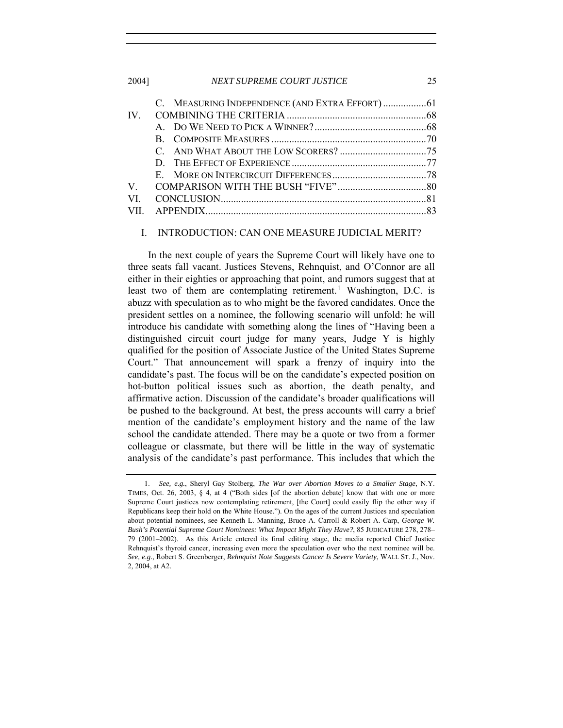| | | |
|---|---|---|
| | C. Measuring Independence (and Extra Effort) | 61 |
| IV. | Combining the Criteria | 68 |
| | A. Do We Need to Pick a Winner? | 68 |
| | B. Composite Measures | 70 |
| | C. And What About the Low Scorers? | 75 |
| | D. The Effect of Experience | 77 |
| | E. More on Intercircuit Differences | 78 |
| V. | Comparison with the Bush "Five" | 80 |
| VI. | Conclusion | 81 |
| VII. | Appendix | 83 |

## I. INTRODUCTION: CAN ONE MEASURE JUDICIAL MERIT?

In the next couple of years the Supreme Court will likely have one to three seats fall vacant. Justices Stevens, Rehnquist, and O'Connor are all either in their eighties or approaching that point, and rumors suggest that at least two of them are contemplating retirement.[1] Washington, D.C. is abuzz with speculation as to who might be the favored candidates. Once the president settles on a nominee, the following scenario will unfold: he will introduce his candidate with something along the lines of "Having been a distinguished circuit court judge for many years, Judge Y is highly qualified for the position of Associate Justice of the United States Supreme Court." That announcement will spark a frenzy of inquiry into the candidate's past. The focus will be on the candidate's expected position on hot-button political issues such as abortion, the death penalty, and affirmative action. Discussion of the candidate's broader qualifications will be pushed to the background. At best, the press accounts will carry a brief mention of the candidate's employment history and the name of the law school the candidate attended. There may be a quote or two from a former colleague or classmate, but there will be little in the way of systematic analysis of the candidate's past performance. This includes that which the

---

1. *See, e.g.*, Sheryl Gay Stolberg, *The War over Abortion Moves to a Smaller Stage*, N.Y. TIMES, Oct. 26, 2003, § 4, at 4 ("Both sides [of the abortion debate] know that with one or more Supreme Court justices now contemplating retirement, [the Court] could easily flip the other way if Republicans keep their hold on the White House."). On the ages of the current Justices and speculation about potential nominees, see Kenneth L. Manning, Bruce A. Carroll & Robert A. Carp, *George W. Bush's Potential Supreme Court Nominees: What Impact Might They Have?*, 85 JUDICATURE 278, 278–79 (2001–2002). As this Article entered its final editing stage, the media reported Chief Justice Rehnquist's thyroid cancer, increasing even more the speculation over who the next nominee will be. *See, e.g.*, Robert S. Greenberger, *Rehnquist Note Suggests Cancer Is Severe Variety*, WALL ST. J., Nov. 2, 2004, at A2.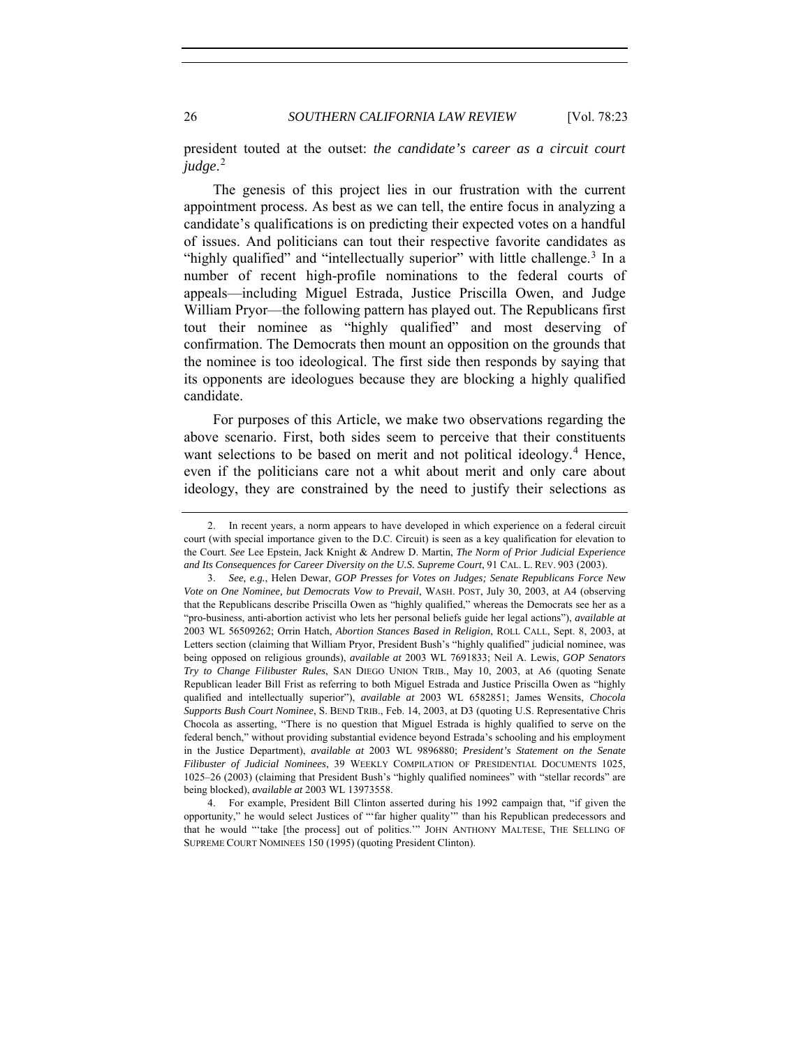president touted at the outset: *the candidate's career as a circuit court judge*.[2]

The genesis of this project lies in our frustration with the current appointment process. As best as we can tell, the entire focus in analyzing a candidate's qualifications is on predicting their expected votes on a handful of issues. And politicians can tout their respective favorite candidates as "highly qualified" and "intellectually superior" with little challenge.[3] In a number of recent high-profile nominations to the federal courts of appeals—including Miguel Estrada, Justice Priscilla Owen, and Judge William Pryor—the following pattern has played out. The Republicans first tout their nominee as "highly qualified" and most deserving of confirmation. The Democrats then mount an opposition on the grounds that the nominee is too ideological. The first side then responds by saying that its opponents are ideologues because they are blocking a highly qualified candidate.

For purposes of this Article, we make two observations regarding the above scenario. First, both sides seem to perceive that their constituents want selections to be based on merit and not political ideology.[4] Hence, even if the politicians care not a whit about merit and only care about ideology, they are constrained by the need to justify their selections as

---

2. In recent years, a norm appears to have developed in which experience on a federal circuit court (with special importance given to the D.C. Circuit) is seen as a key qualification for elevation to the Court. *See* Lee Epstein, Jack Knight & Andrew D. Martin, *The Norm of Prior Judicial Experience and Its Consequences for Career Diversity on the U.S. Supreme Court*, 91 CAL. L. REV. 903 (2003).

3. *See, e.g.*, Helen Dewar, *GOP Presses for Votes on Judges; Senate Republicans Force New Vote on One Nominee, but Democrats Vow to Prevail*, WASH. POST, July 30, 2003, at A4 (observing that the Republicans describe Priscilla Owen as "highly qualified," whereas the Democrats see her as a "pro-business, anti-abortion activist who lets her personal beliefs guide her legal actions"), *available at* 2003 WL 56509262; Orrin Hatch, *Abortion Stances Based in Religion*, ROLL CALL, Sept. 8, 2003, at Letters section (claiming that William Pryor, President Bush's "highly qualified" judicial nominee, was being opposed on religious grounds), *available at* 2003 WL 7691833; Neil A. Lewis, *GOP Senators Try to Change Filibuster Rules*, SAN DIEGO UNION TRIB., May 10, 2003, at A6 (quoting Senate Republican leader Bill Frist as referring to both Miguel Estrada and Justice Priscilla Owen as "highly qualified and intellectually superior"), *available at* 2003 WL 6582851; James Wensits, *Chocola Supports Bush Court Nominee*, S. BEND TRIB., Feb. 14, 2003, at D3 (quoting U.S. Representative Chris Chocola as asserting, "There is no question that Miguel Estrada is highly qualified to serve on the federal bench," without providing substantial evidence beyond Estrada's schooling and his employment in the Justice Department), *available at* 2003 WL 9896880; *President's Statement on the Senate Filibuster of Judicial Nominees*, 39 WEEKLY COMPILATION OF PRESIDENTIAL DOCUMENTS 1025, 1025–26 (2003) (claiming that President Bush's "highly qualified nominees" with "stellar records" are being blocked), *available at* 2003 WL 13973558.

4. For example, President Bill Clinton asserted during his 1992 campaign that, "if given the opportunity," he would select Justices of "'far higher quality'" than his Republican predecessors and that he would "'take [the process] out of politics.'" JOHN ANTHONY MALTESE, THE SELLING OF SUPREME COURT NOMINEES 150 (1995) (quoting President Clinton).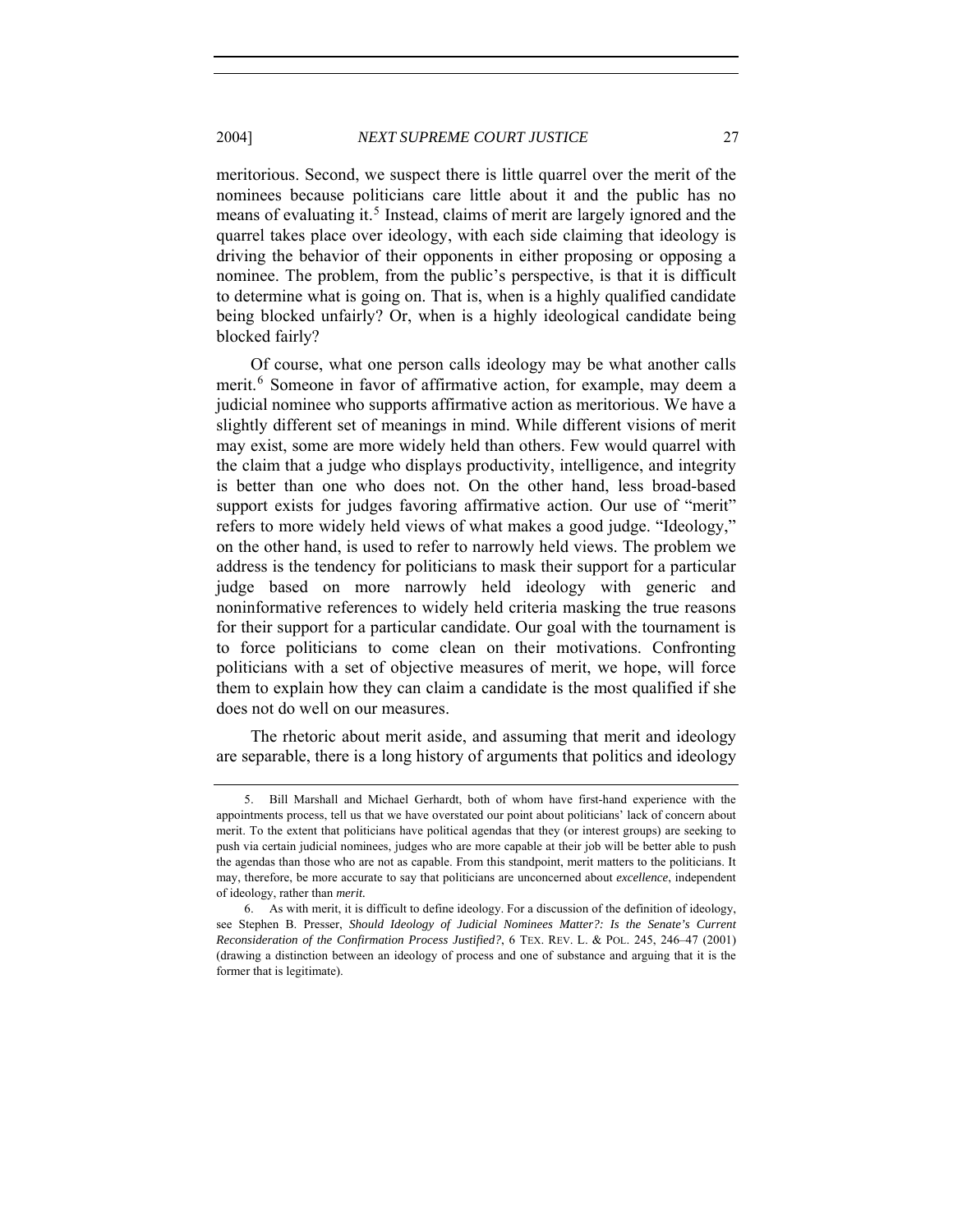meritorious. Second, we suspect there is little quarrel over the merit of the nominees because politicians care little about it and the public has no means of evaluating it.[5] Instead, claims of merit are largely ignored and the quarrel takes place over ideology, with each side claiming that ideology is driving the behavior of their opponents in either proposing or opposing a nominee. The problem, from the public's perspective, is that it is difficult to determine what is going on. That is, when is a highly qualified candidate being blocked unfairly? Or, when is a highly ideological candidate being blocked fairly?

Of course, what one person calls ideology may be what another calls merit.[6] Someone in favor of affirmative action, for example, may deem a judicial nominee who supports affirmative action as meritorious. We have a slightly different set of meanings in mind. While different visions of merit may exist, some are more widely held than others. Few would quarrel with the claim that a judge who displays productivity, intelligence, and integrity is better than one who does not. On the other hand, less broad-based support exists for judges favoring affirmative action. Our use of "merit" refers to more widely held views of what makes a good judge. "Ideology," on the other hand, is used to refer to narrowly held views. The problem we address is the tendency for politicians to mask their support for a particular judge based on more narrowly held ideology with generic and noninformative references to widely held criteria masking the true reasons for their support for a particular candidate. Our goal with the tournament is to force politicians to come clean on their motivations. Confronting politicians with a set of objective measures of merit, we hope, will force them to explain how they can claim a candidate is the most qualified if she does not do well on our measures.

The rhetoric about merit aside, and assuming that merit and ideology are separable, there is a long history of arguments that politics and ideology

---

5. Bill Marshall and Michael Gerhardt, both of whom have first-hand experience with the appointments process, tell us that we have overstated our point about politicians' lack of concern about merit. To the extent that politicians have political agendas that they (or interest groups) are seeking to push via certain judicial nominees, judges who are more capable at their job will be better able to push the agendas than those who are not as capable. From this standpoint, merit matters to the politicians. It may, therefore, be more accurate to say that politicians are unconcerned about *excellence*, independent of ideology, rather than *merit*.

6. As with merit, it is difficult to define ideology. For a discussion of the definition of ideology, see Stephen B. Presser, *Should Ideology of Judicial Nominees Matter?: Is the Senate's Current Reconsideration of the Confirmation Process Justified?*, 6 TEX. REV. L. & POL. 245, 246–47 (2001) (drawing a distinction between an ideology of process and one of substance and arguing that it is the former that is legitimate).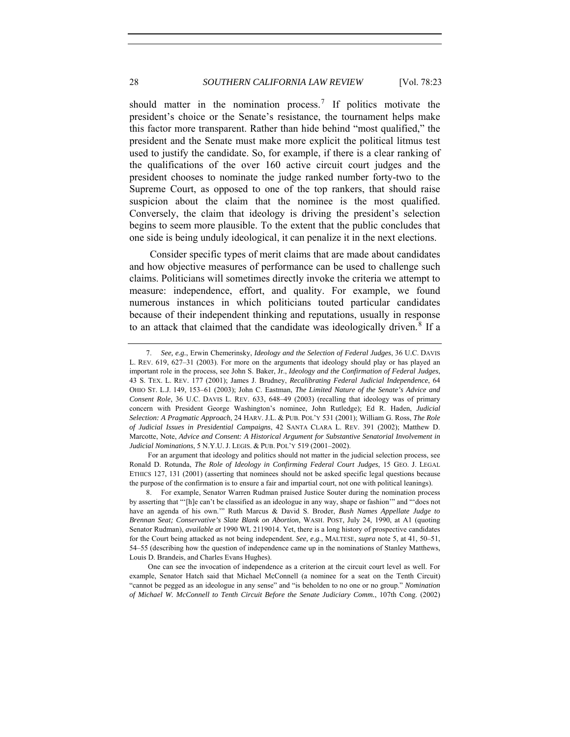should matter in the nomination process.[7] If politics motivate the president's choice or the Senate's resistance, the tournament helps make this factor more transparent. Rather than hide behind "most qualified," the president and the Senate must make more explicit the political litmus test used to justify the candidate. So, for example, if there is a clear ranking of the qualifications of the over 160 active circuit court judges and the president chooses to nominate the judge ranked number forty-two to the Supreme Court, as opposed to one of the top rankers, that should raise suspicion about the claim that the nominee is the most qualified. Conversely, the claim that ideology is driving the president's selection begins to seem more plausible. To the extent that the public concludes that one side is being unduly ideological, it can penalize it in the next elections.

Consider specific types of merit claims that are made about candidates and how objective measures of performance can be used to challenge such claims. Politicians will sometimes directly invoke the criteria we attempt to measure: independence, effort, and quality. For example, we found numerous instances in which politicians touted particular candidates because of their independent thinking and reputations, usually in response to an attack that claimed that the candidate was ideologically driven.[8] If a

---

7. *See, e.g.*, Erwin Chemerinsky, *Ideology and the Selection of Federal Judges*, 36 U.C. DAVIS L. REV. 619, 627–31 (2003). For more on the arguments that ideology should play or has played an important role in the process, see John S. Baker, Jr., *Ideology and the Confirmation of Federal Judges*, 43 S. TEX. L. REV. 177 (2001); James J. Brudney, *Recalibrating Federal Judicial Independence*, 64 OHIO ST. L.J. 149, 153–61 (2003); John C. Eastman, *The Limited Nature of the Senate's Advice and Consent Role*, 36 U.C. DAVIS L. REV. 633, 648–49 (2003) (recalling that ideology was of primary concern with President George Washington's nominee, John Rutledge); Ed R. Haden, *Judicial Selection: A Pragmatic Approach*, 24 HARV. J.L. & PUB. POL'Y 531 (2001); William G. Ross, *The Role of Judicial Issues in Presidential Campaigns*, 42 SANTA CLARA L. REV. 391 (2002); Matthew D. Marcotte, Note, *Advice and Consent: A Historical Argument for Substantive Senatorial Involvement in Judicial Nominations*, 5 N.Y.U. J. LEGIS. & PUB. POL'Y 519 (2001–2002).

For an argument that ideology and politics should not matter in the judicial selection process, see Ronald D. Rotunda, *The Role of Ideology in Confirming Federal Court Judges*, 15 GEO. J. LEGAL ETHICS 127, 131 (2001) (asserting that nominees should not be asked specific legal questions because the purpose of the confirmation is to ensure a fair and impartial court, not one with political leanings).

8. For example, Senator Warren Rudman praised Justice Souter during the nomination process by asserting that "'[h]e can't be classified as an ideologue in any way, shape or fashion'" and "'does not have an agenda of his own.'" Ruth Marcus & David S. Broder, *Bush Names Appellate Judge to Brennan Seat; Conservative's Slate Blank on Abortion*, WASH. POST, July 24, 1990, at A1 (quoting Senator Rudman), *available at* 1990 WL 2119014. Yet, there is a long history of prospective candidates for the Court being attacked as not being independent. *See, e.g.*, MALTESE, *supra* note 5, at 41, 50–51, 54–55 (describing how the question of independence came up in the nominations of Stanley Matthews, Louis D. Brandeis, and Charles Evans Hughes).

One can see the invocation of independence as a criterion at the circuit court level as well. For example, Senator Hatch said that Michael McConnell (a nominee for a seat on the Tenth Circuit) "cannot be pegged as an ideologue in any sense" and "is beholden to no one or no group." *Nomination of Michael W. McConnell to Tenth Circuit Before the Senate Judiciary Comm.*, 107th Cong. (2002)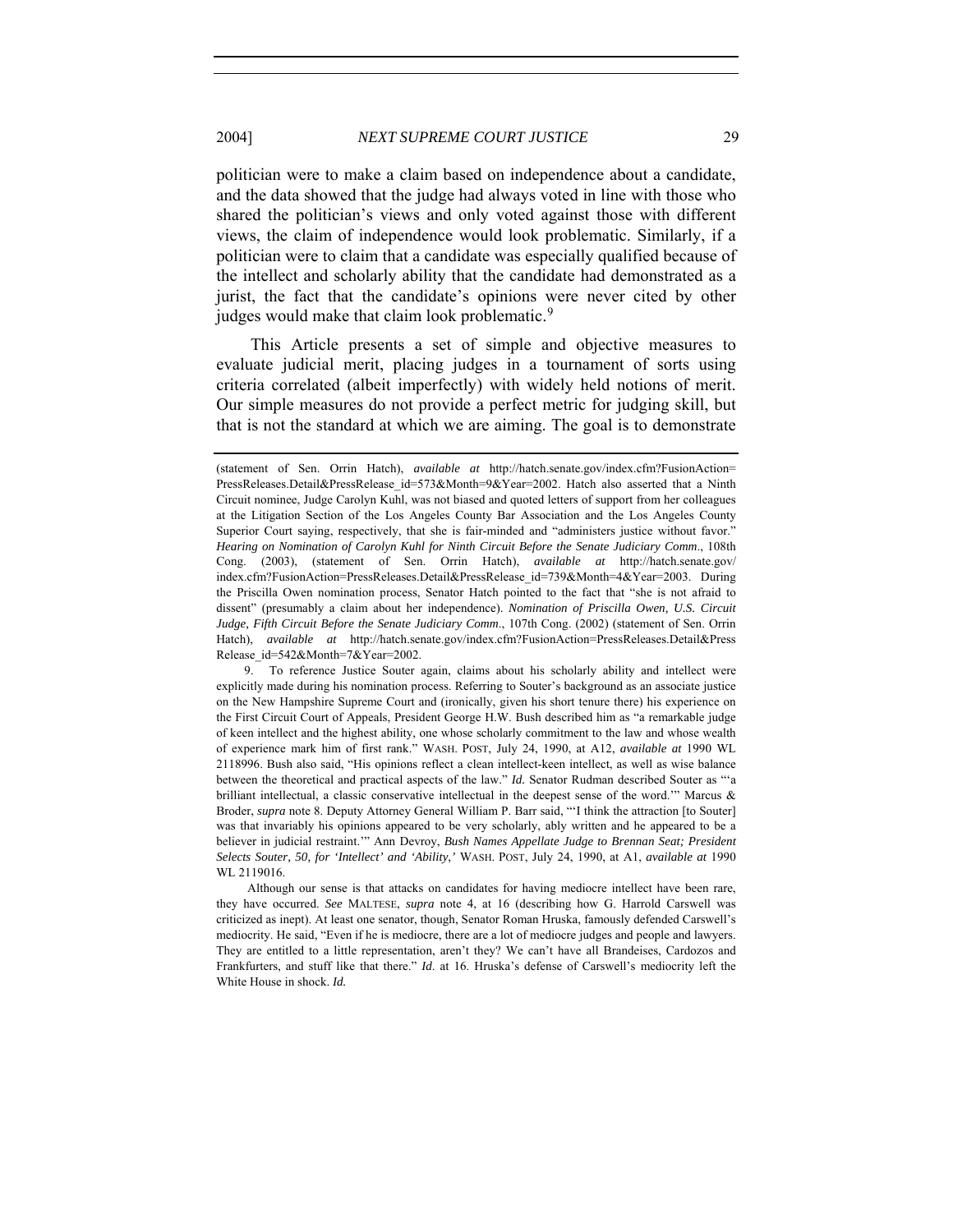politician were to make a claim based on independence about a candidate, and the data showed that the judge had always voted in line with those who shared the politician's views and only voted against those with different views, the claim of independence would look problematic. Similarly, if a politician were to claim that a candidate was especially qualified because of the intellect and scholarly ability that the candidate had demonstrated as a jurist, the fact that the candidate's opinions were never cited by other judges would make that claim look problematic.[9]

This Article presents a set of simple and objective measures to evaluate judicial merit, placing judges in a tournament of sorts using criteria correlated (albeit imperfectly) with widely held notions of merit. Our simple measures do not provide a perfect metric for judging skill, but that is not the standard at which we are aiming. The goal is to demonstrate

---

(statement of Sen. Orrin Hatch), *available at* http://hatch.senate.gov/index.cfm?FusionAction=PressReleases.Detail&PressRelease_id=573&Month=9&Year=2002. Hatch also asserted that a Ninth Circuit nominee, Judge Carolyn Kuhl, was not biased and quoted letters of support from her colleagues at the Litigation Section of the Los Angeles County Bar Association and the Los Angeles County Superior Court saying, respectively, that she is fair-minded and "administers justice without favor." *Hearing on Nomination of Carolyn Kuhl for Ninth Circuit Before the Senate Judiciary Comm*., 108th Cong. (2003), (statement of Sen. Orrin Hatch), *available at* http://hatch.senate.gov/index.cfm?FusionAction=PressReleases.Detail&PressRelease_id=739&Month=4&Year=2003. During the Priscilla Owen nomination process, Senator Hatch pointed to the fact that "she is not afraid to dissent" (presumably a claim about her independence). *Nomination of Priscilla Owen, U.S. Circuit Judge, Fifth Circuit Before the Senate Judiciary Comm*., 107th Cong. (2002) (statement of Sen. Orrin Hatch), *available at* http://hatch.senate.gov/index.cfm?FusionAction=PressReleases.Detail&PressRelease_id=542&Month=7&Year=2002.

9. To reference Justice Souter again, claims about his scholarly ability and intellect were explicitly made during his nomination process. Referring to Souter's background as an associate justice on the New Hampshire Supreme Court and (ironically, given his short tenure there) his experience on the First Circuit Court of Appeals, President George H.W. Bush described him as "a remarkable judge of keen intellect and the highest ability, one whose scholarly commitment to the law and whose wealth of experience mark him of first rank." WASH. POST, July 24, 1990, at A12, *available at* 1990 WL 2118996. Bush also said, "His opinions reflect a clean intellect-keen intellect, as well as wise balance between the theoretical and practical aspects of the law." *Id.* Senator Rudman described Souter as "'a brilliant intellectual, a classic conservative intellectual in the deepest sense of the word.'" Marcus & Broder, *supra* note 8. Deputy Attorney General William P. Barr said, "'I think the attraction [to Souter] was that invariably his opinions appeared to be very scholarly, ably written and he appeared to be a believer in judicial restraint.'" Ann Devroy, *Bush Names Appellate Judge to Brennan Seat; President Selects Souter, 50, for 'Intellect' and 'Ability,'* WASH. POST, July 24, 1990, at A1, *available at* 1990 WL 2119016.

Although our sense is that attacks on candidates for having mediocre intellect have been rare, they have occurred. *See* MALTESE, *supra* note 4, at 16 (describing how G. Harrold Carswell was criticized as inept). At least one senator, though, Senator Roman Hruska, famously defended Carswell's mediocrity. He said, "Even if he is mediocre, there are a lot of mediocre judges and people and lawyers. They are entitled to a little representation, aren't they? We can't have all Brandeises, Cardozos and Frankfurters, and stuff like that there." *Id*. at 16. Hruska's defense of Carswell's mediocrity left the White House in shock. *Id.*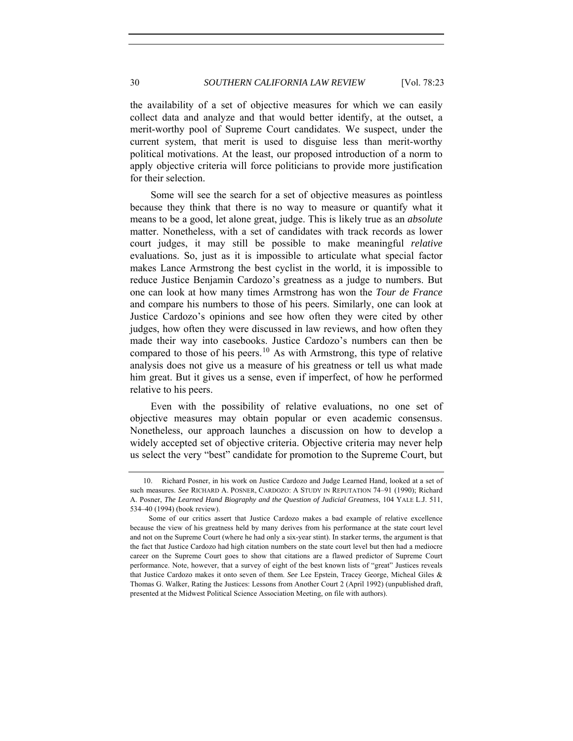the availability of a set of objective measures for which we can easily collect data and analyze and that would better identify, at the outset, a merit-worthy pool of Supreme Court candidates. We suspect, under the current system, that merit is used to disguise less than merit-worthy political motivations. At the least, our proposed introduction of a norm to apply objective criteria will force politicians to provide more justification for their selection.

Some will see the search for a set of objective measures as pointless because they think that there is no way to measure or quantify what it means to be a good, let alone great, judge. This is likely true as an *absolute* matter. Nonetheless, with a set of candidates with track records as lower court judges, it may still be possible to make meaningful *relative* evaluations. So, just as it is impossible to articulate what special factor makes Lance Armstrong the best cyclist in the world, it is impossible to reduce Justice Benjamin Cardozo's greatness as a judge to numbers. But one can look at how many times Armstrong has won the *Tour de France* and compare his numbers to those of his peers. Similarly, one can look at Justice Cardozo's opinions and see how often they were cited by other judges, how often they were discussed in law reviews, and how often they made their way into casebooks. Justice Cardozo's numbers can then be compared to those of his peers.[10] As with Armstrong, this type of relative analysis does not give us a measure of his greatness or tell us what made him great. But it gives us a sense, even if imperfect, of how he performed relative to his peers.

Even with the possibility of relative evaluations, no one set of objective measures may obtain popular or even academic consensus. Nonetheless, our approach launches a discussion on how to develop a widely accepted set of objective criteria. Objective criteria may never help us select the very "best" candidate for promotion to the Supreme Court, but

---

10. Richard Posner, in his work on Justice Cardozo and Judge Learned Hand, looked at a set of such measures. *See* RICHARD A. POSNER, CARDOZO: A STUDY IN REPUTATION 74–91 (1990); Richard A. Posner, *The Learned Hand Biography and the Question of Judicial Greatness*, 104 YALE L.J. 511, 534–40 (1994) (book review).

Some of our critics assert that Justice Cardozo makes a bad example of relative excellence because the view of his greatness held by many derives from his performance at the state court level and not on the Supreme Court (where he had only a six-year stint). In starker terms, the argument is that the fact that Justice Cardozo had high citation numbers on the state court level but then had a mediocre career on the Supreme Court goes to show that citations are a flawed predictor of Supreme Court performance. Note, however, that a survey of eight of the best known lists of "great" Justices reveals that Justice Cardozo makes it onto seven of them. *See* Lee Epstein, Tracey George, Micheal Giles & Thomas G. Walker, Rating the Justices: Lessons from Another Court 2 (April 1992) (unpublished draft, presented at the Midwest Political Science Association Meeting, on file with authors).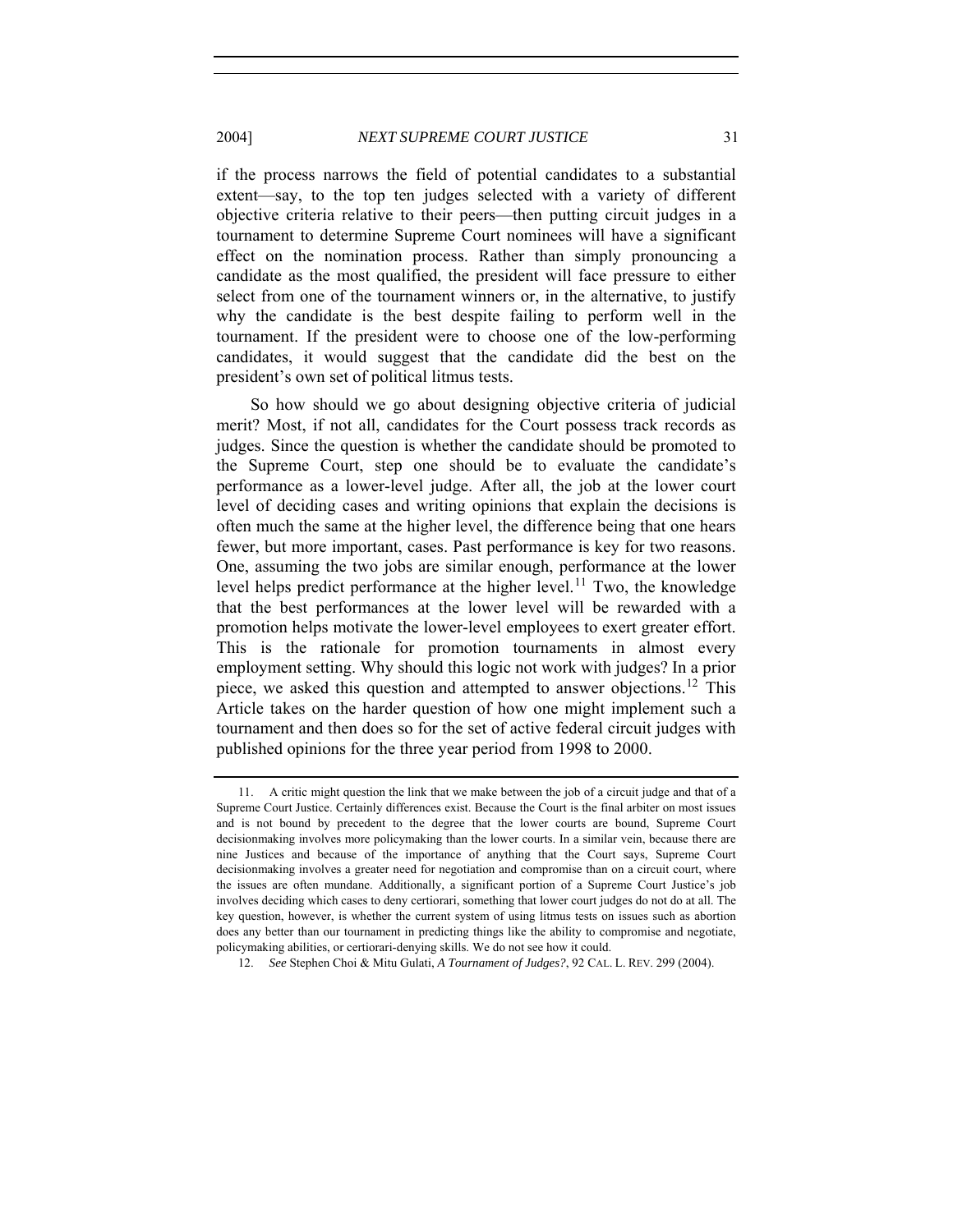if the process narrows the field of potential candidates to a substantial extent—say, to the top ten judges selected with a variety of different objective criteria relative to their peers—then putting circuit judges in a tournament to determine Supreme Court nominees will have a significant effect on the nomination process. Rather than simply pronouncing a candidate as the most qualified, the president will face pressure to either select from one of the tournament winners or, in the alternative, to justify why the candidate is the best despite failing to perform well in the tournament. If the president were to choose one of the low-performing candidates, it would suggest that the candidate did the best on the president's own set of political litmus tests.

So how should we go about designing objective criteria of judicial merit? Most, if not all, candidates for the Court possess track records as judges. Since the question is whether the candidate should be promoted to the Supreme Court, step one should be to evaluate the candidate's performance as a lower-level judge. After all, the job at the lower court level of deciding cases and writing opinions that explain the decisions is often much the same at the higher level, the difference being that one hears fewer, but more important, cases. Past performance is key for two reasons. One, assuming the two jobs are similar enough, performance at the lower level helps predict performance at the higher level.[11] Two, the knowledge that the best performances at the lower level will be rewarded with a promotion helps motivate the lower-level employees to exert greater effort. This is the rationale for promotion tournaments in almost every employment setting. Why should this logic not work with judges? In a prior piece, we asked this question and attempted to answer objections.[12] This Article takes on the harder question of how one might implement such a tournament and then does so for the set of active federal circuit judges with published opinions for the three year period from 1998 to 2000.

---

11. A critic might question the link that we make between the job of a circuit judge and that of a Supreme Court Justice. Certainly differences exist. Because the Court is the final arbiter on most issues and is not bound by precedent to the degree that the lower courts are bound, Supreme Court decisionmaking involves more policymaking than the lower courts. In a similar vein, because there are nine Justices and because of the importance of anything that the Court says, Supreme Court decisionmaking involves a greater need for negotiation and compromise than on a circuit court, where the issues are often mundane. Additionally, a significant portion of a Supreme Court Justice's job involves deciding which cases to deny certiorari, something that lower court judges do not do at all. The key question, however, is whether the current system of using litmus tests on issues such as abortion does any better than our tournament in predicting things like the ability to compromise and negotiate, policymaking abilities, or certiorari-denying skills. We do not see how it could.

12. *See* Stephen Choi & Mitu Gulati, *A Tournament of Judges?*, 92 CAL. L. REV. 299 (2004).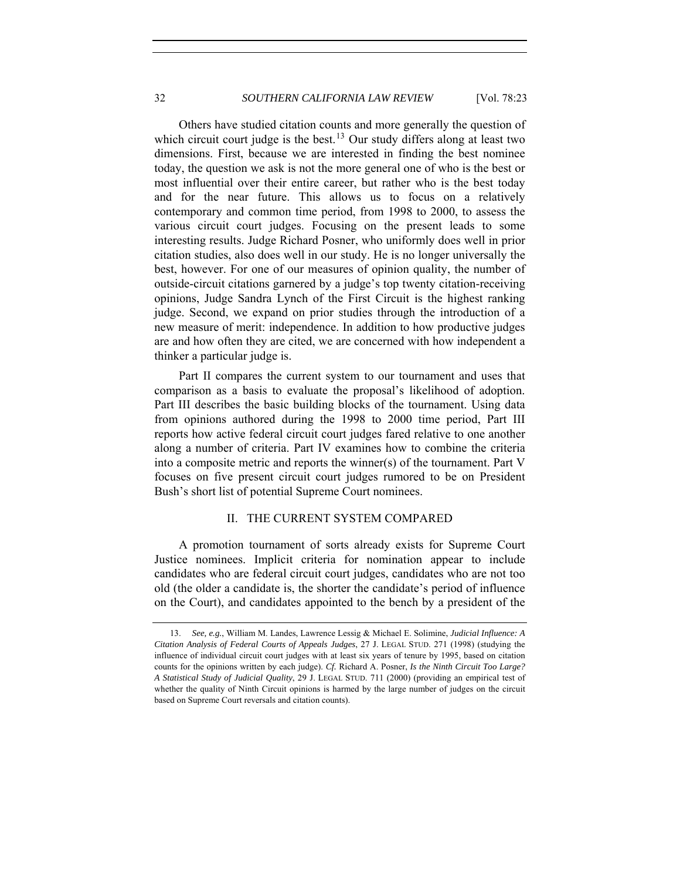Others have studied citation counts and more generally the question of which circuit court judge is the best.[13] Our study differs along at least two dimensions. First, because we are interested in finding the best nominee today, the question we ask is not the more general one of who is the best or most influential over their entire career, but rather who is the best today and for the near future. This allows us to focus on a relatively contemporary and common time period, from 1998 to 2000, to assess the various circuit court judges. Focusing on the present leads to some interesting results. Judge Richard Posner, who uniformly does well in prior citation studies, also does well in our study. He is no longer universally the best, however. For one of our measures of opinion quality, the number of outside-circuit citations garnered by a judge's top twenty citation-receiving opinions, Judge Sandra Lynch of the First Circuit is the highest ranking judge. Second, we expand on prior studies through the introduction of a new measure of merit: independence. In addition to how productive judges are and how often they are cited, we are concerned with how independent a thinker a particular judge is.

Part II compares the current system to our tournament and uses that comparison as a basis to evaluate the proposal's likelihood of adoption. Part III describes the basic building blocks of the tournament. Using data from opinions authored during the 1998 to 2000 time period, Part III reports how active federal circuit court judges fared relative to one another along a number of criteria. Part IV examines how to combine the criteria into a composite metric and reports the winner(s) of the tournament. Part V focuses on five present circuit court judges rumored to be on President Bush's short list of potential Supreme Court nominees.

## II. THE CURRENT SYSTEM COMPARED

A promotion tournament of sorts already exists for Supreme Court Justice nominees. Implicit criteria for nomination appear to include candidates who are federal circuit court judges, candidates who are not too old (the older a candidate is, the shorter the candidate's period of influence on the Court), and candidates appointed to the bench by a president of the

---

13. *See, e.g.*, William M. Landes, Lawrence Lessig & Michael E. Solimine, *Judicial Influence: A Citation Analysis of Federal Courts of Appeals Judges*, 27 J. LEGAL STUD. 271 (1998) (studying the influence of individual circuit court judges with at least six years of tenure by 1995, based on citation counts for the opinions written by each judge). *Cf.* Richard A. Posner, *Is the Ninth Circuit Too Large? A Statistical Study of Judicial Quality*, 29 J. LEGAL STUD. 711 (2000) (providing an empirical test of whether the quality of Ninth Circuit opinions is harmed by the large number of judges on the circuit based on Supreme Court reversals and citation counts).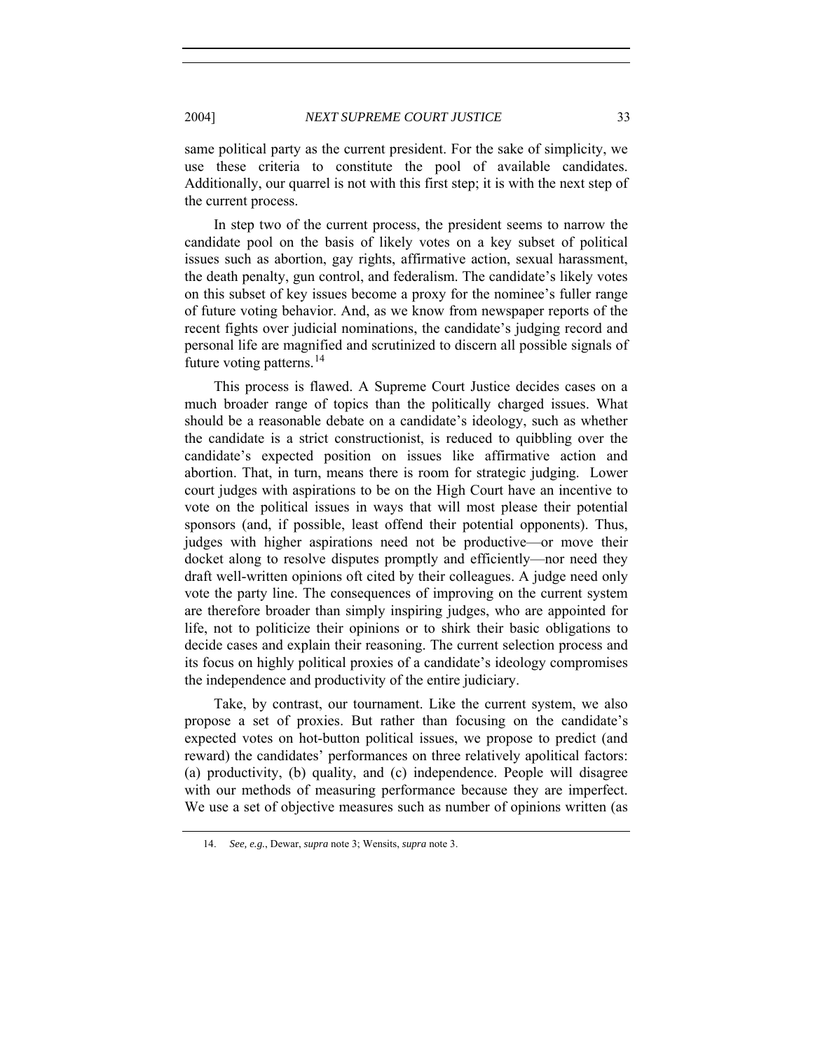same political party as the current president. For the sake of simplicity, we use these criteria to constitute the pool of available candidates. Additionally, our quarrel is not with this first step; it is with the next step of the current process.

In step two of the current process, the president seems to narrow the candidate pool on the basis of likely votes on a key subset of political issues such as abortion, gay rights, affirmative action, sexual harassment, the death penalty, gun control, and federalism. The candidate's likely votes on this subset of key issues become a proxy for the nominee's fuller range of future voting behavior. And, as we know from newspaper reports of the recent fights over judicial nominations, the candidate's judging record and personal life are magnified and scrutinized to discern all possible signals of future voting patterns.[14]

This process is flawed. A Supreme Court Justice decides cases on a much broader range of topics than the politically charged issues. What should be a reasonable debate on a candidate's ideology, such as whether the candidate is a strict constructionist, is reduced to quibbling over the candidate's expected position on issues like affirmative action and abortion. That, in turn, means there is room for strategic judging. Lower court judges with aspirations to be on the High Court have an incentive to vote on the political issues in ways that will most please their potential sponsors (and, if possible, least offend their potential opponents). Thus, judges with higher aspirations need not be productive—or move their docket along to resolve disputes promptly and efficiently—nor need they draft well-written opinions oft cited by their colleagues. A judge need only vote the party line. The consequences of improving on the current system are therefore broader than simply inspiring judges, who are appointed for life, not to politicize their opinions or to shirk their basic obligations to decide cases and explain their reasoning. The current selection process and its focus on highly political proxies of a candidate's ideology compromises the independence and productivity of the entire judiciary.

Take, by contrast, our tournament. Like the current system, we also propose a set of proxies. But rather than focusing on the candidate's expected votes on hot-button political issues, we propose to predict (and reward) the candidates' performances on three relatively apolitical factors: (a) productivity, (b) quality, and (c) independence. People will disagree with our methods of measuring performance because they are imperfect. We use a set of objective measures such as number of opinions written (as

---

14. *See, e.g.*, Dewar, *supra* note 3; Wensits, *supra* note 3.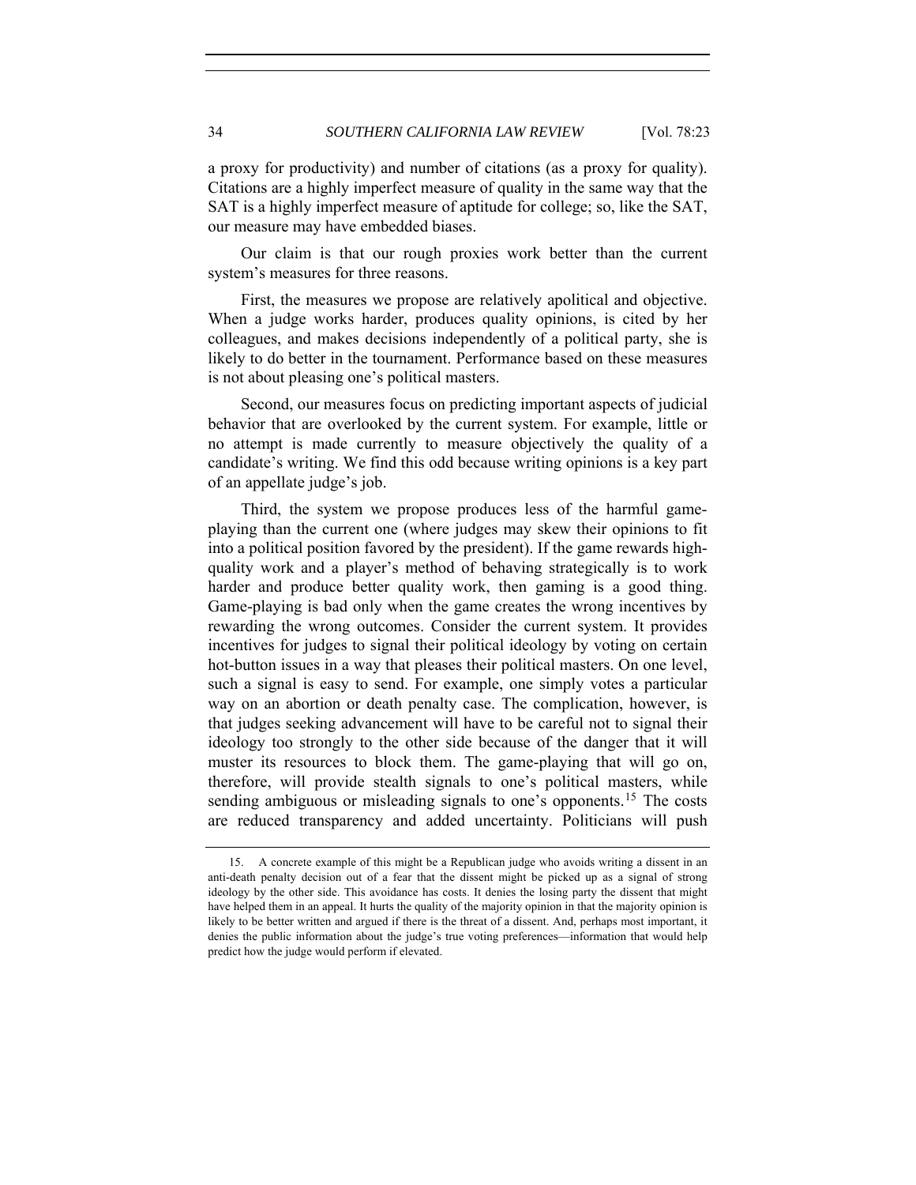a proxy for productivity) and number of citations (as a proxy for quality). Citations are a highly imperfect measure of quality in the same way that the SAT is a highly imperfect measure of aptitude for college; so, like the SAT, our measure may have embedded biases.

Our claim is that our rough proxies work better than the current system's measures for three reasons.

First, the measures we propose are relatively apolitical and objective. When a judge works harder, produces quality opinions, is cited by her colleagues, and makes decisions independently of a political party, she is likely to do better in the tournament. Performance based on these measures is not about pleasing one's political masters.

Second, our measures focus on predicting important aspects of judicial behavior that are overlooked by the current system. For example, little or no attempt is made currently to measure objectively the quality of a candidate's writing. We find this odd because writing opinions is a key part of an appellate judge's job.

Third, the system we propose produces less of the harmful game-playing than the current one (where judges may skew their opinions to fit into a political position favored by the president). If the game rewards high-quality work and a player's method of behaving strategically is to work harder and produce better quality work, then gaming is a good thing. Game-playing is bad only when the game creates the wrong incentives by rewarding the wrong outcomes. Consider the current system. It provides incentives for judges to signal their political ideology by voting on certain hot-button issues in a way that pleases their political masters. On one level, such a signal is easy to send. For example, one simply votes a particular way on an abortion or death penalty case. The complication, however, is that judges seeking advancement will have to be careful not to signal their ideology too strongly to the other side because of the danger that it will muster its resources to block them. The game-playing that will go on, therefore, will provide stealth signals to one's political masters, while sending ambiguous or misleading signals to one's opponents.[15] The costs are reduced transparency and added uncertainty. Politicians will push

---

15. A concrete example of this might be a Republican judge who avoids writing a dissent in an anti-death penalty decision out of a fear that the dissent might be picked up as a signal of strong ideology by the other side. This avoidance has costs. It denies the losing party the dissent that might have helped them in an appeal. It hurts the quality of the majority opinion in that the majority opinion is likely to be better written and argued if there is the threat of a dissent. And, perhaps most important, it denies the public information about the judge's true voting preferences—information that would help predict how the judge would perform if elevated.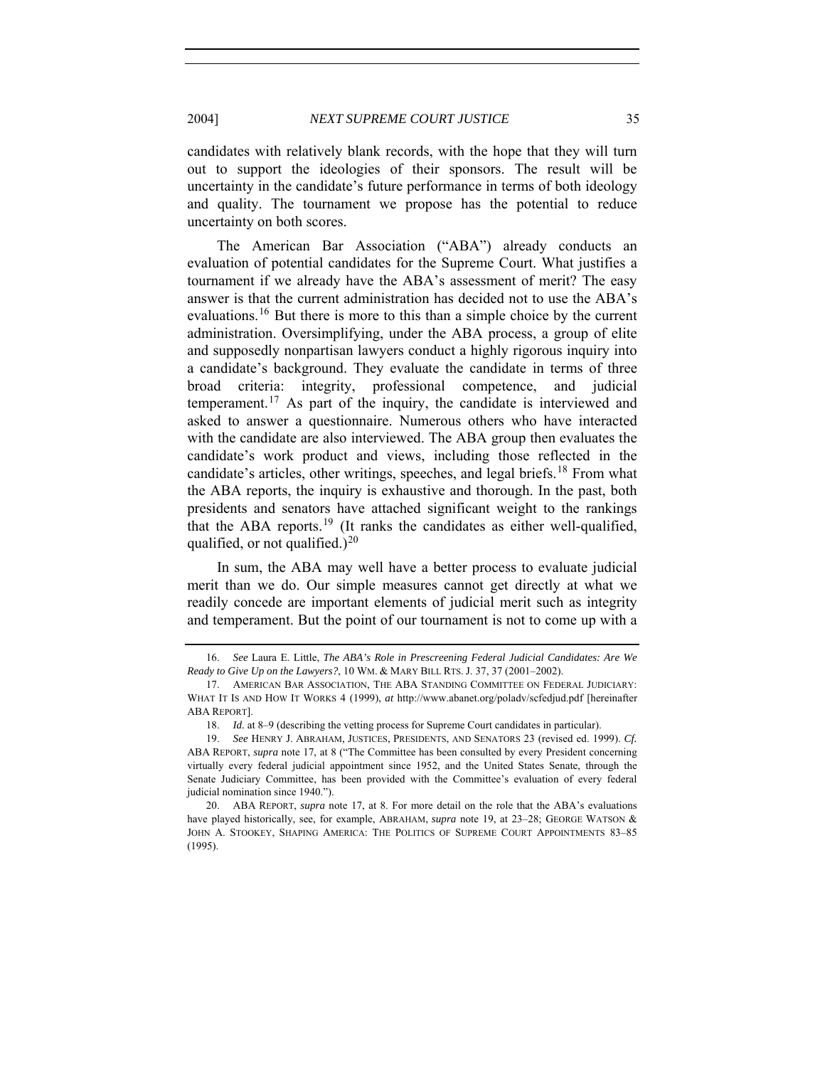candidates with relatively blank records, with the hope that they will turn out to support the ideologies of their sponsors. The result will be uncertainty in the candidate's future performance in terms of both ideology and quality. The tournament we propose has the potential to reduce uncertainty on both scores.

The American Bar Association ("ABA") already conducts an evaluation of potential candidates for the Supreme Court. What justifies a tournament if we already have the ABA's assessment of merit? The easy answer is that the current administration has decided not to use the ABA's evaluations.[16] But there is more to this than a simple choice by the current administration. Oversimplifying, under the ABA process, a group of elite and supposedly nonpartisan lawyers conduct a highly rigorous inquiry into a candidate's background. They evaluate the candidate in terms of three broad criteria: integrity, professional competence, and judicial temperament.[17] As part of the inquiry, the candidate is interviewed and asked to answer a questionnaire. Numerous others who have interacted with the candidate are also interviewed. The ABA group then evaluates the candidate's work product and views, including those reflected in the candidate's articles, other writings, speeches, and legal briefs.[18] From what the ABA reports, the inquiry is exhaustive and thorough. In the past, both presidents and senators have attached significant weight to the rankings that the ABA reports.[19] (It ranks the candidates as either well-qualified, qualified, or not qualified.)[20]

In sum, the ABA may well have a better process to evaluate judicial merit than we do. Our simple measures cannot get directly at what we readily concede are important elements of judicial merit such as integrity and temperament. But the point of our tournament is not to come up with a

16. *See* Laura E. Little, *The ABA's Role in Prescreening Federal Judicial Candidates: Are We Ready to Give Up on the Lawyers?*, 10 WM. & MARY BILL RTS. J. 37, 37 (2001–2002).

17. AMERICAN BAR ASSOCIATION, THE ABA STANDING COMMITTEE ON FEDERAL JUDICIARY: WHAT IT IS AND HOW IT WORKS 4 (1999), *at* http://www.abanet.org/poladv/scfedjud.pdf [hereinafter ABA REPORT].

18. *Id.* at 8–9 (describing the vetting process for Supreme Court candidates in particular).

19. *See* HENRY J. ABRAHAM, JUSTICES, PRESIDENTS, AND SENATORS 23 (revised ed. 1999). *Cf.* ABA REPORT, *supra* note 17, at 8 ("The Committee has been consulted by every President concerning virtually every federal judicial appointment since 1952, and the United States Senate, through the Senate Judiciary Committee, has been provided with the Committee's evaluation of every federal judicial nomination since 1940.").

20. ABA REPORT, *supra* note 17, at 8. For more detail on the role that the ABA's evaluations have played historically, see, for example, ABRAHAM, *supra* note 19, at 23–28; GEORGE WATSON & JOHN A. STOOKEY, SHAPING AMERICA: THE POLITICS OF SUPREME COURT APPOINTMENTS 83–85 (1995).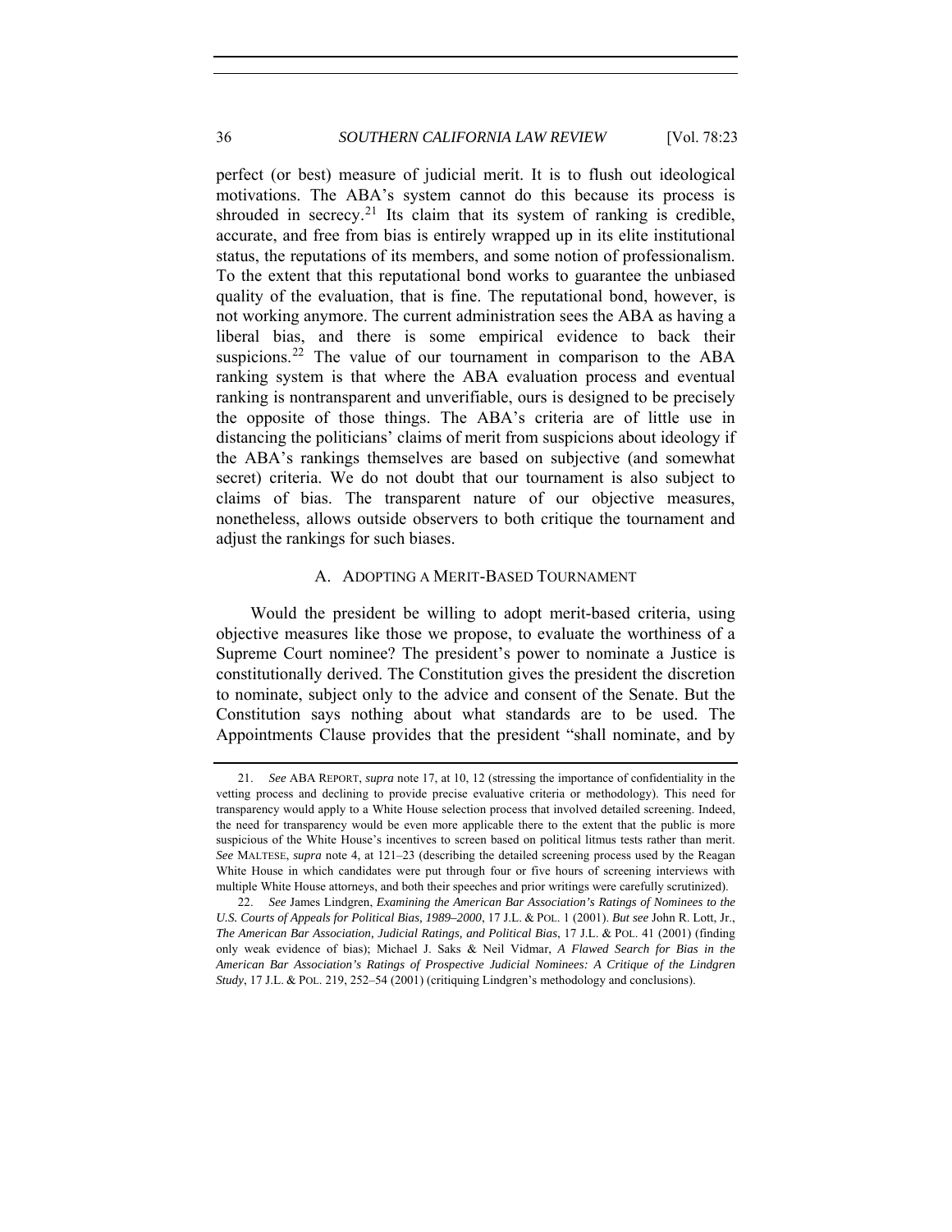perfect (or best) measure of judicial merit. It is to flush out ideological motivations. The ABA's system cannot do this because its process is shrouded in secrecy.[21] Its claim that its system of ranking is credible, accurate, and free from bias is entirely wrapped up in its elite institutional status, the reputations of its members, and some notion of professionalism. To the extent that this reputational bond works to guarantee the unbiased quality of the evaluation, that is fine. The reputational bond, however, is not working anymore. The current administration sees the ABA as having a liberal bias, and there is some empirical evidence to back their suspicions.[22] The value of our tournament in comparison to the ABA ranking system is that where the ABA evaluation process and eventual ranking is nontransparent and unverifiable, ours is designed to be precisely the opposite of those things. The ABA's criteria are of little use in distancing the politicians' claims of merit from suspicions about ideology if the ABA's rankings themselves are based on subjective (and somewhat secret) criteria. We do not doubt that our tournament is also subject to claims of bias. The transparent nature of our objective measures, nonetheless, allows outside observers to both critique the tournament and adjust the rankings for such biases.

### A. ADOPTING A MERIT-BASED TOURNAMENT

Would the president be willing to adopt merit-based criteria, using objective measures like those we propose, to evaluate the worthiness of a Supreme Court nominee? The president's power to nominate a Justice is constitutionally derived. The Constitution gives the president the discretion to nominate, subject only to the advice and consent of the Senate. But the Constitution says nothing about what standards are to be used. The Appointments Clause provides that the president "shall nominate, and by

---

21. *See* ABA REPORT, *supra* note 17, at 10, 12 (stressing the importance of confidentiality in the vetting process and declining to provide precise evaluative criteria or methodology). This need for transparency would apply to a White House selection process that involved detailed screening. Indeed, the need for transparency would be even more applicable there to the extent that the public is more suspicious of the White House's incentives to screen based on political litmus tests rather than merit. *See* MALTESE, *supra* note 4, at 121–23 (describing the detailed screening process used by the Reagan White House in which candidates were put through four or five hours of screening interviews with multiple White House attorneys, and both their speeches and prior writings were carefully scrutinized).

22. *See* James Lindgren, *Examining the American Bar Association's Ratings of Nominees to the U.S. Courts of Appeals for Political Bias, 1989–2000*, 17 J.L. & POL. 1 (2001). *But see* John R. Lott, Jr., *The American Bar Association, Judicial Ratings, and Political Bias*, 17 J.L. & POL. 41 (2001) (finding only weak evidence of bias); Michael J. Saks & Neil Vidmar, *A Flawed Search for Bias in the American Bar Association's Ratings of Prospective Judicial Nominees: A Critique of the Lindgren Study*, 17 J.L. & POL. 219, 252–54 (2001) (critiquing Lindgren's methodology and conclusions).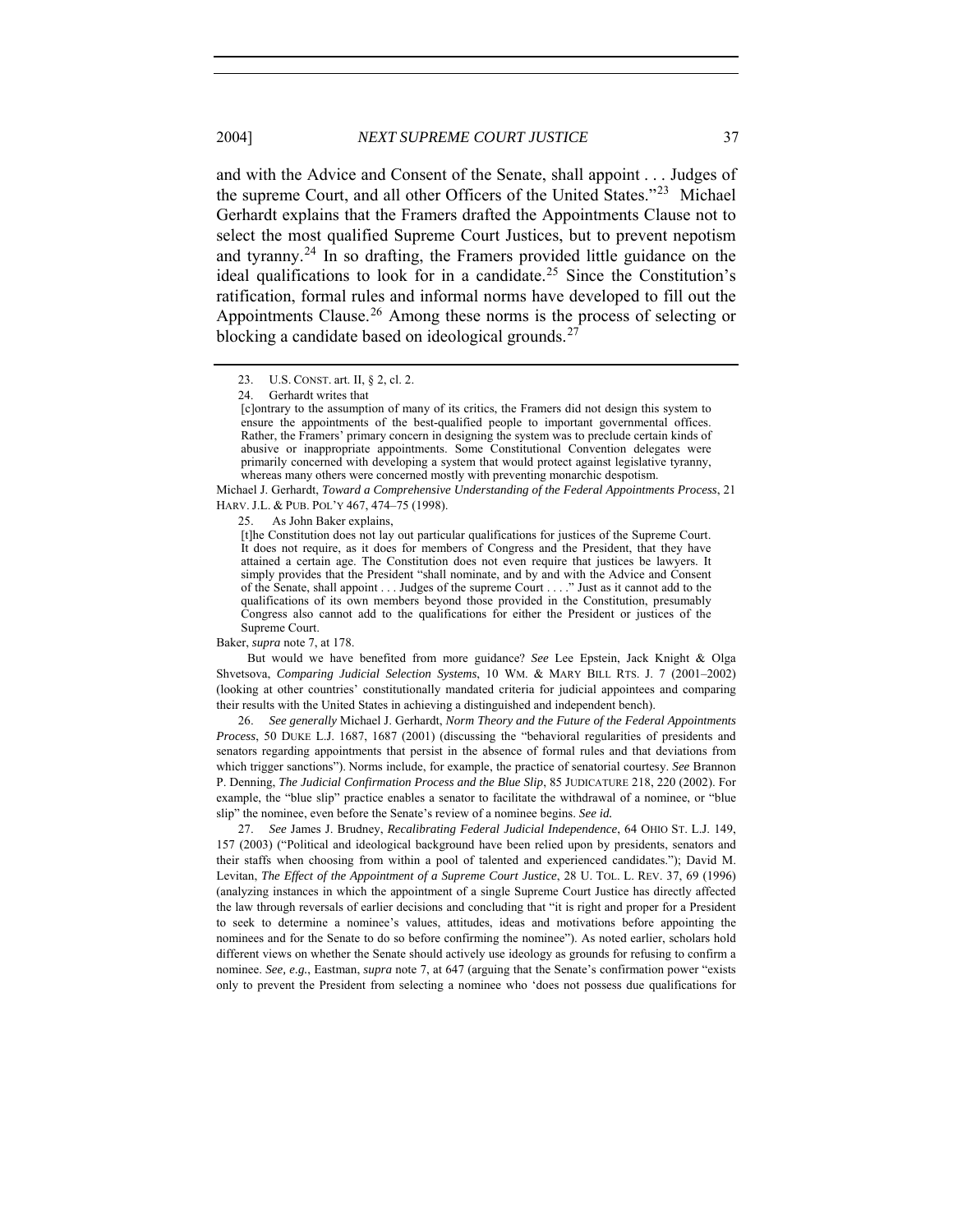and with the Advice and Consent of the Senate, shall appoint . . . Judges of the supreme Court, and all other Officers of the United States."[23] Michael Gerhardt explains that the Framers drafted the Appointments Clause not to select the most qualified Supreme Court Justices, but to prevent nepotism and tyranny.[24] In so drafting, the Framers provided little guidance on the ideal qualifications to look for in a candidate.[25] Since the Constitution's ratification, formal rules and informal norms have developed to fill out the Appointments Clause.[26] Among these norms is the process of selecting or blocking a candidate based on ideological grounds.[27]

---

23. U.S. CONST. art. II, § 2, cl. 2.

24. Gerhardt writes that

> [c]ontrary to the assumption of many of its critics, the Framers did not design this system to ensure the appointments of the best-qualified people to important governmental offices. Rather, the Framers' primary concern in designing the system was to preclude certain kinds of abusive or inappropriate appointments. Some Constitutional Convention delegates were primarily concerned with developing a system that would protect against legislative tyranny, whereas many others were concerned mostly with preventing monarchic despotism.

Michael J. Gerhardt, *Toward a Comprehensive Understanding of the Federal Appointments Process*, 21 HARV. J.L. & PUB. POL'Y 467, 474–75 (1998).

25. As John Baker explains,

> [t]he Constitution does not lay out particular qualifications for justices of the Supreme Court. It does not require, as it does for members of Congress and the President, that they have attained a certain age. The Constitution does not even require that justices be lawyers. It simply provides that the President "shall nominate, and by and with the Advice and Consent of the Senate, shall appoint . . . Judges of the supreme Court . . . ." Just as it cannot add to the qualifications of its own members beyond those provided in the Constitution, presumably Congress also cannot add to the qualifications for either the President or justices of the Supreme Court.

Baker, *supra* note 7, at 178.

But would we have benefited from more guidance? *See* Lee Epstein, Jack Knight & Olga Shvetsova, *Comparing Judicial Selection Systems*, 10 WM. & MARY BILL RTS. J. 7 (2001–2002) (looking at other countries' constitutionally mandated criteria for judicial appointees and comparing their results with the United States in achieving a distinguished and independent bench).

26. *See generally* Michael J. Gerhardt, *Norm Theory and the Future of the Federal Appointments Process*, 50 DUKE L.J. 1687, 1687 (2001) (discussing the "behavioral regularities of presidents and senators regarding appointments that persist in the absence of formal rules and that deviations from which trigger sanctions"). Norms include, for example, the practice of senatorial courtesy. *See* Brannon P. Denning, *The Judicial Confirmation Process and the Blue Slip*, 85 JUDICATURE 218, 220 (2002). For example, the "blue slip" practice enables a senator to facilitate the withdrawal of a nominee, or "blue slip" the nominee, even before the Senate's review of a nominee begins. *See id.*

27. *See* James J. Brudney, *Recalibrating Federal Judicial Independence*, 64 OHIO ST. L.J. 149, 157 (2003) ("Political and ideological background have been relied upon by presidents, senators and their staffs when choosing from within a pool of talented and experienced candidates."); David M. Levitan, *The Effect of the Appointment of a Supreme Court Justice*, 28 U. TOL. L. REV. 37, 69 (1996) (analyzing instances in which the appointment of a single Supreme Court Justice has directly affected the law through reversals of earlier decisions and concluding that "it is right and proper for a President to seek to determine a nominee's values, attitudes, ideas and motivations before appointing the nominees and for the Senate to do so before confirming the nominee"). As noted earlier, scholars hold different views on whether the Senate should actively use ideology as grounds for refusing to confirm a nominee. *See, e.g.*, Eastman, *supra* note 7, at 647 (arguing that the Senate's confirmation power "exists only to prevent the President from selecting a nominee who 'does not possess due qualifications for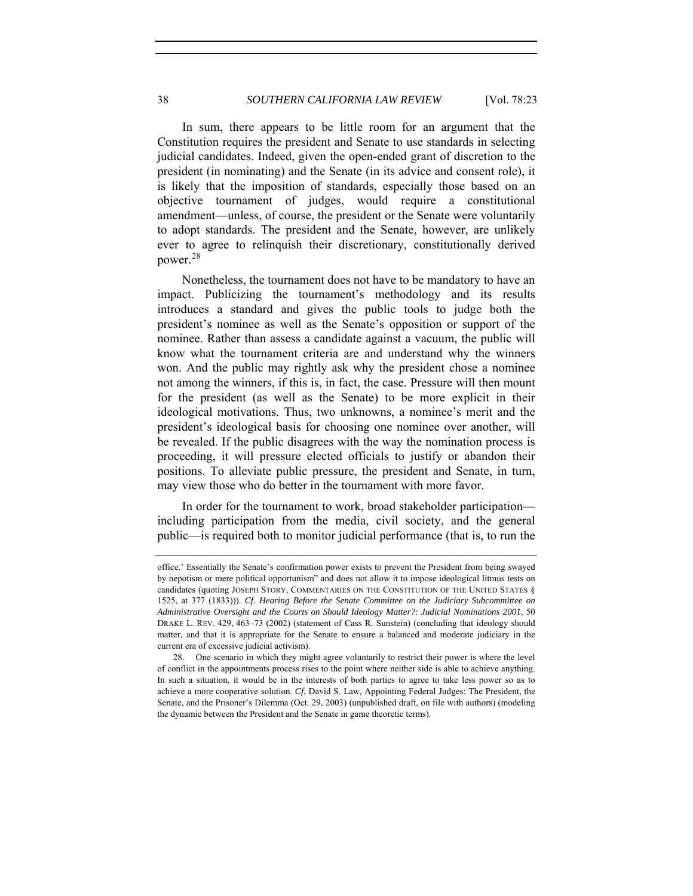In sum, there appears to be little room for an argument that the Constitution requires the president and Senate to use standards in selecting judicial candidates. Indeed, given the open-ended grant of discretion to the president (in nominating) and the Senate (in its advice and consent role), it is likely that the imposition of standards, especially those based on an objective tournament of judges, would require a constitutional amendment—unless, of course, the president or the Senate were voluntarily to adopt standards. The president and the Senate, however, are unlikely ever to agree to relinquish their discretionary, constitutionally derived power.[28]

Nonetheless, the tournament does not have to be mandatory to have an impact. Publicizing the tournament's methodology and its results introduces a standard and gives the public tools to judge both the president's nominee as well as the Senate's opposition or support of the nominee. Rather than assess a candidate against a vacuum, the public will know what the tournament criteria are and understand why the winners won. And the public may rightly ask why the president chose a nominee not among the winners, if this is, in fact, the case. Pressure will then mount for the president (as well as the Senate) to be more explicit in their ideological motivations. Thus, two unknowns, a nominee's merit and the president's ideological basis for choosing one nominee over another, will be revealed. If the public disagrees with the way the nomination process is proceeding, it will pressure elected officials to justify or abandon their positions. To alleviate public pressure, the president and Senate, in turn, may view those who do better in the tournament with more favor.

In order for the tournament to work, broad stakeholder participation—including participation from the media, civil society, and the general public—is required both to monitor judicial performance (that is, to run the

---

office.' Essentially the Senate's confirmation power exists to prevent the President from being swayed by nepotism or mere political opportunism" and does not allow it to impose ideological litmus tests on candidates (quoting JOSEPH STORY, COMMENTARIES ON THE CONSTITUTION OF THE UNITED STATES § 1525, at 377 (1833))). *Cf. Hearing Before the Senate Committee on the Judiciary Subcommittee on Administrative Oversight and the Courts on Should Ideology Matter?: Judicial Nominations 2001*, 50 DRAKE L. REV. 429, 463–73 (2002) (statement of Cass R. Sunstein) (concluding that ideology should matter, and that it is appropriate for the Senate to ensure a balanced and moderate judiciary in the current era of excessive judicial activism).

28. One scenario in which they might agree voluntarily to restrict their power is where the level of conflict in the appointments process rises to the point where neither side is able to achieve anything. In such a situation, it would be in the interests of both parties to agree to take less power so as to achieve a more cooperative solution. *Cf.* David S. Law, Appointing Federal Judges: The President, the Senate, and the Prisoner's Dilemma (Oct. 29, 2003) (unpublished draft, on file with authors) (modeling the dynamic between the President and the Senate in game theoretic terms).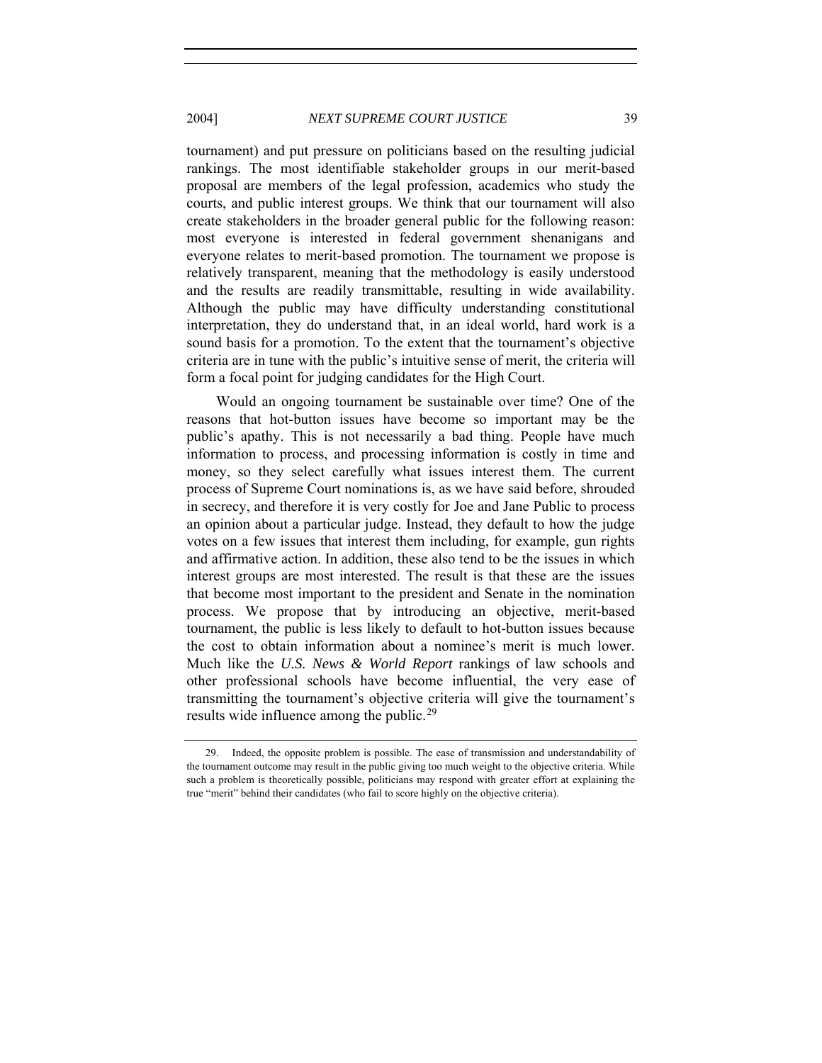tournament) and put pressure on politicians based on the resulting judicial rankings. The most identifiable stakeholder groups in our merit-based proposal are members of the legal profession, academics who study the courts, and public interest groups. We think that our tournament will also create stakeholders in the broader general public for the following reason: most everyone is interested in federal government shenanigans and everyone relates to merit-based promotion. The tournament we propose is relatively transparent, meaning that the methodology is easily understood and the results are readily transmittable, resulting in wide availability. Although the public may have difficulty understanding constitutional interpretation, they do understand that, in an ideal world, hard work is a sound basis for a promotion. To the extent that the tournament's objective criteria are in tune with the public's intuitive sense of merit, the criteria will form a focal point for judging candidates for the High Court.

Would an ongoing tournament be sustainable over time? One of the reasons that hot-button issues have become so important may be the public's apathy. This is not necessarily a bad thing. People have much information to process, and processing information is costly in time and money, so they select carefully what issues interest them. The current process of Supreme Court nominations is, as we have said before, shrouded in secrecy, and therefore it is very costly for Joe and Jane Public to process an opinion about a particular judge. Instead, they default to how the judge votes on a few issues that interest them including, for example, gun rights and affirmative action. In addition, these also tend to be the issues in which interest groups are most interested. The result is that these are the issues that become most important to the president and Senate in the nomination process. We propose that by introducing an objective, merit-based tournament, the public is less likely to default to hot-button issues because the cost to obtain information about a nominee's merit is much lower. Much like the *U.S. News & World Report* rankings of law schools and other professional schools have become influential, the very ease of transmitting the tournament's objective criteria will give the tournament's results wide influence among the public.[29]

---

29. Indeed, the opposite problem is possible. The ease of transmission and understandability of the tournament outcome may result in the public giving too much weight to the objective criteria. While such a problem is theoretically possible, politicians may respond with greater effort at explaining the true "merit" behind their candidates (who fail to score highly on the objective criteria).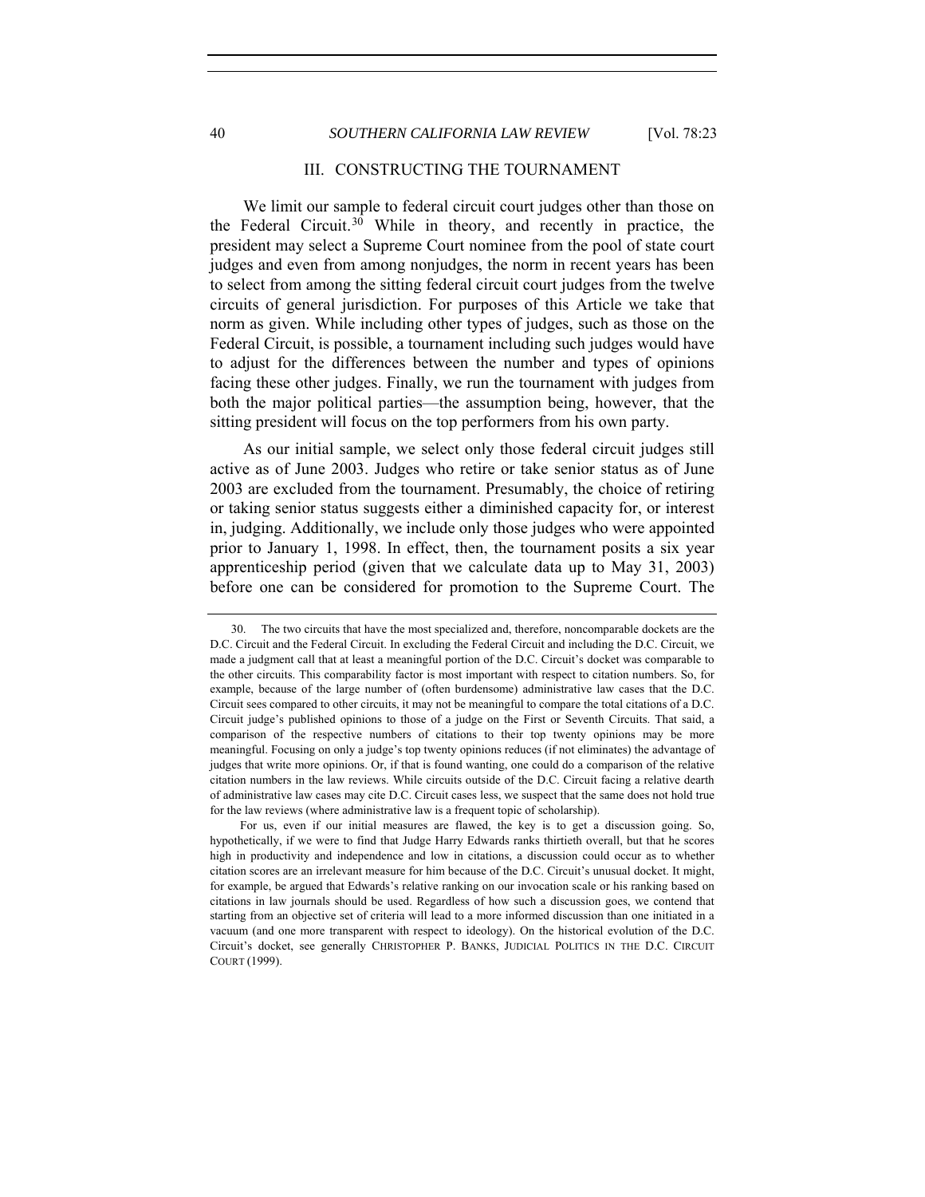## III. CONSTRUCTING THE TOURNAMENT

We limit our sample to federal circuit court judges other than those on the Federal Circuit.[30] While in theory, and recently in practice, the president may select a Supreme Court nominee from the pool of state court judges and even from among nonjudges, the norm in recent years has been to select from among the sitting federal circuit court judges from the twelve circuits of general jurisdiction. For purposes of this Article we take that norm as given. While including other types of judges, such as those on the Federal Circuit, is possible, a tournament including such judges would have to adjust for the differences between the number and types of opinions facing these other judges. Finally, we run the tournament with judges from both the major political parties—the assumption being, however, that the sitting president will focus on the top performers from his own party.

As our initial sample, we select only those federal circuit judges still active as of June 2003. Judges who retire or take senior status as of June 2003 are excluded from the tournament. Presumably, the choice of retiring or taking senior status suggests either a diminished capacity for, or interest in, judging. Additionally, we include only those judges who were appointed prior to January 1, 1998. In effect, then, the tournament posits a six year apprenticeship period (given that we calculate data up to May 31, 2003) before one can be considered for promotion to the Supreme Court. The

---

30. The two circuits that have the most specialized and, therefore, noncomparable dockets are the D.C. Circuit and the Federal Circuit. In excluding the Federal Circuit and including the D.C. Circuit, we made a judgment call that at least a meaningful portion of the D.C. Circuit's docket was comparable to the other circuits. This comparability factor is most important with respect to citation numbers. So, for example, because of the large number of (often burdensome) administrative law cases that the D.C. Circuit sees compared to other circuits, it may not be meaningful to compare the total citations of a D.C. Circuit judge's published opinions to those of a judge on the First or Seventh Circuits. That said, a comparison of the respective numbers of citations to their top twenty opinions may be more meaningful. Focusing on only a judge's top twenty opinions reduces (if not eliminates) the advantage of judges that write more opinions. Or, if that is found wanting, one could do a comparison of the relative citation numbers in the law reviews. While circuits outside of the D.C. Circuit facing a relative dearth of administrative law cases may cite D.C. Circuit cases less, we suspect that the same does not hold true for the law reviews (where administrative law is a frequent topic of scholarship).

For us, even if our initial measures are flawed, the key is to get a discussion going. So, hypothetically, if we were to find that Judge Harry Edwards ranks thirtieth overall, but that he scores high in productivity and independence and low in citations, a discussion could occur as to whether citation scores are an irrelevant measure for him because of the D.C. Circuit's unusual docket. It might, for example, be argued that Edwards's relative ranking on our invocation scale or his ranking based on citations in law journals should be used. Regardless of how such a discussion goes, we contend that starting from an objective set of criteria will lead to a more informed discussion than one initiated in a vacuum (and one more transparent with respect to ideology). On the historical evolution of the D.C. Circuit's docket, see generally CHRISTOPHER P. BANKS, JUDICIAL POLITICS IN THE D.C. CIRCUIT COURT (1999).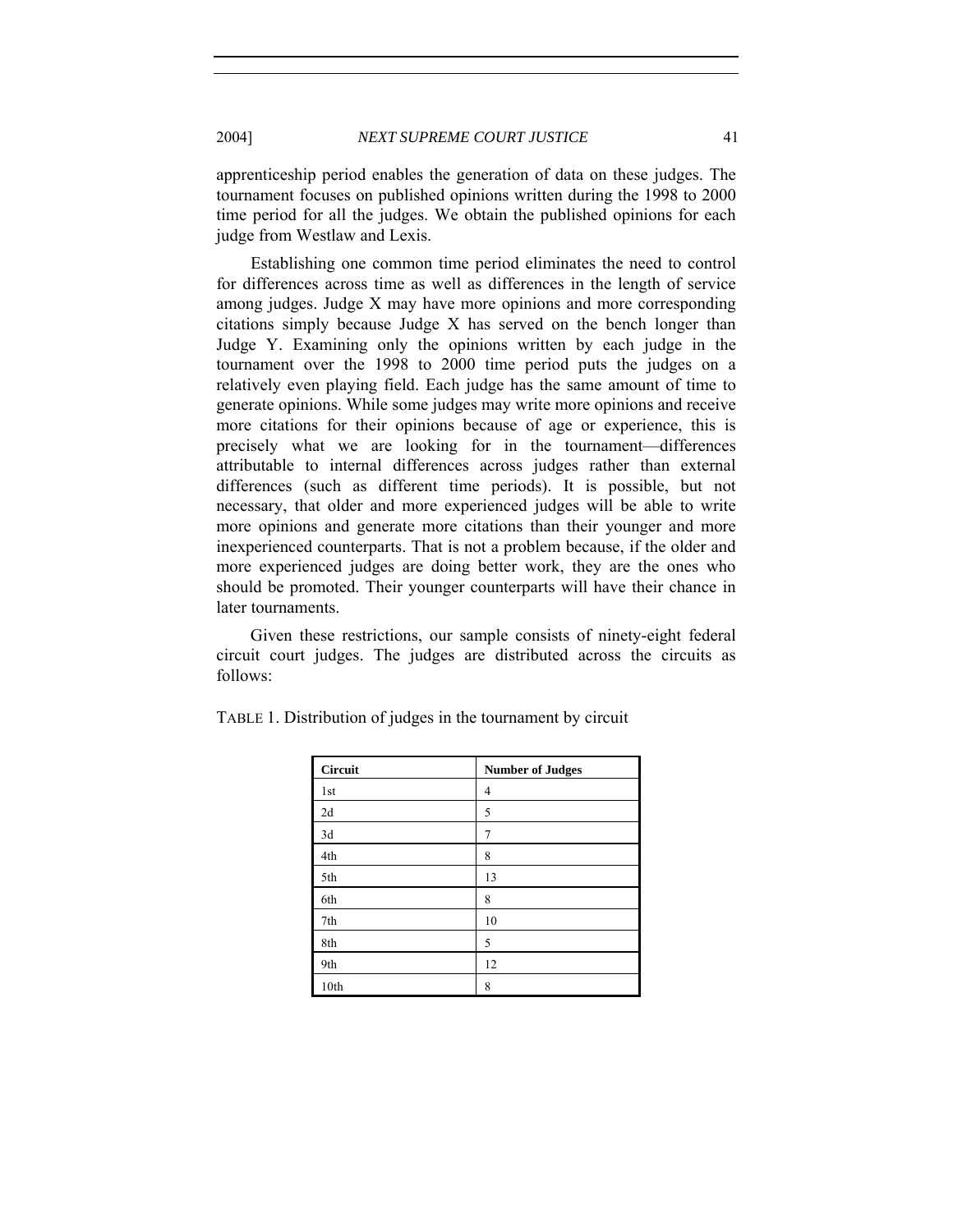apprenticeship period enables the generation of data on these judges. The tournament focuses on published opinions written during the 1998 to 2000 time period for all the judges. We obtain the published opinions for each judge from Westlaw and Lexis.

Establishing one common time period eliminates the need to control for differences across time as well as differences in the length of service among judges. Judge X may have more opinions and more corresponding citations simply because Judge X has served on the bench longer than Judge Y. Examining only the opinions written by each judge in the tournament over the 1998 to 2000 time period puts the judges on a relatively even playing field. Each judge has the same amount of time to generate opinions. While some judges may write more opinions and receive more citations for their opinions because of age or experience, this is precisely what we are looking for in the tournament—differences attributable to internal differences across judges rather than external differences (such as different time periods). It is possible, but not necessary, that older and more experienced judges will be able to write more opinions and generate more citations than their younger and more inexperienced counterparts. That is not a problem because, if the older and more experienced judges are doing better work, they are the ones who should be promoted. Their younger counterparts will have their chance in later tournaments.

Given these restrictions, our sample consists of ninety-eight federal circuit court judges. The judges are distributed across the circuits as follows:

TABLE 1. Distribution of judges in the tournament by circuit

| **Circuit** | **Number of Judges** |
|---|---|
| 1st | 4 |
| 2d | 5 |
| 3d | 7 |
| 4th | 8 |
| 5th | 13 |
| 6th | 8 |
| 7th | 10 |
| 8th | 5 |
| 9th | 12 |
| 10th | 8 |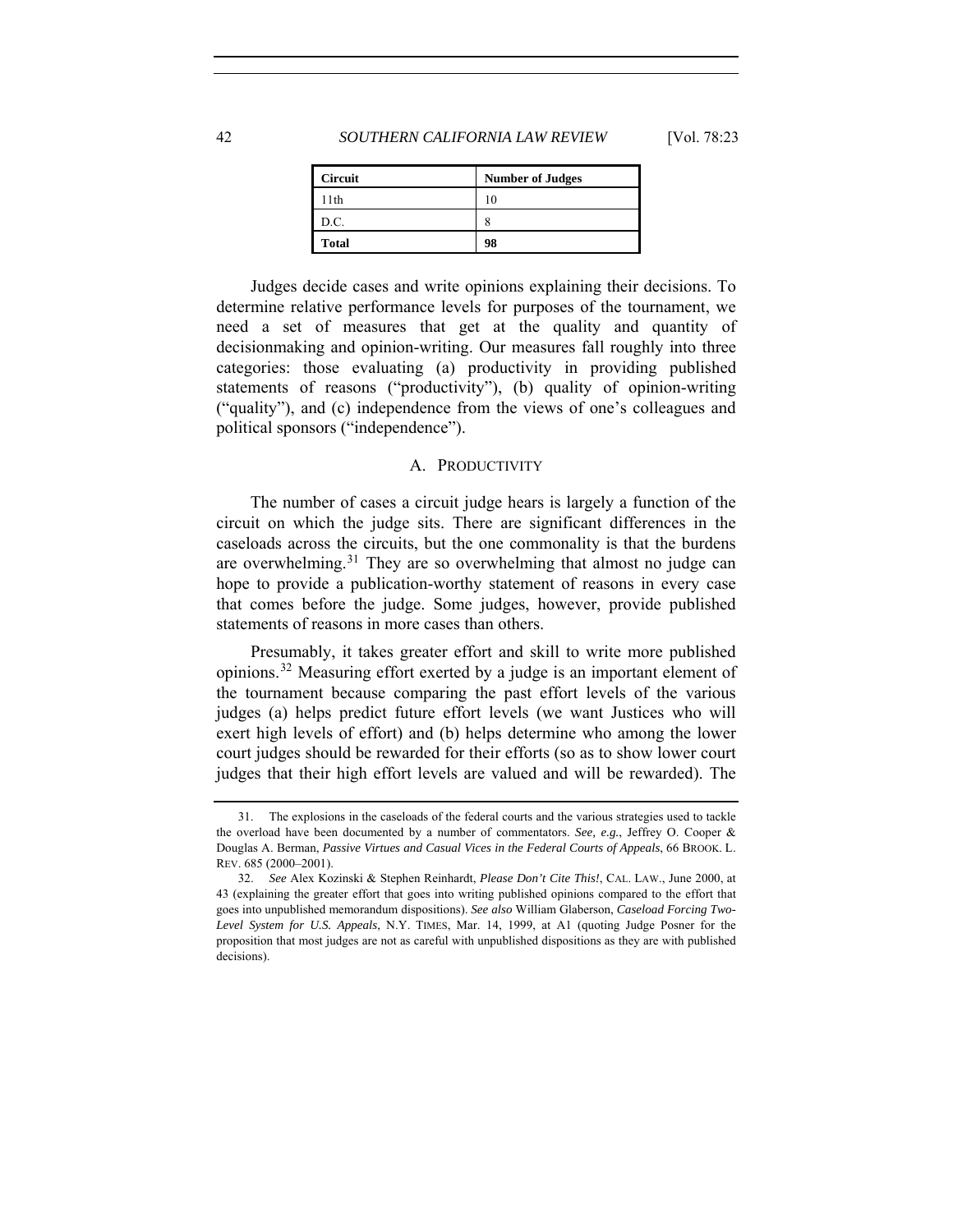| Circuit | Number of Judges |
| --- | --- |
| 11th | 10 |
| D.C. | 8 |
| **Total** | **98** |

Judges decide cases and write opinions explaining their decisions. To determine relative performance levels for purposes of the tournament, we need a set of measures that get at the quality and quantity of decisionmaking and opinion-writing. Our measures fall roughly into three categories: those evaluating (a) productivity in providing published statements of reasons ("productivity"), (b) quality of opinion-writing ("quality"), and (c) independence from the views of one's colleagues and political sponsors ("independence").

## A. PRODUCTIVITY

The number of cases a circuit judge hears is largely a function of the circuit on which the judge sits. There are significant differences in the caseloads across the circuits, but the one commonality is that the burdens are overwhelming.[31] They are so overwhelming that almost no judge can hope to provide a publication-worthy statement of reasons in every case that comes before the judge. Some judges, however, provide published statements of reasons in more cases than others.

Presumably, it takes greater effort and skill to write more published opinions.[32] Measuring effort exerted by a judge is an important element of the tournament because comparing the past effort levels of the various judges (a) helps predict future effort levels (we want Justices who will exert high levels of effort) and (b) helps determine who among the lower court judges should be rewarded for their efforts (so as to show lower court judges that their high effort levels are valued and will be rewarded). The

---

31. The explosions in the caseloads of the federal courts and the various strategies used to tackle the overload have been documented by a number of commentators. *See, e.g.*, Jeffrey O. Cooper & Douglas A. Berman, *Passive Virtues and Casual Vices in the Federal Courts of Appeals*, 66 BROOK. L. REV. 685 (2000–2001).

32. *See* Alex Kozinski & Stephen Reinhardt, *Please Don't Cite This!*, CAL. LAW., June 2000, at 43 (explaining the greater effort that goes into writing published opinions compared to the effort that goes into unpublished memorandum dispositions). *See also* William Glaberson, *Caseload Forcing Two-Level System for U.S. Appeals*, N.Y. TIMES, Mar. 14, 1999, at A1 (quoting Judge Posner for the proposition that most judges are not as careful with unpublished dispositions as they are with published decisions).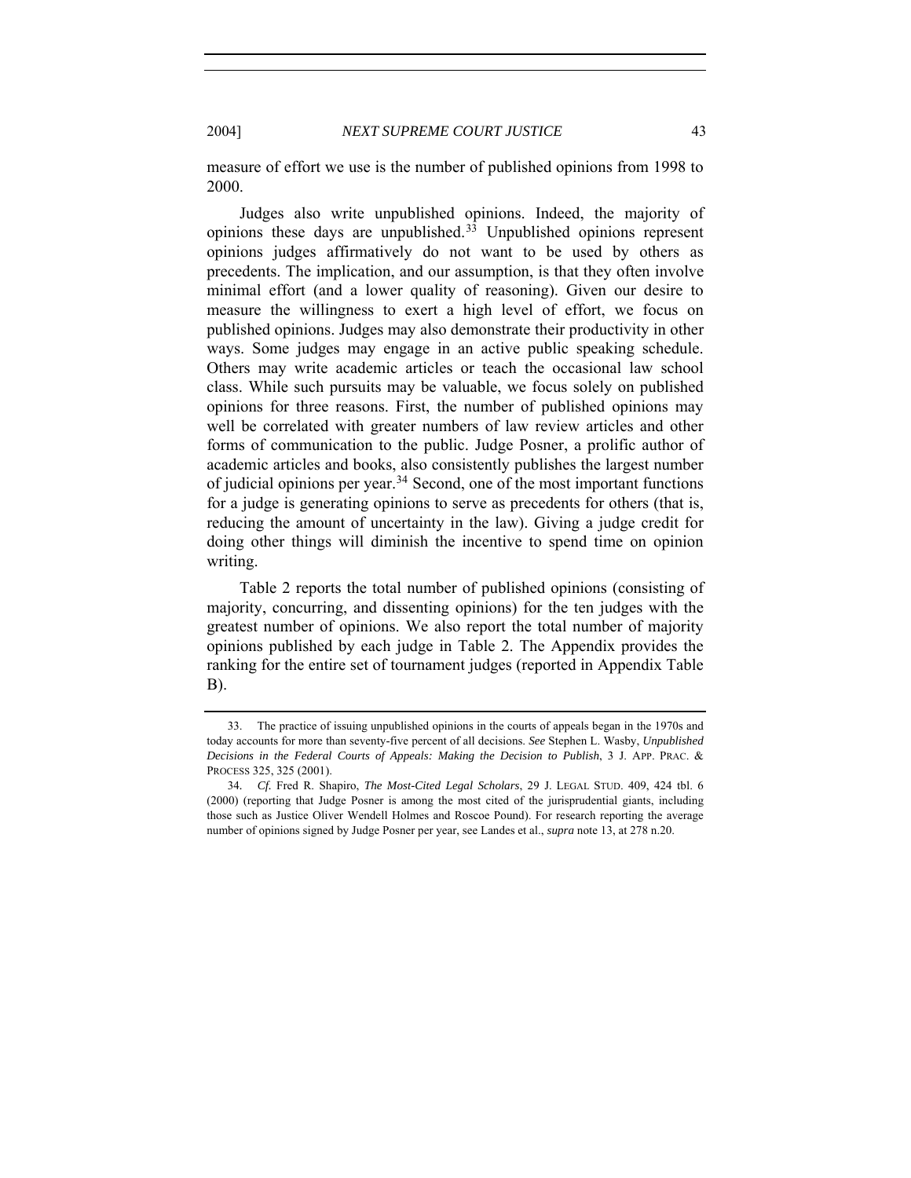measure of effort we use is the number of published opinions from 1998 to 2000.

Judges also write unpublished opinions. Indeed, the majority of opinions these days are unpublished.[33] Unpublished opinions represent opinions judges affirmatively do not want to be used by others as precedents. The implication, and our assumption, is that they often involve minimal effort (and a lower quality of reasoning). Given our desire to measure the willingness to exert a high level of effort, we focus on published opinions. Judges may also demonstrate their productivity in other ways. Some judges may engage in an active public speaking schedule. Others may write academic articles or teach the occasional law school class. While such pursuits may be valuable, we focus solely on published opinions for three reasons. First, the number of published opinions may well be correlated with greater numbers of law review articles and other forms of communication to the public. Judge Posner, a prolific author of academic articles and books, also consistently publishes the largest number of judicial opinions per year.[34] Second, one of the most important functions for a judge is generating opinions to serve as precedents for others (that is, reducing the amount of uncertainty in the law). Giving a judge credit for doing other things will diminish the incentive to spend time on opinion writing.

Table 2 reports the total number of published opinions (consisting of majority, concurring, and dissenting opinions) for the ten judges with the greatest number of opinions. We also report the total number of majority opinions published by each judge in Table 2. The Appendix provides the ranking for the entire set of tournament judges (reported in Appendix Table B).

---

33. The practice of issuing unpublished opinions in the courts of appeals began in the 1970s and today accounts for more than seventy-five percent of all decisions. *See* Stephen L. Wasby, *Unpublished Decisions in the Federal Courts of Appeals: Making the Decision to Publish*, 3 J. APP. PRAC. & PROCESS 325, 325 (2001).

34. *Cf.* Fred R. Shapiro, *The Most-Cited Legal Scholars*, 29 J. LEGAL STUD. 409, 424 tbl. 6 (2000) (reporting that Judge Posner is among the most cited of the jurisprudential giants, including those such as Justice Oliver Wendell Holmes and Roscoe Pound). For research reporting the average number of opinions signed by Judge Posner per year, see Landes et al., *supra* note 13, at 278 n.20.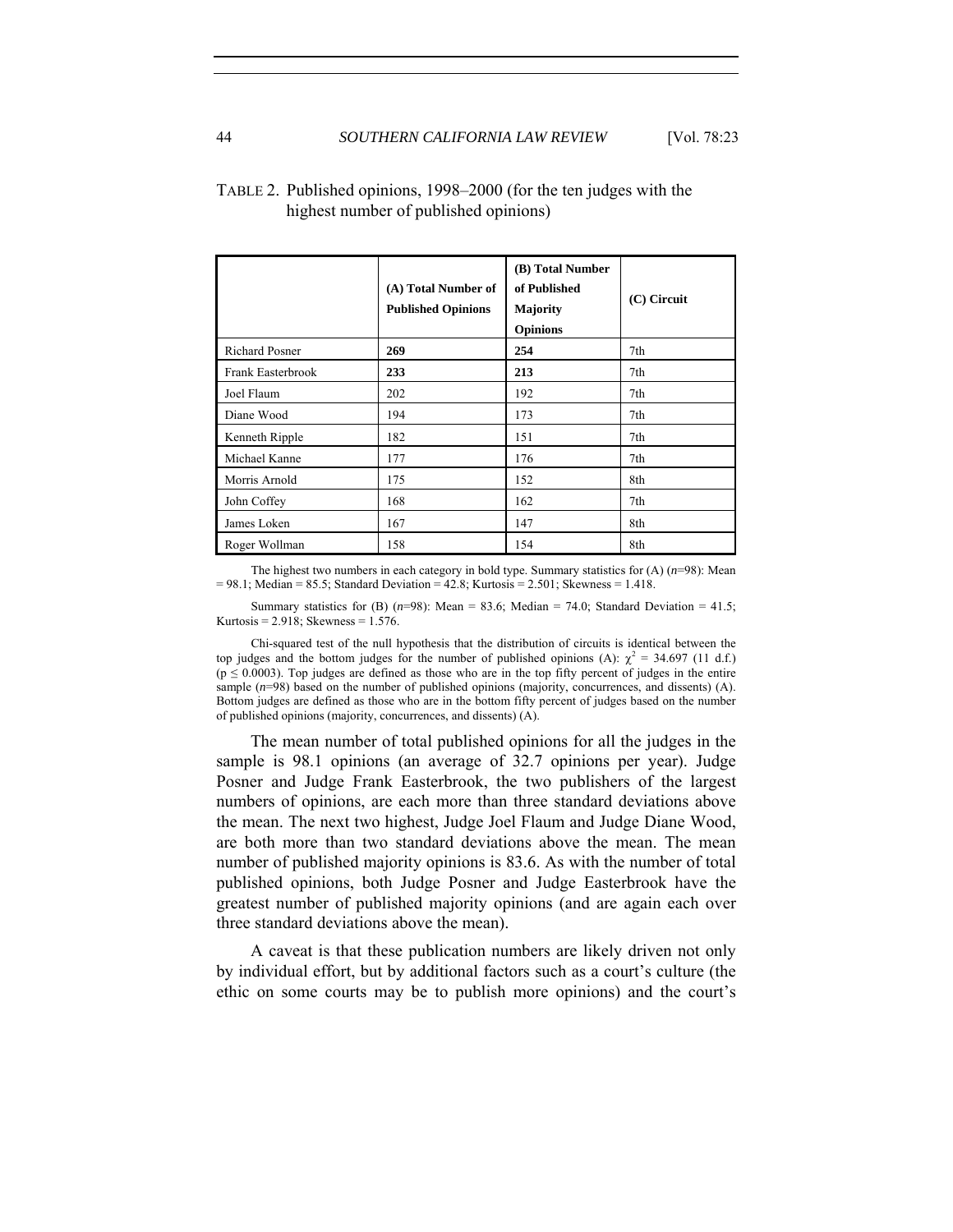TABLE 2. Published opinions, 1998–2000 (for the ten judges with the highest number of published opinions)

| | (A) Total Number of Published Opinions | (B) Total Number of Published Majority Opinions | (C) Circuit |
|---|---|---|---|
| Richard Posner | **269** | **254** | 7th |
| Frank Easterbrook | **233** | **213** | 7th |
| Joel Flaum | 202 | 192 | 7th |
| Diane Wood | 194 | 173 | 7th |
| Kenneth Ripple | 182 | 151 | 7th |
| Michael Kanne | 177 | 176 | 7th |
| Morris Arnold | 175 | 152 | 8th |
| John Coffey | 168 | 162 | 7th |
| James Loken | 167 | 147 | 8th |
| Roger Wollman | 158 | 154 | 8th |

The highest two numbers in each category in bold type. Summary statistics for (A) (*n*=98): Mean = 98.1; Median = 85.5; Standard Deviation = 42.8; Kurtosis = 2.501; Skewness = 1.418.

Summary statistics for (B) (*n*=98): Mean = 83.6; Median = 74.0; Standard Deviation = 41.5; Kurtosis = 2.918; Skewness = 1.576.

Chi-squared test of the null hypothesis that the distribution of circuits is identical between the top judges and the bottom judges for the number of published opinions (A): $\chi^2 = 34.697$ (11 d.f.) ($p \leq 0.0003$). Top judges are defined as those who are in the top fifty percent of judges in the entire sample (*n*=98) based on the number of published opinions (majority, concurrences, and dissents) (A). Bottom judges are defined as those who are in the bottom fifty percent of judges based on the number of published opinions (majority, concurrences, and dissents) (A).

The mean number of total published opinions for all the judges in the sample is 98.1 opinions (an average of 32.7 opinions per year). Judge Posner and Judge Frank Easterbrook, the two publishers of the largest numbers of opinions, are each more than three standard deviations above the mean. The next two highest, Judge Joel Flaum and Judge Diane Wood, are both more than two standard deviations above the mean. The mean number of published majority opinions is 83.6. As with the number of total published opinions, both Judge Posner and Judge Easterbrook have the greatest number of published majority opinions (and are again each over three standard deviations above the mean).

A caveat is that these publication numbers are likely driven not only by individual effort, but by additional factors such as a court's culture (the ethic on some courts may be to publish more opinions) and the court's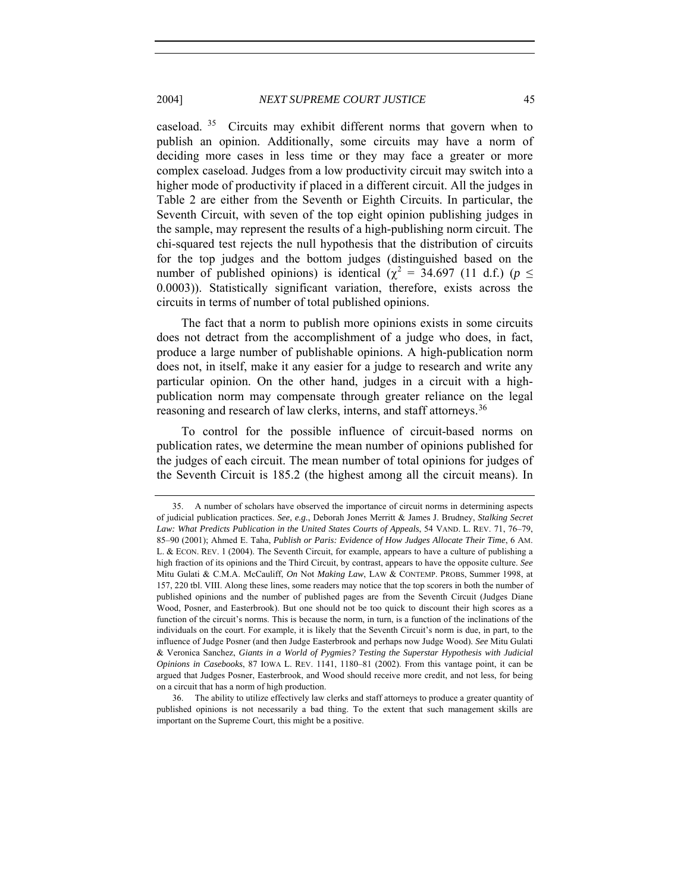caseload.[35] Circuits may exhibit different norms that govern when to publish an opinion. Additionally, some circuits may have a norm of deciding more cases in less time or they may face a greater or more complex caseload. Judges from a low productivity circuit may switch into a higher mode of productivity if placed in a different circuit. All the judges in Table 2 are either from the Seventh or Eighth Circuits. In particular, the Seventh Circuit, with seven of the top eight opinion publishing judges in the sample, may represent the results of a high-publishing norm circuit. The chi-squared test rejects the null hypothesis that the distribution of circuits for the top judges and the bottom judges (distinguished based on the number of published opinions) is identical ($\chi^2$ = 34.697 (11 d.f.) ($p \leq$ 0.0003)). Statistically significant variation, therefore, exists across the circuits in terms of number of total published opinions.

The fact that a norm to publish more opinions exists in some circuits does not detract from the accomplishment of a judge who does, in fact, produce a large number of publishable opinions. A high-publication norm does not, in itself, make it any easier for a judge to research and write any particular opinion. On the other hand, judges in a circuit with a high-publication norm may compensate through greater reliance on the legal reasoning and research of law clerks, interns, and staff attorneys.[36]

To control for the possible influence of circuit-based norms on publication rates, we determine the mean number of opinions published for the judges of each circuit. The mean number of total opinions for judges of the Seventh Circuit is 185.2 (the highest among all the circuit means). In

---

35. A number of scholars have observed the importance of circuit norms in determining aspects of judicial publication practices. *See, e.g.*, Deborah Jones Merritt & James J. Brudney, *Stalking Secret Law: What Predicts Publication in the United States Courts of Appeals*, 54 VAND. L. REV. 71, 76–79, 85–90 (2001); Ahmed E. Taha, *Publish or Paris: Evidence of How Judges Allocate Their Time*, 6 AM. L. & ECON. REV. 1 (2004). The Seventh Circuit, for example, appears to have a culture of publishing a high fraction of its opinions and the Third Circuit, by contrast, appears to have the opposite culture. *See* Mitu Gulati & C.M.A. McCauliff, *On* Not *Making Law*, LAW & CONTEMP. PROBS, Summer 1998, at 157, 220 tbl. VIII. Along these lines, some readers may notice that the top scorers in both the number of published opinions and the number of published pages are from the Seventh Circuit (Judges Diane Wood, Posner, and Easterbrook). But one should not be too quick to discount their high scores as a function of the circuit's norms. This is because the norm, in turn, is a function of the inclinations of the individuals on the court. For example, it is likely that the Seventh Circuit's norm is due, in part, to the influence of Judge Posner (and then Judge Easterbrook and perhaps now Judge Wood). *See* Mitu Gulati & Veronica Sanchez, *Giants in a World of Pygmies? Testing the Superstar Hypothesis with Judicial Opinions in Casebooks*, 87 IOWA L. REV. 1141, 1180–81 (2002). From this vantage point, it can be argued that Judges Posner, Easterbrook, and Wood should receive more credit, and not less, for being on a circuit that has a norm of high production.

36. The ability to utilize effectively law clerks and staff attorneys to produce a greater quantity of published opinions is not necessarily a bad thing. To the extent that such management skills are important on the Supreme Court, this might be a positive.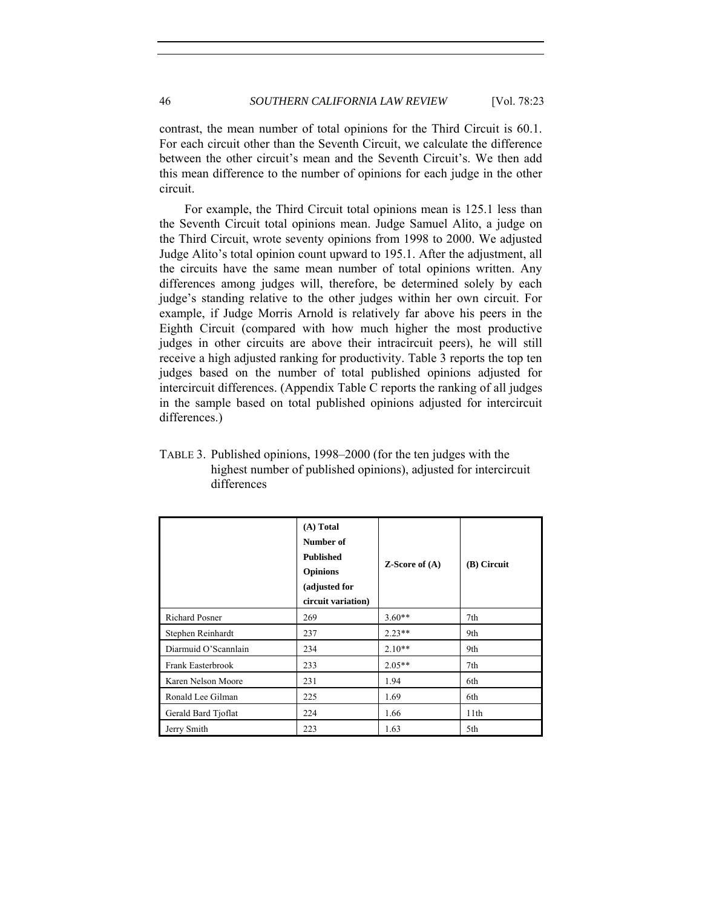contrast, the mean number of total opinions for the Third Circuit is 60.1. For each circuit other than the Seventh Circuit, we calculate the difference between the other circuit's mean and the Seventh Circuit's. We then add this mean difference to the number of opinions for each judge in the other circuit.

For example, the Third Circuit total opinions mean is 125.1 less than the Seventh Circuit total opinions mean. Judge Samuel Alito, a judge on the Third Circuit, wrote seventy opinions from 1998 to 2000. We adjusted Judge Alito's total opinion count upward to 195.1. After the adjustment, all the circuits have the same mean number of total opinions written. Any differences among judges will, therefore, be determined solely by each judge's standing relative to the other judges within her own circuit. For example, if Judge Morris Arnold is relatively far above his peers in the Eighth Circuit (compared with how much higher the most productive judges in other circuits are above their intracircuit peers), he will still receive a high adjusted ranking for productivity. Table 3 reports the top ten judges based on the number of total published opinions adjusted for intercircuit differences. (Appendix Table C reports the ranking of all judges in the sample based on total published opinions adjusted for intercircuit differences.)

TABLE 3. Published opinions, 1998–2000 (for the ten judges with the highest number of published opinions), adjusted for intercircuit differences

| | **(A) Total Number of Published Opinions (adjusted for circuit variation)** | **Z-Score of (A)** | **(B) Circuit** |
|---|---|---|---|
| Richard Posner | 269 | 3.60** | 7th |
| Stephen Reinhardt | 237 | 2.23** | 9th |
| Diarmuid O'Scannlain | 234 | 2.10** | 9th |
| Frank Easterbrook | 233 | 2.05** | 7th |
| Karen Nelson Moore | 231 | 1.94 | 6th |
| Ronald Lee Gilman | 225 | 1.69 | 6th |
| Gerald Bard Tjoflat | 224 | 1.66 | 11th |
| Jerry Smith | 223 | 1.63 | 5th |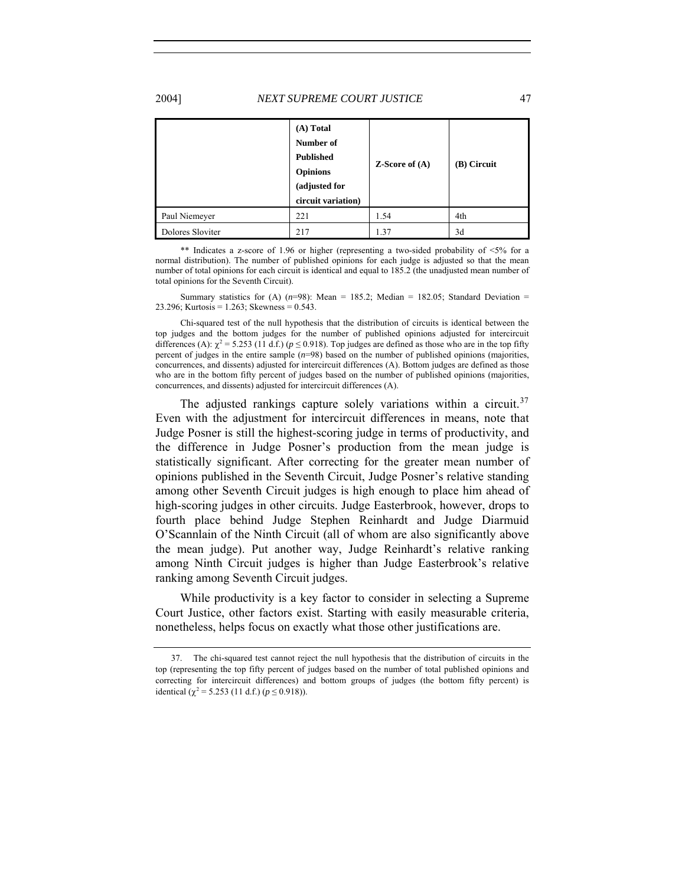|  | **(A) Total Number of Published Opinions (adjusted for circuit variation)** | **Z-Score of (A)** | **(B) Circuit** |
|---|---|---|---|
| Paul Niemeyer | 221 | 1.54 | 4th |
| Dolores Sloviter | 217 | 1.37 | 3d |

** Indicates a z-score of 1.96 or higher (representing a two-sided probability of <5% for a normal distribution). The number of published opinions for each judge is adjusted so that the mean number of total opinions for each circuit is identical and equal to 185.2 (the unadjusted mean number of total opinions for the Seventh Circuit).

Summary statistics for (A) (*n*=98): Mean = 185.2; Median = 182.05; Standard Deviation = 23.296; Kurtosis = 1.263; Skewness = 0.543.

Chi-squared test of the null hypothesis that the distribution of circuits is identical between the top judges and the bottom judges for the number of published opinions adjusted for intercircuit differences (A): $\chi^2 = 5.253$ (11 d.f.) ($p \leq 0.918$). Top judges are defined as those who are in the top fifty percent of judges in the entire sample (*n*=98) based on the number of published opinions (majorities, concurrences, and dissents) adjusted for intercircuit differences (A). Bottom judges are defined as those who are in the bottom fifty percent of judges based on the number of published opinions (majorities, concurrences, and dissents) adjusted for intercircuit differences (A).

The adjusted rankings capture solely variations within a circuit.[37] Even with the adjustment for intercircuit differences in means, note that Judge Posner is still the highest-scoring judge in terms of productivity, and the difference in Judge Posner's production from the mean judge is statistically significant. After correcting for the greater mean number of opinions published in the Seventh Circuit, Judge Posner's relative standing among other Seventh Circuit judges is high enough to place him ahead of high-scoring judges in other circuits. Judge Easterbrook, however, drops to fourth place behind Judge Stephen Reinhardt and Judge Diarmuid O'Scannlain of the Ninth Circuit (all of whom are also significantly above the mean judge). Put another way, Judge Reinhardt's relative ranking among Ninth Circuit judges is higher than Judge Easterbrook's relative ranking among Seventh Circuit judges.

While productivity is a key factor to consider in selecting a Supreme Court Justice, other factors exist. Starting with easily measurable criteria, nonetheless, helps focus on exactly what those other justifications are.

37. The chi-squared test cannot reject the null hypothesis that the distribution of circuits in the top (representing the top fifty percent of judges based on the number of total published opinions and correcting for intercircuit differences) and bottom groups of judges (the bottom fifty percent) is identical ($\chi^2 = 5.253$ (11 d.f.) ($p \leq 0.918$)).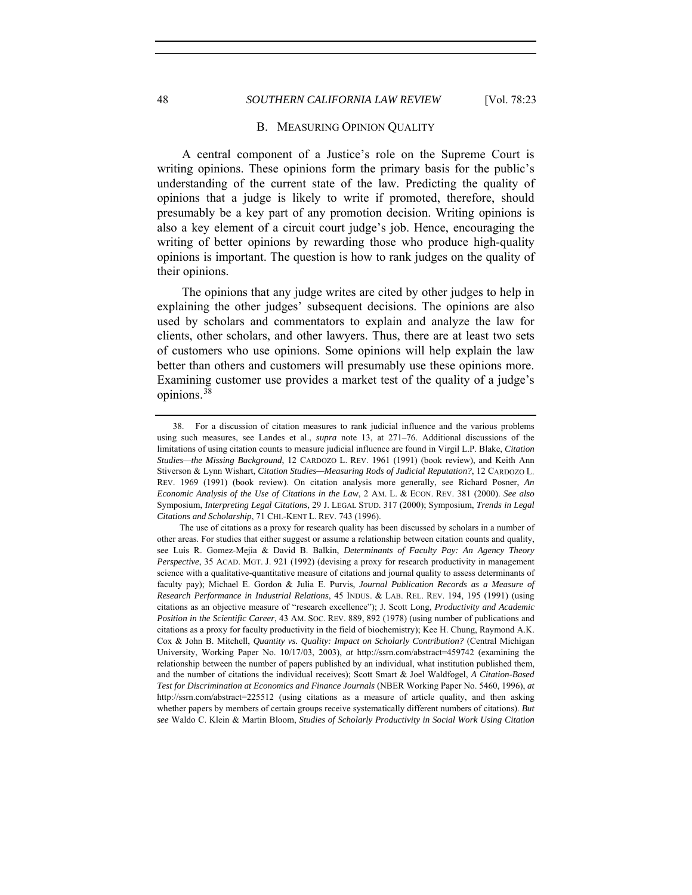### B. MEASURING OPINION QUALITY

A central component of a Justice's role on the Supreme Court is writing opinions. These opinions form the primary basis for the public's understanding of the current state of the law. Predicting the quality of opinions that a judge is likely to write if promoted, therefore, should presumably be a key part of any promotion decision. Writing opinions is also a key element of a circuit court judge's job. Hence, encouraging the writing of better opinions by rewarding those who produce high-quality opinions is important. The question is how to rank judges on the quality of their opinions.

The opinions that any judge writes are cited by other judges to help in explaining the other judges' subsequent decisions. The opinions are also used by scholars and commentators to explain and analyze the law for clients, other scholars, and other lawyers. Thus, there are at least two sets of customers who use opinions. Some opinions will help explain the law better than others and customers will presumably use these opinions more. Examining customer use provides a market test of the quality of a judge's opinions.[38]

---

38. For a discussion of citation measures to rank judicial influence and the various problems using such measures, see Landes et al., *supra* note 13, at 271–76. Additional discussions of the limitations of using citation counts to measure judicial influence are found in Virgil L.P. Blake, *Citation Studies—the Missing Background*, 12 CARDOZO L. REV. 1961 (1991) (book review), and Keith Ann Stiverson & Lynn Wishart, *Citation Studies—Measuring Rods of Judicial Reputation?*, 12 CARDOZO L. REV. 1969 (1991) (book review). On citation analysis more generally, see Richard Posner, *An Economic Analysis of the Use of Citations in the Law*, 2 AM. L. & ECON. REV. 381 (2000). *See also* Symposium, *Interpreting Legal Citations*, 29 J. LEGAL STUD. 317 (2000); Symposium, *Trends in Legal Citations and Scholarship*, 71 CHI.-KENT L. REV. 743 (1996).

The use of citations as a proxy for research quality has been discussed by scholars in a number of other areas. For studies that either suggest or assume a relationship between citation counts and quality, see Luis R. Gomez-Mejia & David B. Balkin, *Determinants of Faculty Pay: An Agency Theory Perspective*, 35 ACAD. MGT. J. 921 (1992) (devising a proxy for research productivity in management science with a qualitative-quantitative measure of citations and journal quality to assess determinants of faculty pay); Michael E. Gordon & Julia E. Purvis, *Journal Publication Records as a Measure of Research Performance in Industrial Relations*, 45 INDUS. & LAB. REL. REV. 194, 195 (1991) (using citations as an objective measure of "research excellence"); J. Scott Long, *Productivity and Academic Position in the Scientific Career*, 43 AM. SOC. REV. 889, 892 (1978) (using number of publications and citations as a proxy for faculty productivity in the field of biochemistry); Kee H. Chung, Raymond A.K. Cox & John B. Mitchell, *Quantity vs. Quality: Impact on Scholarly Contribution?* (Central Michigan University, Working Paper No. 10/17/03, 2003), *at* http://ssrn.com/abstract=459742 (examining the relationship between the number of papers published by an individual, what institution published them, and the number of citations the individual receives); Scott Smart & Joel Waldfogel, *A Citation-Based Test for Discrimination at Economics and Finance Journals* (NBER Working Paper No. 5460, 1996), *at* http://ssrn.com/abstract=225512 (using citations as a measure of article quality, and then asking whether papers by members of certain groups receive systematically different numbers of citations). *But see* Waldo C. Klein & Martin Bloom, *Studies of Scholarly Productivity in Social Work Using Citation*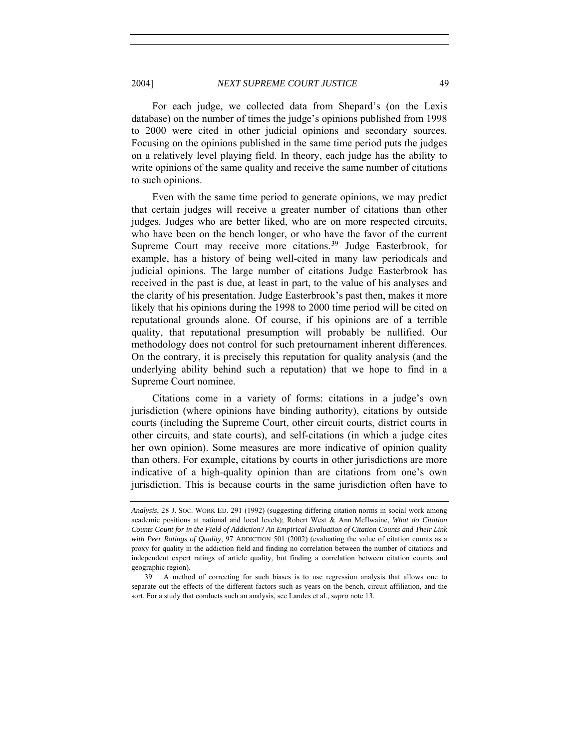For each judge, we collected data from Shepard's (on the Lexis database) on the number of times the judge's opinions published from 1998 to 2000 were cited in other judicial opinions and secondary sources. Focusing on the opinions published in the same time period puts the judges on a relatively level playing field. In theory, each judge has the ability to write opinions of the same quality and receive the same number of citations to such opinions.

Even with the same time period to generate opinions, we may predict that certain judges will receive a greater number of citations than other judges. Judges who are better liked, who are on more respected circuits, who have been on the bench longer, or who have the favor of the current Supreme Court may receive more citations.[39] Judge Easterbrook, for example, has a history of being well-cited in many law periodicals and judicial opinions. The large number of citations Judge Easterbrook has received in the past is due, at least in part, to the value of his analyses and the clarity of his presentation. Judge Easterbrook's past then, makes it more likely that his opinions during the 1998 to 2000 time period will be cited on reputational grounds alone. Of course, if his opinions are of a terrible quality, that reputational presumption will probably be nullified. Our methodology does not control for such pretournament inherent differences. On the contrary, it is precisely this reputation for quality analysis (and the underlying ability behind such a reputation) that we hope to find in a Supreme Court nominee.

Citations come in a variety of forms: citations in a judge's own jurisdiction (where opinions have binding authority), citations by outside courts (including the Supreme Court, other circuit courts, district courts in other circuits, and state courts), and self-citations (in which a judge cites her own opinion). Some measures are more indicative of opinion quality than others. For example, citations by courts in other jurisdictions are more indicative of a high-quality opinion than are citations from one's own jurisdiction. This is because courts in the same jurisdiction often have to

---

*Analysis*, 28 J. SOC. WORK ED. 291 (1992) (suggesting differing citation norms in social work among academic positions at national and local levels); Robert West & Ann McIlwaine, *What do Citation Counts Count for in the Field of Addiction? An Empirical Evaluation of Citation Counts and Their Link with Peer Ratings of Quality*, 97 ADDICTION 501 (2002) (evaluating the value of citation counts as a proxy for quality in the addiction field and finding no correlation between the number of citations and independent expert ratings of article quality, but finding a correlation between citation counts and geographic region).

39. A method of correcting for such biases is to use regression analysis that allows one to separate out the effects of the different factors such as years on the bench, circuit affiliation, and the sort. For a study that conducts such an analysis, see Landes et al., *supra* note 13.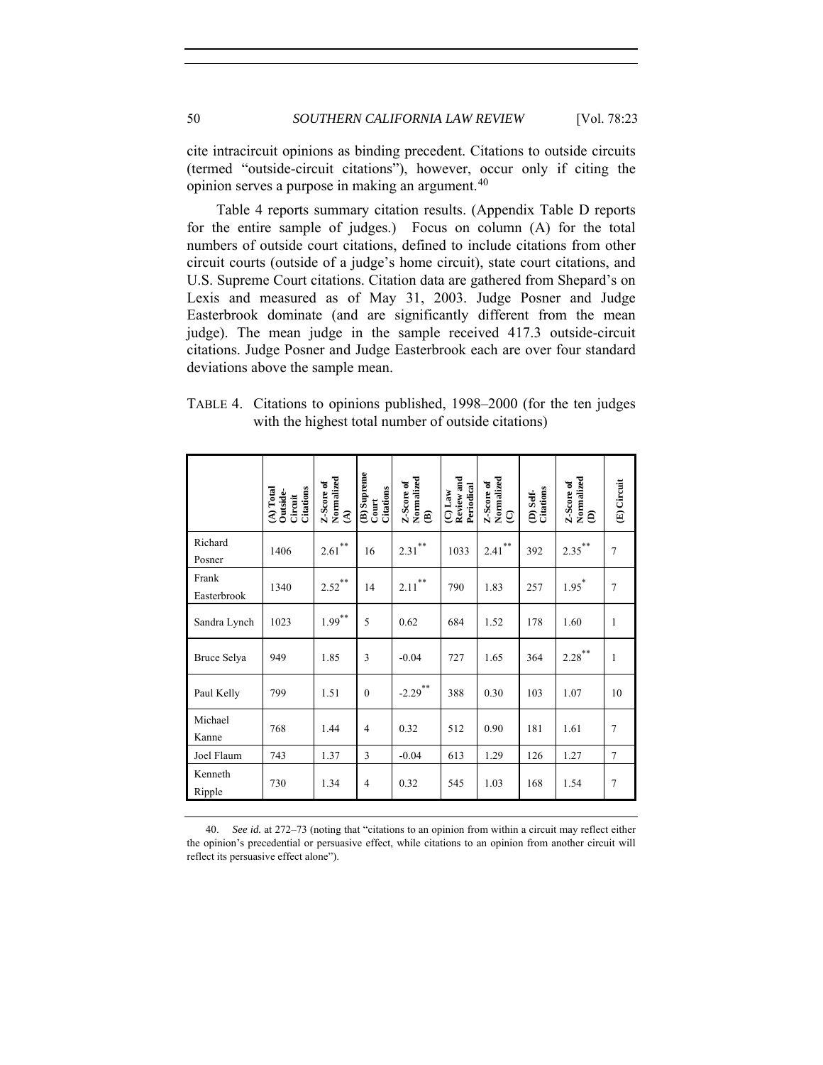cite intracircuit opinions as binding precedent. Citations to outside circuits (termed "outside-circuit citations"), however, occur only if citing the opinion serves a purpose in making an argument.[40]

Table 4 reports summary citation results. (Appendix Table D reports for the entire sample of judges.) Focus on column (A) for the total numbers of outside court citations, defined to include citations from other circuit courts (outside of a judge's home circuit), state court citations, and U.S. Supreme Court citations. Citation data are gathered from Shepard's on Lexis and measured as of May 31, 2003. Judge Posner and Judge Easterbrook dominate (and are significantly different from the mean judge). The mean judge in the sample received 417.3 outside-circuit citations. Judge Posner and Judge Easterbrook each are over four standard deviations above the sample mean.

TABLE 4. Citations to opinions published, 1998–2000 (for the ten judges with the highest total number of outside citations)

| | (A) Total Outside-Circuit Citations | Z-Score of Normalized (A) | (B) Supreme Court Citations | Z-Score of Normalized (B) | (C) Law Review and Periodical | Z-Score of Normalized (C) | (D) Self-Citations | Z-Score of Normalized (D) | (E) Circuit |
|---|---|---|---|---|---|---|---|---|---|
| Richard Posner | 1406 | 2.61** | 16 | 2.31** | 1033 | 2.41** | 392 | 2.35** | 7 |
| Frank Easterbrook | 1340 | 2.52** | 14 | 2.11** | 790 | 1.83 | 257 | 1.95* | 7 |
| Sandra Lynch | 1023 | 1.99** | 5 | 0.62 | 684 | 1.52 | 178 | 1.60 | 1 |
| Bruce Selya | 949 | 1.85 | 3 | -0.04 | 727 | 1.65 | 364 | 2.28** | 1 |
| Paul Kelly | 799 | 1.51 | 0 | -2.29** | 388 | 0.30 | 103 | 1.07 | 10 |
| Michael Kanne | 768 | 1.44 | 4 | 0.32 | 512 | 0.90 | 181 | 1.61 | 7 |
| Joel Flaum | 743 | 1.37 | 3 | -0.04 | 613 | 1.29 | 126 | 1.27 | 7 |
| Kenneth Ripple | 730 | 1.34 | 4 | 0.32 | 545 | 1.03 | 168 | 1.54 | 7 |

40. *See id.* at 272–73 (noting that "citations to an opinion from within a circuit may reflect either the opinion's precedential or persuasive effect, while citations to an opinion from another circuit will reflect its persuasive effect alone").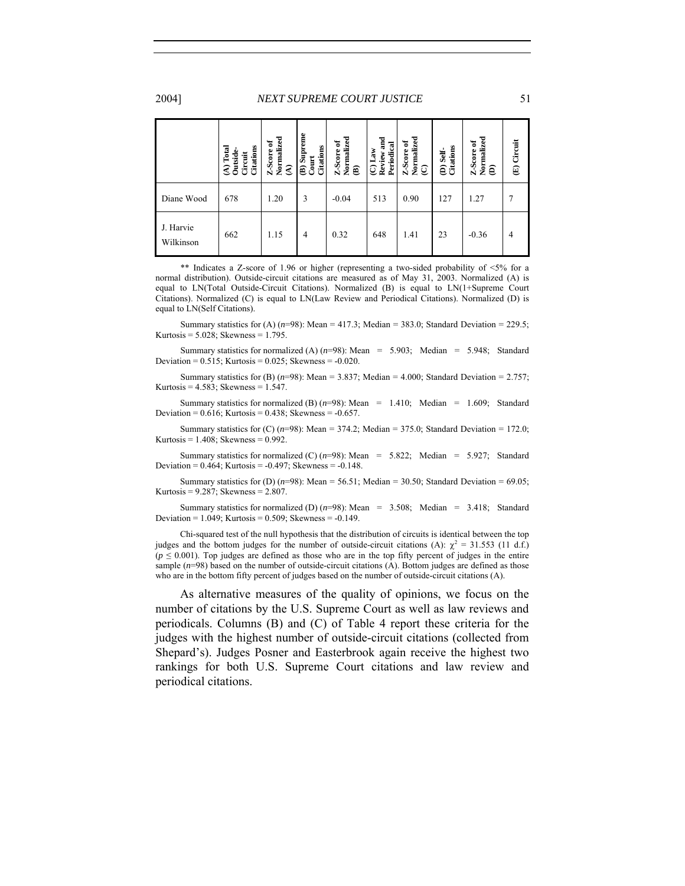| | (A) Total Outside-Circuit Citations | Z-Score of Normalized (A) | (B) Supreme Court Citations | Z-Score of Normalized (B) | (C) Law Review and Periodical | Z-Score of Normalized (C) | (D) Self-Citations | Z-Score of Normalized (D) | (E) Circuit |
|---|---|---|---|---|---|---|---|---|---|
| Diane Wood | 678 | 1.20 | 3 | -0.04 | 513 | 0.90 | 127 | 1.27 | 7 |
| J. Harvie Wilkinson | 662 | 1.15 | 4 | 0.32 | 648 | 1.41 | 23 | -0.36 | 4 |

** Indicates a Z-score of 1.96 or higher (representing a two-sided probability of <5% for a normal distribution). Outside-circuit citations are measured as of May 31, 2003. Normalized (A) is equal to LN(Total Outside-Circuit Citations). Normalized (B) is equal to LN(1+Supreme Court Citations). Normalized (C) is equal to LN(Law Review and Periodical Citations). Normalized (D) is equal to LN(Self Citations).

Summary statistics for (A) ($n$=98): Mean = 417.3; Median = 383.0; Standard Deviation = 229.5; Kurtosis = 5.028; Skewness = 1.795.

Summary statistics for normalized (A) ($n$=98): Mean = 5.903; Median = 5.948; Standard Deviation = 0.515; Kurtosis = 0.025; Skewness = -0.020.

Summary statistics for (B) ($n$=98): Mean = 3.837; Median = 4.000; Standard Deviation = 2.757; Kurtosis = 4.583; Skewness = 1.547.

Summary statistics for normalized (B) ($n$=98): Mean = 1.410; Median = 1.609; Standard Deviation = 0.616; Kurtosis = 0.438; Skewness = -0.657.

Summary statistics for (C) ($n$=98): Mean = 374.2; Median = 375.0; Standard Deviation = 172.0; Kurtosis = 1.408; Skewness = 0.992.

Summary statistics for normalized (C) ($n$=98): Mean = 5.822; Median = 5.927; Standard Deviation = 0.464; Kurtosis = -0.497; Skewness = -0.148.

Summary statistics for (D) ($n$=98): Mean = 56.51; Median = 30.50; Standard Deviation = 69.05; Kurtosis = 9.287; Skewness = 2.807.

Summary statistics for normalized (D) ($n$=98): Mean = 3.508; Median = 3.418; Standard Deviation = 1.049; Kurtosis = 0.509; Skewness = -0.149.

Chi-squared test of the null hypothesis that the distribution of circuits is identical between the top judges and the bottom judges for the number of outside-circuit citations (A): $\chi^2$ = 31.553 (11 d.f.) ($p \leq 0.001$). Top judges are defined as those who are in the top fifty percent of judges in the entire sample ($n$=98) based on the number of outside-circuit citations (A). Bottom judges are defined as those who are in the bottom fifty percent of judges based on the number of outside-circuit citations (A).

As alternative measures of the quality of opinions, we focus on the number of citations by the U.S. Supreme Court as well as law reviews and periodicals. Columns (B) and (C) of Table 4 report these criteria for the judges with the highest number of outside-circuit citations (collected from Shepard's). Judges Posner and Easterbrook again receive the highest two rankings for both U.S. Supreme Court citations and law review and periodical citations.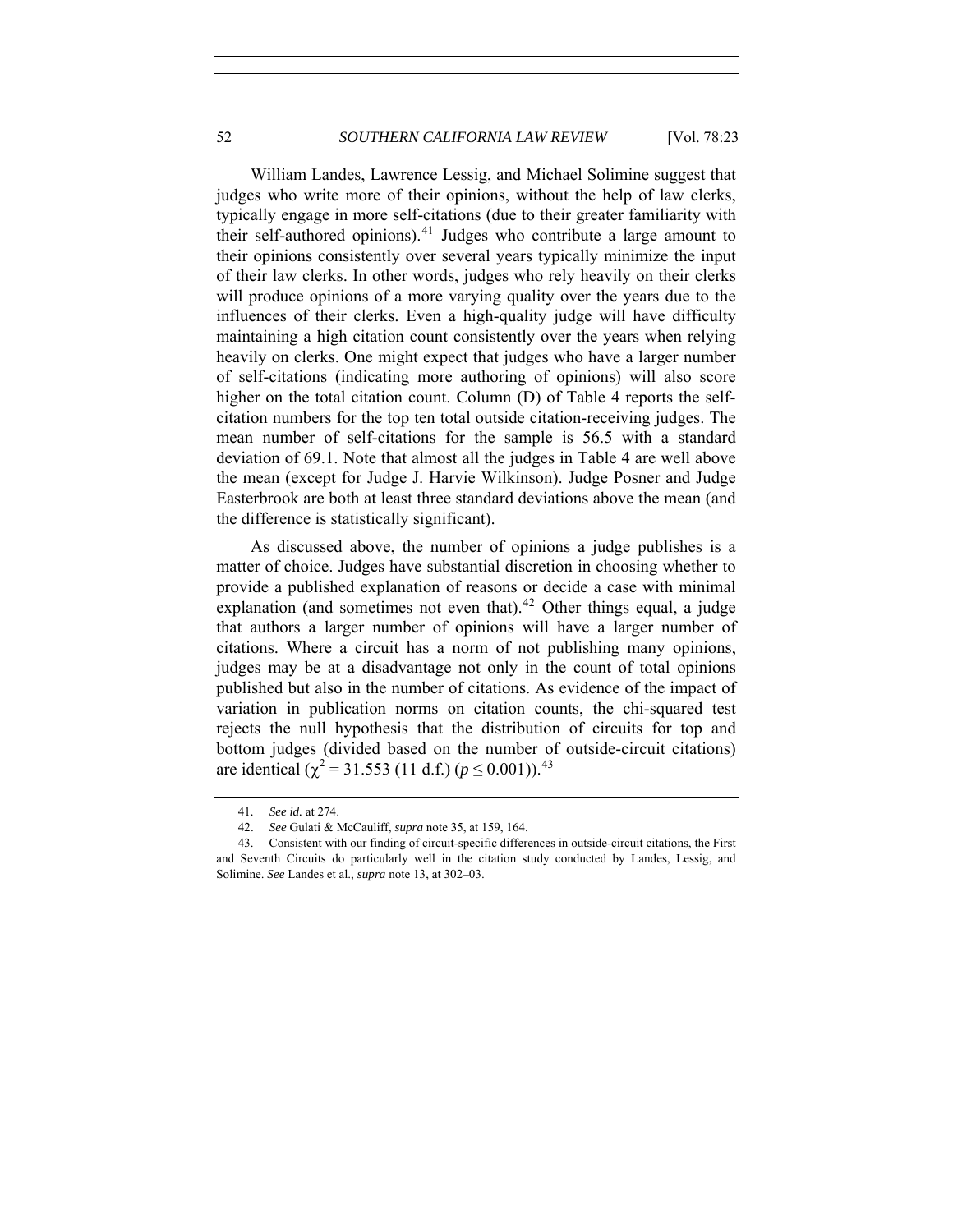William Landes, Lawrence Lessig, and Michael Solimine suggest that judges who write more of their opinions, without the help of law clerks, typically engage in more self-citations (due to their greater familiarity with their self-authored opinions).[41] Judges who contribute a large amount to their opinions consistently over several years typically minimize the input of their law clerks. In other words, judges who rely heavily on their clerks will produce opinions of a more varying quality over the years due to the influences of their clerks. Even a high-quality judge will have difficulty maintaining a high citation count consistently over the years when relying heavily on clerks. One might expect that judges who have a larger number of self-citations (indicating more authoring of opinions) will also score higher on the total citation count. Column (D) of Table 4 reports the self-citation numbers for the top ten total outside citation-receiving judges. The mean number of self-citations for the sample is 56.5 with a standard deviation of 69.1. Note that almost all the judges in Table 4 are well above the mean (except for Judge J. Harvie Wilkinson). Judge Posner and Judge Easterbrook are both at least three standard deviations above the mean (and the difference is statistically significant).

As discussed above, the number of opinions a judge publishes is a matter of choice. Judges have substantial discretion in choosing whether to provide a published explanation of reasons or decide a case with minimal explanation (and sometimes not even that).[42] Other things equal, a judge that authors a larger number of opinions will have a larger number of citations. Where a circuit has a norm of not publishing many opinions, judges may be at a disadvantage not only in the count of total opinions published but also in the number of citations. As evidence of the impact of variation in publication norms on citation counts, the chi-squared test rejects the null hypothesis that the distribution of circuits for top and bottom judges (divided based on the number of outside-circuit citations) are identical ($\chi^2 = 31.553$ (11 d.f.) ($p \leq 0.001$)).[43]

---

41. *See id.* at 274.

42. *See* Gulati & McCauliff, *supra* note 35, at 159, 164.

43. Consistent with our finding of circuit-specific differences in outside-circuit citations, the First and Seventh Circuits do particularly well in the citation study conducted by Landes, Lessig, and Solimine. *See* Landes et al., *supra* note 13, at 302–03.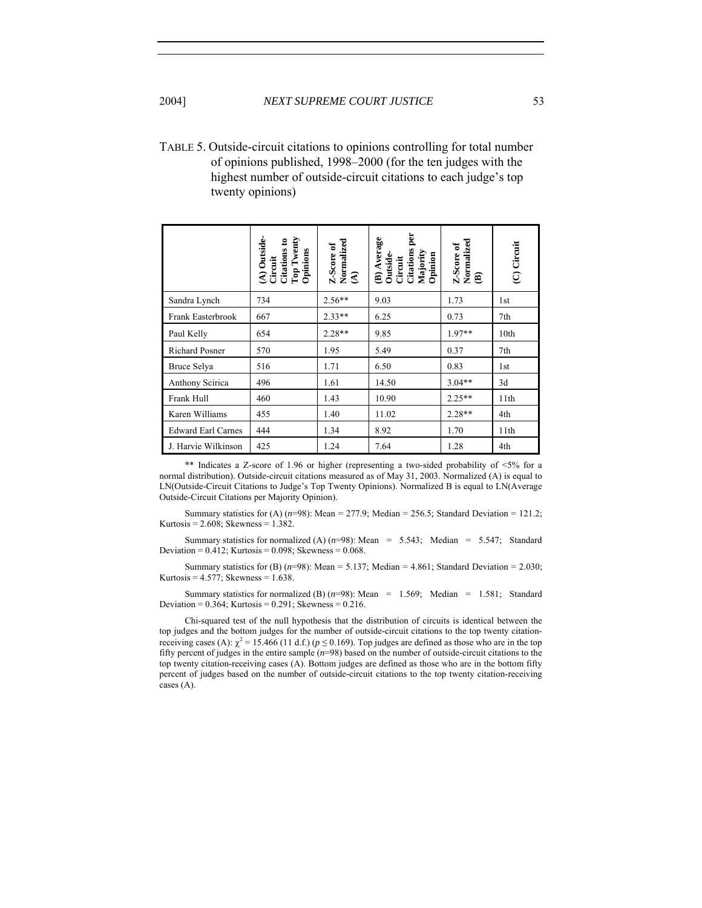TABLE 5. Outside-circuit citations to opinions controlling for total number of opinions published, 1998–2000 (for the ten judges with the highest number of outside-circuit citations to each judge's top twenty opinions)

| | **(A) Outside-Circuit Citations to Top Twenty Opinions** | **Z-Score of Normalized (A)** | **(B) Average Outside-Circuit Citations per Majority Opinion** | **Z-Score of Normalized (B)** | **(C) Circuit** |
|---|---|---|---|---|---|
| Sandra Lynch | 734 | 2.56** | 9.03 | 1.73 | 1st |
| Frank Easterbrook | 667 | 2.33** | 6.25 | 0.73 | 7th |
| Paul Kelly | 654 | 2.28** | 9.85 | 1.97** | 10th |
| Richard Posner | 570 | 1.95 | 5.49 | 0.37 | 7th |
| Bruce Selya | 516 | 1.71 | 6.50 | 0.83 | 1st |
| Anthony Scirica | 496 | 1.61 | 14.50 | 3.04** | 3d |
| Frank Hull | 460 | 1.43 | 10.90 | 2.25** | 11th |
| Karen Williams | 455 | 1.40 | 11.02 | 2.28** | 4th |
| Edward Earl Carnes | 444 | 1.34 | 8.92 | 1.70 | 11th |
| J. Harvie Wilkinson | 425 | 1.24 | 7.64 | 1.28 | 4th |

** Indicates a Z-score of 1.96 or higher (representing a two-sided probability of <5% for a normal distribution). Outside-circuit citations measured as of May 31, 2003. Normalized (A) is equal to LN(Outside-Circuit Citations to Judge's Top Twenty Opinions). Normalized B is equal to LN(Average Outside-Circuit Citations per Majority Opinion).

Summary statistics for (A) ($n$=98): Mean = 277.9; Median = 256.5; Standard Deviation = 121.2; Kurtosis = 2.608; Skewness = 1.382.

Summary statistics for normalized (A) ($n$=98): Mean = 5.543; Median = 5.547; Standard Deviation = 0.412; Kurtosis = 0.098; Skewness = 0.068.

Summary statistics for (B) ($n$=98): Mean = 5.137; Median = 4.861; Standard Deviation = 2.030; Kurtosis = 4.577; Skewness = 1.638.

Summary statistics for normalized (B) ($n$=98): Mean = 1.569; Median = 1.581; Standard Deviation = 0.364; Kurtosis = 0.291; Skewness = 0.216.

Chi-squared test of the null hypothesis that the distribution of circuits is identical between the top judges and the bottom judges for the number of outside-circuit citations to the top twenty citation-receiving cases (A): $\chi^2 = 15.466$ (11 d.f.) ($p \leq 0.169$). Top judges are defined as those who are in the top fifty percent of judges in the entire sample ($n$=98) based on the number of outside-circuit citations to the top twenty citation-receiving cases (A). Bottom judges are defined as those who are in the bottom fifty percent of judges based on the number of outside-circuit citations to the top twenty citation-receiving cases (A).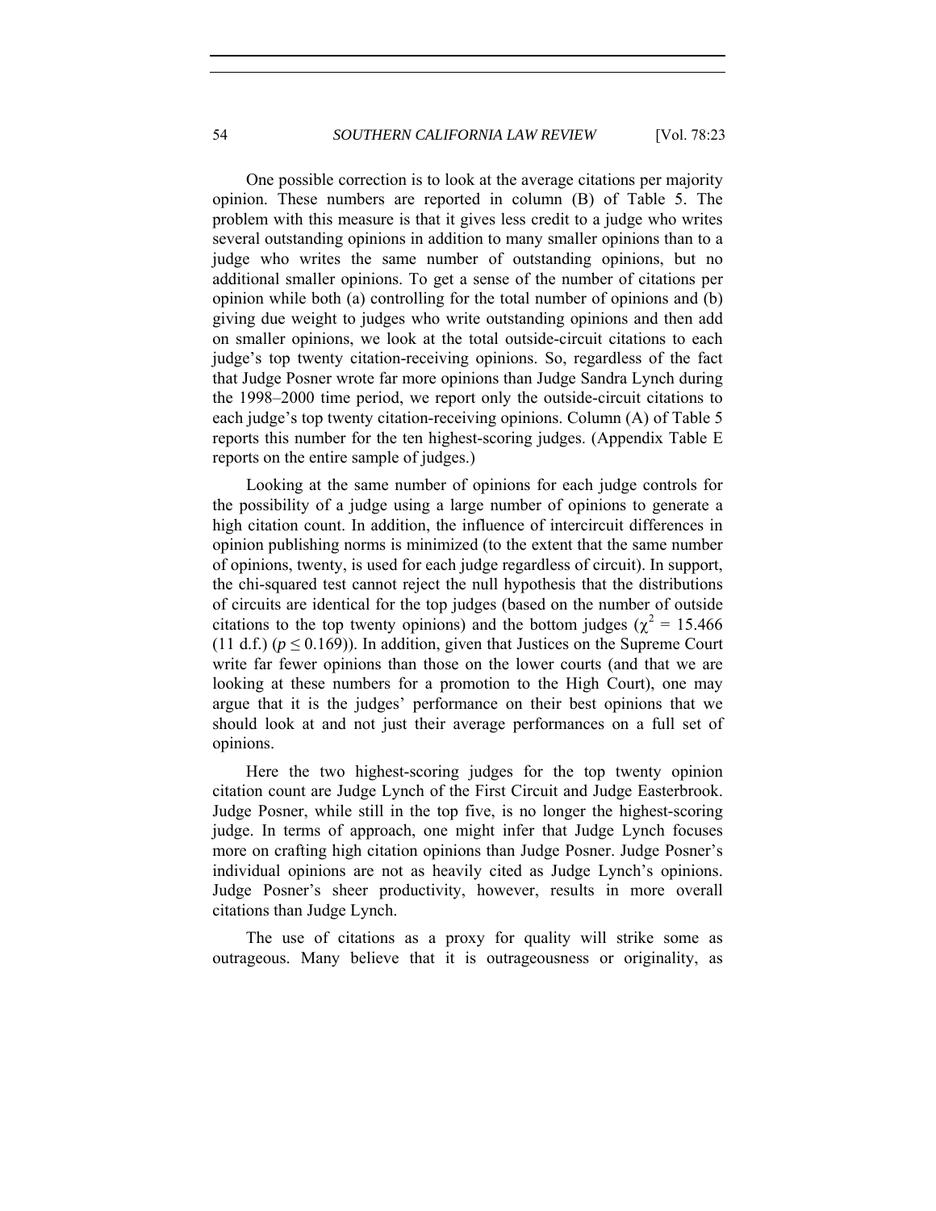One possible correction is to look at the average citations per majority opinion. These numbers are reported in column (B) of Table 5. The problem with this measure is that it gives less credit to a judge who writes several outstanding opinions in addition to many smaller opinions than to a judge who writes the same number of outstanding opinions, but no additional smaller opinions. To get a sense of the number of citations per opinion while both (a) controlling for the total number of opinions and (b) giving due weight to judges who write outstanding opinions and then add on smaller opinions, we look at the total outside-circuit citations to each judge's top twenty citation-receiving opinions. So, regardless of the fact that Judge Posner wrote far more opinions than Judge Sandra Lynch during the 1998–2000 time period, we report only the outside-circuit citations to each judge's top twenty citation-receiving opinions. Column (A) of Table 5 reports this number for the ten highest-scoring judges. (Appendix Table E reports on the entire sample of judges.)

Looking at the same number of opinions for each judge controls for the possibility of a judge using a large number of opinions to generate a high citation count. In addition, the influence of intercircuit differences in opinion publishing norms is minimized (to the extent that the same number of opinions, twenty, is used for each judge regardless of circuit). In support, the chi-squared test cannot reject the null hypothesis that the distributions of circuits are identical for the top judges (based on the number of outside citations to the top twenty opinions) and the bottom judges ($\chi^2 = 15.466$ (11 d.f.) ($p \leq 0.169$)). In addition, given that Justices on the Supreme Court write far fewer opinions than those on the lower courts (and that we are looking at these numbers for a promotion to the High Court), one may argue that it is the judges' performance on their best opinions that we should look at and not just their average performances on a full set of opinions.

Here the two highest-scoring judges for the top twenty opinion citation count are Judge Lynch of the First Circuit and Judge Easterbrook. Judge Posner, while still in the top five, is no longer the highest-scoring judge. In terms of approach, one might infer that Judge Lynch focuses more on crafting high citation opinions than Judge Posner. Judge Posner's individual opinions are not as heavily cited as Judge Lynch's opinions. Judge Posner's sheer productivity, however, results in more overall citations than Judge Lynch.

The use of citations as a proxy for quality will strike some as outrageous. Many believe that it is outrageousness or originality, as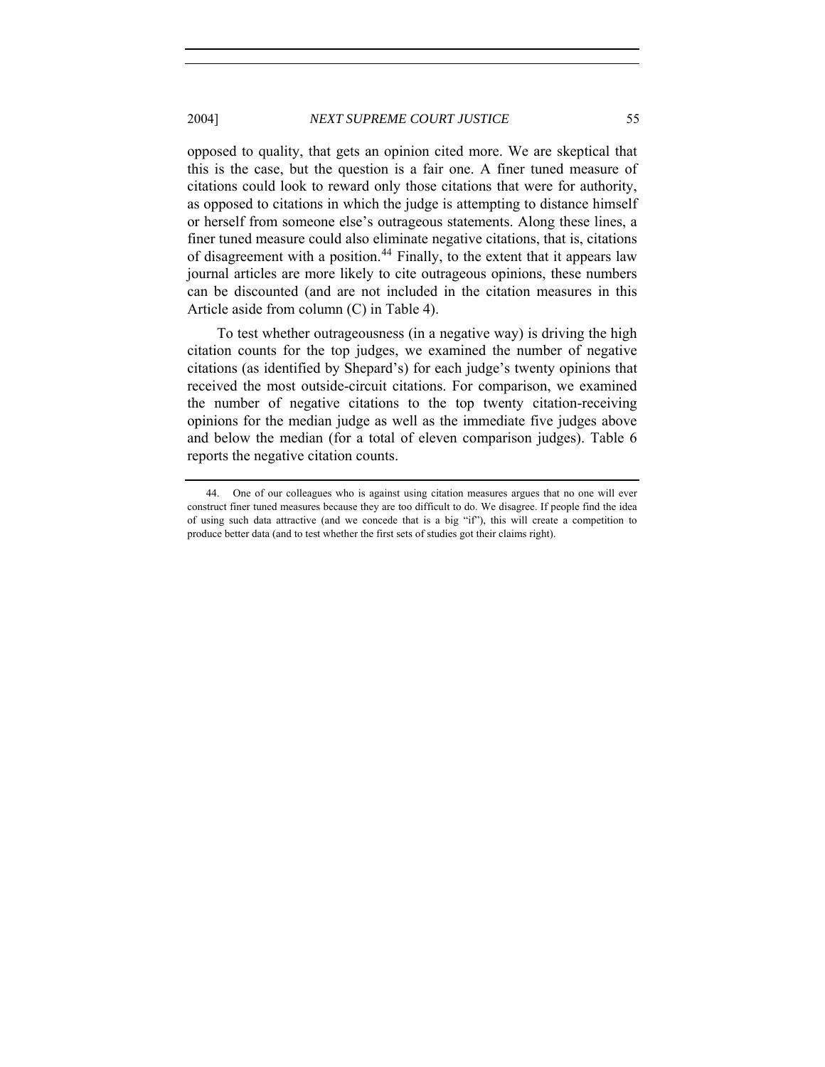opposed to quality, that gets an opinion cited more. We are skeptical that this is the case, but the question is a fair one. A finer tuned measure of citations could look to reward only those citations that were for authority, as opposed to citations in which the judge is attempting to distance himself or herself from someone else's outrageous statements. Along these lines, a finer tuned measure could also eliminate negative citations, that is, citations of disagreement with a position.[44] Finally, to the extent that it appears law journal articles are more likely to cite outrageous opinions, these numbers can be discounted (and are not included in the citation measures in this Article aside from column (C) in Table 4).

To test whether outrageousness (in a negative way) is driving the high citation counts for the top judges, we examined the number of negative citations (as identified by Shepard's) for each judge's twenty opinions that received the most outside-circuit citations. For comparison, we examined the number of negative citations to the top twenty citation-receiving opinions for the median judge as well as the immediate five judges above and below the median (for a total of eleven comparison judges). Table 6 reports the negative citation counts.

44. One of our colleagues who is against using citation measures argues that no one will ever construct finer tuned measures because they are too difficult to do. We disagree. If people find the idea of using such data attractive (and we concede that is a big "if"), this will create a competition to produce better data (and to test whether the first sets of studies got their claims right).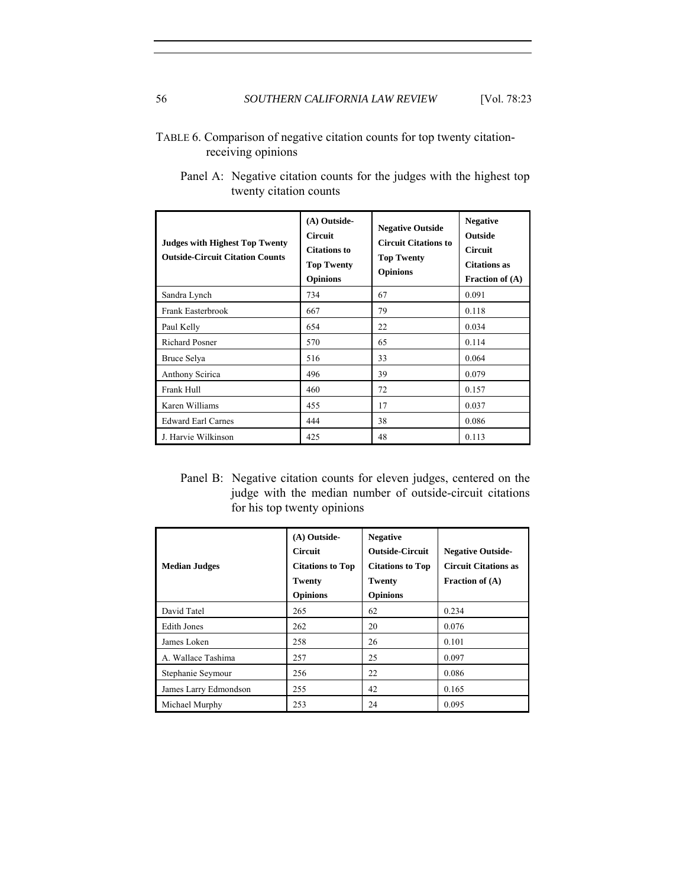TABLE 6. Comparison of negative citation counts for top twenty citation-receiving opinions

Panel A: Negative citation counts for the judges with the highest top twenty citation counts

| Judges with Highest Top Twenty Outside-Circuit Citation Counts | (A) Outside-Circuit Citations to Top Twenty Opinions | Negative Outside Circuit Citations to Top Twenty Opinions | Negative Outside Circuit Citations as Fraction of (A) |
|---|---|---|---|
| Sandra Lynch | 734 | 67 | 0.091 |
| Frank Easterbrook | 667 | 79 | 0.118 |
| Paul Kelly | 654 | 22 | 0.034 |
| Richard Posner | 570 | 65 | 0.114 |
| Bruce Selya | 516 | 33 | 0.064 |
| Anthony Scirica | 496 | 39 | 0.079 |
| Frank Hull | 460 | 72 | 0.157 |
| Karen Williams | 455 | 17 | 0.037 |
| Edward Earl Carnes | 444 | 38 | 0.086 |
| J. Harvie Wilkinson | 425 | 48 | 0.113 |

Panel B: Negative citation counts for eleven judges, centered on the judge with the median number of outside-circuit citations for his top twenty opinions

| Median Judges | (A) Outside-Circuit Citations to Top Twenty Opinions | Negative Outside-Circuit Citations to Top Twenty Opinions | Negative Outside-Circuit Citations as Fraction of (A) |
|---|---|---|---|
| David Tatel | 265 | 62 | 0.234 |
| Edith Jones | 262 | 20 | 0.076 |
| James Loken | 258 | 26 | 0.101 |
| A. Wallace Tashima | 257 | 25 | 0.097 |
| Stephanie Seymour | 256 | 22 | 0.086 |
| James Larry Edmondson | 255 | 42 | 0.165 |
| Michael Murphy | 253 | 24 | 0.095 |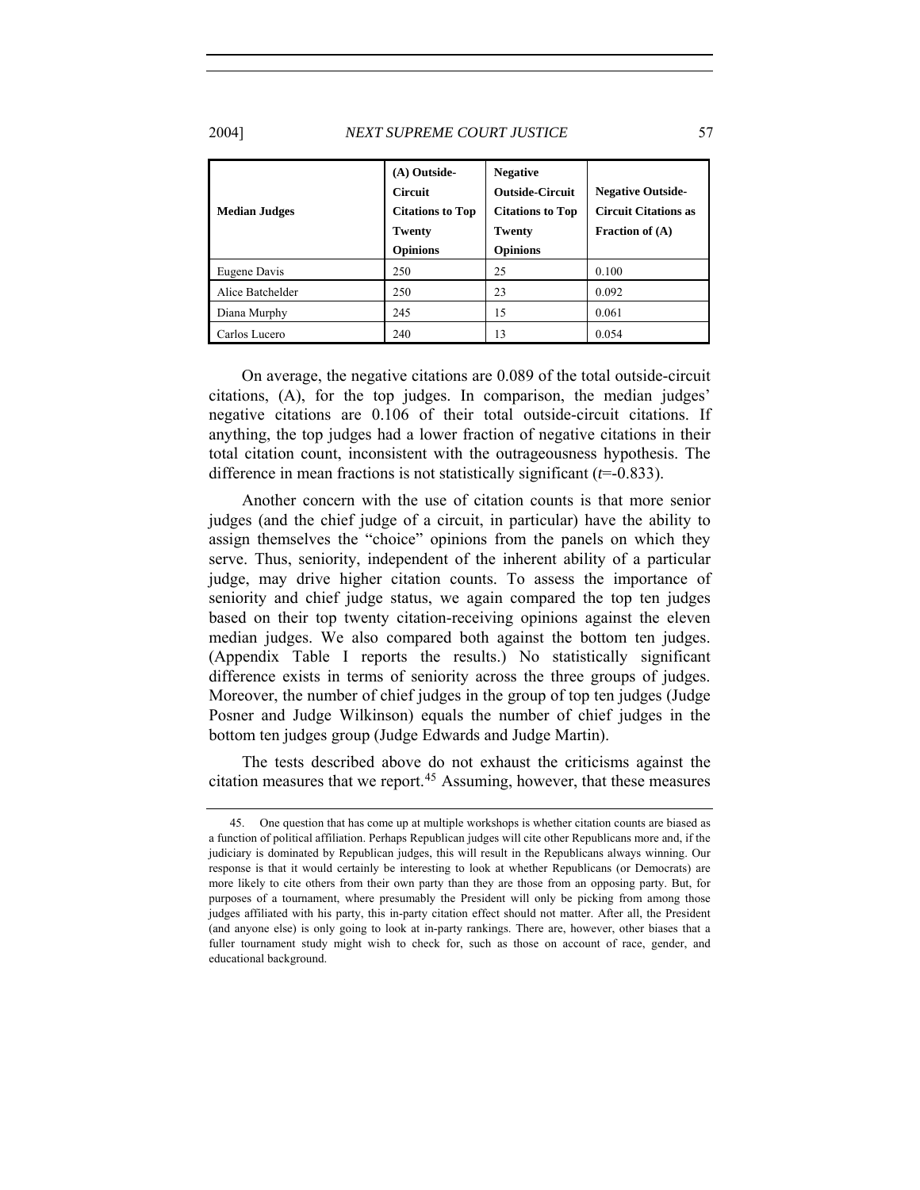| Median Judges | (A) Outside-Circuit Citations to Top Twenty Opinions | Negative Outside-Circuit Citations to Top Twenty Opinions | Negative Outside-Circuit Citations as Fraction of (A) |
|---|---|---|---|
| Eugene Davis | 250 | 25 | 0.100 |
| Alice Batchelder | 250 | 23 | 0.092 |
| Diana Murphy | 245 | 15 | 0.061 |
| Carlos Lucero | 240 | 13 | 0.054 |

On average, the negative citations are 0.089 of the total outside-circuit citations, (A), for the top judges. In comparison, the median judges' negative citations are 0.106 of their total outside-circuit citations. If anything, the top judges had a lower fraction of negative citations in their total citation count, inconsistent with the outrageousness hypothesis. The difference in mean fractions is not statistically significant ($t$=-0.833).

Another concern with the use of citation counts is that more senior judges (and the chief judge of a circuit, in particular) have the ability to assign themselves the "choice" opinions from the panels on which they serve. Thus, seniority, independent of the inherent ability of a particular judge, may drive higher citation counts. To assess the importance of seniority and chief judge status, we again compared the top ten judges based on their top twenty citation-receiving opinions against the eleven median judges. We also compared both against the bottom ten judges. (Appendix Table I reports the results.) No statistically significant difference exists in terms of seniority across the three groups of judges. Moreover, the number of chief judges in the group of top ten judges (Judge Posner and Judge Wilkinson) equals the number of chief judges in the bottom ten judges group (Judge Edwards and Judge Martin).

The tests described above do not exhaust the criticisms against the citation measures that we report.[45] Assuming, however, that these measures

45. One question that has come up at multiple workshops is whether citation counts are biased as a function of political affiliation. Perhaps Republican judges will cite other Republicans more and, if the judiciary is dominated by Republican judges, this will result in the Republicans always winning. Our response is that it would certainly be interesting to look at whether Republicans (or Democrats) are more likely to cite others from their own party than they are those from an opposing party. But, for purposes of a tournament, where presumably the President will only be picking from among those judges affiliated with his party, this in-party citation effect should not matter. After all, the President (and anyone else) is only going to look at in-party rankings. There are, however, other biases that a fuller tournament study might wish to check for, such as those on account of race, gender, and educational background.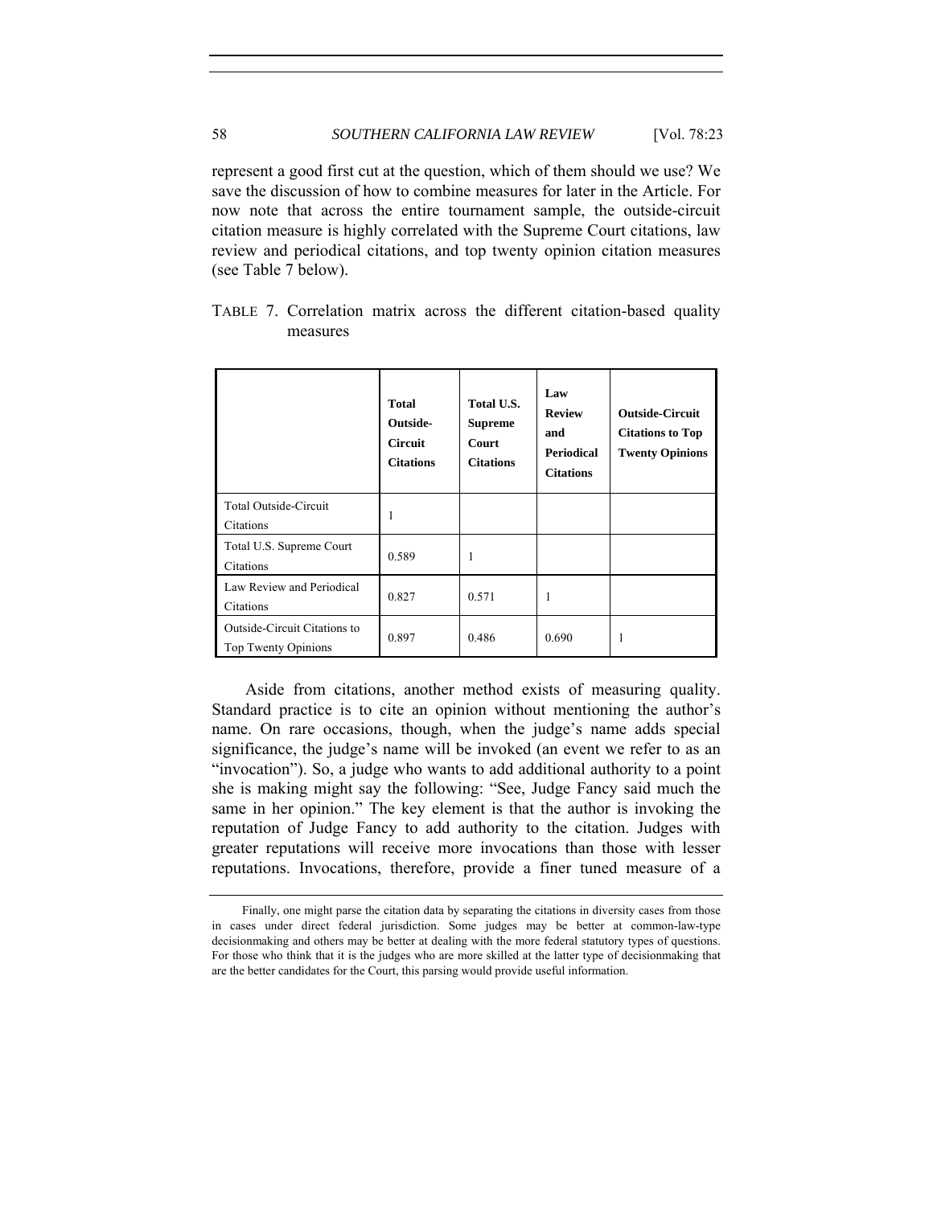represent a good first cut at the question, which of them should we use? We save the discussion of how to combine measures for later in the Article. For now note that across the entire tournament sample, the outside-circuit citation measure is highly correlated with the Supreme Court citations, law review and periodical citations, and top twenty opinion citation measures (see Table 7 below).

TABLE 7. Correlation matrix across the different citation-based quality measures

| | **Total Outside-Circuit Citations** | **Total U.S. Supreme Court Citations** | **Law Review and Periodical Citations** | **Outside-Circuit Citations to Top Twenty Opinions** |
|---|---|---|---|---|
| Total Outside-Circuit Citations | 1 | | | |
| Total U.S. Supreme Court Citations | 0.589 | 1 | | |
| Law Review and Periodical Citations | 0.827 | 0.571 | 1 | |
| Outside-Circuit Citations to Top Twenty Opinions | 0.897 | 0.486 | 0.690 | 1 |

Aside from citations, another method exists of measuring quality. Standard practice is to cite an opinion without mentioning the author's name. On rare occasions, though, when the judge's name adds special significance, the judge's name will be invoked (an event we refer to as an "invocation"). So, a judge who wants to add additional authority to a point she is making might say the following: "See, Judge Fancy said much the same in her opinion." The key element is that the author is invoking the reputation of Judge Fancy to add authority to the citation. Judges with greater reputations will receive more invocations than those with lesser reputations. Invocations, therefore, provide a finer tuned measure of a

Finally, one might parse the citation data by separating the citations in diversity cases from those in cases under direct federal jurisdiction. Some judges may be better at common-law-type decisionmaking and others may be better at dealing with the more federal statutory types of questions. For those who think that it is the judges who are more skilled at the latter type of decisionmaking that are the better candidates for the Court, this parsing would provide useful information.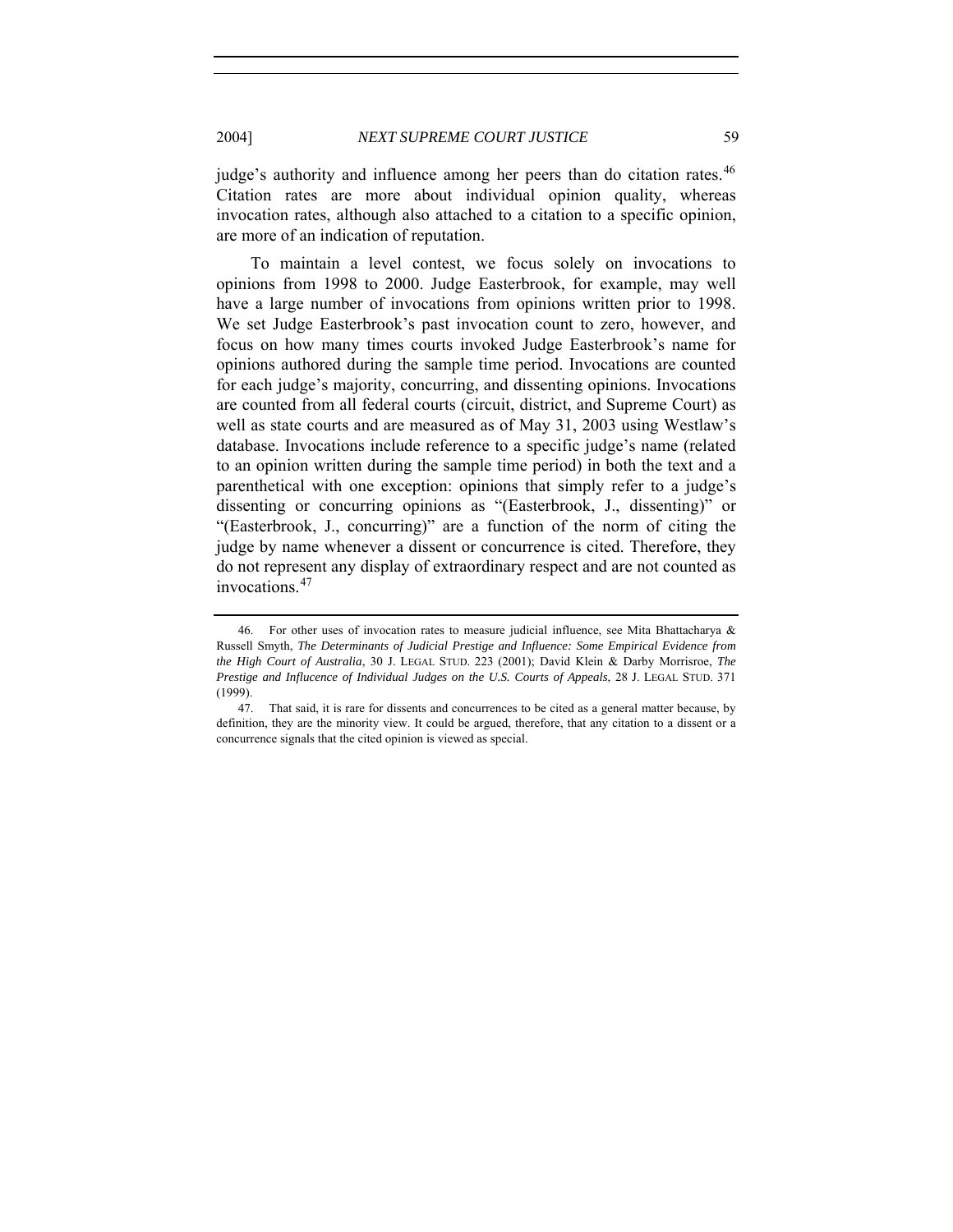judge's authority and influence among her peers than do citation rates.[46] Citation rates are more about individual opinion quality, whereas invocation rates, although also attached to a citation to a specific opinion, are more of an indication of reputation.

To maintain a level contest, we focus solely on invocations to opinions from 1998 to 2000. Judge Easterbrook, for example, may well have a large number of invocations from opinions written prior to 1998. We set Judge Easterbrook's past invocation count to zero, however, and focus on how many times courts invoked Judge Easterbrook's name for opinions authored during the sample time period. Invocations are counted for each judge's majority, concurring, and dissenting opinions. Invocations are counted from all federal courts (circuit, district, and Supreme Court) as well as state courts and are measured as of May 31, 2003 using Westlaw's database. Invocations include reference to a specific judge's name (related to an opinion written during the sample time period) in both the text and a parenthetical with one exception: opinions that simply refer to a judge's dissenting or concurring opinions as "(Easterbrook, J., dissenting)" or "(Easterbrook, J., concurring)" are a function of the norm of citing the judge by name whenever a dissent or concurrence is cited. Therefore, they do not represent any display of extraordinary respect and are not counted as invocations.[47]

---

46. For other uses of invocation rates to measure judicial influence, see Mita Bhattacharya & Russell Smyth, *The Determinants of Judicial Prestige and Influence: Some Empirical Evidence from the High Court of Australia*, 30 J. LEGAL STUD. 223 (2001); David Klein & Darby Morrisroe, *The Prestige and Influcence of Individual Judges on the U.S. Courts of Appeals*, 28 J. LEGAL STUD. 371 (1999).

47. That said, it is rare for dissents and concurrences to be cited as a general matter because, by definition, they are the minority view. It could be argued, therefore, that any citation to a dissent or a concurrence signals that the cited opinion is viewed as special.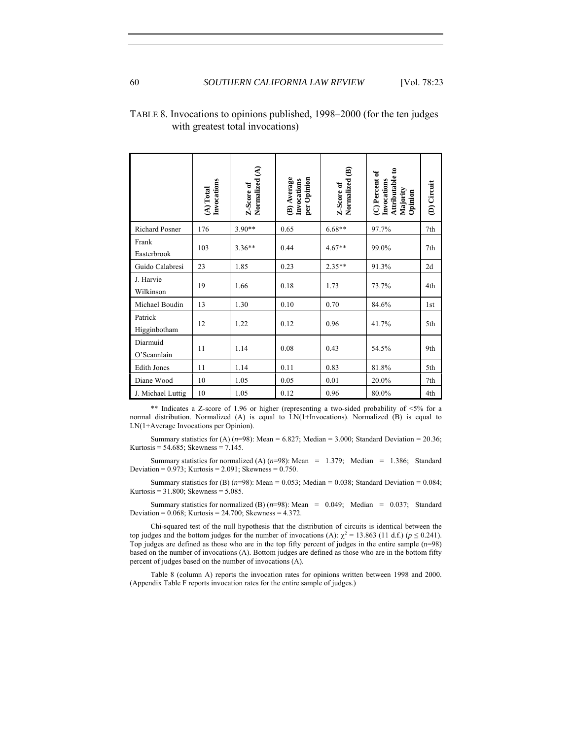TABLE 8. Invocations to opinions published, 1998–2000 (for the ten judges with greatest total invocations)

| | (A) Total Invocations | Z-Score of Normalized (A) | (B) Average Invocations per Opinion | Z-Score of Normalized (B) | (C) Percent of Invocations Attributable to Majority Opinion | (D) Circuit |
|---|---|---|---|---|---|---|
| Richard Posner | 176 | 3.90** | 0.65 | 6.68** | 97.7% | 7th |
| Frank Easterbrook | 103 | 3.36** | 0.44 | 4.67** | 99.0% | 7th |
| Guido Calabresi | 23 | 1.85 | 0.23 | 2.35** | 91.3% | 2d |
| J. Harvie Wilkinson | 19 | 1.66 | 0.18 | 1.73 | 73.7% | 4th |
| Michael Boudin | 13 | 1.30 | 0.10 | 0.70 | 84.6% | 1st |
| Patrick Higginbotham | 12 | 1.22 | 0.12 | 0.96 | 41.7% | 5th |
| Diarmuid O'Scannlain | 11 | 1.14 | 0.08 | 0.43 | 54.5% | 9th |
| Edith Jones | 11 | 1.14 | 0.11 | 0.83 | 81.8% | 5th |
| Diane Wood | 10 | 1.05 | 0.05 | 0.01 | 20.0% | 7th |
| J. Michael Luttig | 10 | 1.05 | 0.12 | 0.96 | 80.0% | 4th |

** Indicates a Z-score of 1.96 or higher (representing a two-sided probability of <5% for a normal distribution. Normalized (A) is equal to LN(1+Invocations). Normalized (B) is equal to LN(1+Average Invocations per Opinion).

Summary statistics for (A) ($n$=98): Mean = 6.827; Median = 3.000; Standard Deviation = 20.36; Kurtosis = 54.685; Skewness = 7.145.

Summary statistics for normalized (A) ($n$=98): Mean = 1.379; Median = 1.386; Standard Deviation = 0.973; Kurtosis = 2.091; Skewness = 0.750.

Summary statistics for (B) ($n$=98): Mean = 0.053; Median = 0.038; Standard Deviation = 0.084; Kurtosis = 31.800; Skewness = 5.085.

Summary statistics for normalized (B) ($n$=98): Mean = 0.049; Median = 0.037; Standard Deviation = 0.068; Kurtosis = 24.700; Skewness = 4.372.

Chi-squared test of the null hypothesis that the distribution of circuits is identical between the top judges and the bottom judges for the number of invocations (A): $\chi^2 = 13.863$ (11 d.f.) ($p \leq 0.241$). Top judges are defined as those who are in the top fifty percent of judges in the entire sample (n=98) based on the number of invocations (A). Bottom judges are defined as those who are in the bottom fifty percent of judges based on the number of invocations (A).

Table 8 (column A) reports the invocation rates for opinions written between 1998 and 2000. (Appendix Table F reports invocation rates for the entire sample of judges.)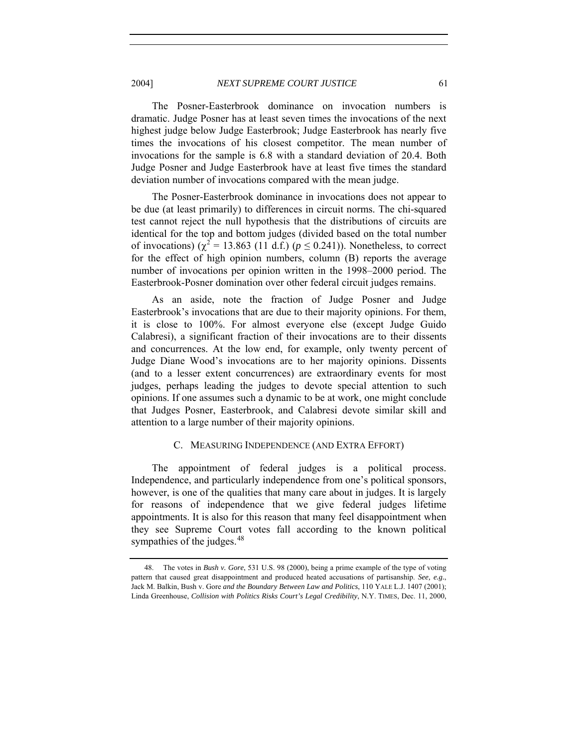The Posner-Easterbrook dominance on invocation numbers is dramatic. Judge Posner has at least seven times the invocations of the next highest judge below Judge Easterbrook; Judge Easterbrook has nearly five times the invocations of his closest competitor. The mean number of invocations for the sample is 6.8 with a standard deviation of 20.4. Both Judge Posner and Judge Easterbrook have at least five times the standard deviation number of invocations compared with the mean judge.

The Posner-Easterbrook dominance in invocations does not appear to be due (at least primarily) to differences in circuit norms. The chi-squared test cannot reject the null hypothesis that the distributions of circuits are identical for the top and bottom judges (divided based on the total number of invocations) ($\chi^2 = 13.863$ (11 d.f.) ($p \leq 0.241$)). Nonetheless, to correct for the effect of high opinion numbers, column (B) reports the average number of invocations per opinion written in the 1998–2000 period. The Easterbrook-Posner domination over other federal circuit judges remains.

As an aside, note the fraction of Judge Posner and Judge Easterbrook's invocations that are due to their majority opinions. For them, it is close to 100%. For almost everyone else (except Judge Guido Calabresi), a significant fraction of their invocations are to their dissents and concurrences. At the low end, for example, only twenty percent of Judge Diane Wood's invocations are to her majority opinions. Dissents (and to a lesser extent concurrences) are extraordinary events for most judges, perhaps leading the judges to devote special attention to such opinions. If one assumes such a dynamic to be at work, one might conclude that Judges Posner, Easterbrook, and Calabresi devote similar skill and attention to a large number of their majority opinions.

## C. Measuring Independence (and Extra Effort)

The appointment of federal judges is a political process. Independence, and particularly independence from one's political sponsors, however, is one of the qualities that many care about in judges. It is largely for reasons of independence that we give federal judges lifetime appointments. It is also for this reason that many feel disappointment when they see Supreme Court votes fall according to the known political sympathies of the judges.[48]

---

48. The votes in *Bush v. Gore*, 531 U.S. 98 (2000), being a prime example of the type of voting pattern that caused great disappointment and produced heated accusations of partisanship. *See, e.g.*, Jack M. Balkin, Bush v. Gore *and the Boundary Between Law and Politics*, 110 YALE L.J. 1407 (2001); Linda Greenhouse, *Collision with Politics Risks Court's Legal Credibility*, N.Y. TIMES, Dec. 11, 2000,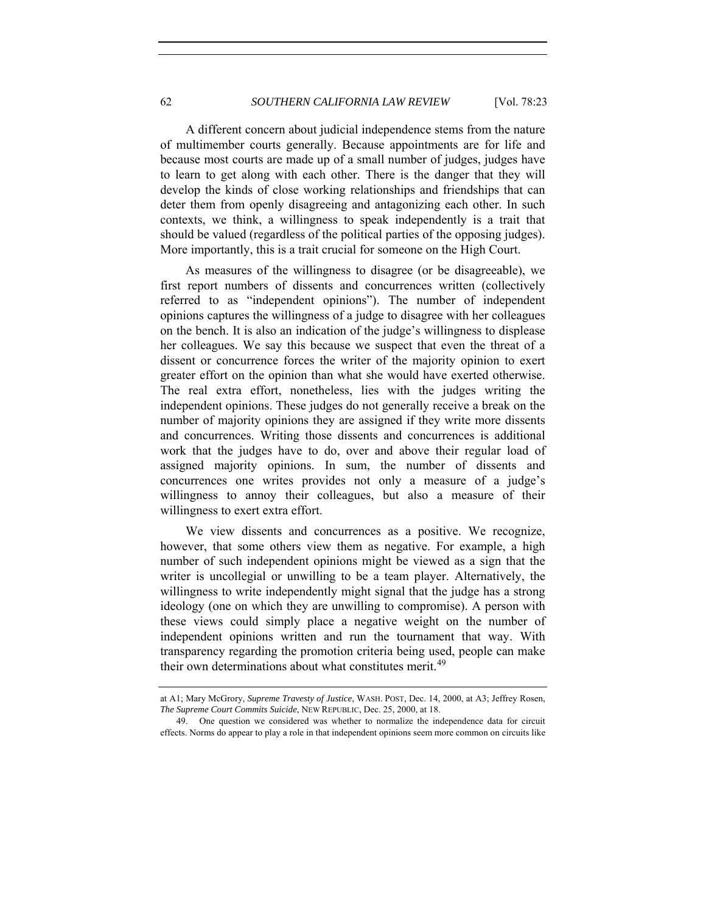A different concern about judicial independence stems from the nature of multimember courts generally. Because appointments are for life and because most courts are made up of a small number of judges, judges have to learn to get along with each other. There is the danger that they will develop the kinds of close working relationships and friendships that can deter them from openly disagreeing and antagonizing each other. In such contexts, we think, a willingness to speak independently is a trait that should be valued (regardless of the political parties of the opposing judges). More importantly, this is a trait crucial for someone on the High Court.

As measures of the willingness to disagree (or be disagreeable), we first report numbers of dissents and concurrences written (collectively referred to as "independent opinions"). The number of independent opinions captures the willingness of a judge to disagree with her colleagues on the bench. It is also an indication of the judge's willingness to displease her colleagues. We say this because we suspect that even the threat of a dissent or concurrence forces the writer of the majority opinion to exert greater effort on the opinion than what she would have exerted otherwise. The real extra effort, nonetheless, lies with the judges writing the independent opinions. These judges do not generally receive a break on the number of majority opinions they are assigned if they write more dissents and concurrences. Writing those dissents and concurrences is additional work that the judges have to do, over and above their regular load of assigned majority opinions. In sum, the number of dissents and concurrences one writes provides not only a measure of a judge's willingness to annoy their colleagues, but also a measure of their willingness to exert extra effort.

We view dissents and concurrences as a positive. We recognize, however, that some others view them as negative. For example, a high number of such independent opinions might be viewed as a sign that the writer is uncollegial or unwilling to be a team player. Alternatively, the willingness to write independently might signal that the judge has a strong ideology (one on which they are unwilling to compromise). A person with these views could simply place a negative weight on the number of independent opinions written and run the tournament that way. With transparency regarding the promotion criteria being used, people can make their own determinations about what constitutes merit.[49]

---

at A1; Mary McGrory, *Supreme Travesty of Justice*, WASH. POST, Dec. 14, 2000, at A3; Jeffrey Rosen, *The Supreme Court Commits Suicide*, NEW REPUBLIC, Dec. 25, 2000, at 18.

49. One question we considered was whether to normalize the independence data for circuit effects. Norms do appear to play a role in that independent opinions seem more common on circuits like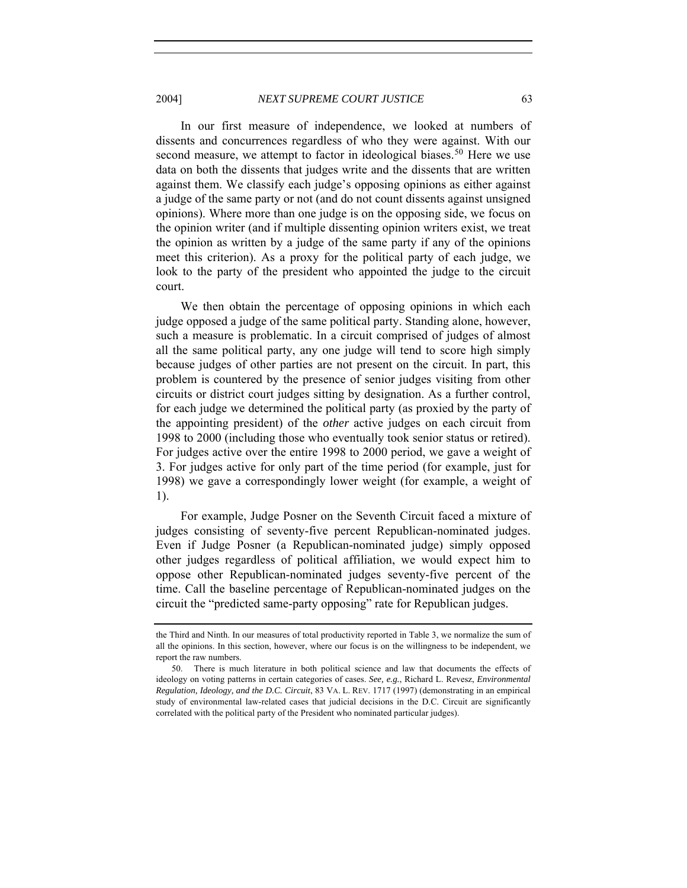In our first measure of independence, we looked at numbers of dissents and concurrences regardless of who they were against. With our second measure, we attempt to factor in ideological biases.[50] Here we use data on both the dissents that judges write and the dissents that are written against them. We classify each judge's opposing opinions as either against a judge of the same party or not (and do not count dissents against unsigned opinions). Where more than one judge is on the opposing side, we focus on the opinion writer (and if multiple dissenting opinion writers exist, we treat the opinion as written by a judge of the same party if any of the opinions meet this criterion). As a proxy for the political party of each judge, we look to the party of the president who appointed the judge to the circuit court.

We then obtain the percentage of opposing opinions in which each judge opposed a judge of the same political party. Standing alone, however, such a measure is problematic. In a circuit comprised of judges of almost all the same political party, any one judge will tend to score high simply because judges of other parties are not present on the circuit. In part, this problem is countered by the presence of senior judges visiting from other circuits or district court judges sitting by designation. As a further control, for each judge we determined the political party (as proxied by the party of the appointing president) of the *other* active judges on each circuit from 1998 to 2000 (including those who eventually took senior status or retired). For judges active over the entire 1998 to 2000 period, we gave a weight of 3. For judges active for only part of the time period (for example, just for 1998) we gave a correspondingly lower weight (for example, a weight of 1).

For example, Judge Posner on the Seventh Circuit faced a mixture of judges consisting of seventy-five percent Republican-nominated judges. Even if Judge Posner (a Republican-nominated judge) simply opposed other judges regardless of political affiliation, we would expect him to oppose other Republican-nominated judges seventy-five percent of the time. Call the baseline percentage of Republican-nominated judges on the circuit the "predicted same-party opposing" rate for Republican judges.

---

the Third and Ninth. In our measures of total productivity reported in Table 3, we normalize the sum of all the opinions. In this section, however, where our focus is on the willingness to be independent, we report the raw numbers.

50. There is much literature in both political science and law that documents the effects of ideology on voting patterns in certain categories of cases. *See, e.g.*, Richard L. Revesz, *Environmental Regulation, Ideology, and the D.C. Circuit*, 83 VA. L. REV. 1717 (1997) (demonstrating in an empirical study of environmental law-related cases that judicial decisions in the D.C. Circuit are significantly correlated with the political party of the President who nominated particular judges).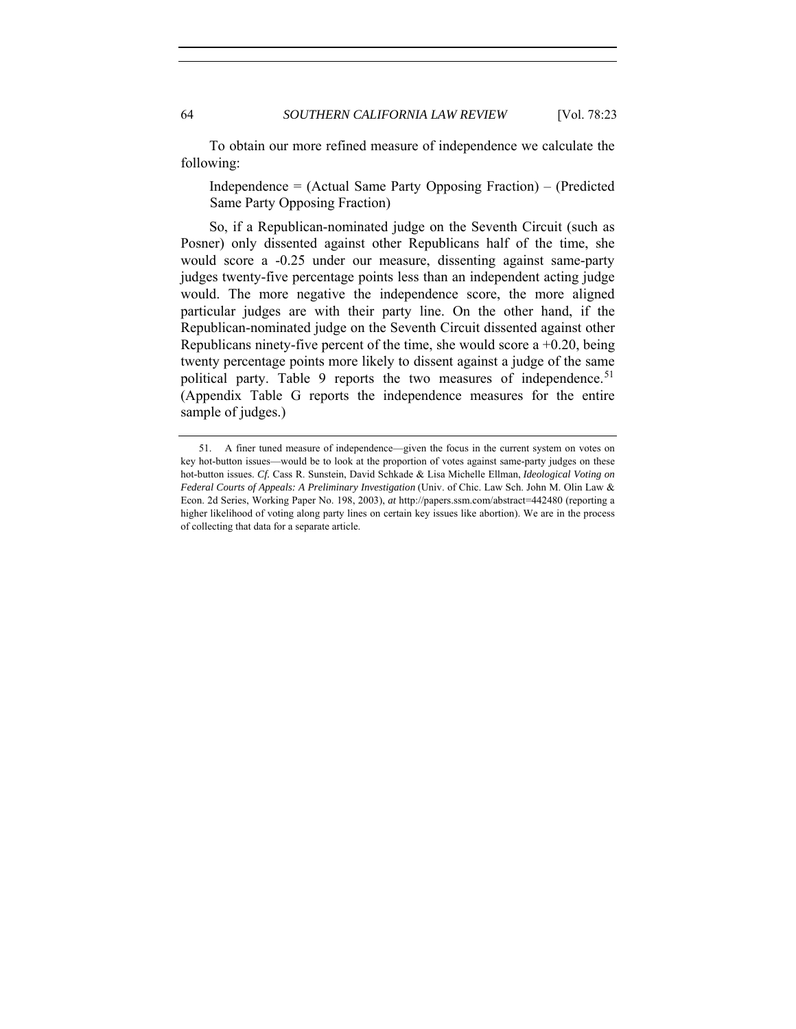To obtain our more refined measure of independence we calculate the following:

> Independence = (Actual Same Party Opposing Fraction) – (Predicted Same Party Opposing Fraction)

So, if a Republican-nominated judge on the Seventh Circuit (such as Posner) only dissented against other Republicans half of the time, she would score a -0.25 under our measure, dissenting against same-party judges twenty-five percentage points less than an independent acting judge would. The more negative the independence score, the more aligned particular judges are with their party line. On the other hand, if the Republican-nominated judge on the Seventh Circuit dissented against other Republicans ninety-five percent of the time, she would score a +0.20, being twenty percentage points more likely to dissent against a judge of the same political party. Table 9 reports the two measures of independence.[51] (Appendix Table G reports the independence measures for the entire sample of judges.)

---

51. A finer tuned measure of independence—given the focus in the current system on votes on key hot-button issues—would be to look at the proportion of votes against same-party judges on these hot-button issues. *Cf.* Cass R. Sunstein, David Schkade & Lisa Michelle Ellman, *Ideological Voting on Federal Courts of Appeals: A Preliminary Investigation* (Univ. of Chic. Law Sch. John M. Olin Law & Econ. 2d Series, Working Paper No. 198, 2003), *at* http://papers.ssm.com/abstract=442480 (reporting a higher likelihood of voting along party lines on certain key issues like abortion). We are in the process of collecting that data for a separate article.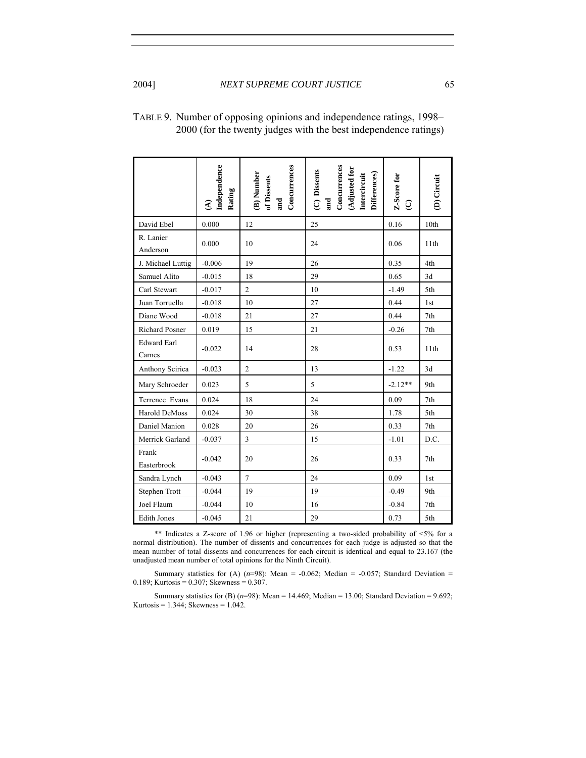TABLE 9. Number of opposing opinions and independence ratings, 1998–2000 (for the twenty judges with the best independence ratings)

| | (A) Independence Rating | (B) Number of Dissents and Concurrences | (C) Dissents and Concurrences (Adjusted for Intercircuit Differences) | Z-Score for (C) | (D) Circuit |
|---|---|---|---|---|---|
| David Ebel | 0.000 | 12 | 25 | 0.16 | 10th |
| R. Lanier Anderson | 0.000 | 10 | 24 | 0.06 | 11th |
| J. Michael Luttig | -0.006 | 19 | 26 | 0.35 | 4th |
| Samuel Alito | -0.015 | 18 | 29 | 0.65 | 3d |
| Carl Stewart | -0.017 | 2 | 10 | -1.49 | 5th |
| Juan Torruella | -0.018 | 10 | 27 | 0.44 | 1st |
| Diane Wood | -0.018 | 21 | 27 | 0.44 | 7th |
| Richard Posner | 0.019 | 15 | 21 | -0.26 | 7th |
| Edward Earl Carnes | -0.022 | 14 | 28 | 0.53 | 11th |
| Anthony Scirica | -0.023 | 2 | 13 | -1.22 | 3d |
| Mary Schroeder | 0.023 | 5 | 5 | -2.12** | 9th |
| Terrence Evans | 0.024 | 18 | 24 | 0.09 | 7th |
| Harold DeMoss | 0.024 | 30 | 38 | 1.78 | 5th |
| Daniel Manion | 0.028 | 20 | 26 | 0.33 | 7th |
| Merrick Garland | -0.037 | 3 | 15 | -1.01 | D.C. |
| Frank Easterbrook | -0.042 | 20 | 26 | 0.33 | 7th |
| Sandra Lynch | -0.043 | 7 | 24 | 0.09 | 1st |
| Stephen Trott | -0.044 | 19 | 19 | -0.49 | 9th |
| Joel Flaum | -0.044 | 10 | 16 | -0.84 | 7th |
| Edith Jones | -0.045 | 21 | 29 | 0.73 | 5th |

** Indicates a Z-score of 1.96 or higher (representing a two-sided probability of <5% for a normal distribution). The number of dissents and concurrences for each judge is adjusted so that the mean number of total dissents and concurrences for each circuit is identical and equal to 23.167 (the unadjusted mean number of total opinions for the Ninth Circuit).

Summary statistics for (A) ($n$=98): Mean = -0.062; Median = -0.057; Standard Deviation = 0.189; Kurtosis = 0.307; Skewness = 0.307.

Summary statistics for (B) ($n$=98): Mean = 14.469; Median = 13.00; Standard Deviation = 9.692; Kurtosis = 1.344; Skewness = 1.042.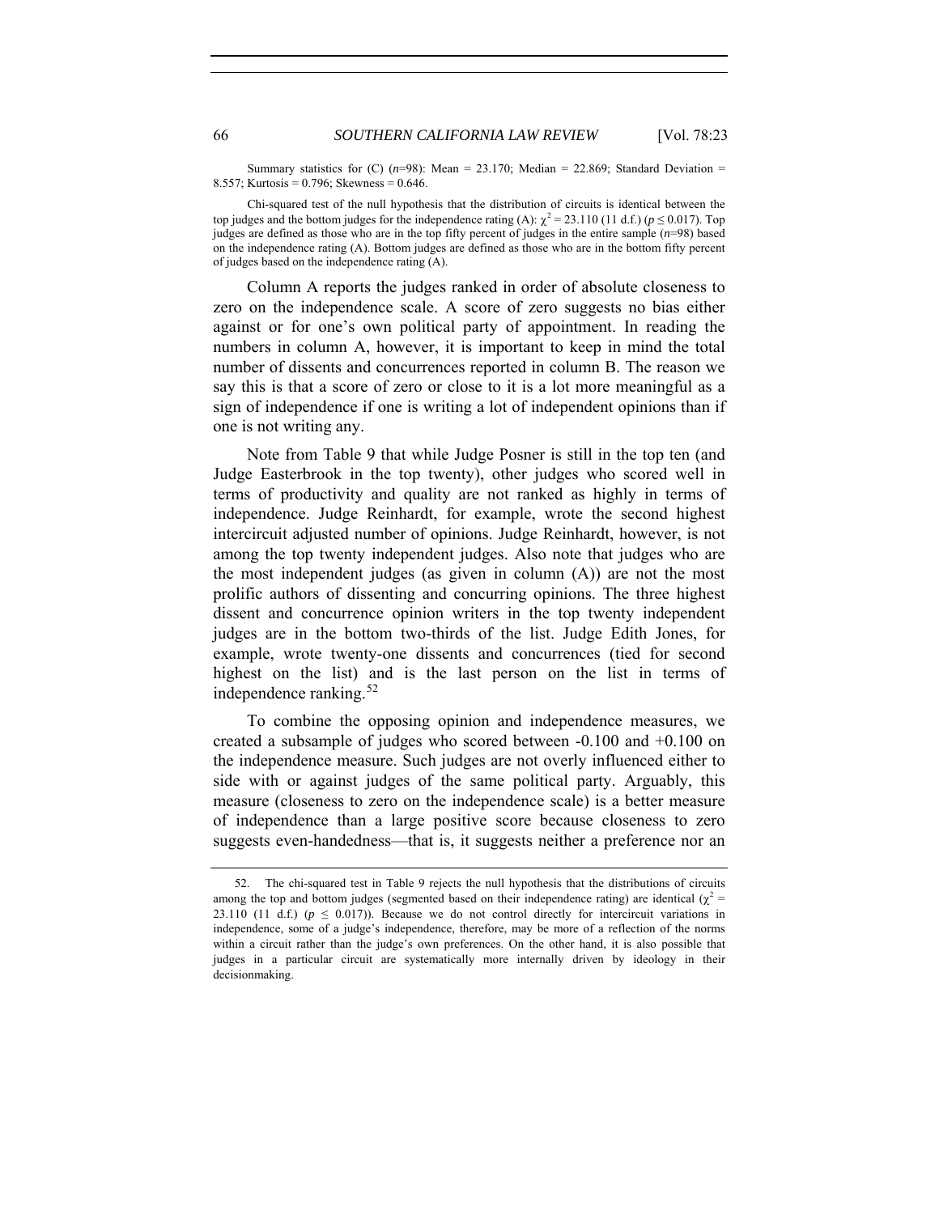Summary statistics for (C) ($n$=98): Mean = 23.170; Median = 22.869; Standard Deviation = 8.557; Kurtosis = 0.796; Skewness = 0.646.

Chi-squared test of the null hypothesis that the distribution of circuits is identical between the top judges and the bottom judges for the independence rating (A): $\chi^2 = 23.110$ (11 d.f.) ($p \leq 0.017$). Top judges are defined as those who are in the top fifty percent of judges in the entire sample ($n$=98) based on the independence rating (A). Bottom judges are defined as those who are in the bottom fifty percent of judges based on the independence rating (A).

Column A reports the judges ranked in order of absolute closeness to zero on the independence scale. A score of zero suggests no bias either against or for one's own political party of appointment. In reading the numbers in column A, however, it is important to keep in mind the total number of dissents and concurrences reported in column B. The reason we say this is that a score of zero or close to it is a lot more meaningful as a sign of independence if one is writing a lot of independent opinions than if one is not writing any.

Note from Table 9 that while Judge Posner is still in the top ten (and Judge Easterbrook in the top twenty), other judges who scored well in terms of productivity and quality are not ranked as highly in terms of independence. Judge Reinhardt, for example, wrote the second highest intercircuit adjusted number of opinions. Judge Reinhardt, however, is not among the top twenty independent judges. Also note that judges who are the most independent judges (as given in column (A)) are not the most prolific authors of dissenting and concurring opinions. The three highest dissent and concurrence opinion writers in the top twenty independent judges are in the bottom two-thirds of the list. Judge Edith Jones, for example, wrote twenty-one dissents and concurrences (tied for second highest on the list) and is the last person on the list in terms of independence ranking.[52]

To combine the opposing opinion and independence measures, we created a subsample of judges who scored between -0.100 and +0.100 on the independence measure. Such judges are not overly influenced either to side with or against judges of the same political party. Arguably, this measure (closeness to zero on the independence scale) is a better measure of independence than a large positive score because closeness to zero suggests even-handedness—that is, it suggests neither a preference nor an

---

52. The chi-squared test in Table 9 rejects the null hypothesis that the distributions of circuits among the top and bottom judges (segmented based on their independence rating) are identical ($\chi^2$ = 23.110 (11 d.f.) ($p \leq 0.017$)). Because we do not control directly for intercircuit variations in independence, some of a judge's independence, therefore, may be more of a reflection of the norms within a circuit rather than the judge's own preferences. On the other hand, it is also possible that judges in a particular circuit are systematically more internally driven by ideology in their decisionmaking.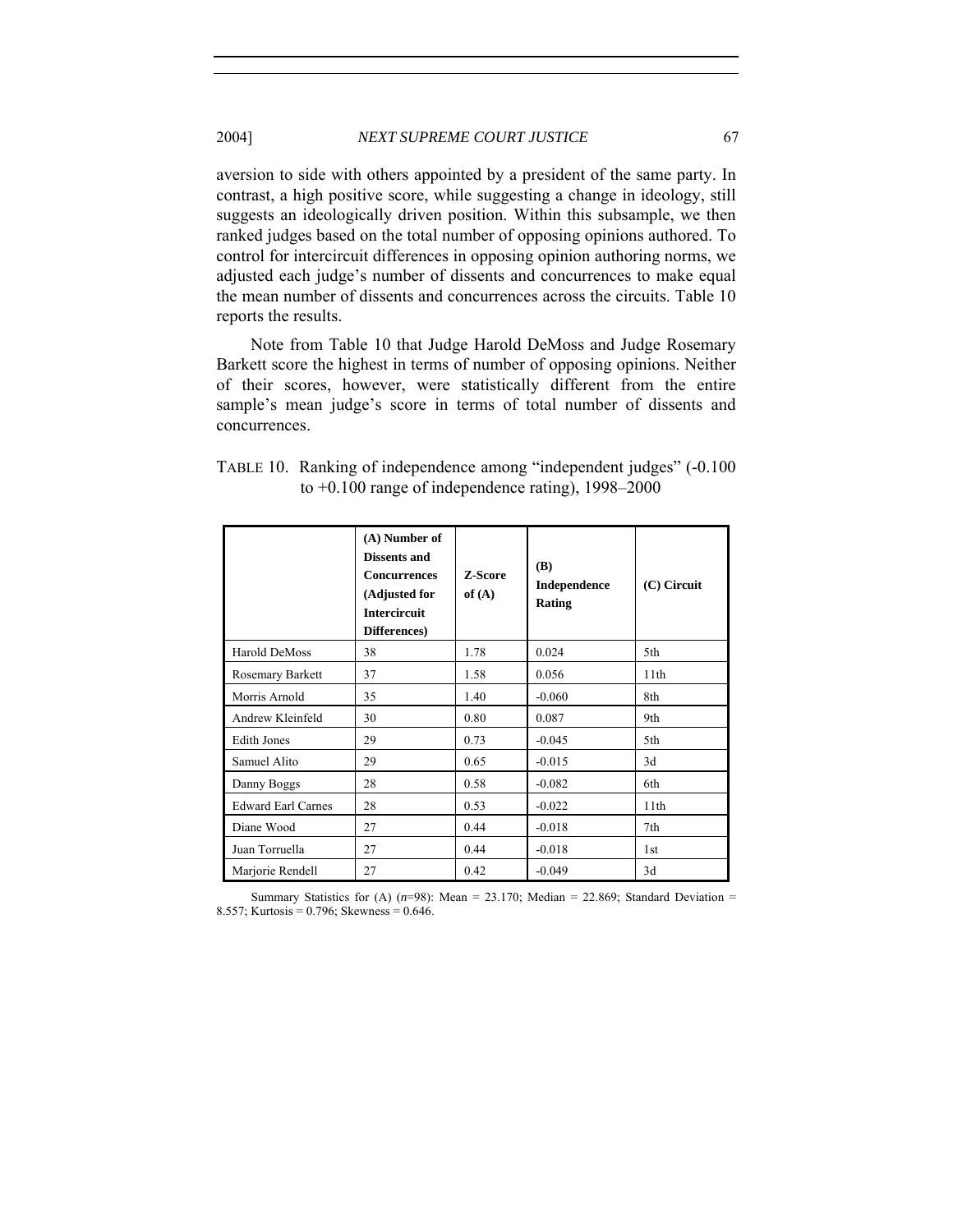aversion to side with others appointed by a president of the same party. In contrast, a high positive score, while suggesting a change in ideology, still suggests an ideologically driven position. Within this subsample, we then ranked judges based on the total number of opposing opinions authored. To control for intercircuit differences in opposing opinion authoring norms, we adjusted each judge's number of dissents and concurrences to make equal the mean number of dissents and concurrences across the circuits. Table 10 reports the results.

Note from Table 10 that Judge Harold DeMoss and Judge Rosemary Barkett score the highest in terms of number of opposing opinions. Neither of their scores, however, were statistically different from the entire sample's mean judge's score in terms of total number of dissents and concurrences.

TABLE 10. Ranking of independence among "independent judges" (-0.100 to +0.100 range of independence rating), 1998–2000

| | **(A) Number of Dissents and Concurrences (Adjusted for Intercircuit Differences)** | **Z-Score of (A)** | **(B) Independence Rating** | **(C) Circuit** |
|---|---|---|---|---|
| Harold DeMoss | 38 | 1.78 | 0.024 | 5th |
| Rosemary Barkett | 37 | 1.58 | 0.056 | 11th |
| Morris Arnold | 35 | 1.40 | -0.060 | 8th |
| Andrew Kleinfeld | 30 | 0.80 | 0.087 | 9th |
| Edith Jones | 29 | 0.73 | -0.045 | 5th |
| Samuel Alito | 29 | 0.65 | -0.015 | 3d |
| Danny Boggs | 28 | 0.58 | -0.082 | 6th |
| Edward Earl Carnes | 28 | 0.53 | -0.022 | 11th |
| Diane Wood | 27 | 0.44 | -0.018 | 7th |
| Juan Torruella | 27 | 0.44 | -0.018 | 1st |
| Marjorie Rendell | 27 | 0.42 | -0.049 | 3d |

Summary Statistics for (A) (*n*=98): Mean = 23.170; Median = 22.869; Standard Deviation = 8.557; Kurtosis = 0.796; Skewness = 0.646.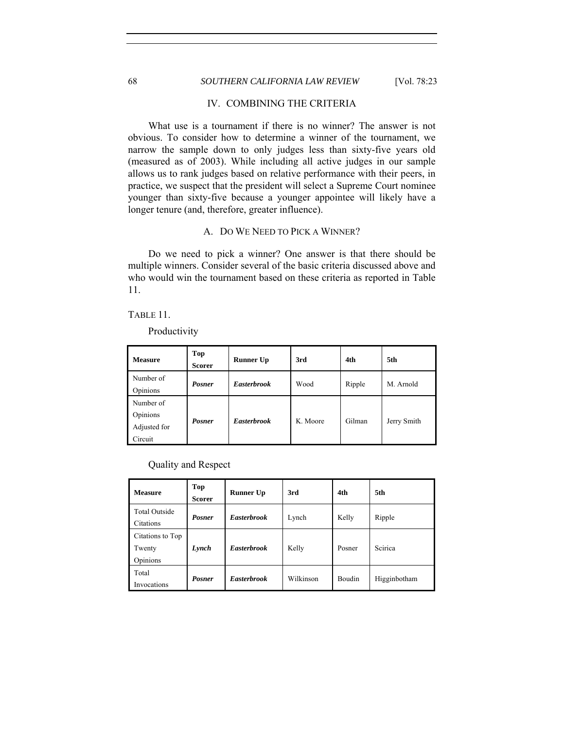## IV. COMBINING THE CRITERIA

What use is a tournament if there is no winner? The answer is not obvious. To consider how to determine a winner of the tournament, we narrow the sample down to only judges less than sixty-five years old (measured as of 2003). While including all active judges in our sample allows us to rank judges based on relative performance with their peers, in practice, we suspect that the president will select a Supreme Court nominee younger than sixty-five because a younger appointee will likely have a longer tenure (and, therefore, greater influence).

### A. DO WE NEED TO PICK A WINNER?

Do we need to pick a winner? One answer is that there should be multiple winners. Consider several of the basic criteria discussed above and who would win the tournament based on these criteria as reported in Table 11.

TABLE 11.

Productivity

| Measure | Top Scorer | Runner Up | 3rd | 4th | 5th |
|---|---|---|---|---|---|
| Number of Opinions | ***Posner*** | ***Easterbrook*** | Wood | Ripple | M. Arnold |
| Number of Opinions Adjusted for Circuit | ***Posner*** | ***Easterbrook*** | K. Moore | Gilman | Jerry Smith |

Quality and Respect

| Measure | Top Scorer | Runner Up | 3rd | 4th | 5th |
|---|---|---|---|---|---|
| Total Outside Citations | ***Posner*** | ***Easterbrook*** | Lynch | Kelly | Ripple |
| Citations to Top Twenty Opinions | ***Lynch*** | ***Easterbrook*** | Kelly | Posner | Scirica |
| Total Invocations | ***Posner*** | ***Easterbrook*** | Wilkinson | Boudin | Higginbotham |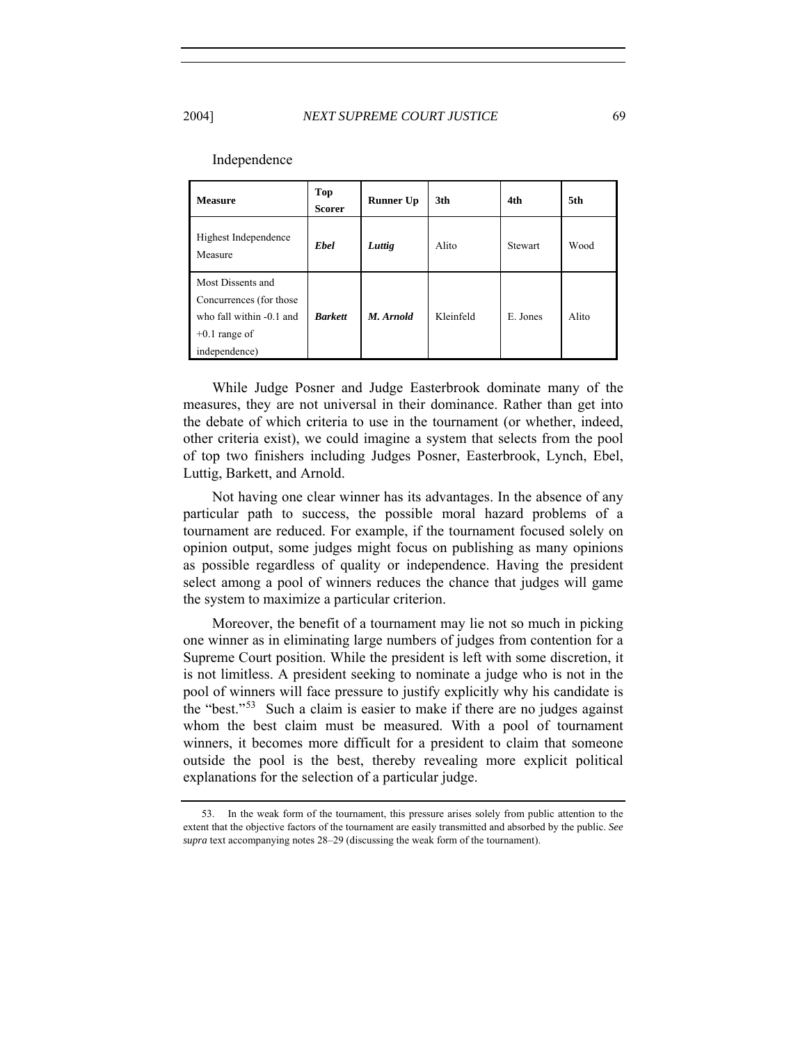Independence

| **Measure** | **Top Scorer** | **Runner Up** | **3th** | **4th** | **5th** |
|---|---|---|---|---|---|
| Highest Independence Measure | ***Ebel*** | ***Luttig*** | Alito | Stewart | Wood |
| Most Dissents and Concurrences (for those who fall within -0.1 and +0.1 range of independence) | ***Barkett*** | ***M. Arnold*** | Kleinfeld | E. Jones | Alito |

While Judge Posner and Judge Easterbrook dominate many of the measures, they are not universal in their dominance. Rather than get into the debate of which criteria to use in the tournament (or whether, indeed, other criteria exist), we could imagine a system that selects from the pool of top two finishers including Judges Posner, Easterbrook, Lynch, Ebel, Luttig, Barkett, and Arnold.

Not having one clear winner has its advantages. In the absence of any particular path to success, the possible moral hazard problems of a tournament are reduced. For example, if the tournament focused solely on opinion output, some judges might focus on publishing as many opinions as possible regardless of quality or independence. Having the president select among a pool of winners reduces the chance that judges will game the system to maximize a particular criterion.

Moreover, the benefit of a tournament may lie not so much in picking one winner as in eliminating large numbers of judges from contention for a Supreme Court position. While the president is left with some discretion, it is not limitless. A president seeking to nominate a judge who is not in the pool of winners will face pressure to justify explicitly why his candidate is the "best."[53] Such a claim is easier to make if there are no judges against whom the best claim must be measured. With a pool of tournament winners, it becomes more difficult for a president to claim that someone outside the pool is the best, thereby revealing more explicit political explanations for the selection of a particular judge.

---

53. In the weak form of the tournament, this pressure arises solely from public attention to the extent that the objective factors of the tournament are easily transmitted and absorbed by the public. *See supra* text accompanying notes 28–29 (discussing the weak form of the tournament).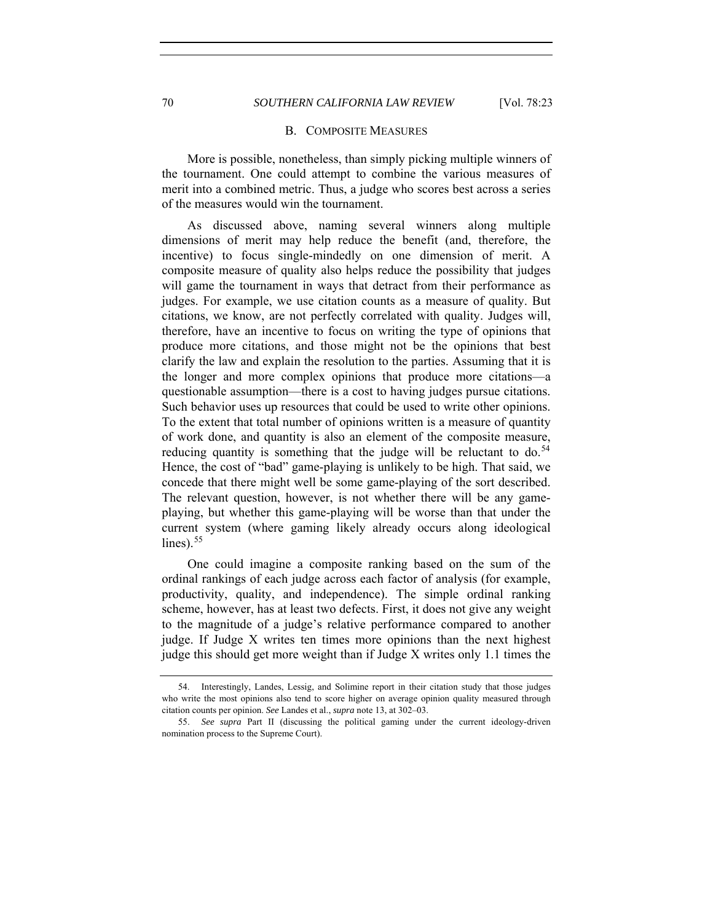### B. COMPOSITE MEASURES

More is possible, nonetheless, than simply picking multiple winners of the tournament. One could attempt to combine the various measures of merit into a combined metric. Thus, a judge who scores best across a series of the measures would win the tournament.

As discussed above, naming several winners along multiple dimensions of merit may help reduce the benefit (and, therefore, the incentive) to focus single-mindedly on one dimension of merit. A composite measure of quality also helps reduce the possibility that judges will game the tournament in ways that detract from their performance as judges. For example, we use citation counts as a measure of quality. But citations, we know, are not perfectly correlated with quality. Judges will, therefore, have an incentive to focus on writing the type of opinions that produce more citations, and those might not be the opinions that best clarify the law and explain the resolution to the parties. Assuming that it is the longer and more complex opinions that produce more citations—a questionable assumption—there is a cost to having judges pursue citations. Such behavior uses up resources that could be used to write other opinions. To the extent that total number of opinions written is a measure of quantity of work done, and quantity is also an element of the composite measure, reducing quantity is something that the judge will be reluctant to do.[54] Hence, the cost of "bad" game-playing is unlikely to be high. That said, we concede that there might well be some game-playing of the sort described. The relevant question, however, is not whether there will be any game-playing, but whether this game-playing will be worse than that under the current system (where gaming likely already occurs along ideological lines).[55]

One could imagine a composite ranking based on the sum of the ordinal rankings of each judge across each factor of analysis (for example, productivity, quality, and independence). The simple ordinal ranking scheme, however, has at least two defects. First, it does not give any weight to the magnitude of a judge's relative performance compared to another judge. If Judge X writes ten times more opinions than the next highest judge this should get more weight than if Judge X writes only 1.1 times the

---

54. Interestingly, Landes, Lessig, and Solimine report in their citation study that those judges who write the most opinions also tend to score higher on average opinion quality measured through citation counts per opinion. *See* Landes et al., *supra* note 13, at 302–03.

55. *See supra* Part II (discussing the political gaming under the current ideology-driven nomination process to the Supreme Court).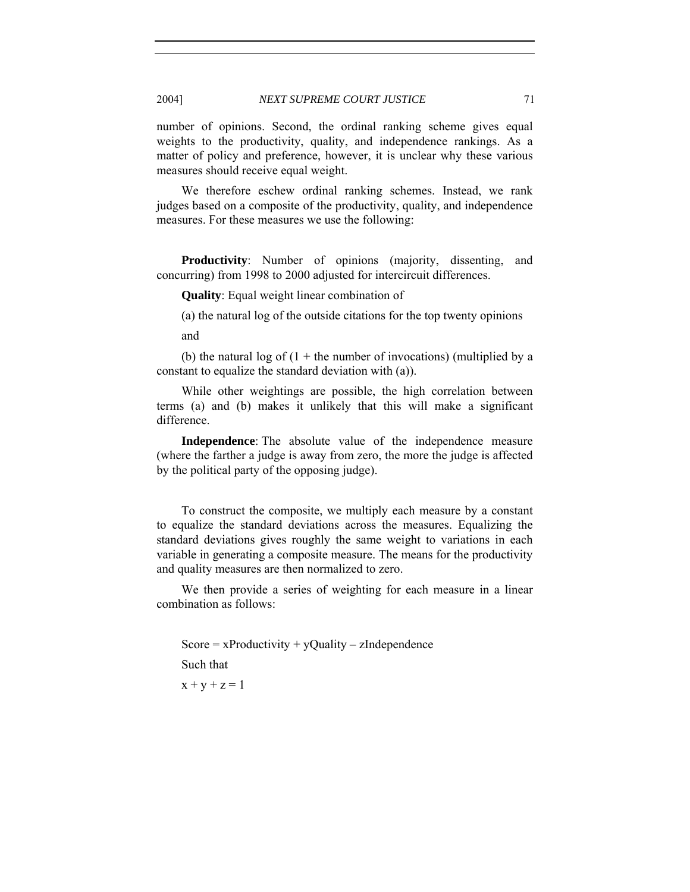number of opinions. Second, the ordinal ranking scheme gives equal weights to the productivity, quality, and independence rankings. As a matter of policy and preference, however, it is unclear why these various measures should receive equal weight.

We therefore eschew ordinal ranking schemes. Instead, we rank judges based on a composite of the productivity, quality, and independence measures. For these measures we use the following:

**Productivity**: Number of opinions (majority, dissenting, and concurring) from 1998 to 2000 adjusted for intercircuit differences.

**Quality**: Equal weight linear combination of

(a) the natural log of the outside citations for the top twenty opinions

and

(b) the natural log of (1 + the number of invocations) (multiplied by a constant to equalize the standard deviation with (a)).

While other weightings are possible, the high correlation between terms (a) and (b) makes it unlikely that this will make a significant difference.

**Independence**: The absolute value of the independence measure (where the farther a judge is away from zero, the more the judge is affected by the political party of the opposing judge).

To construct the composite, we multiply each measure by a constant to equalize the standard deviations across the measures. Equalizing the standard deviations gives roughly the same weight to variations in each variable in generating a composite measure. The means for the productivity and quality measures are then normalized to zero.

We then provide a series of weighting for each measure in a linear combination as follows:

$$\text{Score} = x\text{Productivity} + y\text{Quality} - z\text{Independence}$$

Such that

$$x + y + z = 1$$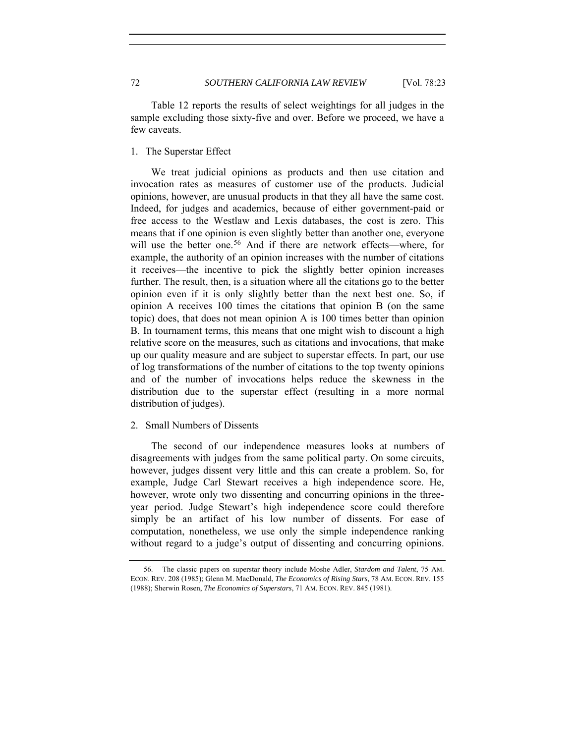Table 12 reports the results of select weightings for all judges in the sample excluding those sixty-five and over. Before we proceed, we have a few caveats.

### 1. The Superstar Effect

We treat judicial opinions as products and then use citation and invocation rates as measures of customer use of the products. Judicial opinions, however, are unusual products in that they all have the same cost. Indeed, for judges and academics, because of either government-paid or free access to the Westlaw and Lexis databases, the cost is zero. This means that if one opinion is even slightly better than another one, everyone will use the better one.[56] And if there are network effects—where, for example, the authority of an opinion increases with the number of citations it receives—the incentive to pick the slightly better opinion increases further. The result, then, is a situation where all the citations go to the better opinion even if it is only slightly better than the next best one. So, if opinion A receives 100 times the citations that opinion B (on the same topic) does, that does not mean opinion A is 100 times better than opinion B. In tournament terms, this means that one might wish to discount a high relative score on the measures, such as citations and invocations, that make up our quality measure and are subject to superstar effects. In part, our use of log transformations of the number of citations to the top twenty opinions and of the number of invocations helps reduce the skewness in the distribution due to the superstar effect (resulting in a more normal distribution of judges).

### 2. Small Numbers of Dissents

The second of our independence measures looks at numbers of disagreements with judges from the same political party. On some circuits, however, judges dissent very little and this can create a problem. So, for example, Judge Carl Stewart receives a high independence score. He, however, wrote only two dissenting and concurring opinions in the three-year period. Judge Stewart's high independence score could therefore simply be an artifact of his low number of dissents. For ease of computation, nonetheless, we use only the simple independence ranking without regard to a judge's output of dissenting and concurring opinions.

---

56. The classic papers on superstar theory include Moshe Adler, *Stardom and Talent*, 75 AM. ECON. REV. 208 (1985); Glenn M. MacDonald, *The Economics of Rising Stars*, 78 AM. ECON. REV. 155 (1988); Sherwin Rosen, *The Economics of Superstars*, 71 AM. ECON. REV. 845 (1981).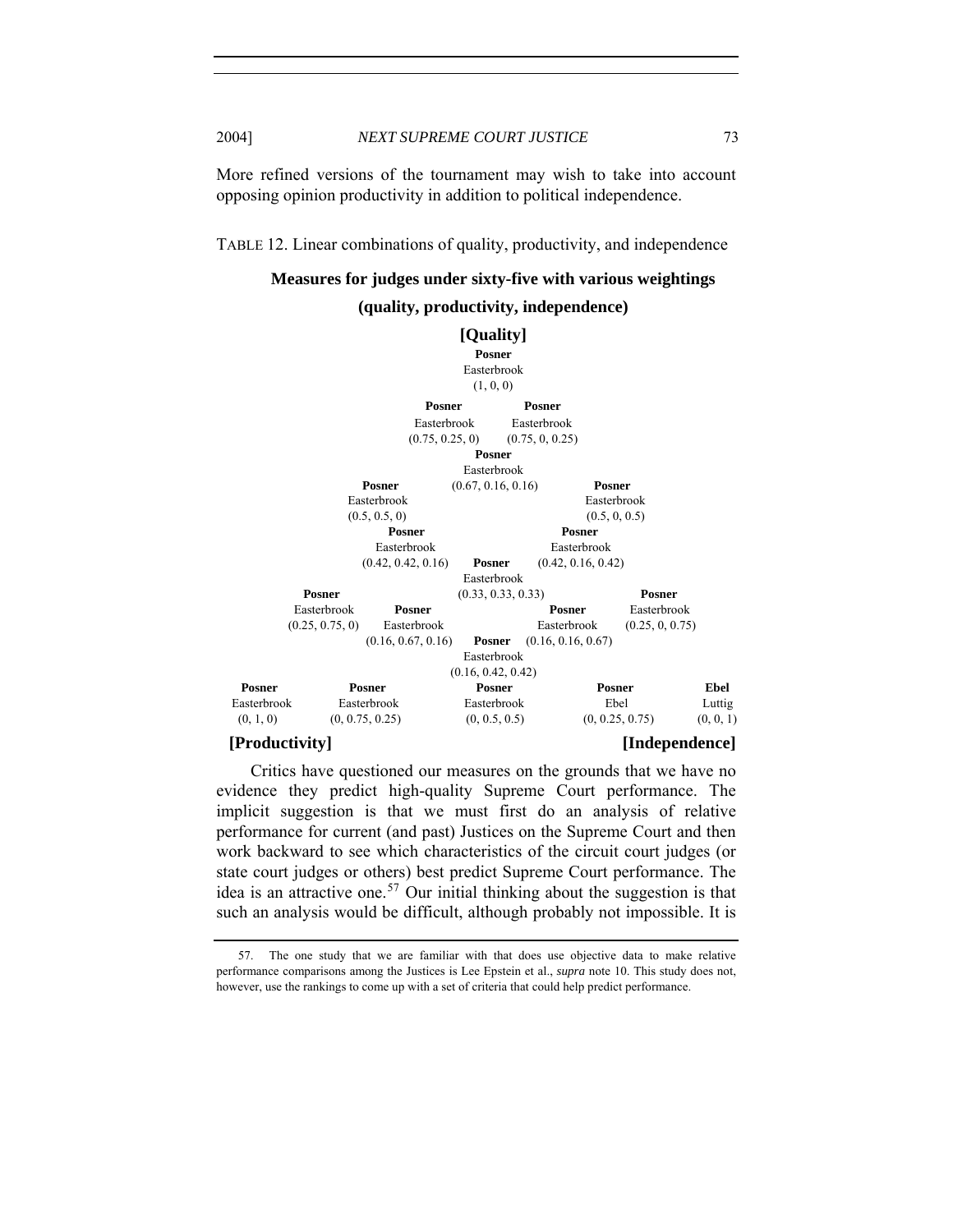More refined versions of the tournament may wish to take into account opposing opinion productivity in addition to political independence.

TABLE 12. Linear combinations of quality, productivity, and independence

**Measures for judges under sixty-five with various weightings (quality, productivity, independence)**

| Weighting (quality, productivity, independence) | First | Second |
|---|---|---|
| (1, 0, 0) | **Posner** | Easterbrook |
| (0.75, 0.25, 0) | **Posner** | Easterbrook |
| (0.75, 0, 0.25) | **Posner** | Easterbrook |
| (0.67, 0.16, 0.16) | **Posner** | Easterbrook |
| (0.5, 0.5, 0) | **Posner** | Easterbrook |
| (0.5, 0, 0.5) | **Posner** | Easterbrook |
| (0.42, 0.42, 0.16) | **Posner** | Easterbrook |
| (0.42, 0.16, 0.42) | **Posner** | Easterbrook |
| (0.33, 0.33, 0.33) | **Posner** | Easterbrook |
| (0.25, 0.75, 0) | **Posner** | Easterbrook |
| (0.16, 0.67, 0.16) | **Posner** | Easterbrook |
| (0.16, 0.16, 0.67) | **Posner** | Easterbrook |
| (0.25, 0, 0.75) | **Posner** | Easterbrook |
| (0.16, 0.42, 0.42) | **Posner** | Easterbrook |
| (0, 1, 0) | **Posner** | Easterbrook |
| (0, 0.75, 0.25) | **Posner** | Easterbrook |
| (0, 0.5, 0.5) | **Posner** | Easterbrook |
| (0, 0.25, 0.75) | **Posner** | Ebel |
| (0, 0, 1) | **Ebel** | Luttig |

[Quality] apex: (1, 0, 0); [Productivity] corner: (0, 1, 0); [Independence] corner: (0, 0, 1)

Critics have questioned our measures on the grounds that we have no evidence they predict high-quality Supreme Court performance. The implicit suggestion is that we must first do an analysis of relative performance for current (and past) Justices on the Supreme Court and then work backward to see which characteristics of the circuit court judges (or state court judges or others) best predict Supreme Court performance. The idea is an attractive one.[57] Our initial thinking about the suggestion is that such an analysis would be difficult, although probably not impossible. It is

57. The one study that we are familiar with that does use objective data to make relative performance comparisons among the Justices is Lee Epstein et al., *supra* note 10. This study does not, however, use the rankings to come up with a set of criteria that could help predict performance.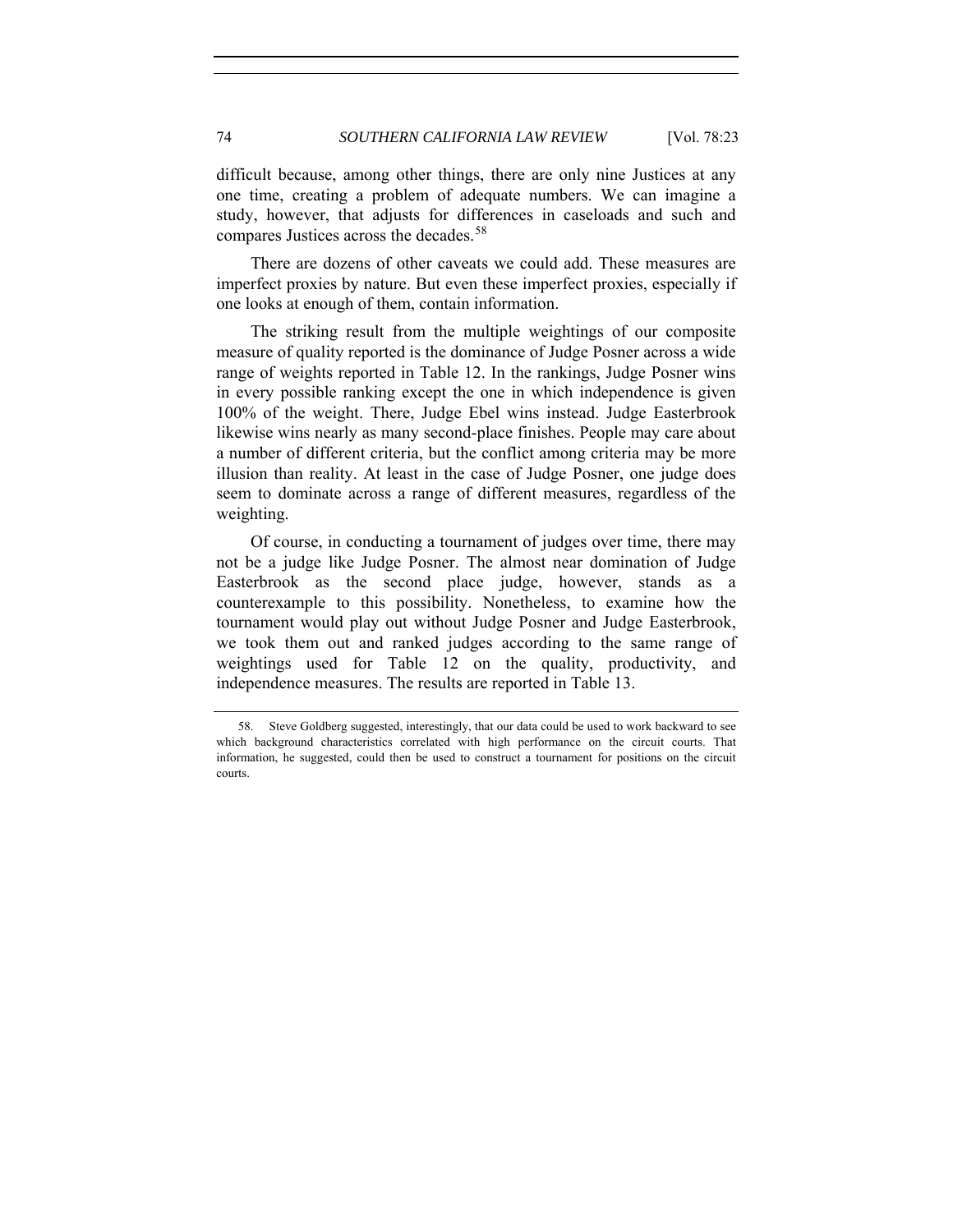difficult because, among other things, there are only nine Justices at any one time, creating a problem of adequate numbers. We can imagine a study, however, that adjusts for differences in caseloads and such and compares Justices across the decades.[58]

There are dozens of other caveats we could add. These measures are imperfect proxies by nature. But even these imperfect proxies, especially if one looks at enough of them, contain information.

The striking result from the multiple weightings of our composite measure of quality reported is the dominance of Judge Posner across a wide range of weights reported in Table 12. In the rankings, Judge Posner wins in every possible ranking except the one in which independence is given 100% of the weight. There, Judge Ebel wins instead. Judge Easterbrook likewise wins nearly as many second-place finishes. People may care about a number of different criteria, but the conflict among criteria may be more illusion than reality. At least in the case of Judge Posner, one judge does seem to dominate across a range of different measures, regardless of the weighting.

Of course, in conducting a tournament of judges over time, there may not be a judge like Judge Posner. The almost near domination of Judge Easterbrook as the second place judge, however, stands as a counterexample to this possibility. Nonetheless, to examine how the tournament would play out without Judge Posner and Judge Easterbrook, we took them out and ranked judges according to the same range of weightings used for Table 12 on the quality, productivity, and independence measures. The results are reported in Table 13.

---

58. Steve Goldberg suggested, interestingly, that our data could be used to work backward to see which background characteristics correlated with high performance on the circuit courts. That information, he suggested, could then be used to construct a tournament for positions on the circuit courts.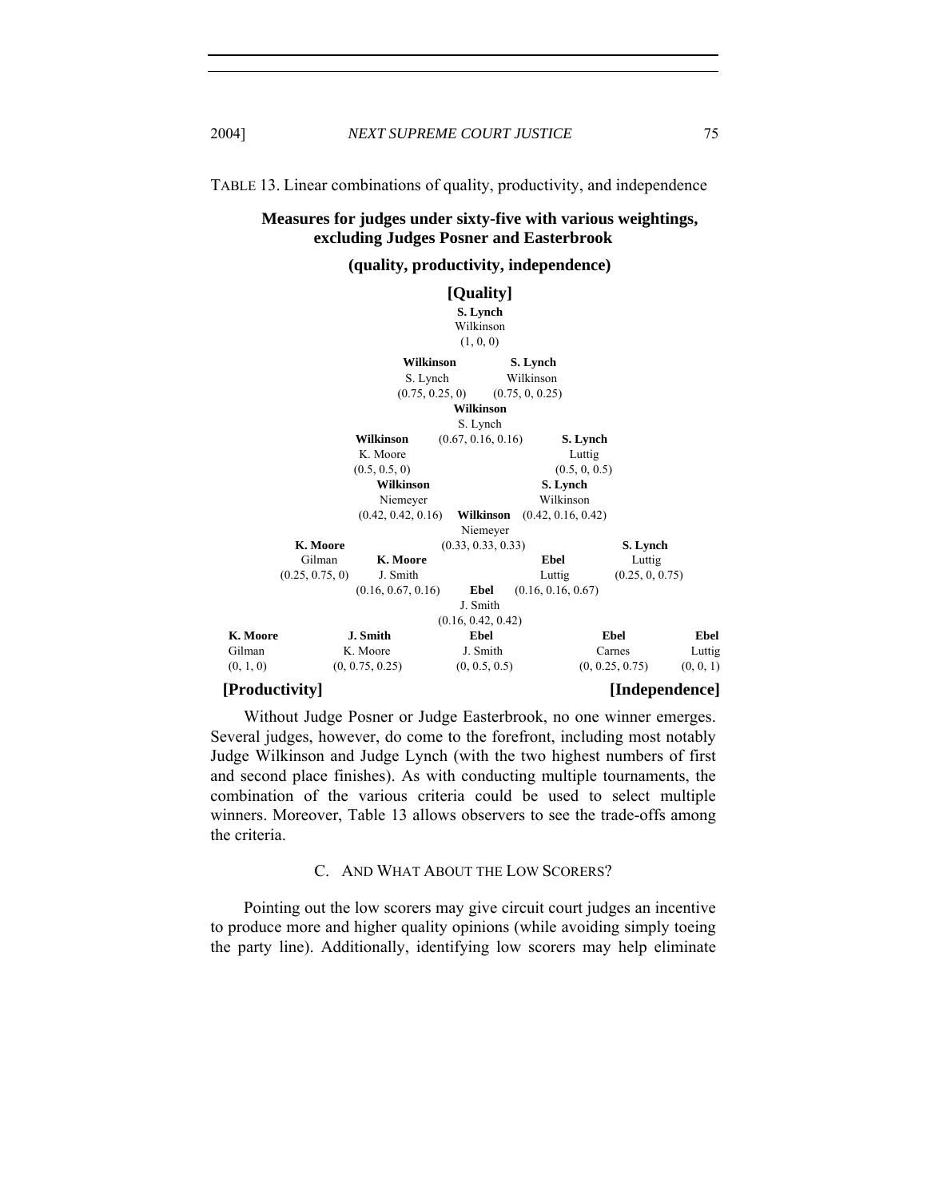TABLE 13. Linear combinations of quality, productivity, and independence

**Measures for judges under sixty-five with various weightings, excluding Judges Posner and Easterbrook**

**(quality, productivity, independence)**

**[Quality]**

| Weighting (quality, productivity, independence) | First | Second |
|---|---|---|
| (1, 0, 0) | **S. Lynch** | Wilkinson |
| (0.75, 0.25, 0) | **Wilkinson** | S. Lynch |
| (0.75, 0, 0.25) | **S. Lynch** | Wilkinson |
| (0.67, 0.16, 0.16) | **Wilkinson** | S. Lynch |
| (0.5, 0.5, 0) | **Wilkinson** | K. Moore |
| (0.5, 0, 0.5) | **S. Lynch** | Luttig |
| (0.42, 0.42, 0.16) | **Wilkinson** | Niemeyer |
| (0.42, 0.16, 0.42) | **S. Lynch** | Wilkinson |
| (0.33, 0.33, 0.33) | **Wilkinson** | Niemeyer |
| (0.25, 0.75, 0) | **K. Moore** | Gilman |
| (0.16, 0.67, 0.16) | **K. Moore** | J. Smith |
| (0.16, 0.16, 0.67) | **Ebel** | Luttig |
| (0.25, 0, 0.75) | **S. Lynch** | Luttig |
| (0.16, 0.42, 0.42) | **Ebel** | J. Smith |
| (0, 1, 0) | **K. Moore** | Gilman |
| (0, 0.75, 0.25) | **J. Smith** | K. Moore |
| (0, 0.5, 0.5) | **Ebel** | J. Smith |
| (0, 0.25, 0.75) | **Ebel** | Carnes |
| (0, 0, 1) | **Ebel** | Luttig |

**[Productivity]** **[Independence]**

Without Judge Posner or Judge Easterbrook, no one winner emerges. Several judges, however, do come to the forefront, including most notably Judge Wilkinson and Judge Lynch (with the two highest numbers of first and second place finishes). As with conducting multiple tournaments, the combination of the various criteria could be used to select multiple winners. Moreover, Table 13 allows observers to see the trade-offs among the criteria.

### C. AND WHAT ABOUT THE LOW SCORERS?

Pointing out the low scorers may give circuit court judges an incentive to produce more and higher quality opinions (while avoiding simply toeing the party line). Additionally, identifying low scorers may help eliminate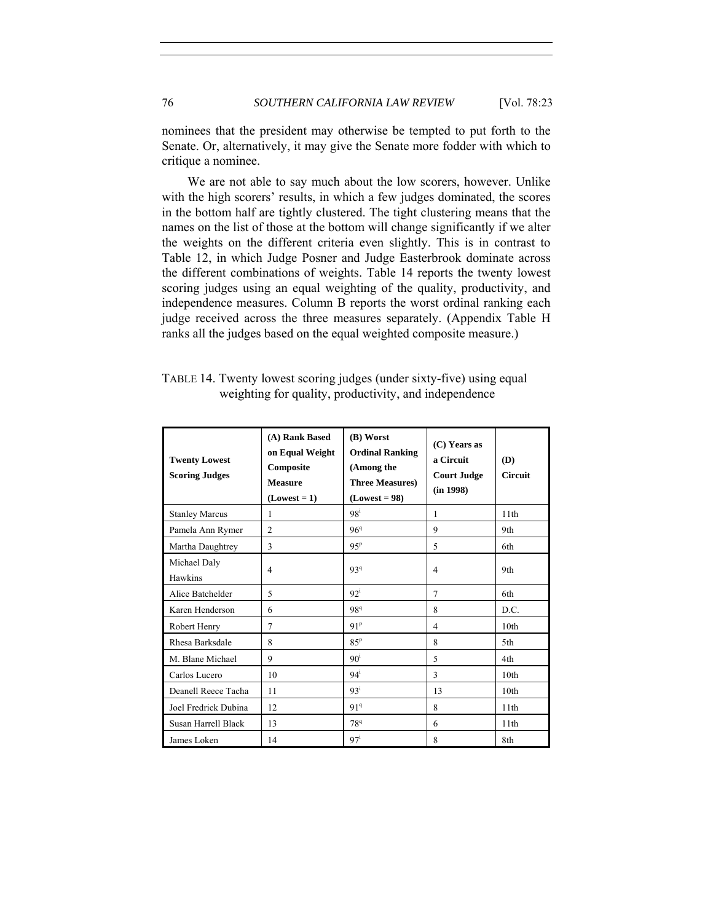nominees that the president may otherwise be tempted to put forth to the Senate. Or, alternatively, it may give the Senate more fodder with which to critique a nominee.

We are not able to say much about the low scorers, however. Unlike with the high scorers' results, in which a few judges dominated, the scores in the bottom half are tightly clustered. The tight clustering means that the names on the list of those at the bottom will change significantly if we alter the weights on the different criteria even slightly. This is in contrast to Table 12, in which Judge Posner and Judge Easterbrook dominate across the different combinations of weights. Table 14 reports the twenty lowest scoring judges using an equal weighting of the quality, productivity, and independence measures. Column B reports the worst ordinal ranking each judge received across the three measures separately. (Appendix Table H ranks all the judges based on the equal weighted composite measure.)

TABLE 14. Twenty lowest scoring judges (under sixty-five) using equal weighting for quality, productivity, and independence

| Twenty Lowest Scoring Judges | (A) Rank Based on Equal Weight Composite Measure (Lowest = 1) | (B) Worst Ordinal Ranking (Among the Three Measures) (Lowest = 98) | (C) Years as a Circuit Court Judge (in 1998) | (D) Circuit |
|---|---|---|---|---|
| Stanley Marcus | 1 | 98[i] | 1 | 11th |
| Pamela Ann Rymer | 2 | 96[q] | 9 | 9th |
| Martha Daughtrey | 3 | 95[p] | 5 | 6th |
| Michael Daly Hawkins | 4 | 93[q] | 4 | 9th |
| Alice Batchelder | 5 | 92[i] | 7 | 6th |
| Karen Henderson | 6 | 98[q] | 8 | D.C. |
| Robert Henry | 7 | 91[p] | 4 | 10th |
| Rhesa Barksdale | 8 | 85[p] | 8 | 5th |
| M. Blane Michael | 9 | 90[i] | 5 | 4th |
| Carlos Lucero | 10 | 94[i] | 3 | 10th |
| Deanell Reece Tacha | 11 | 93[i] | 13 | 10th |
| Joel Fredrick Dubina | 12 | 91[q] | 8 | 11th |
| Susan Harrell Black | 13 | 78[q] | 6 | 11th |
| James Loken | 14 | 97[i] | 8 | 8th |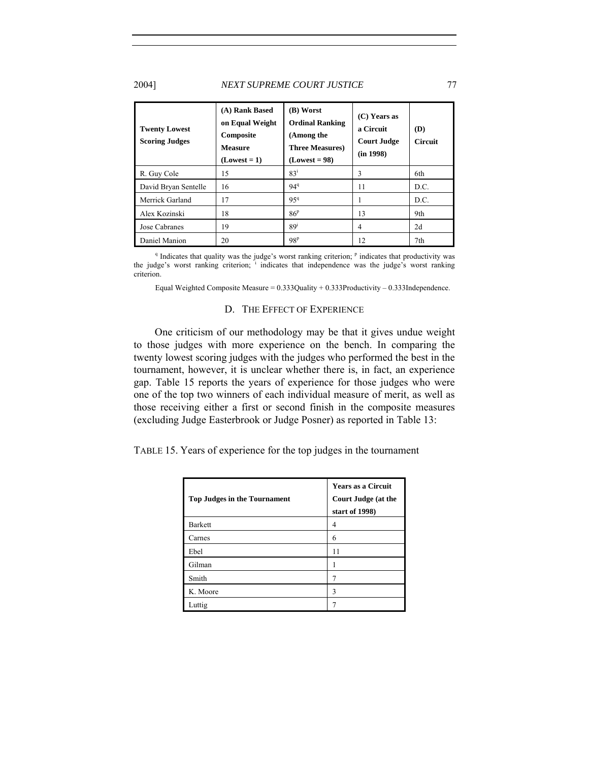| Twenty Lowest Scoring Judges | (A) Rank Based on Equal Weight Composite Measure (Lowest = 1) | (B) Worst Ordinal Ranking (Among the Three Measures) (Lowest = 98) | (C) Years as a Circuit Court Judge (in 1998) | (D) Circuit |
|---|---|---|---|---|
| R. Guy Cole | 15 | 83[i] | 3 | 6th |
| David Bryan Sentelle | 16 | 94[q] | 11 | D.C. |
| Merrick Garland | 17 | 95[q] | 1 | D.C. |
| Alex Kozinski | 18 | 86[p] | 13 | 9th |
| Jose Cabranes | 19 | 89[i] | 4 | 2d |
| Daniel Manion | 20 | 98[p] | 12 | 7th |

[q] Indicates that quality was the judge's worst ranking criterion; [p] indicates that productivity was the judge's worst ranking criterion; [i] indicates that independence was the judge's worst ranking criterion.

Equal Weighted Composite Measure = 0.333Quality + 0.333Productivity – 0.333Independence.

### D. The Effect of Experience

One criticism of our methodology may be that it gives undue weight to those judges with more experience on the bench. In comparing the twenty lowest scoring judges with the judges who performed the best in the tournament, however, it is unclear whether there is, in fact, an experience gap. Table 15 reports the years of experience for those judges who were one of the top two winners of each individual measure of merit, as well as those receiving either a first or second finish in the composite measures (excluding Judge Easterbrook or Judge Posner) as reported in Table 13:

Table 15. Years of experience for the top judges in the tournament

| Top Judges in the Tournament | Years as a Circuit Court Judge (at the start of 1998) |
|---|---|
| Barkett | 4 |
| Carnes | 6 |
| Ebel | 11 |
| Gilman | 1 |
| Smith | 7 |
| K. Moore | 3 |
| Luttig | 7 |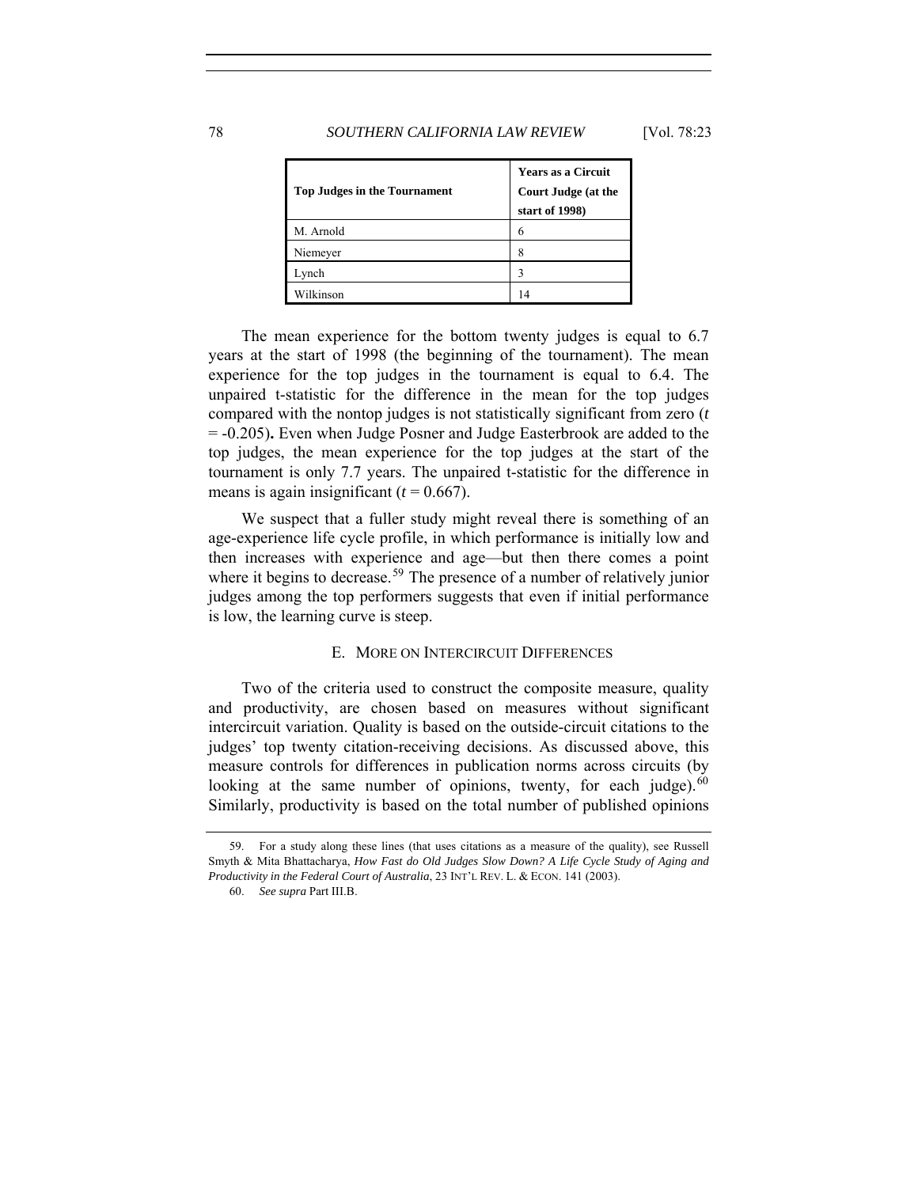| Top Judges in the Tournament | Years as a Circuit Court Judge (at the start of 1998) |
|---|---|
| M. Arnold | 6 |
| Niemeyer | 8 |
| Lynch | 3 |
| Wilkinson | 14 |

The mean experience for the bottom twenty judges is equal to 6.7 years at the start of 1998 (the beginning of the tournament). The mean experience for the top judges in the tournament is equal to 6.4. The unpaired t-statistic for the difference in the mean for the top judges compared with the nontop judges is not statistically significant from zero ($t = -0.205$). Even when Judge Posner and Judge Easterbrook are added to the top judges, the mean experience for the top judges at the start of the tournament is only 7.7 years. The unpaired t-statistic for the difference in means is again insignificant ($t = 0.667$).

We suspect that a fuller study might reveal there is something of an age-experience life cycle profile, in which performance is initially low and then increases with experience and age—but then there comes a point where it begins to decrease.[59] The presence of a number of relatively junior judges among the top performers suggests that even if initial performance is low, the learning curve is steep.

### E. More on Intercircuit Differences

Two of the criteria used to construct the composite measure, quality and productivity, are chosen based on measures without significant intercircuit variation. Quality is based on the outside-circuit citations to the judges' top twenty citation-receiving decisions. As discussed above, this measure controls for differences in publication norms across circuits (by looking at the same number of opinions, twenty, for each judge).[60] Similarly, productivity is based on the total number of published opinions

---

59. For a study along these lines (that uses citations as a measure of the quality), see Russell Smyth & Mita Bhattacharya, *How Fast do Old Judges Slow Down? A Life Cycle Study of Aging and Productivity in the Federal Court of Australia*, 23 INT'L REV. L. & ECON. 141 (2003).

60. *See supra* Part III.B.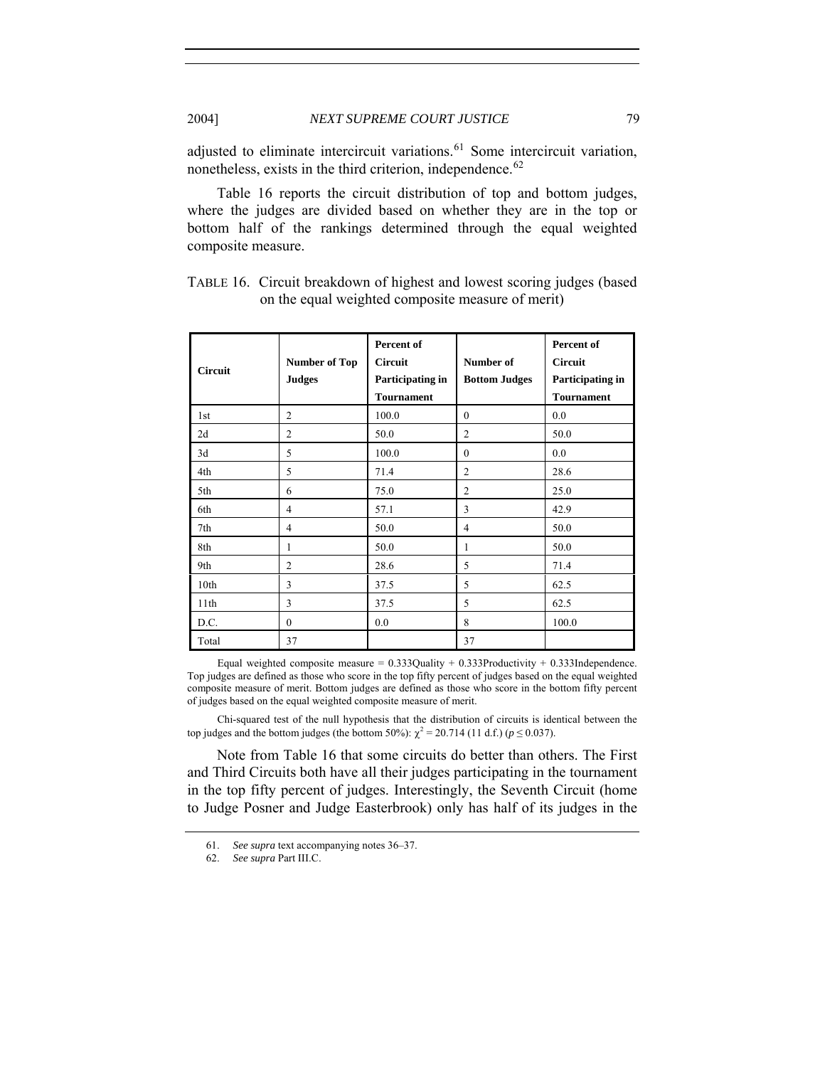adjusted to eliminate intercircuit variations.[61] Some intercircuit variation, nonetheless, exists in the third criterion, independence.[62]

Table 16 reports the circuit distribution of top and bottom judges, where the judges are divided based on whether they are in the top or bottom half of the rankings determined through the equal weighted composite measure.

TABLE 16. Circuit breakdown of highest and lowest scoring judges (based on the equal weighted composite measure of merit)

| Circuit | Number of Top Judges | Percent of Circuit Participating in Tournament | Number of Bottom Judges | Percent of Circuit Participating in Tournament |
|---|---|---|---|---|
| 1st | 2 | 100.0 | 0 | 0.0 |
| 2d | 2 | 50.0 | 2 | 50.0 |
| 3d | 5 | 100.0 | 0 | 0.0 |
| 4th | 5 | 71.4 | 2 | 28.6 |
| 5th | 6 | 75.0 | 2 | 25.0 |
| 6th | 4 | 57.1 | 3 | 42.9 |
| 7th | 4 | 50.0 | 4 | 50.0 |
| 8th | 1 | 50.0 | 1 | 50.0 |
| 9th | 2 | 28.6 | 5 | 71.4 |
| 10th | 3 | 37.5 | 5 | 62.5 |
| 11th | 3 | 37.5 | 5 | 62.5 |
| D.C. | 0 | 0.0 | 8 | 100.0 |
| Total | 37 | | 37 | |

Equal weighted composite measure = 0.333Quality + 0.333Productivity + 0.333Independence. Top judges are defined as those who score in the top fifty percent of judges based on the equal weighted composite measure of merit. Bottom judges are defined as those who score in the bottom fifty percent of judges based on the equal weighted composite measure of merit.

Chi-squared test of the null hypothesis that the distribution of circuits is identical between the top judges and the bottom judges (the bottom 50%): $\chi^2 = 20.714$ (11 d.f.) ($p \leq 0.037$).

Note from Table 16 that some circuits do better than others. The First and Third Circuits both have all their judges participating in the tournament in the top fifty percent of judges. Interestingly, the Seventh Circuit (home to Judge Posner and Judge Easterbrook) only has half of its judges in the

61. *See supra* text accompanying notes 36–37.

62. *See supra* Part III.C.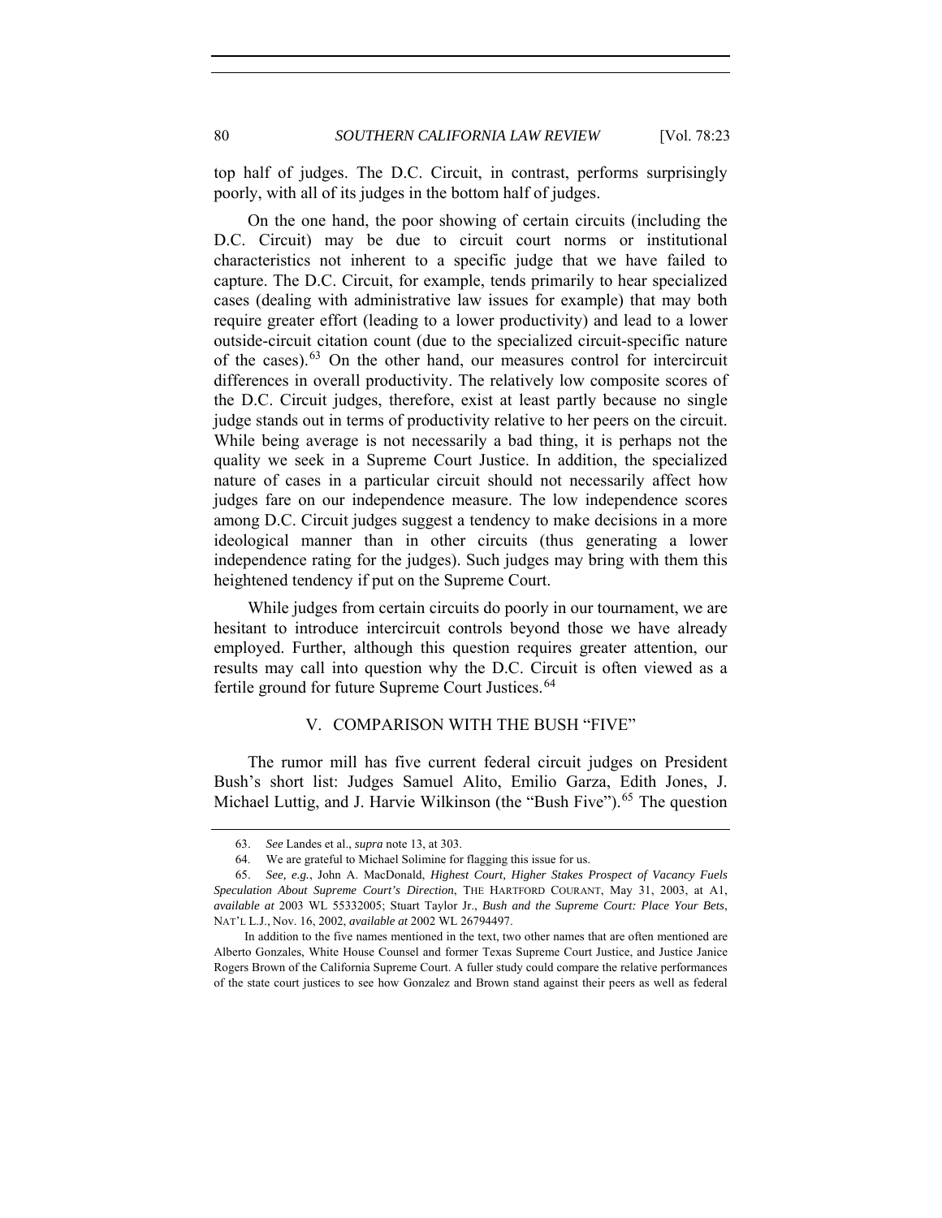top half of judges. The D.C. Circuit, in contrast, performs surprisingly poorly, with all of its judges in the bottom half of judges.

On the one hand, the poor showing of certain circuits (including the D.C. Circuit) may be due to circuit court norms or institutional characteristics not inherent to a specific judge that we have failed to capture. The D.C. Circuit, for example, tends primarily to hear specialized cases (dealing with administrative law issues for example) that may both require greater effort (leading to a lower productivity) and lead to a lower outside-circuit citation count (due to the specialized circuit-specific nature of the cases).[63] On the other hand, our measures control for intercircuit differences in overall productivity. The relatively low composite scores of the D.C. Circuit judges, therefore, exist at least partly because no single judge stands out in terms of productivity relative to her peers on the circuit. While being average is not necessarily a bad thing, it is perhaps not the quality we seek in a Supreme Court Justice. In addition, the specialized nature of cases in a particular circuit should not necessarily affect how judges fare on our independence measure. The low independence scores among D.C. Circuit judges suggest a tendency to make decisions in a more ideological manner than in other circuits (thus generating a lower independence rating for the judges). Such judges may bring with them this heightened tendency if put on the Supreme Court.

While judges from certain circuits do poorly in our tournament, we are hesitant to introduce intercircuit controls beyond those we have already employed. Further, although this question requires greater attention, our results may call into question why the D.C. Circuit is often viewed as a fertile ground for future Supreme Court Justices.[64]

## V. COMPARISON WITH THE BUSH "FIVE"

The rumor mill has five current federal circuit judges on President Bush's short list: Judges Samuel Alito, Emilio Garza, Edith Jones, J. Michael Luttig, and J. Harvie Wilkinson (the "Bush Five").[65] The question

---

63. *See* Landes et al., *supra* note 13, at 303.

64. We are grateful to Michael Solimine for flagging this issue for us.

65. *See, e.g.*, John A. MacDonald, *Highest Court, Higher Stakes Prospect of Vacancy Fuels Speculation About Supreme Court's Direction*, THE HARTFORD COURANT, May 31, 2003, at A1, *available at* 2003 WL 55332005; Stuart Taylor Jr., *Bush and the Supreme Court: Place Your Bets*, NAT'L L.J., Nov. 16, 2002, *available at* 2002 WL 26794497.

In addition to the five names mentioned in the text, two other names that are often mentioned are Alberto Gonzales, White House Counsel and former Texas Supreme Court Justice, and Justice Janice Rogers Brown of the California Supreme Court. A fuller study could compare the relative performances of the state court justices to see how Gonzalez and Brown stand against their peers as well as federal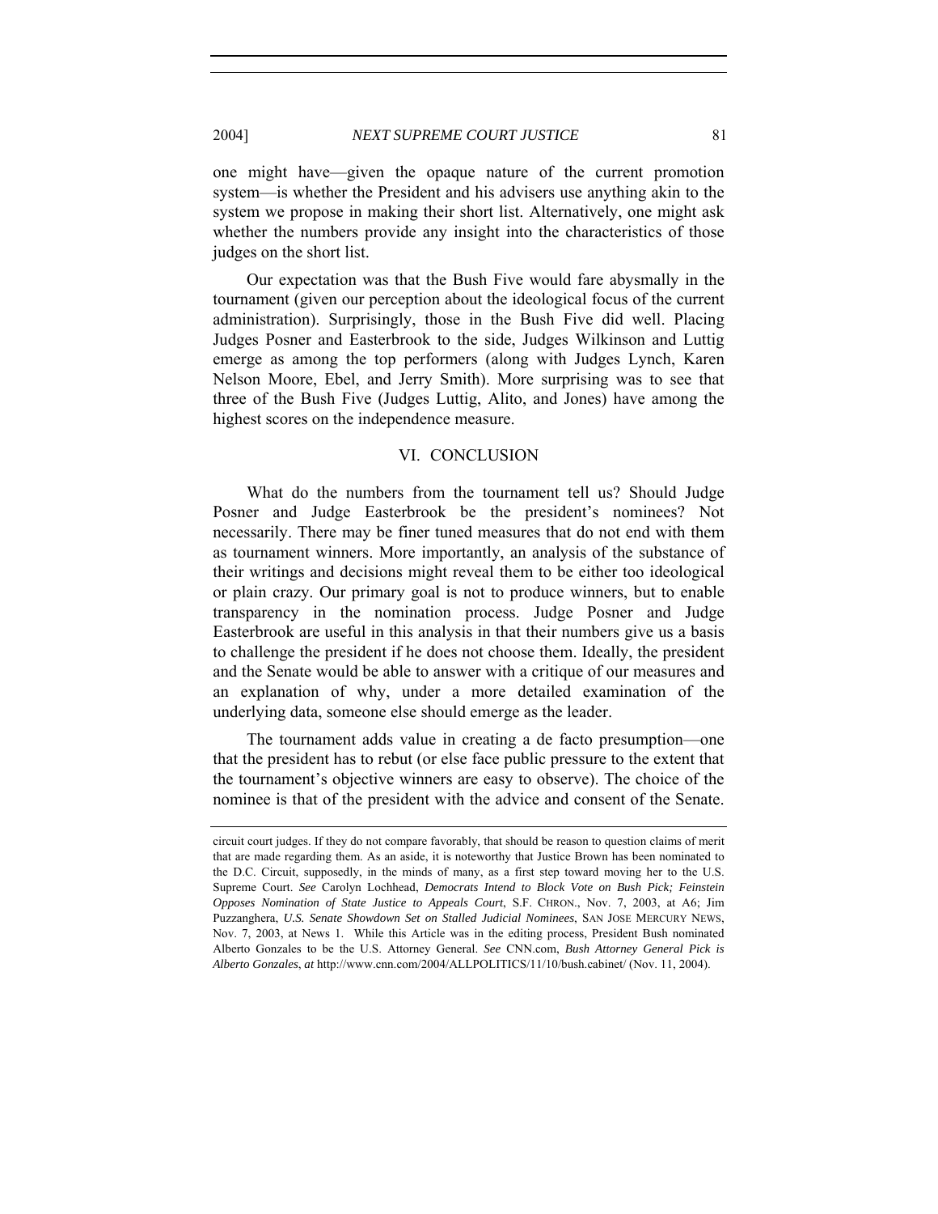one might have—given the opaque nature of the current promotion system—is whether the President and his advisers use anything akin to the system we propose in making their short list. Alternatively, one might ask whether the numbers provide any insight into the characteristics of those judges on the short list.

Our expectation was that the Bush Five would fare abysmally in the tournament (given our perception about the ideological focus of the current administration). Surprisingly, those in the Bush Five did well. Placing Judges Posner and Easterbrook to the side, Judges Wilkinson and Luttig emerge as among the top performers (along with Judges Lynch, Karen Nelson Moore, Ebel, and Jerry Smith). More surprising was to see that three of the Bush Five (Judges Luttig, Alito, and Jones) have among the highest scores on the independence measure.

## VI. CONCLUSION

What do the numbers from the tournament tell us? Should Judge Posner and Judge Easterbrook be the president's nominees? Not necessarily. There may be finer tuned measures that do not end with them as tournament winners. More importantly, an analysis of the substance of their writings and decisions might reveal them to be either too ideological or plain crazy. Our primary goal is not to produce winners, but to enable transparency in the nomination process. Judge Posner and Judge Easterbrook are useful in this analysis in that their numbers give us a basis to challenge the president if he does not choose them. Ideally, the president and the Senate would be able to answer with a critique of our measures and an explanation of why, under a more detailed examination of the underlying data, someone else should emerge as the leader.

The tournament adds value in creating a de facto presumption—one that the president has to rebut (or else face public pressure to the extent that the tournament's objective winners are easy to observe). The choice of the nominee is that of the president with the advice and consent of the Senate.

---

circuit court judges. If they do not compare favorably, that should be reason to question claims of merit that are made regarding them. As an aside, it is noteworthy that Justice Brown has been nominated to the D.C. Circuit, supposedly, in the minds of many, as a first step toward moving her to the U.S. Supreme Court. *See* Carolyn Lochhead, *Democrats Intend to Block Vote on Bush Pick; Feinstein Opposes Nomination of State Justice to Appeals Court*, S.F. CHRON., Nov. 7, 2003, at A6; Jim Puzzanghera, *U.S. Senate Showdown Set on Stalled Judicial Nominees*, SAN JOSE MERCURY NEWS, Nov. 7, 2003, at News 1. While this Article was in the editing process, President Bush nominated Alberto Gonzales to be the U.S. Attorney General. *See* CNN.com, *Bush Attorney General Pick is Alberto Gonzales*, *at* http://www.cnn.com/2004/ALLPOLITICS/11/10/bush.cabinet/ (Nov. 11, 2004).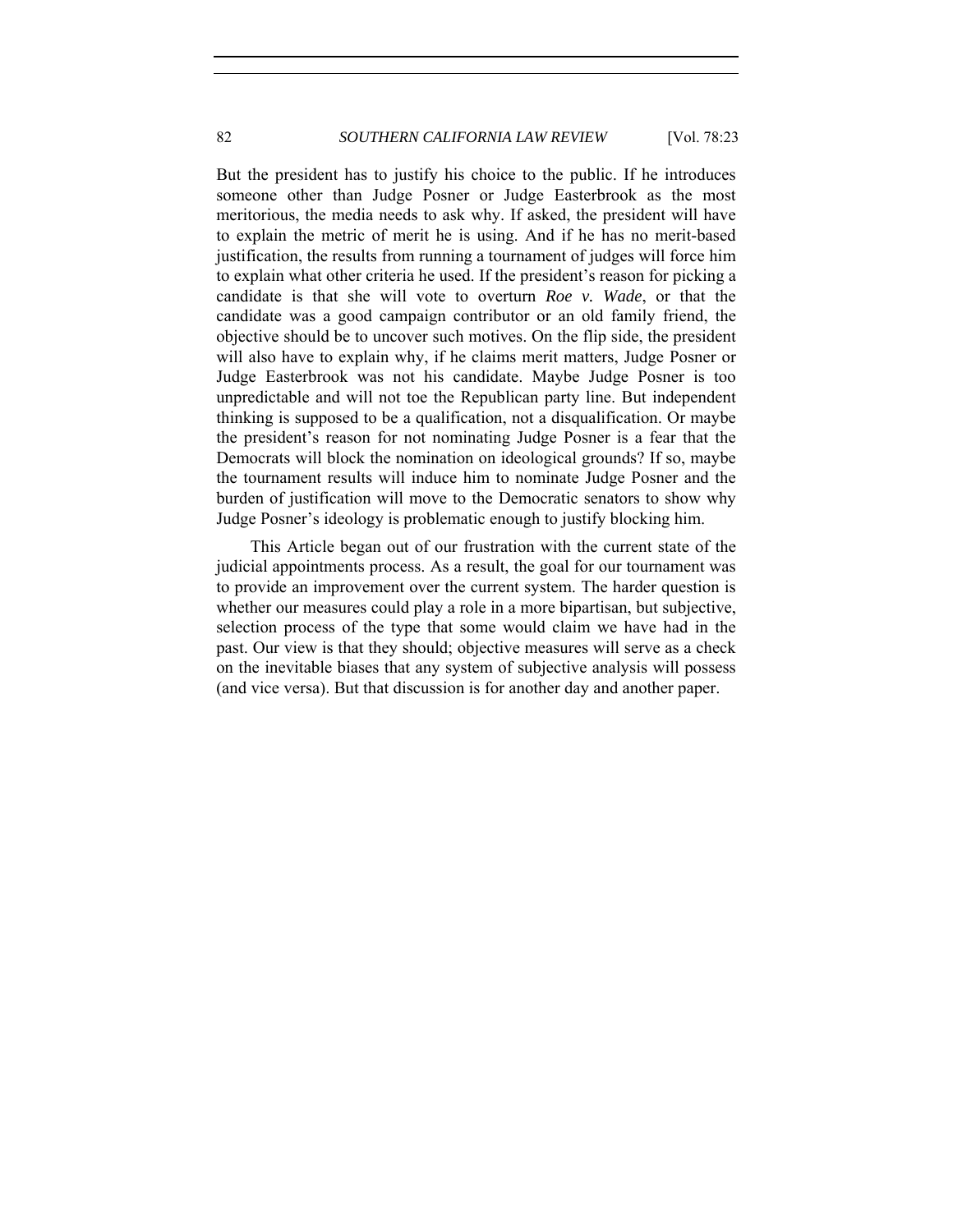But the president has to justify his choice to the public. If he introduces someone other than Judge Posner or Judge Easterbrook as the most meritorious, the media needs to ask why. If asked, the president will have to explain the metric of merit he is using. And if he has no merit-based justification, the results from running a tournament of judges will force him to explain what other criteria he used. If the president's reason for picking a candidate is that she will vote to overturn *Roe v. Wade*, or that the candidate was a good campaign contributor or an old family friend, the objective should be to uncover such motives. On the flip side, the president will also have to explain why, if he claims merit matters, Judge Posner or Judge Easterbrook was not his candidate. Maybe Judge Posner is too unpredictable and will not toe the Republican party line. But independent thinking is supposed to be a qualification, not a disqualification. Or maybe the president's reason for not nominating Judge Posner is a fear that the Democrats will block the nomination on ideological grounds? If so, maybe the tournament results will induce him to nominate Judge Posner and the burden of justification will move to the Democratic senators to show why Judge Posner's ideology is problematic enough to justify blocking him.

This Article began out of our frustration with the current state of the judicial appointments process. As a result, the goal for our tournament was to provide an improvement over the current system. The harder question is whether our measures could play a role in a more bipartisan, but subjective, selection process of the type that some would claim we have had in the past. Our view is that they should; objective measures will serve as a check on the inevitable biases that any system of subjective analysis will possess (and vice versa). But that discussion is for another day and another paper.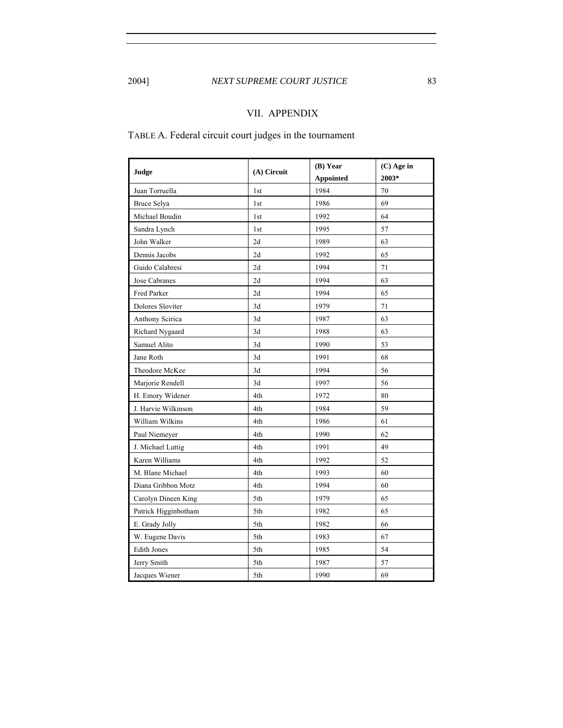## VII. APPENDIX

TABLE A. Federal circuit court judges in the tournament

| Judge | (A) Circuit | (B) Year Appointed | (C) Age in 2003* |
|---|---|---|---|
| Juan Torruella | 1st | 1984 | 70 |
| Bruce Selya | 1st | 1986 | 69 |
| Michael Boudin | 1st | 1992 | 64 |
| Sandra Lynch | 1st | 1995 | 57 |
| John Walker | 2d | 1989 | 63 |
| Dennis Jacobs | 2d | 1992 | 65 |
| Guido Calabresi | 2d | 1994 | 71 |
| Jose Cabranes | 2d | 1994 | 63 |
| Fred Parker | 2d | 1994 | 65 |
| Dolores Sloviter | 3d | 1979 | 71 |
| Anthony Scirica | 3d | 1987 | 63 |
| Richard Nygaard | 3d | 1988 | 63 |
| Samuel Alito | 3d | 1990 | 53 |
| Jane Roth | 3d | 1991 | 68 |
| Theodore McKee | 3d | 1994 | 56 |
| Marjorie Rendell | 3d | 1997 | 56 |
| H. Emory Widener | 4th | 1972 | 80 |
| J. Harvie Wilkinson | 4th | 1984 | 59 |
| William Wilkins | 4th | 1986 | 61 |
| Paul Niemeyer | 4th | 1990 | 62 |
| J. Michael Luttig | 4th | 1991 | 49 |
| Karen Williams | 4th | 1992 | 52 |
| M. Blane Michael | 4th | 1993 | 60 |
| Diana Gribbon Motz | 4th | 1994 | 60 |
| Carolyn Dineen King | 5th | 1979 | 65 |
| Patrick Higginbotham | 5th | 1982 | 65 |
| E. Grady Jolly | 5th | 1982 | 66 |
| W. Eugene Davis | 5th | 1983 | 67 |
| Edith Jones | 5th | 1985 | 54 |
| Jerry Smith | 5th | 1987 | 57 |
| Jacques Wiener | 5th | 1990 | 69 |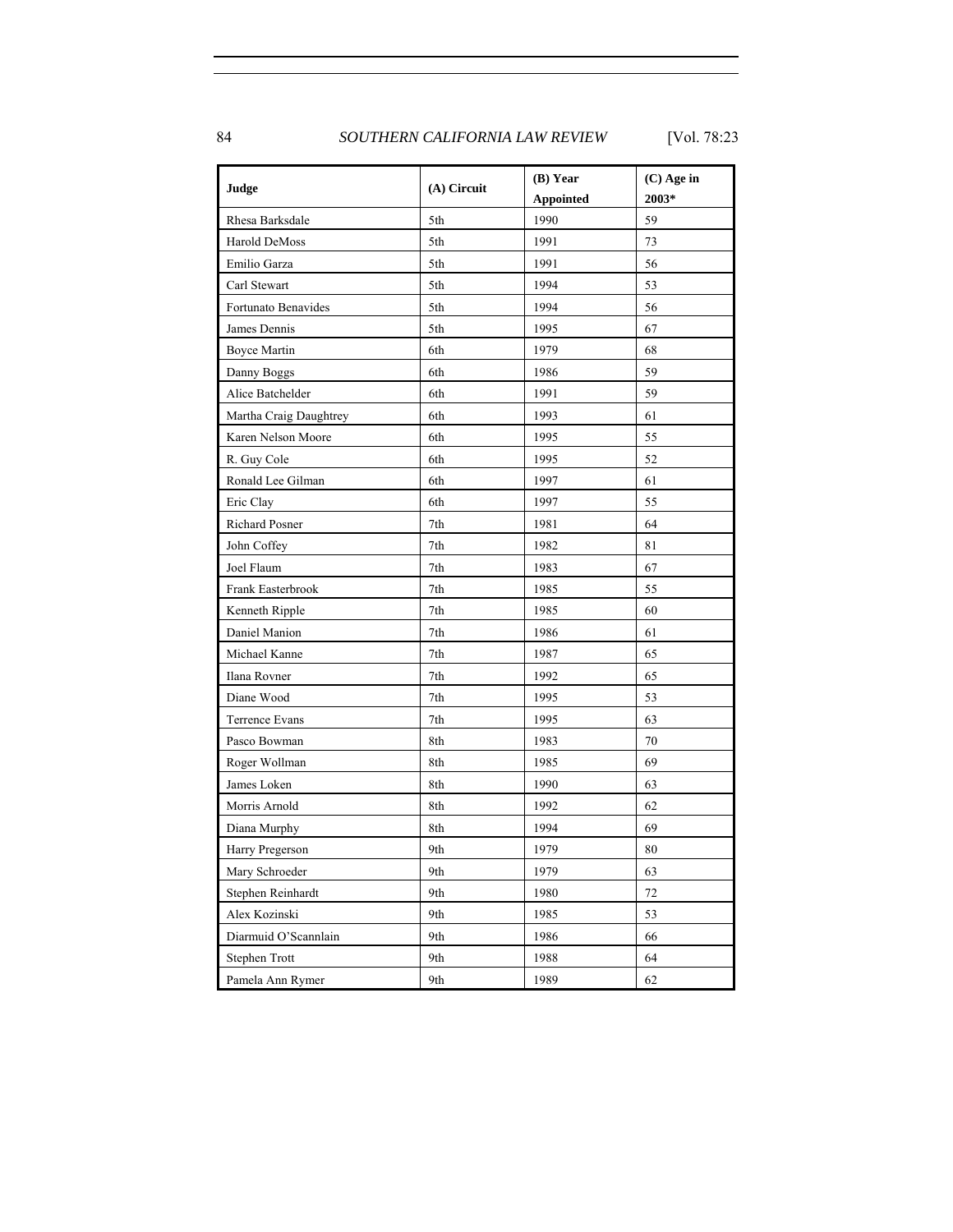| Judge | (A) Circuit | (B) Year Appointed | (C) Age in 2003* |
|---|---|---|---|
| Rhesa Barksdale | 5th | 1990 | 59 |
| Harold DeMoss | 5th | 1991 | 73 |
| Emilio Garza | 5th | 1991 | 56 |
| Carl Stewart | 5th | 1994 | 53 |
| Fortunato Benavides | 5th | 1994 | 56 |
| James Dennis | 5th | 1995 | 67 |
| Boyce Martin | 6th | 1979 | 68 |
| Danny Boggs | 6th | 1986 | 59 |
| Alice Batchelder | 6th | 1991 | 59 |
| Martha Craig Daughtrey | 6th | 1993 | 61 |
| Karen Nelson Moore | 6th | 1995 | 55 |
| R. Guy Cole | 6th | 1995 | 52 |
| Ronald Lee Gilman | 6th | 1997 | 61 |
| Eric Clay | 6th | 1997 | 55 |
| Richard Posner | 7th | 1981 | 64 |
| John Coffey | 7th | 1982 | 81 |
| Joel Flaum | 7th | 1983 | 67 |
| Frank Easterbrook | 7th | 1985 | 55 |
| Kenneth Ripple | 7th | 1985 | 60 |
| Daniel Manion | 7th | 1986 | 61 |
| Michael Kanne | 7th | 1987 | 65 |
| Ilana Rovner | 7th | 1992 | 65 |
| Diane Wood | 7th | 1995 | 53 |
| Terrence Evans | 7th | 1995 | 63 |
| Pasco Bowman | 8th | 1983 | 70 |
| Roger Wollman | 8th | 1985 | 69 |
| James Loken | 8th | 1990 | 63 |
| Morris Arnold | 8th | 1992 | 62 |
| Diana Murphy | 8th | 1994 | 69 |
| Harry Pregerson | 9th | 1979 | 80 |
| Mary Schroeder | 9th | 1979 | 63 |
| Stephen Reinhardt | 9th | 1980 | 72 |
| Alex Kozinski | 9th | 1985 | 53 |
| Diarmuid O'Scannlain | 9th | 1986 | 66 |
| Stephen Trott | 9th | 1988 | 64 |
| Pamela Ann Rymer | 9th | 1989 | 62 |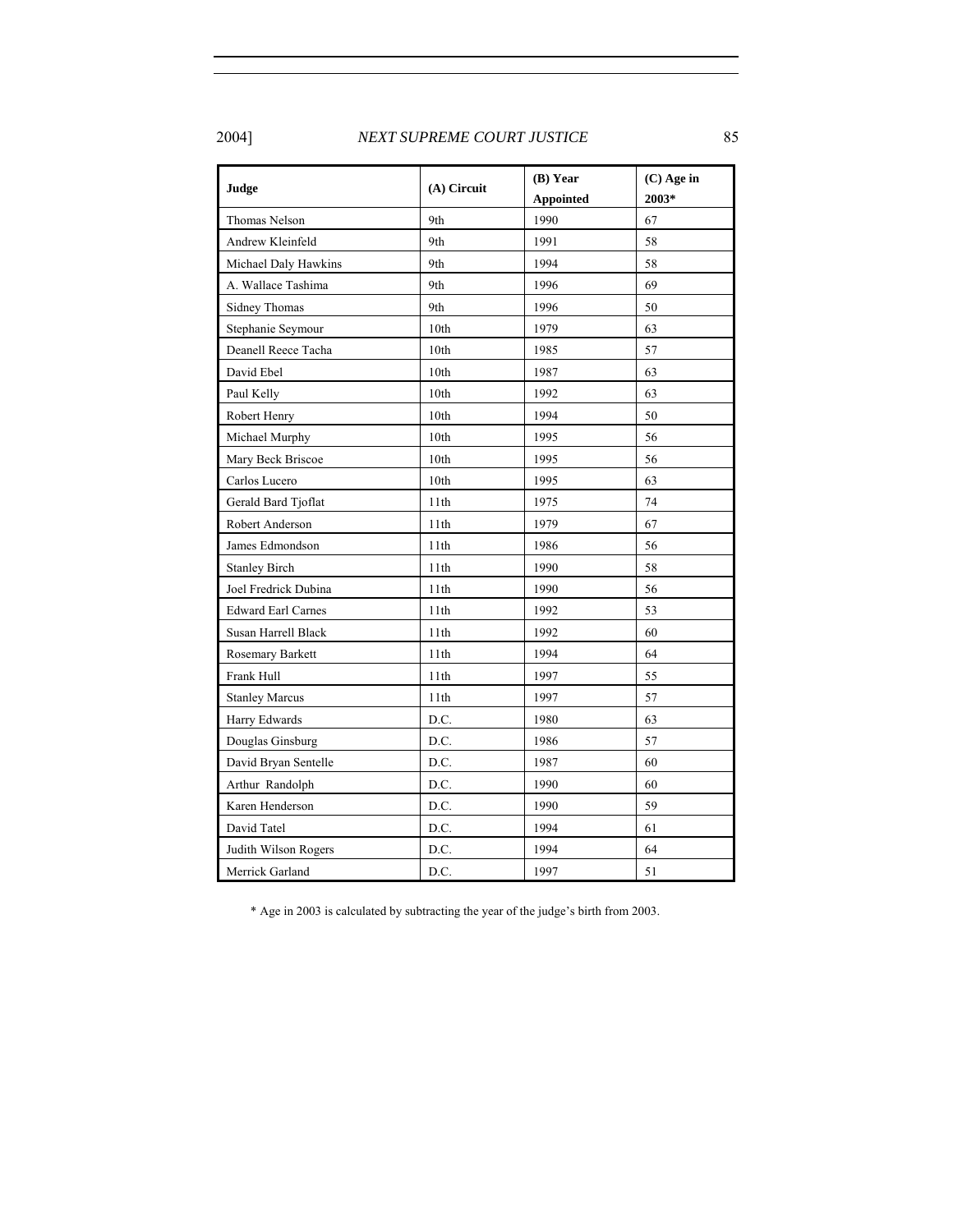| Judge | (A) Circuit | (B) Year Appointed | (C) Age in 2003* |
|---|---|---|---|
| Thomas Nelson | 9th | 1990 | 67 |
| Andrew Kleinfeld | 9th | 1991 | 58 |
| Michael Daly Hawkins | 9th | 1994 | 58 |
| A. Wallace Tashima | 9th | 1996 | 69 |
| Sidney Thomas | 9th | 1996 | 50 |
| Stephanie Seymour | 10th | 1979 | 63 |
| Deanell Reece Tacha | 10th | 1985 | 57 |
| David Ebel | 10th | 1987 | 63 |
| Paul Kelly | 10th | 1992 | 63 |
| Robert Henry | 10th | 1994 | 50 |
| Michael Murphy | 10th | 1995 | 56 |
| Mary Beck Briscoe | 10th | 1995 | 56 |
| Carlos Lucero | 10th | 1995 | 63 |
| Gerald Bard Tjoflat | 11th | 1975 | 74 |
| Robert Anderson | 11th | 1979 | 67 |
| James Edmondson | 11th | 1986 | 56 |
| Stanley Birch | 11th | 1990 | 58 |
| Joel Fredrick Dubina | 11th | 1990 | 56 |
| Edward Earl Carnes | 11th | 1992 | 53 |
| Susan Harrell Black | 11th | 1992 | 60 |
| Rosemary Barkett | 11th | 1994 | 64 |
| Frank Hull | 11th | 1997 | 55 |
| Stanley Marcus | 11th | 1997 | 57 |
| Harry Edwards | D.C. | 1980 | 63 |
| Douglas Ginsburg | D.C. | 1986 | 57 |
| David Bryan Sentelle | D.C. | 1987 | 60 |
| Arthur Randolph | D.C. | 1990 | 60 |
| Karen Henderson | D.C. | 1990 | 59 |
| David Tatel | D.C. | 1994 | 61 |
| Judith Wilson Rogers | D.C. | 1994 | 64 |
| Merrick Garland | D.C. | 1997 | 51 |

* Age in 2003 is calculated by subtracting the year of the judge's birth from 2003.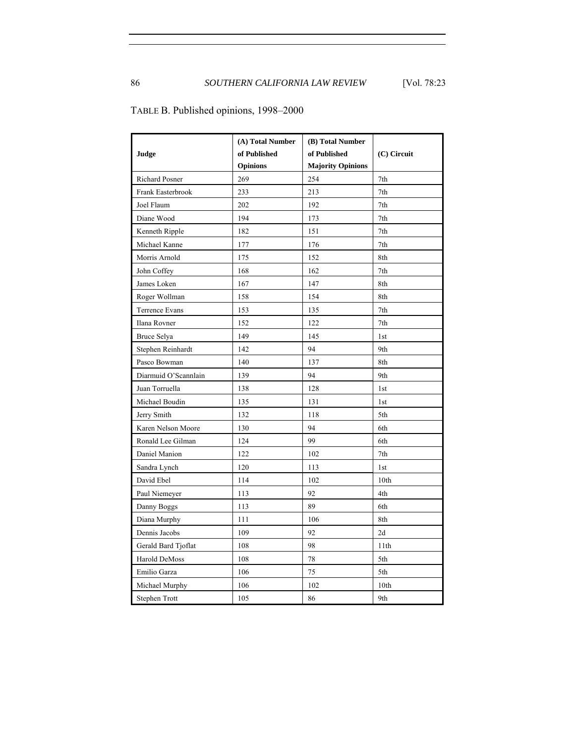TABLE B. Published opinions, 1998–2000

| Judge | (A) Total Number of Published Opinions | (B) Total Number of Published Majority Opinions | (C) Circuit |
|---|---|---|---|
| Richard Posner | 269 | 254 | 7th |
| Frank Easterbrook | 233 | 213 | 7th |
| Joel Flaum | 202 | 192 | 7th |
| Diane Wood | 194 | 173 | 7th |
| Kenneth Ripple | 182 | 151 | 7th |
| Michael Kanne | 177 | 176 | 7th |
| Morris Arnold | 175 | 152 | 8th |
| John Coffey | 168 | 162 | 7th |
| James Loken | 167 | 147 | 8th |
| Roger Wollman | 158 | 154 | 8th |
| Terrence Evans | 153 | 135 | 7th |
| Ilana Rovner | 152 | 122 | 7th |
| Bruce Selya | 149 | 145 | 1st |
| Stephen Reinhardt | 142 | 94 | 9th |
| Pasco Bowman | 140 | 137 | 8th |
| Diarmuid O'Scannlain | 139 | 94 | 9th |
| Juan Torruella | 138 | 128 | 1st |
| Michael Boudin | 135 | 131 | 1st |
| Jerry Smith | 132 | 118 | 5th |
| Karen Nelson Moore | 130 | 94 | 6th |
| Ronald Lee Gilman | 124 | 99 | 6th |
| Daniel Manion | 122 | 102 | 7th |
| Sandra Lynch | 120 | 113 | 1st |
| David Ebel | 114 | 102 | 10th |
| Paul Niemeyer | 113 | 92 | 4th |
| Danny Boggs | 113 | 89 | 6th |
| Diana Murphy | 111 | 106 | 8th |
| Dennis Jacobs | 109 | 92 | 2d |
| Gerald Bard Tjoflat | 108 | 98 | 11th |
| Harold DeMoss | 108 | 78 | 5th |
| Emilio Garza | 106 | 75 | 5th |
| Michael Murphy | 106 | 102 | 10th |
| Stephen Trott | 105 | 86 | 9th |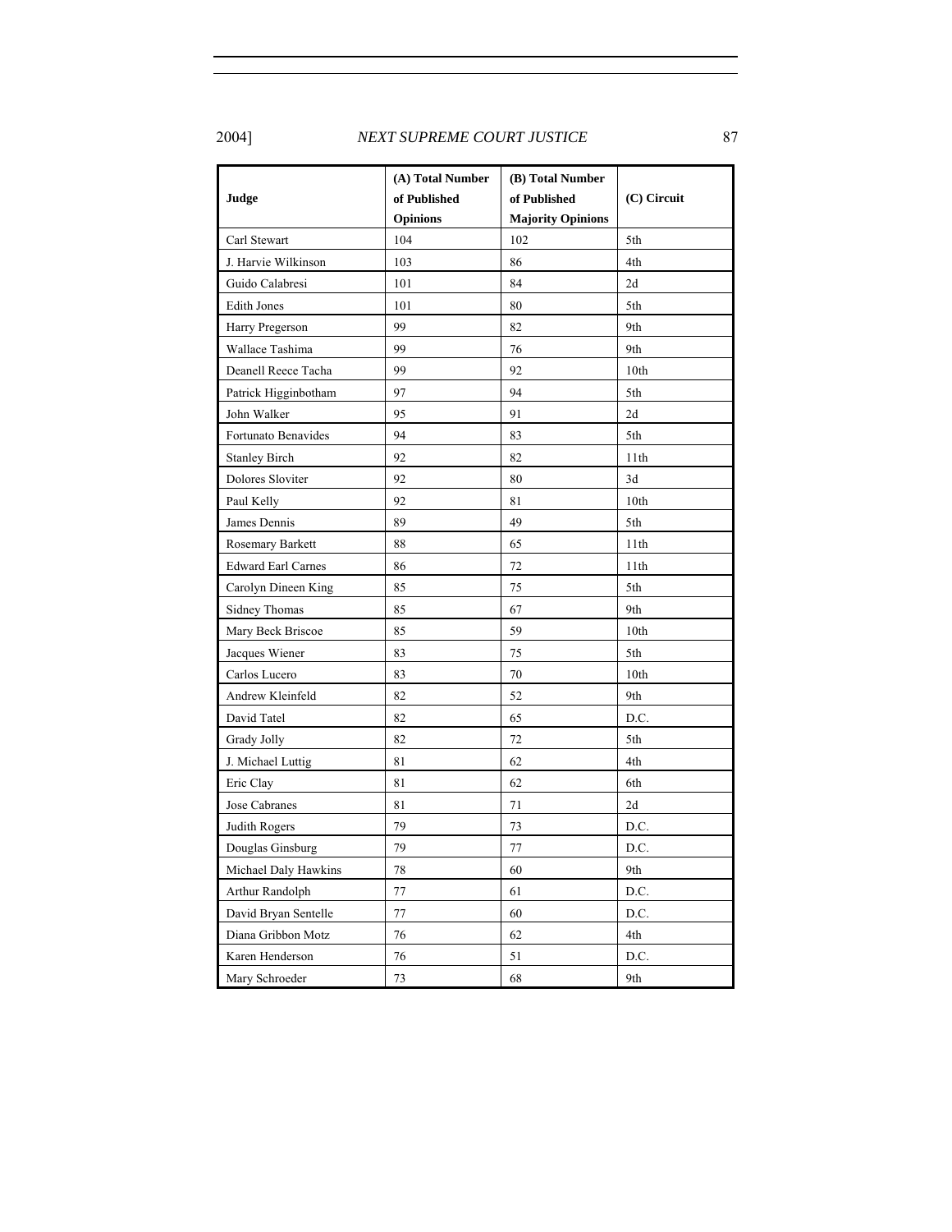| Judge | (A) Total Number of Published Opinions | (B) Total Number of Published Majority Opinions | (C) Circuit |
|---|---|---|---|
| Carl Stewart | 104 | 102 | 5th |
| J. Harvie Wilkinson | 103 | 86 | 4th |
| Guido Calabresi | 101 | 84 | 2d |
| Edith Jones | 101 | 80 | 5th |
| Harry Pregerson | 99 | 82 | 9th |
| Wallace Tashima | 99 | 76 | 9th |
| Deanell Reece Tacha | 99 | 92 | 10th |
| Patrick Higginbotham | 97 | 94 | 5th |
| John Walker | 95 | 91 | 2d |
| Fortunato Benavides | 94 | 83 | 5th |
| Stanley Birch | 92 | 82 | 11th |
| Dolores Sloviter | 92 | 80 | 3d |
| Paul Kelly | 92 | 81 | 10th |
| James Dennis | 89 | 49 | 5th |
| Rosemary Barkett | 88 | 65 | 11th |
| Edward Earl Carnes | 86 | 72 | 11th |
| Carolyn Dineen King | 85 | 75 | 5th |
| Sidney Thomas | 85 | 67 | 9th |
| Mary Beck Briscoe | 85 | 59 | 10th |
| Jacques Wiener | 83 | 75 | 5th |
| Carlos Lucero | 83 | 70 | 10th |
| Andrew Kleinfeld | 82 | 52 | 9th |
| David Tatel | 82 | 65 | D.C. |
| Grady Jolly | 82 | 72 | 5th |
| J. Michael Luttig | 81 | 62 | 4th |
| Eric Clay | 81 | 62 | 6th |
| Jose Cabranes | 81 | 71 | 2d |
| Judith Rogers | 79 | 73 | D.C. |
| Douglas Ginsburg | 79 | 77 | D.C. |
| Michael Daly Hawkins | 78 | 60 | 9th |
| Arthur Randolph | 77 | 61 | D.C. |
| David Bryan Sentelle | 77 | 60 | D.C. |
| Diana Gribbon Motz | 76 | 62 | 4th |
| Karen Henderson | 76 | 51 | D.C. |
| Mary Schroeder | 73 | 68 | 9th |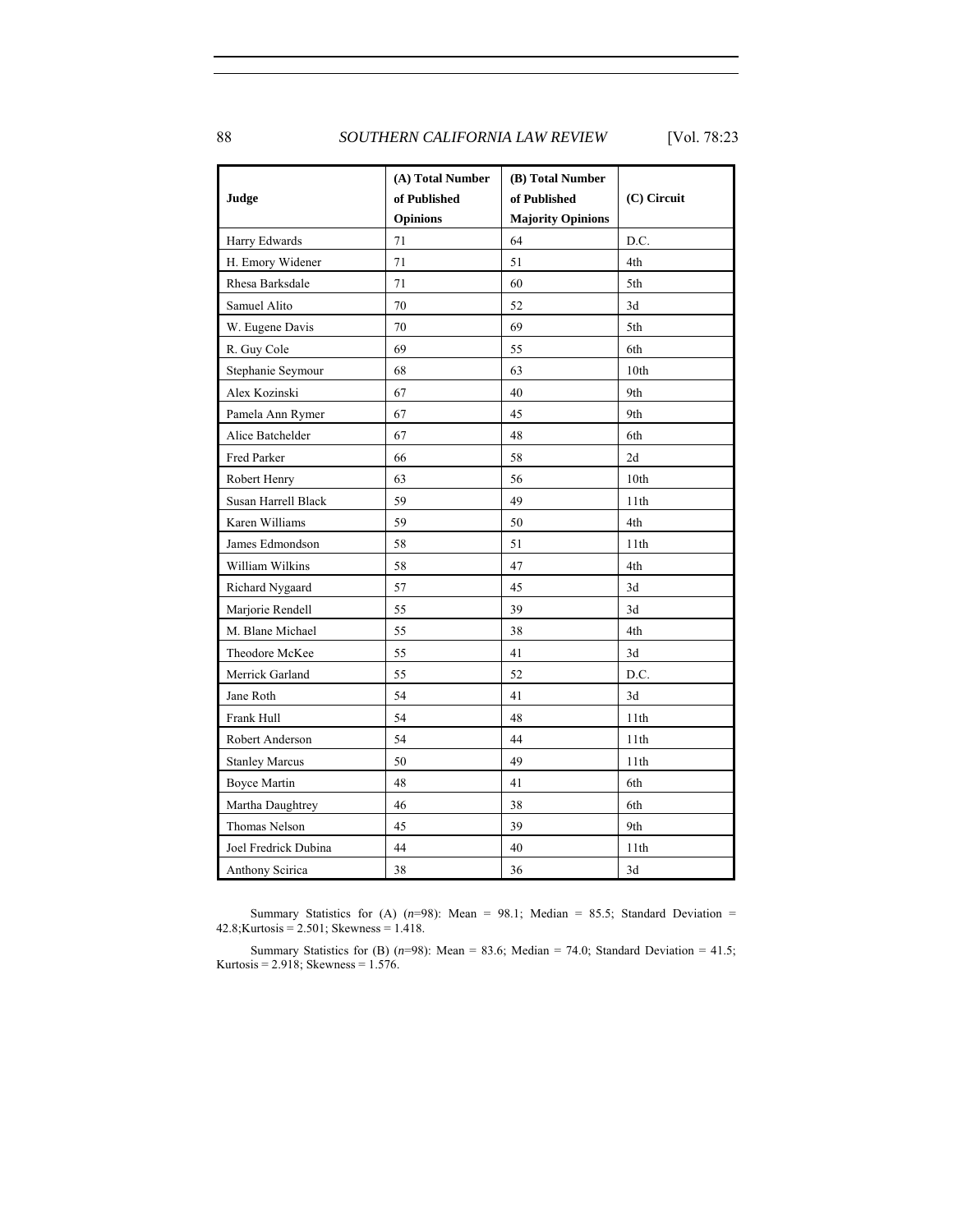| Judge | (A) Total Number of Published Opinions | (B) Total Number of Published Majority Opinions | (C) Circuit |
|---|---|---|---|
| Harry Edwards | 71 | 64 | D.C. |
| H. Emory Widener | 71 | 51 | 4th |
| Rhesa Barksdale | 71 | 60 | 5th |
| Samuel Alito | 70 | 52 | 3d |
| W. Eugene Davis | 70 | 69 | 5th |
| R. Guy Cole | 69 | 55 | 6th |
| Stephanie Seymour | 68 | 63 | 10th |
| Alex Kozinski | 67 | 40 | 9th |
| Pamela Ann Rymer | 67 | 45 | 9th |
| Alice Batchelder | 67 | 48 | 6th |
| Fred Parker | 66 | 58 | 2d |
| Robert Henry | 63 | 56 | 10th |
| Susan Harrell Black | 59 | 49 | 11th |
| Karen Williams | 59 | 50 | 4th |
| James Edmondson | 58 | 51 | 11th |
| William Wilkins | 58 | 47 | 4th |
| Richard Nygaard | 57 | 45 | 3d |
| Marjorie Rendell | 55 | 39 | 3d |
| M. Blane Michael | 55 | 38 | 4th |
| Theodore McKee | 55 | 41 | 3d |
| Merrick Garland | 55 | 52 | D.C. |
| Jane Roth | 54 | 41 | 3d |
| Frank Hull | 54 | 48 | 11th |
| Robert Anderson | 54 | 44 | 11th |
| Stanley Marcus | 50 | 49 | 11th |
| Boyce Martin | 48 | 41 | 6th |
| Martha Daughtrey | 46 | 38 | 6th |
| Thomas Nelson | 45 | 39 | 9th |
| Joel Fredrick Dubina | 44 | 40 | 11th |
| Anthony Scirica | 38 | 36 | 3d |

Summary Statistics for (A) ($n$=98): Mean = 98.1; Median = 85.5; Standard Deviation = 42.8;Kurtosis = 2.501; Skewness = 1.418.

Summary Statistics for (B) ($n$=98): Mean = 83.6; Median = 74.0; Standard Deviation = 41.5; Kurtosis = 2.918; Skewness = 1.576.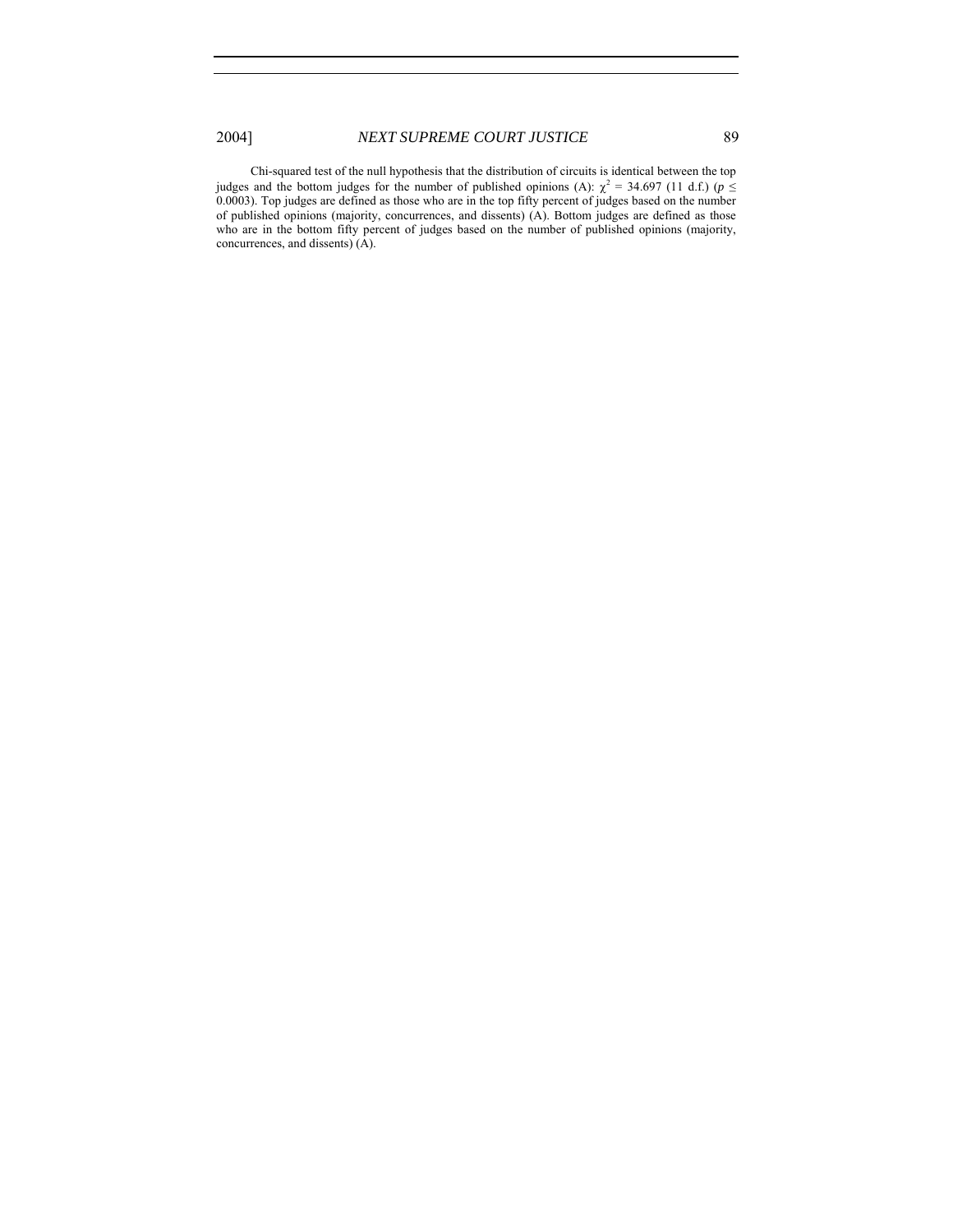Chi-squared test of the null hypothesis that the distribution of circuits is identical between the top judges and the bottom judges for the number of published opinions (A): $\chi^2 = 34.697$ (11 d.f.) ($p \leq 0.0003$). Top judges are defined as those who are in the top fifty percent of judges based on the number of published opinions (majority, concurrences, and dissents) (A). Bottom judges are defined as those who are in the bottom fifty percent of judges based on the number of published opinions (majority, concurrences, and dissents) (A).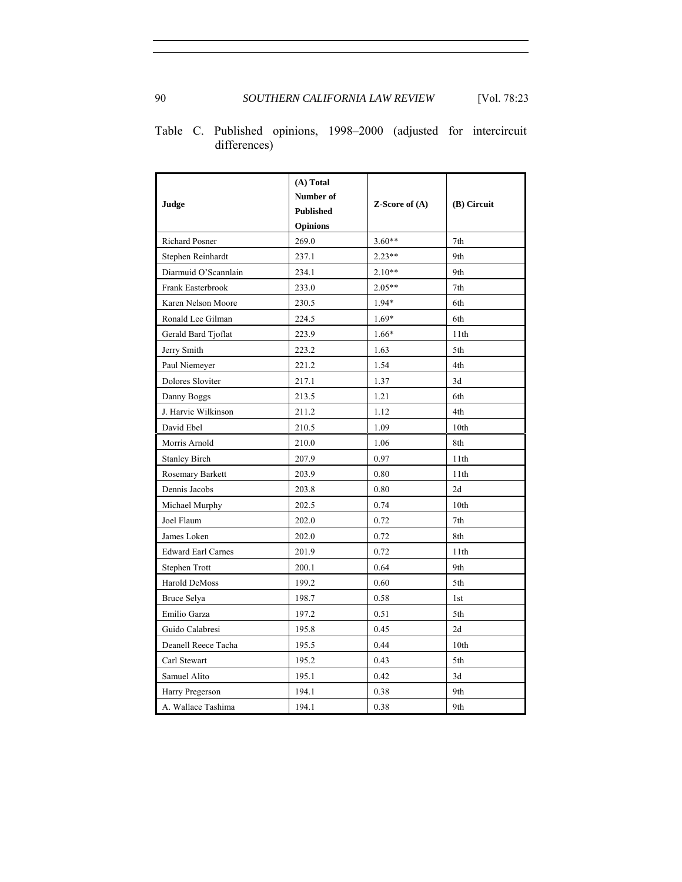Table C. Published opinions, 1998–2000 (adjusted for intercircuit differences)

| Judge | (A) Total Number of Published Opinions | Z-Score of (A) | (B) Circuit |
|---|---|---|---|
| Richard Posner | 269.0 | 3.60** | 7th |
| Stephen Reinhardt | 237.1 | 2.23** | 9th |
| Diarmuid O'Scannlain | 234.1 | 2.10** | 9th |
| Frank Easterbrook | 233.0 | 2.05** | 7th |
| Karen Nelson Moore | 230.5 | 1.94* | 6th |
| Ronald Lee Gilman | 224.5 | 1.69* | 6th |
| Gerald Bard Tjoflat | 223.9 | 1.66* | 11th |
| Jerry Smith | 223.2 | 1.63 | 5th |
| Paul Niemeyer | 221.2 | 1.54 | 4th |
| Dolores Sloviter | 217.1 | 1.37 | 3d |
| Danny Boggs | 213.5 | 1.21 | 6th |
| J. Harvie Wilkinson | 211.2 | 1.12 | 4th |
| David Ebel | 210.5 | 1.09 | 10th |
| Morris Arnold | 210.0 | 1.06 | 8th |
| Stanley Birch | 207.9 | 0.97 | 11th |
| Rosemary Barkett | 203.9 | 0.80 | 11th |
| Dennis Jacobs | 203.8 | 0.80 | 2d |
| Michael Murphy | 202.5 | 0.74 | 10th |
| Joel Flaum | 202.0 | 0.72 | 7th |
| James Loken | 202.0 | 0.72 | 8th |
| Edward Earl Carnes | 201.9 | 0.72 | 11th |
| Stephen Trott | 200.1 | 0.64 | 9th |
| Harold DeMoss | 199.2 | 0.60 | 5th |
| Bruce Selya | 198.7 | 0.58 | 1st |
| Emilio Garza | 197.2 | 0.51 | 5th |
| Guido Calabresi | 195.8 | 0.45 | 2d |
| Deanell Reece Tacha | 195.5 | 0.44 | 10th |
| Carl Stewart | 195.2 | 0.43 | 5th |
| Samuel Alito | 195.1 | 0.42 | 3d |
| Harry Pregerson | 194.1 | 0.38 | 9th |
| A. Wallace Tashima | 194.1 | 0.38 | 9th |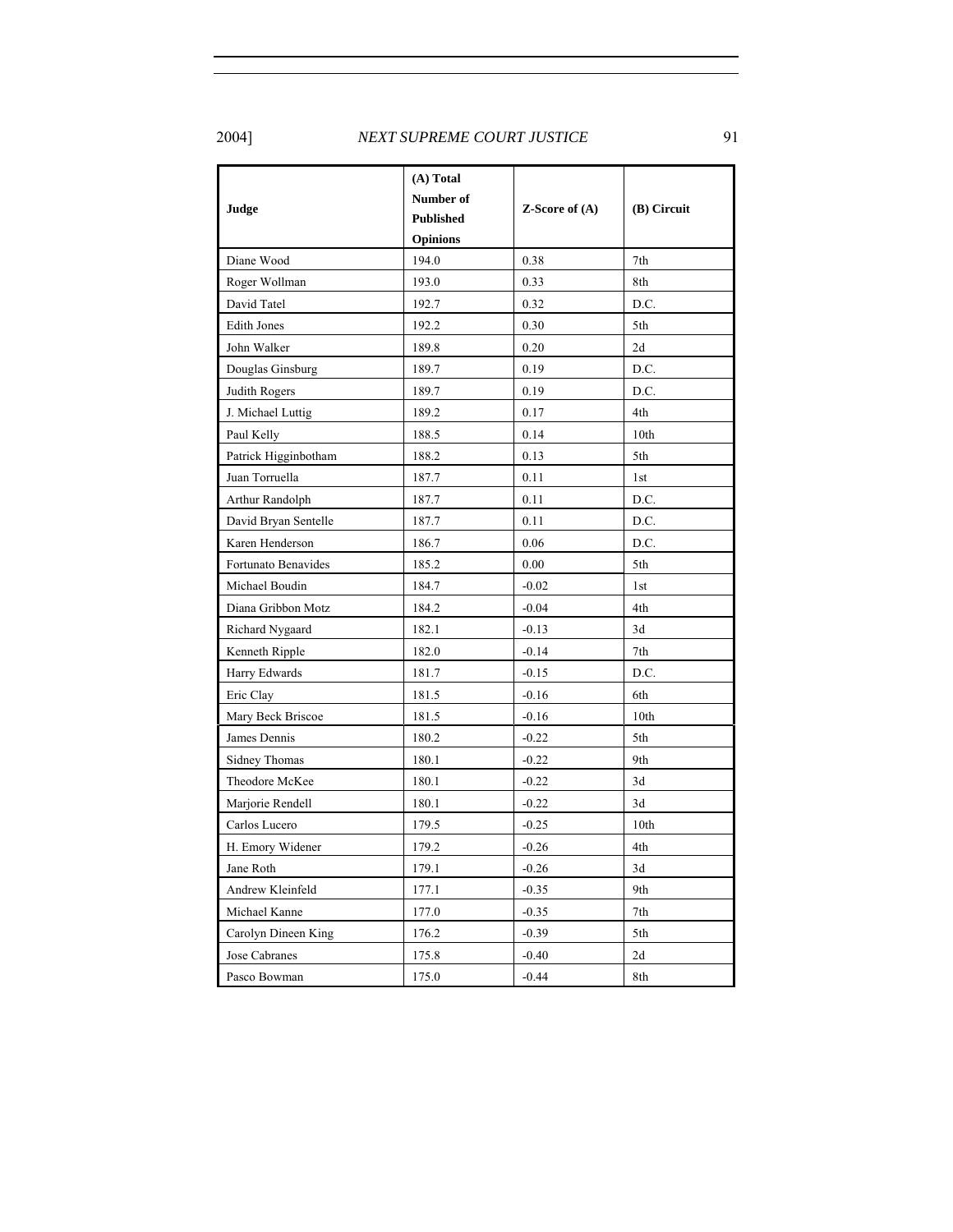| Judge | (A) Total Number of Published Opinions | Z-Score of (A) | (B) Circuit |
|---|---|---|---|
| Diane Wood | 194.0 | 0.38 | 7th |
| Roger Wollman | 193.0 | 0.33 | 8th |
| David Tatel | 192.7 | 0.32 | D.C. |
| Edith Jones | 192.2 | 0.30 | 5th |
| John Walker | 189.8 | 0.20 | 2d |
| Douglas Ginsburg | 189.7 | 0.19 | D.C. |
| Judith Rogers | 189.7 | 0.19 | D.C. |
| J. Michael Luttig | 189.2 | 0.17 | 4th |
| Paul Kelly | 188.5 | 0.14 | 10th |
| Patrick Higginbotham | 188.2 | 0.13 | 5th |
| Juan Torruella | 187.7 | 0.11 | 1st |
| Arthur Randolph | 187.7 | 0.11 | D.C. |
| David Bryan Sentelle | 187.7 | 0.11 | D.C. |
| Karen Henderson | 186.7 | 0.06 | D.C. |
| Fortunato Benavides | 185.2 | 0.00 | 5th |
| Michael Boudin | 184.7 | -0.02 | 1st |
| Diana Gribbon Motz | 184.2 | -0.04 | 4th |
| Richard Nygaard | 182.1 | -0.13 | 3d |
| Kenneth Ripple | 182.0 | -0.14 | 7th |
| Harry Edwards | 181.7 | -0.15 | D.C. |
| Eric Clay | 181.5 | -0.16 | 6th |
| Mary Beck Briscoe | 181.5 | -0.16 | 10th |
| James Dennis | 180.2 | -0.22 | 5th |
| Sidney Thomas | 180.1 | -0.22 | 9th |
| Theodore McKee | 180.1 | -0.22 | 3d |
| Marjorie Rendell | 180.1 | -0.22 | 3d |
| Carlos Lucero | 179.5 | -0.25 | 10th |
| H. Emory Widener | 179.2 | -0.26 | 4th |
| Jane Roth | 179.1 | -0.26 | 3d |
| Andrew Kleinfeld | 177.1 | -0.35 | 9th |
| Michael Kanne | 177.0 | -0.35 | 7th |
| Carolyn Dineen King | 176.2 | -0.39 | 5th |
| Jose Cabranes | 175.8 | -0.40 | 2d |
| Pasco Bowman | 175.0 | -0.44 | 8th |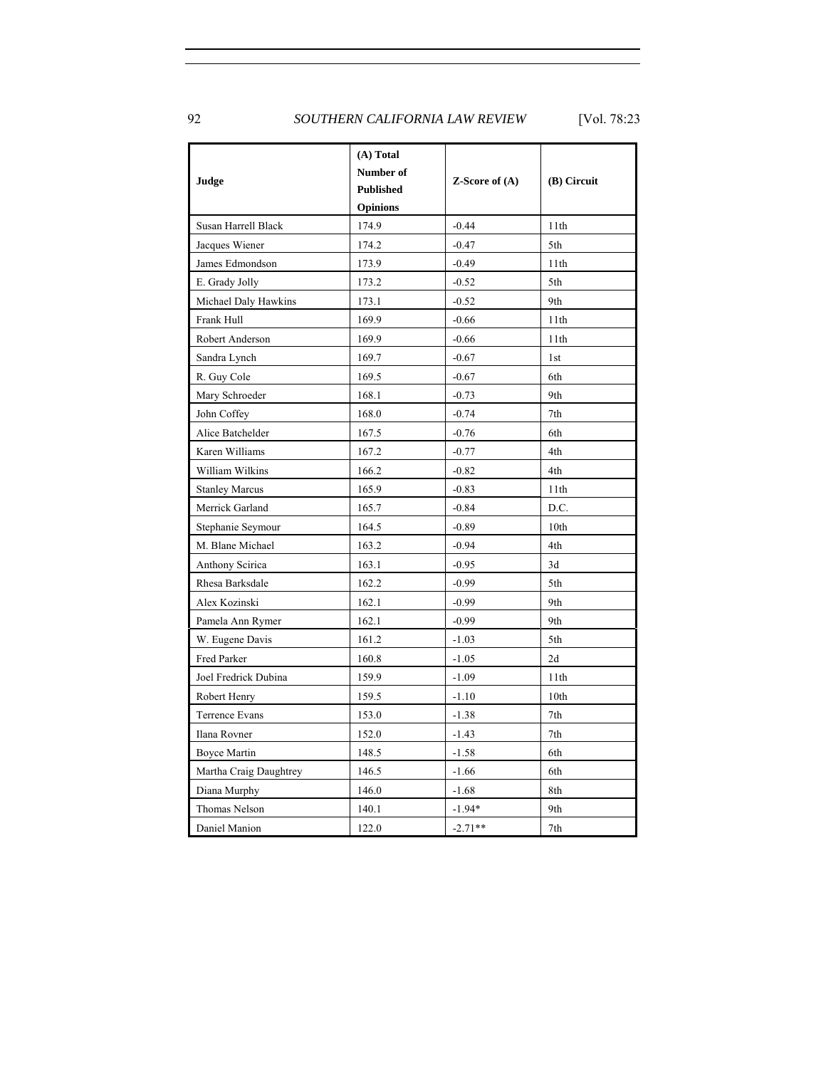| Judge | (A) Total Number of Published Opinions | Z-Score of (A) | (B) Circuit |
|---|---|---|---|
| Susan Harrell Black | 174.9 | -0.44 | 11th |
| Jacques Wiener | 174.2 | -0.47 | 5th |
| James Edmondson | 173.9 | -0.49 | 11th |
| E. Grady Jolly | 173.2 | -0.52 | 5th |
| Michael Daly Hawkins | 173.1 | -0.52 | 9th |
| Frank Hull | 169.9 | -0.66 | 11th |
| Robert Anderson | 169.9 | -0.66 | 11th |
| Sandra Lynch | 169.7 | -0.67 | 1st |
| R. Guy Cole | 169.5 | -0.67 | 6th |
| Mary Schroeder | 168.1 | -0.73 | 9th |
| John Coffey | 168.0 | -0.74 | 7th |
| Alice Batchelder | 167.5 | -0.76 | 6th |
| Karen Williams | 167.2 | -0.77 | 4th |
| William Wilkins | 166.2 | -0.82 | 4th |
| Stanley Marcus | 165.9 | -0.83 | 11th |
| Merrick Garland | 165.7 | -0.84 | D.C. |
| Stephanie Seymour | 164.5 | -0.89 | 10th |
| M. Blane Michael | 163.2 | -0.94 | 4th |
| Anthony Scirica | 163.1 | -0.95 | 3d |
| Rhesa Barksdale | 162.2 | -0.99 | 5th |
| Alex Kozinski | 162.1 | -0.99 | 9th |
| Pamela Ann Rymer | 162.1 | -0.99 | 9th |
| W. Eugene Davis | 161.2 | -1.03 | 5th |
| Fred Parker | 160.8 | -1.05 | 2d |
| Joel Fredrick Dubina | 159.9 | -1.09 | 11th |
| Robert Henry | 159.5 | -1.10 | 10th |
| Terrence Evans | 153.0 | -1.38 | 7th |
| Ilana Rovner | 152.0 | -1.43 | 7th |
| Boyce Martin | 148.5 | -1.58 | 6th |
| Martha Craig Daughtrey | 146.5 | -1.66 | 6th |
| Diana Murphy | 146.0 | -1.68 | 8th |
| Thomas Nelson | 140.1 | -1.94* | 9th |
| Daniel Manion | 122.0 | -2.71** | 7th |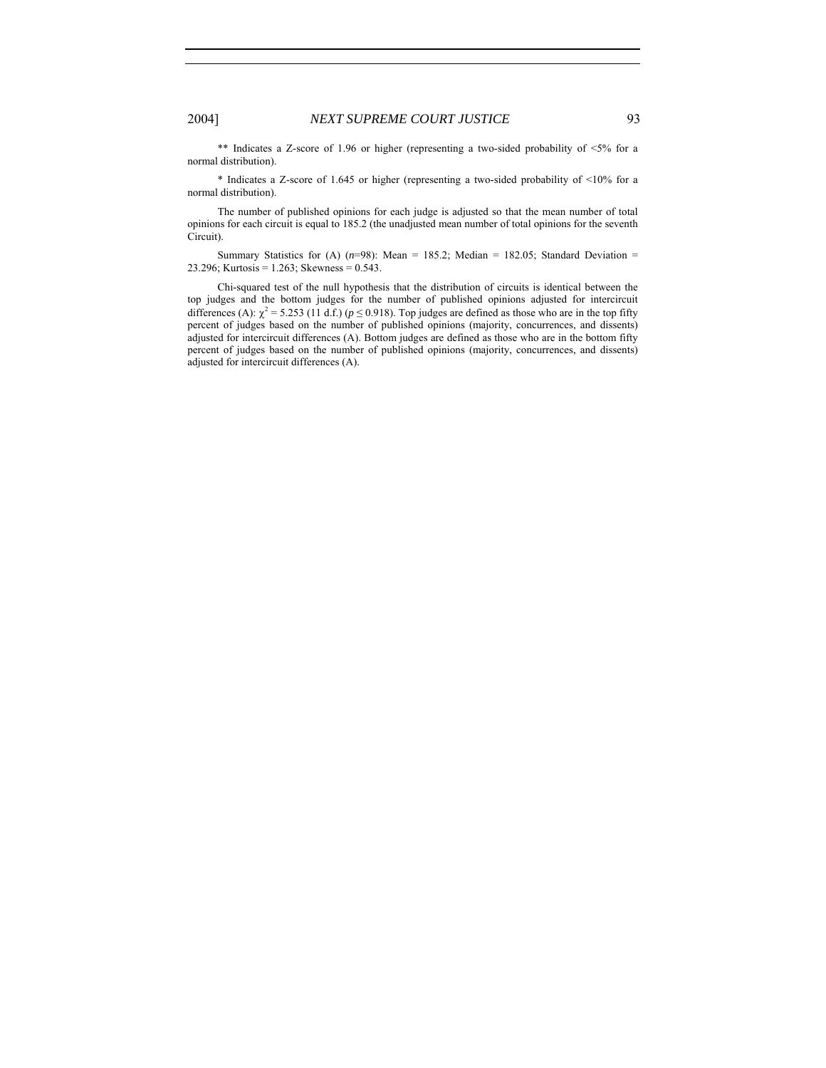** Indicates a Z-score of 1.96 or higher (representing a two-sided probability of <5% for a normal distribution).

* Indicates a Z-score of 1.645 or higher (representing a two-sided probability of <10% for a normal distribution).

The number of published opinions for each judge is adjusted so that the mean number of total opinions for each circuit is equal to 185.2 (the unadjusted mean number of total opinions for the seventh Circuit).

Summary Statistics for (A) ($n$=98): Mean = 185.2; Median = 182.05; Standard Deviation = 23.296; Kurtosis = 1.263; Skewness = 0.543.

Chi-squared test of the null hypothesis that the distribution of circuits is identical between the top judges and the bottom judges for the number of published opinions adjusted for intercircuit differences (A): $\chi^2 = 5.253$ (11 d.f.) ($p \leq 0.918$). Top judges are defined as those who are in the top fifty percent of judges based on the number of published opinions (majority, concurrences, and dissents) adjusted for intercircuit differences (A). Bottom judges are defined as those who are in the bottom fifty percent of judges based on the number of published opinions (majority, concurrences, and dissents) adjusted for intercircuit differences (A).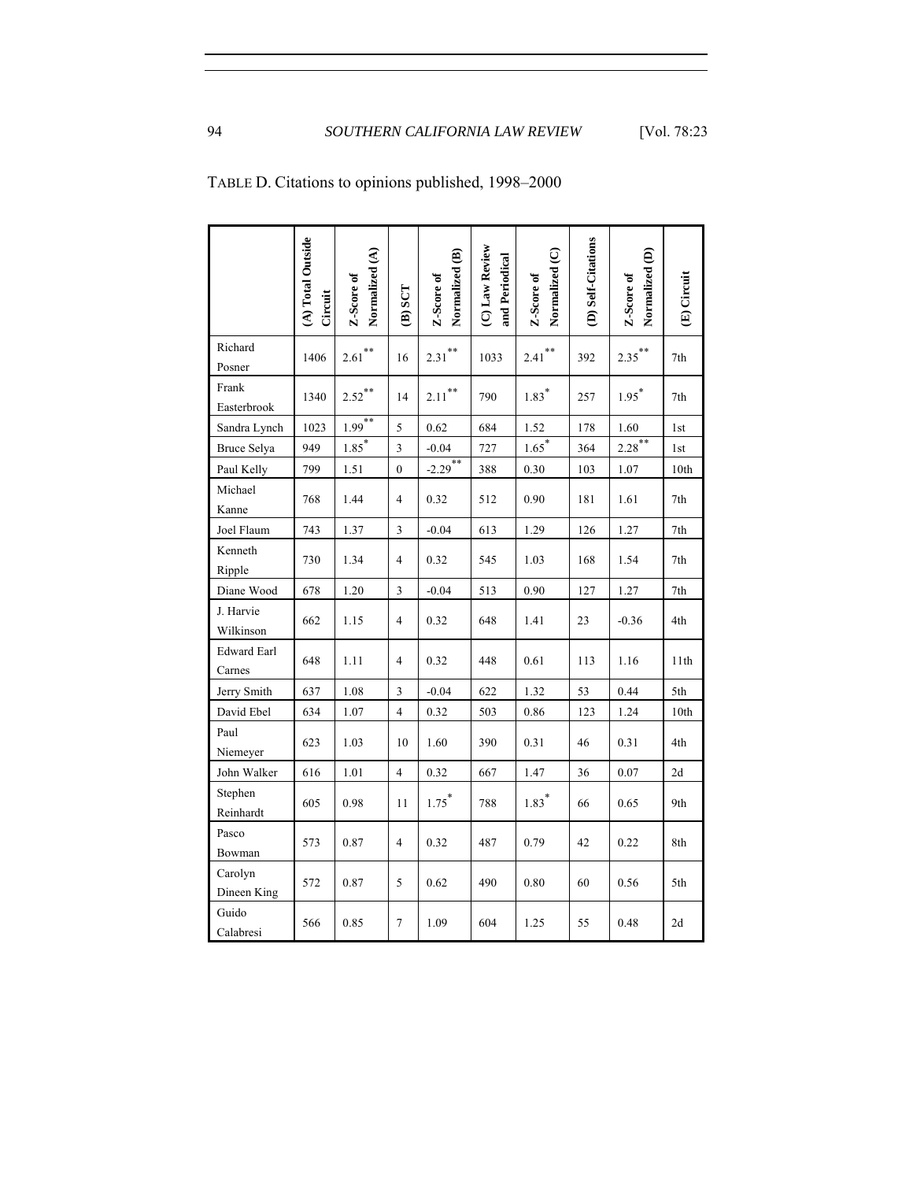TABLE D. Citations to opinions published, 1998–2000

| | (A) Total Outside Circuit | Z-Score of Normalized (A) | (B) SCT | Z-Score of Normalized (B) | (C) Law Review and Periodical | Z-Score of Normalized (C) | (D) Self-Citations | Z-Score of Normalized (D) | (E) Circuit |
|---|---|---|---|---|---|---|---|---|---|
| Richard Posner | 1406 | 2.61** | 16 | 2.31** | 1033 | 2.41** | 392 | 2.35** | 7th |
| Frank Easterbrook | 1340 | 2.52** | 14 | 2.11** | 790 | 1.83* | 257 | 1.95* | 7th |
| Sandra Lynch | 1023 | 1.99** | 5 | 0.62 | 684 | 1.52 | 178 | 1.60 | 1st |
| Bruce Selya | 949 | 1.85* | 3 | -0.04 | 727 | 1.65* | 364 | 2.28** | 1st |
| Paul Kelly | 799 | 1.51 | 0 | -2.29** | 388 | 0.30 | 103 | 1.07 | 10th |
| Michael Kanne | 768 | 1.44 | 4 | 0.32 | 512 | 0.90 | 181 | 1.61 | 7th |
| Joel Flaum | 743 | 1.37 | 3 | -0.04 | 613 | 1.29 | 126 | 1.27 | 7th |
| Kenneth Ripple | 730 | 1.34 | 4 | 0.32 | 545 | 1.03 | 168 | 1.54 | 7th |
| Diane Wood | 678 | 1.20 | 3 | -0.04 | 513 | 0.90 | 127 | 1.27 | 7th |
| J. Harvie Wilkinson | 662 | 1.15 | 4 | 0.32 | 648 | 1.41 | 23 | -0.36 | 4th |
| Edward Earl Carnes | 648 | 1.11 | 4 | 0.32 | 448 | 0.61 | 113 | 1.16 | 11th |
| Jerry Smith | 637 | 1.08 | 3 | -0.04 | 622 | 1.32 | 53 | 0.44 | 5th |
| David Ebel | 634 | 1.07 | 4 | 0.32 | 503 | 0.86 | 123 | 1.24 | 10th |
| Paul Niemeyer | 623 | 1.03 | 10 | 1.60 | 390 | 0.31 | 46 | 0.31 | 4th |
| John Walker | 616 | 1.01 | 4 | 0.32 | 667 | 1.47 | 36 | 0.07 | 2d |
| Stephen Reinhardt | 605 | 0.98 | 11 | 1.75* | 788 | 1.83* | 66 | 0.65 | 9th |
| Pasco Bowman | 573 | 0.87 | 4 | 0.32 | 487 | 0.79 | 42 | 0.22 | 8th |
| Carolyn Dineen King | 572 | 0.87 | 5 | 0.62 | 490 | 0.80 | 60 | 0.56 | 5th |
| Guido Calabresi | 566 | 0.85 | 7 | 1.09 | 604 | 1.25 | 55 | 0.48 | 2d |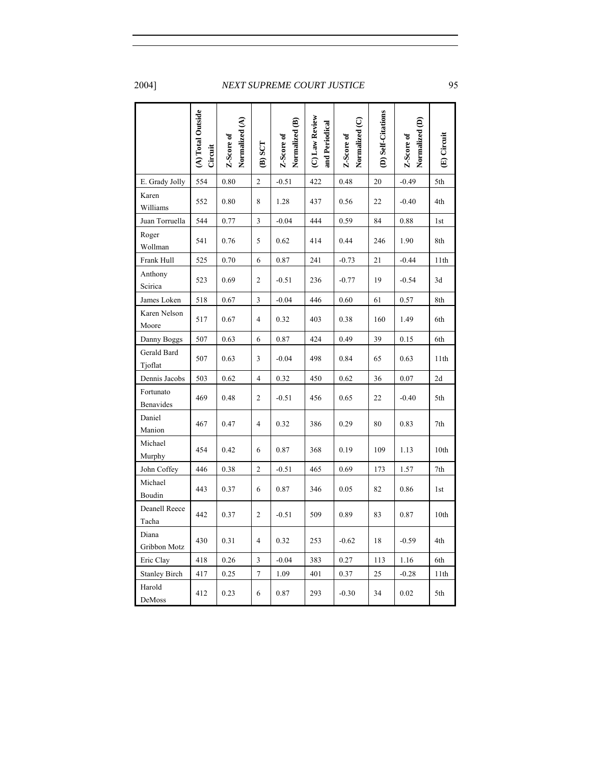| | (A) Total Outside Circuit | Z-Score of Normalized (A) | (B) SCT | Z-Score of Normalized (B) | (C) Law Review and Periodical | Z-Score of Normalized (C) | (D) Self-Citations | Z-Score of Normalized (D) | (E) Circuit |
|---|---|---|---|---|---|---|---|---|---|
| E. Grady Jolly | 554 | 0.80 | 2 | -0.51 | 422 | 0.48 | 20 | -0.49 | 5th |
| Karen Williams | 552 | 0.80 | 8 | 1.28 | 437 | 0.56 | 22 | -0.40 | 4th |
| Juan Torruella | 544 | 0.77 | 3 | -0.04 | 444 | 0.59 | 84 | 0.88 | 1st |
| Roger Wollman | 541 | 0.76 | 5 | 0.62 | 414 | 0.44 | 246 | 1.90 | 8th |
| Frank Hull | 525 | 0.70 | 6 | 0.87 | 241 | -0.73 | 21 | -0.44 | 11th |
| Anthony Scirica | 523 | 0.69 | 2 | -0.51 | 236 | -0.77 | 19 | -0.54 | 3d |
| James Loken | 518 | 0.67 | 3 | -0.04 | 446 | 0.60 | 61 | 0.57 | 8th |
| Karen Nelson Moore | 517 | 0.67 | 4 | 0.32 | 403 | 0.38 | 160 | 1.49 | 6th |
| Danny Boggs | 507 | 0.63 | 6 | 0.87 | 424 | 0.49 | 39 | 0.15 | 6th |
| Gerald Bard Tjoflat | 507 | 0.63 | 3 | -0.04 | 498 | 0.84 | 65 | 0.63 | 11th |
| Dennis Jacobs | 503 | 0.62 | 4 | 0.32 | 450 | 0.62 | 36 | 0.07 | 2d |
| Fortunato Benavides | 469 | 0.48 | 2 | -0.51 | 456 | 0.65 | 22 | -0.40 | 5th |
| Daniel Manion | 467 | 0.47 | 4 | 0.32 | 386 | 0.29 | 80 | 0.83 | 7th |
| Michael Murphy | 454 | 0.42 | 6 | 0.87 | 368 | 0.19 | 109 | 1.13 | 10th |
| John Coffey | 446 | 0.38 | 2 | -0.51 | 465 | 0.69 | 173 | 1.57 | 7th |
| Michael Boudin | 443 | 0.37 | 6 | 0.87 | 346 | 0.05 | 82 | 0.86 | 1st |
| Deanell Reece Tacha | 442 | 0.37 | 2 | -0.51 | 509 | 0.89 | 83 | 0.87 | 10th |
| Diana Gribbon Motz | 430 | 0.31 | 4 | 0.32 | 253 | -0.62 | 18 | -0.59 | 4th |
| Eric Clay | 418 | 0.26 | 3 | -0.04 | 383 | 0.27 | 113 | 1.16 | 6th |
| Stanley Birch | 417 | 0.25 | 7 | 1.09 | 401 | 0.37 | 25 | -0.28 | 11th |
| Harold DeMoss | 412 | 0.23 | 6 | 0.87 | 293 | -0.30 | 34 | 0.02 | 5th |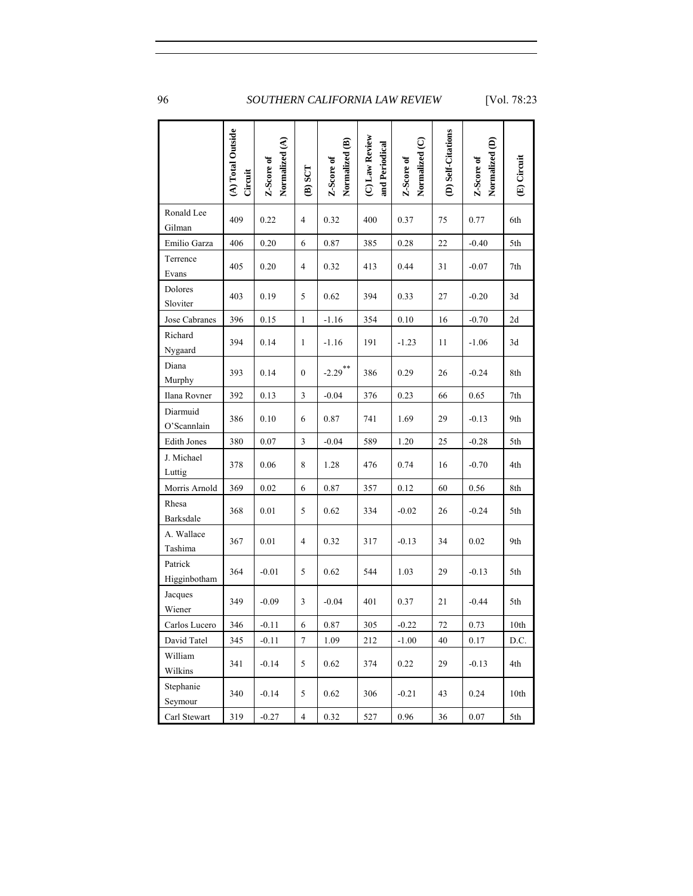| | (A) Total Outside Circuit | Z-Score of Normalized (A) | (B) SCT | Z-Score of Normalized (B) | (C) Law Review and Periodical | Z-Score of Normalized (C) | (D) Self-Citations | Z-Score of Normalized (D) | (E) Circuit |
|---|---|---|---|---|---|---|---|---|---|
| Ronald Lee Gilman | 409 | 0.22 | 4 | 0.32 | 400 | 0.37 | 75 | 0.77 | 6th |
| Emilio Garza | 406 | 0.20 | 6 | 0.87 | 385 | 0.28 | 22 | -0.40 | 5th |
| Terrence Evans | 405 | 0.20 | 4 | 0.32 | 413 | 0.44 | 31 | -0.07 | 7th |
| Dolores Sloviter | 403 | 0.19 | 5 | 0.62 | 394 | 0.33 | 27 | -0.20 | 3d |
| Jose Cabranes | 396 | 0.15 | 1 | -1.16 | 354 | 0.10 | 16 | -0.70 | 2d |
| Richard Nygaard | 394 | 0.14 | 1 | -1.16 | 191 | -1.23 | 11 | -1.06 | 3d |
| Diana Murphy | 393 | 0.14 | 0 | -2.29** | 386 | 0.29 | 26 | -0.24 | 8th |
| Ilana Rovner | 392 | 0.13 | 3 | -0.04 | 376 | 0.23 | 66 | 0.65 | 7th |
| Diarmuid O'Scannlain | 386 | 0.10 | 6 | 0.87 | 741 | 1.69 | 29 | -0.13 | 9th |
| Edith Jones | 380 | 0.07 | 3 | -0.04 | 589 | 1.20 | 25 | -0.28 | 5th |
| J. Michael Luttig | 378 | 0.06 | 8 | 1.28 | 476 | 0.74 | 16 | -0.70 | 4th |
| Morris Arnold | 369 | 0.02 | 6 | 0.87 | 357 | 0.12 | 60 | 0.56 | 8th |
| Rhesa Barksdale | 368 | 0.01 | 5 | 0.62 | 334 | -0.02 | 26 | -0.24 | 5th |
| A. Wallace Tashima | 367 | 0.01 | 4 | 0.32 | 317 | -0.13 | 34 | 0.02 | 9th |
| Patrick Higginbotham | 364 | -0.01 | 5 | 0.62 | 544 | 1.03 | 29 | -0.13 | 5th |
| Jacques Wiener | 349 | -0.09 | 3 | -0.04 | 401 | 0.37 | 21 | -0.44 | 5th |
| Carlos Lucero | 346 | -0.11 | 6 | 0.87 | 305 | -0.22 | 72 | 0.73 | 10th |
| David Tatel | 345 | -0.11 | 7 | 1.09 | 212 | -1.00 | 40 | 0.17 | D.C. |
| William Wilkins | 341 | -0.14 | 5 | 0.62 | 374 | 0.22 | 29 | -0.13 | 4th |
| Stephanie Seymour | 340 | -0.14 | 5 | 0.62 | 306 | -0.21 | 43 | 0.24 | 10th |
| Carl Stewart | 319 | -0.27 | 4 | 0.32 | 527 | 0.96 | 36 | 0.07 | 5th |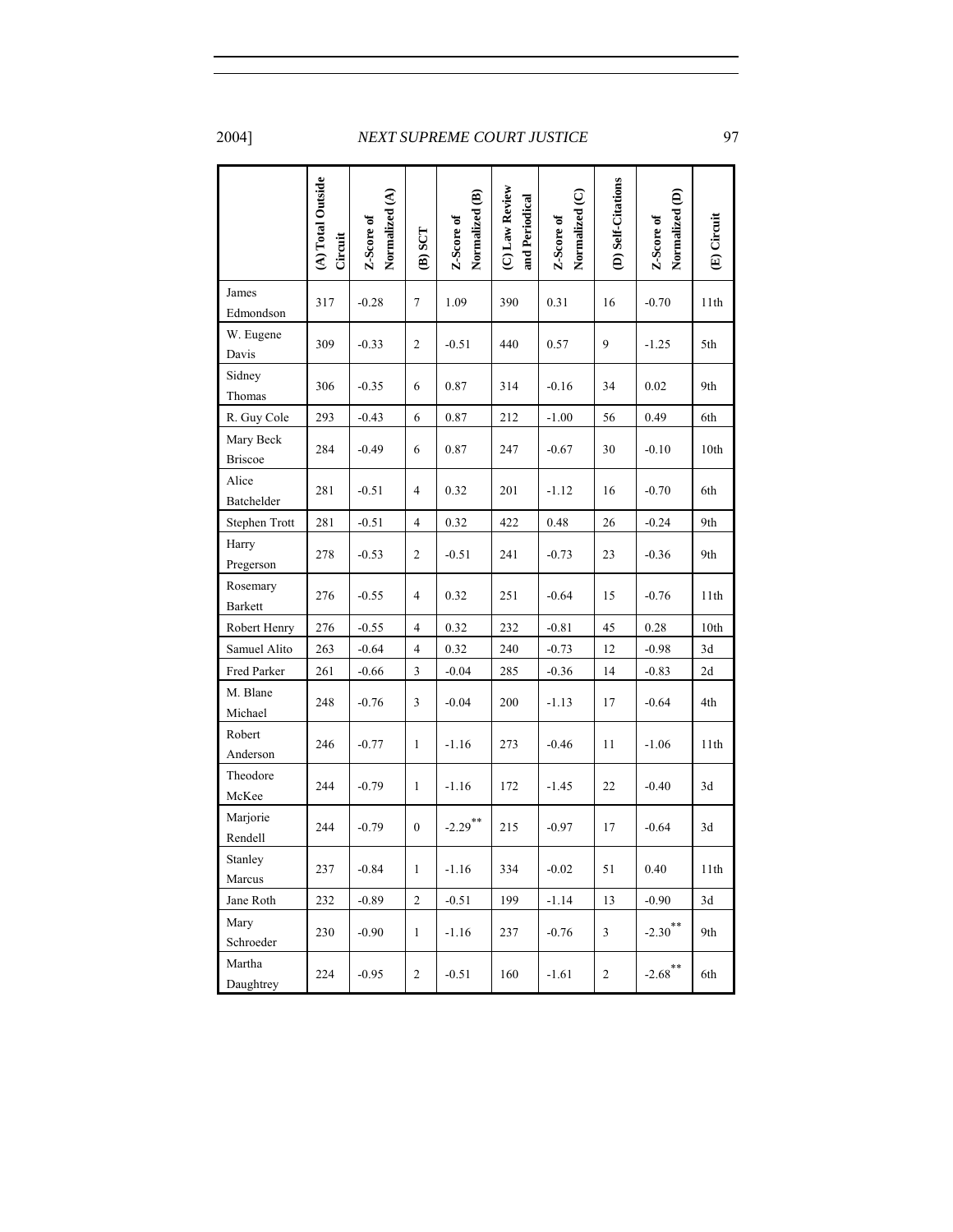| | (A) Total Outside Circuit | Z-Score of Normalized (A) | (B) SCT | Z-Score of Normalized (B) | (C) Law Review and Periodical | Z-Score of Normalized (C) | (D) Self-Citations | Z-Score of Normalized (D) | (E) Circuit |
|---|---|---|---|---|---|---|---|---|---|
| James Edmondson | 317 | -0.28 | 7 | 1.09 | 390 | 0.31 | 16 | -0.70 | 11th |
| W. Eugene Davis | 309 | -0.33 | 2 | -0.51 | 440 | 0.57 | 9 | -1.25 | 5th |
| Sidney Thomas | 306 | -0.35 | 6 | 0.87 | 314 | -0.16 | 34 | 0.02 | 9th |
| R. Guy Cole | 293 | -0.43 | 6 | 0.87 | 212 | -1.00 | 56 | 0.49 | 6th |
| Mary Beck Briscoe | 284 | -0.49 | 6 | 0.87 | 247 | -0.67 | 30 | -0.10 | 10th |
| Alice Batchelder | 281 | -0.51 | 4 | 0.32 | 201 | -1.12 | 16 | -0.70 | 6th |
| Stephen Trott | 281 | -0.51 | 4 | 0.32 | 422 | 0.48 | 26 | -0.24 | 9th |
| Harry Pregerson | 278 | -0.53 | 2 | -0.51 | 241 | -0.73 | 23 | -0.36 | 9th |
| Rosemary Barkett | 276 | -0.55 | 4 | 0.32 | 251 | -0.64 | 15 | -0.76 | 11th |
| Robert Henry | 276 | -0.55 | 4 | 0.32 | 232 | -0.81 | 45 | 0.28 | 10th |
| Samuel Alito | 263 | -0.64 | 4 | 0.32 | 240 | -0.73 | 12 | -0.98 | 3d |
| Fred Parker | 261 | -0.66 | 3 | -0.04 | 285 | -0.36 | 14 | -0.83 | 2d |
| M. Blane Michael | 248 | -0.76 | 3 | -0.04 | 200 | -1.13 | 17 | -0.64 | 4th |
| Robert Anderson | 246 | -0.77 | 1 | -1.16 | 273 | -0.46 | 11 | -1.06 | 11th |
| Theodore McKee | 244 | -0.79 | 1 | -1.16 | 172 | -1.45 | 22 | -0.40 | 3d |
| Marjorie Rendell | 244 | -0.79 | 0 | -2.29** | 215 | -0.97 | 17 | -0.64 | 3d |
| Stanley Marcus | 237 | -0.84 | 1 | -1.16 | 334 | -0.02 | 51 | 0.40 | 11th |
| Jane Roth | 232 | -0.89 | 2 | -0.51 | 199 | -1.14 | 13 | -0.90 | 3d |
| Mary Schroeder | 230 | -0.90 | 1 | -1.16 | 237 | -0.76 | 3 | -2.30** | 9th |
| Martha Daughtrey | 224 | -0.95 | 2 | -0.51 | 160 | -1.61 | 2 | -2.68** | 6th |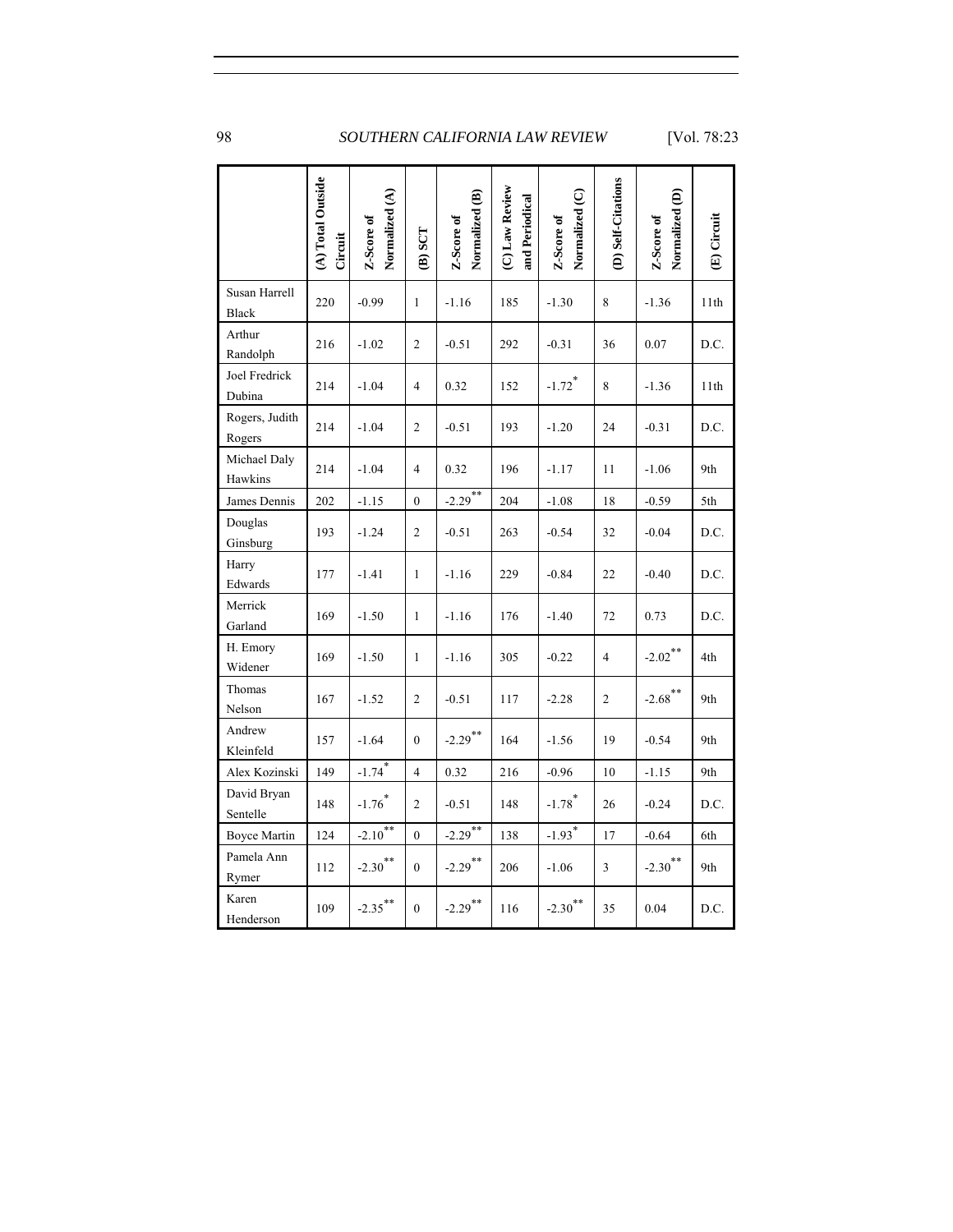| | (A) Total Outside Circuit | Z-Score of Normalized (A) | (B) SCT | Z-Score of Normalized (B) | (C) Law Review and Periodical | Z-Score of Normalized (C) | (D) Self-Citations | Z-Score of Normalized (D) | (E) Circuit |
|---|---|---|---|---|---|---|---|---|---|
| Susan Harrell Black | 220 | -0.99 | 1 | -1.16 | 185 | -1.30 | 8 | -1.36 | 11th |
| Arthur Randolph | 216 | -1.02 | 2 | -0.51 | 292 | -0.31 | 36 | 0.07 | D.C. |
| Joel Fredrick Dubina | 214 | -1.04 | 4 | 0.32 | 152 | -1.72* | 8 | -1.36 | 11th |
| Rogers, Judith Rogers | 214 | -1.04 | 2 | -0.51 | 193 | -1.20 | 24 | -0.31 | D.C. |
| Michael Daly Hawkins | 214 | -1.04 | 4 | 0.32 | 196 | -1.17 | 11 | -1.06 | 9th |
| James Dennis | 202 | -1.15 | 0 | -2.29** | 204 | -1.08 | 18 | -0.59 | 5th |
| Douglas Ginsburg | 193 | -1.24 | 2 | -0.51 | 263 | -0.54 | 32 | -0.04 | D.C. |
| Harry Edwards | 177 | -1.41 | 1 | -1.16 | 229 | -0.84 | 22 | -0.40 | D.C. |
| Merrick Garland | 169 | -1.50 | 1 | -1.16 | 176 | -1.40 | 72 | 0.73 | D.C. |
| H. Emory Widener | 169 | -1.50 | 1 | -1.16 | 305 | -0.22 | 4 | -2.02** | 4th |
| Thomas Nelson | 167 | -1.52 | 2 | -0.51 | 117 | -2.28 | 2 | -2.68** | 9th |
| Andrew Kleinfeld | 157 | -1.64 | 0 | -2.29** | 164 | -1.56 | 19 | -0.54 | 9th |
| Alex Kozinski | 149 | -1.74* | 4 | 0.32 | 216 | -0.96 | 10 | -1.15 | 9th |
| David Bryan Sentelle | 148 | -1.76* | 2 | -0.51 | 148 | -1.78* | 26 | -0.24 | D.C. |
| Boyce Martin | 124 | -2.10** | 0 | -2.29** | 138 | -1.93* | 17 | -0.64 | 6th |
| Pamela Ann Rymer | 112 | -2.30** | 0 | -2.29** | 206 | -1.06 | 3 | -2.30** | 9th |
| Karen Henderson | 109 | -2.35** | 0 | -2.29** | 116 | -2.30** | 35 | 0.04 | D.C. |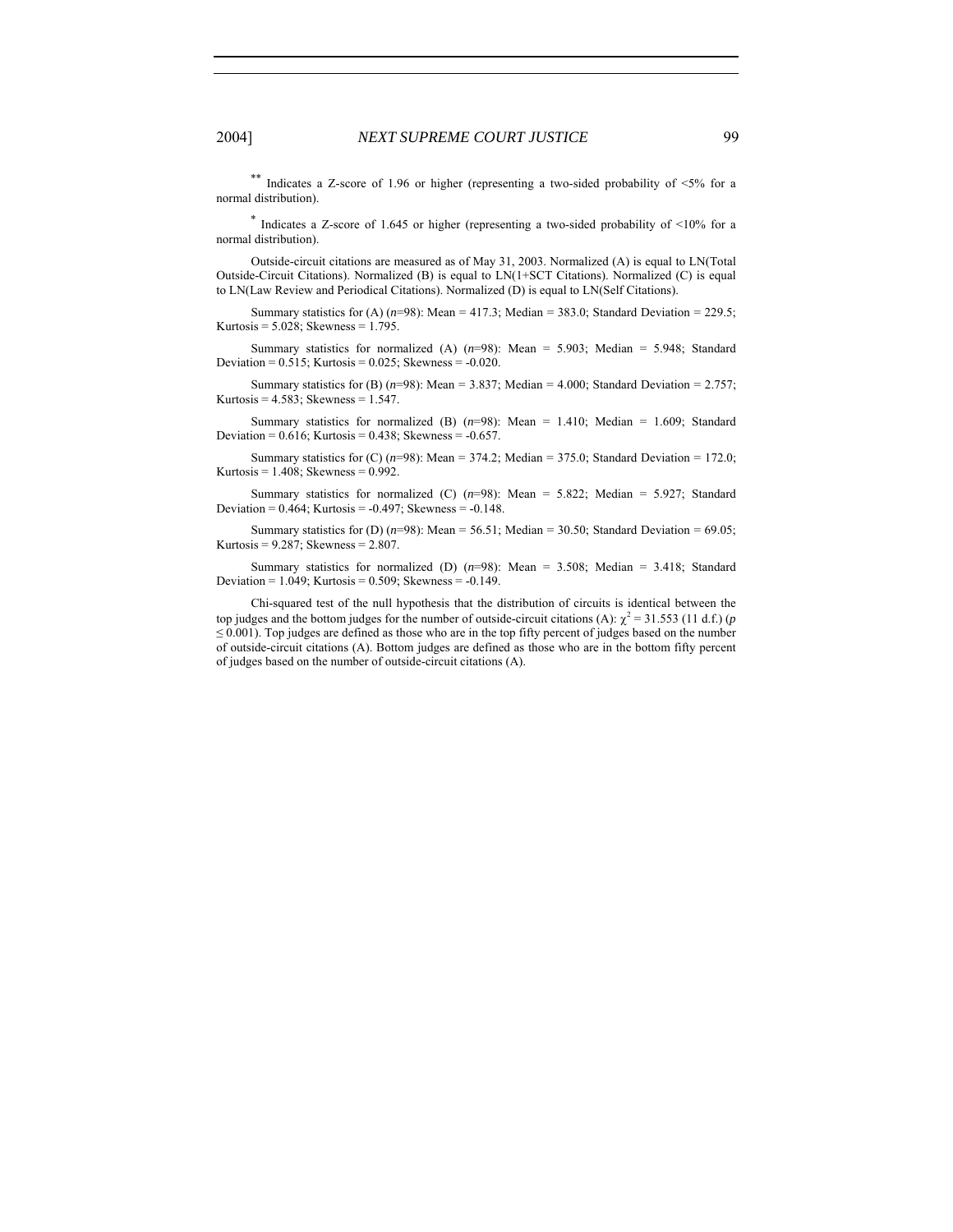** Indicates a Z-score of 1.96 or higher (representing a two-sided probability of <5% for a normal distribution).

* Indicates a Z-score of 1.645 or higher (representing a two-sided probability of <10% for a normal distribution).

Outside-circuit citations are measured as of May 31, 2003. Normalized (A) is equal to LN(Total Outside-Circuit Citations). Normalized (B) is equal to LN(1+SCT Citations). Normalized (C) is equal to LN(Law Review and Periodical Citations). Normalized (D) is equal to LN(Self Citations).

Summary statistics for (A) ($n$=98): Mean = 417.3; Median = 383.0; Standard Deviation = 229.5; Kurtosis = 5.028; Skewness = 1.795.

Summary statistics for normalized (A) ($n$=98): Mean = 5.903; Median = 5.948; Standard Deviation = 0.515; Kurtosis = 0.025; Skewness = -0.020.

Summary statistics for (B) ($n$=98): Mean = 3.837; Median = 4.000; Standard Deviation = 2.757; Kurtosis = 4.583; Skewness = 1.547.

Summary statistics for normalized (B) ($n$=98): Mean = 1.410; Median = 1.609; Standard Deviation = 0.616; Kurtosis = 0.438; Skewness = -0.657.

Summary statistics for (C) ($n$=98): Mean = 374.2; Median = 375.0; Standard Deviation = 172.0; Kurtosis = 1.408; Skewness = 0.992.

Summary statistics for normalized (C) ($n$=98): Mean = 5.822; Median = 5.927; Standard Deviation = 0.464; Kurtosis = -0.497; Skewness = -0.148.

Summary statistics for (D) ($n$=98): Mean = 56.51; Median = 30.50; Standard Deviation = 69.05; Kurtosis = 9.287; Skewness = 2.807.

Summary statistics for normalized (D) ($n$=98): Mean = 3.508; Median = 3.418; Standard Deviation = 1.049; Kurtosis = 0.509; Skewness = -0.149.

Chi-squared test of the null hypothesis that the distribution of circuits is identical between the top judges and the bottom judges for the number of outside-circuit citations (A): $\chi^2 = 31.553$ (11 d.f.) ($p \leq 0.001$). Top judges are defined as those who are in the top fifty percent of judges based on the number of outside-circuit citations (A). Bottom judges are defined as those who are in the bottom fifty percent of judges based on the number of outside-circuit citations (A).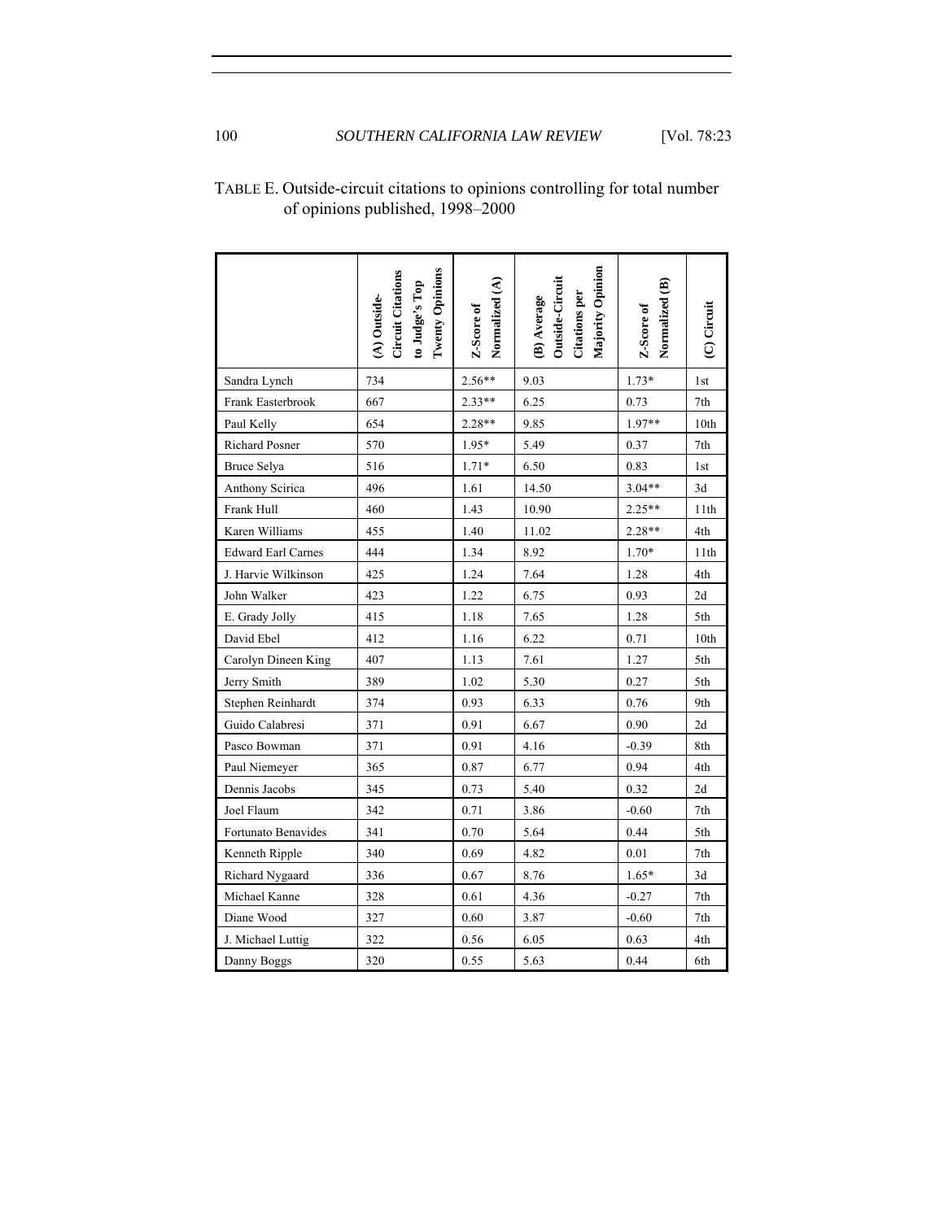TABLE E. Outside-circuit citations to opinions controlling for total number of opinions published, 1998–2000

| | (A) Outside-Circuit Citations to Judge's Top Twenty Opinions | Z-Score of Normalized (A) | (B) Average Outside-Circuit Citations per Majority Opinion | Z-Score of Normalized (B) | (C) Circuit |
|---|---|---|---|---|---|
| Sandra Lynch | 734 | 2.56** | 9.03 | 1.73* | 1st |
| Frank Easterbrook | 667 | 2.33** | 6.25 | 0.73 | 7th |
| Paul Kelly | 654 | 2.28** | 9.85 | 1.97** | 10th |
| Richard Posner | 570 | 1.95* | 5.49 | 0.37 | 7th |
| Bruce Selya | 516 | 1.71* | 6.50 | 0.83 | 1st |
| Anthony Scirica | 496 | 1.61 | 14.50 | 3.04** | 3d |
| Frank Hull | 460 | 1.43 | 10.90 | 2.25** | 11th |
| Karen Williams | 455 | 1.40 | 11.02 | 2.28** | 4th |
| Edward Earl Carnes | 444 | 1.34 | 8.92 | 1.70* | 11th |
| J. Harvie Wilkinson | 425 | 1.24 | 7.64 | 1.28 | 4th |
| John Walker | 423 | 1.22 | 6.75 | 0.93 | 2d |
| E. Grady Jolly | 415 | 1.18 | 7.65 | 1.28 | 5th |
| David Ebel | 412 | 1.16 | 6.22 | 0.71 | 10th |
| Carolyn Dineen King | 407 | 1.13 | 7.61 | 1.27 | 5th |
| Jerry Smith | 389 | 1.02 | 5.30 | 0.27 | 5th |
| Stephen Reinhardt | 374 | 0.93 | 6.33 | 0.76 | 9th |
| Guido Calabresi | 371 | 0.91 | 6.67 | 0.90 | 2d |
| Pasco Bowman | 371 | 0.91 | 4.16 | -0.39 | 8th |
| Paul Niemeyer | 365 | 0.87 | 6.77 | 0.94 | 4th |
| Dennis Jacobs | 345 | 0.73 | 5.40 | 0.32 | 2d |
| Joel Flaum | 342 | 0.71 | 3.86 | -0.60 | 7th |
| Fortunato Benavides | 341 | 0.70 | 5.64 | 0.44 | 5th |
| Kenneth Ripple | 340 | 0.69 | 4.82 | 0.01 | 7th |
| Richard Nygaard | 336 | 0.67 | 8.76 | 1.65* | 3d |
| Michael Kanne | 328 | 0.61 | 4.36 | -0.27 | 7th |
| Diane Wood | 327 | 0.60 | 3.87 | -0.60 | 7th |
| J. Michael Luttig | 322 | 0.56 | 6.05 | 0.63 | 4th |
| Danny Boggs | 320 | 0.55 | 5.63 | 0.44 | 6th |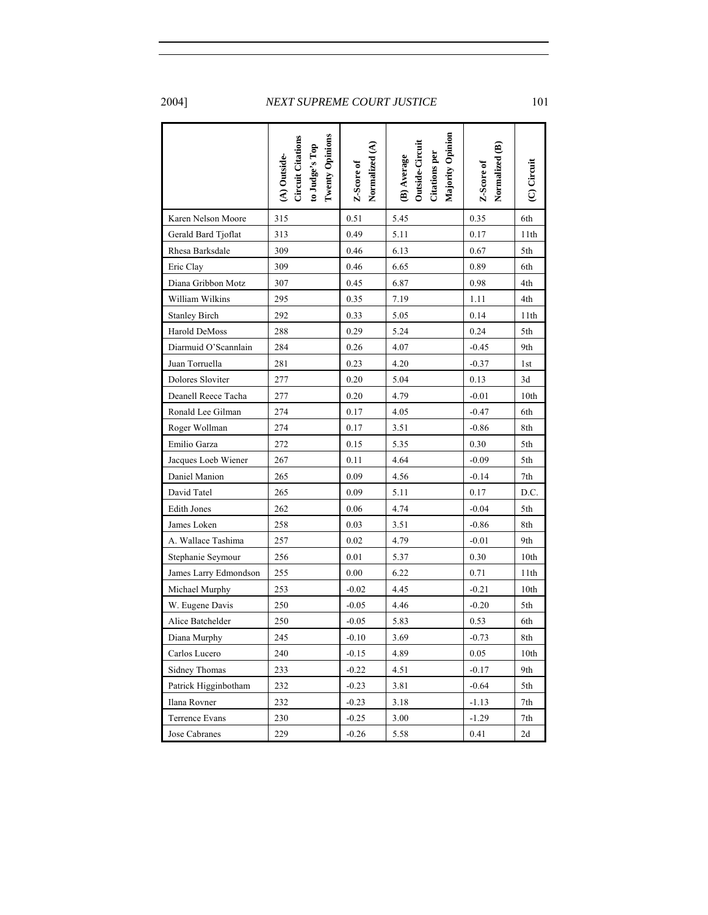| | (A) Outside-Circuit Citations to Judge's Top Twenty Opinions | Z-Score of Normalized (A) | (B) Average Outside-Circuit Citations per Majority Opinion | Z-Score of Normalized (B) | (C) Circuit |
|---|---|---|---|---|---|
| Karen Nelson Moore | 315 | 0.51 | 5.45 | 0.35 | 6th |
| Gerald Bard Tjoflat | 313 | 0.49 | 5.11 | 0.17 | 11th |
| Rhesa Barksdale | 309 | 0.46 | 6.13 | 0.67 | 5th |
| Eric Clay | 309 | 0.46 | 6.65 | 0.89 | 6th |
| Diana Gribbon Motz | 307 | 0.45 | 6.87 | 0.98 | 4th |
| William Wilkins | 295 | 0.35 | 7.19 | 1.11 | 4th |
| Stanley Birch | 292 | 0.33 | 5.05 | 0.14 | 11th |
| Harold DeMoss | 288 | 0.29 | 5.24 | 0.24 | 5th |
| Diarmuid O'Scannlain | 284 | 0.26 | 4.07 | -0.45 | 9th |
| Juan Torruella | 281 | 0.23 | 4.20 | -0.37 | 1st |
| Dolores Sloviter | 277 | 0.20 | 5.04 | 0.13 | 3d |
| Deanell Reece Tacha | 277 | 0.20 | 4.79 | -0.01 | 10th |
| Ronald Lee Gilman | 274 | 0.17 | 4.05 | -0.47 | 6th |
| Roger Wollman | 274 | 0.17 | 3.51 | -0.86 | 8th |
| Emilio Garza | 272 | 0.15 | 5.35 | 0.30 | 5th |
| Jacques Loeb Wiener | 267 | 0.11 | 4.64 | -0.09 | 5th |
| Daniel Manion | 265 | 0.09 | 4.56 | -0.14 | 7th |
| David Tatel | 265 | 0.09 | 5.11 | 0.17 | D.C. |
| Edith Jones | 262 | 0.06 | 4.74 | -0.04 | 5th |
| James Loken | 258 | 0.03 | 3.51 | -0.86 | 8th |
| A. Wallace Tashima | 257 | 0.02 | 4.79 | -0.01 | 9th |
| Stephanie Seymour | 256 | 0.01 | 5.37 | 0.30 | 10th |
| James Larry Edmondson | 255 | 0.00 | 6.22 | 0.71 | 11th |
| Michael Murphy | 253 | -0.02 | 4.45 | -0.21 | 10th |
| W. Eugene Davis | 250 | -0.05 | 4.46 | -0.20 | 5th |
| Alice Batchelder | 250 | -0.05 | 5.83 | 0.53 | 6th |
| Diana Murphy | 245 | -0.10 | 3.69 | -0.73 | 8th |
| Carlos Lucero | 240 | -0.15 | 4.89 | 0.05 | 10th |
| Sidney Thomas | 233 | -0.22 | 4.51 | -0.17 | 9th |
| Patrick Higginbotham | 232 | -0.23 | 3.81 | -0.64 | 5th |
| Ilana Rovner | 232 | -0.23 | 3.18 | -1.13 | 7th |
| Terrence Evans | 230 | -0.25 | 3.00 | -1.29 | 7th |
| Jose Cabranes | 229 | -0.26 | 5.58 | 0.41 | 2d |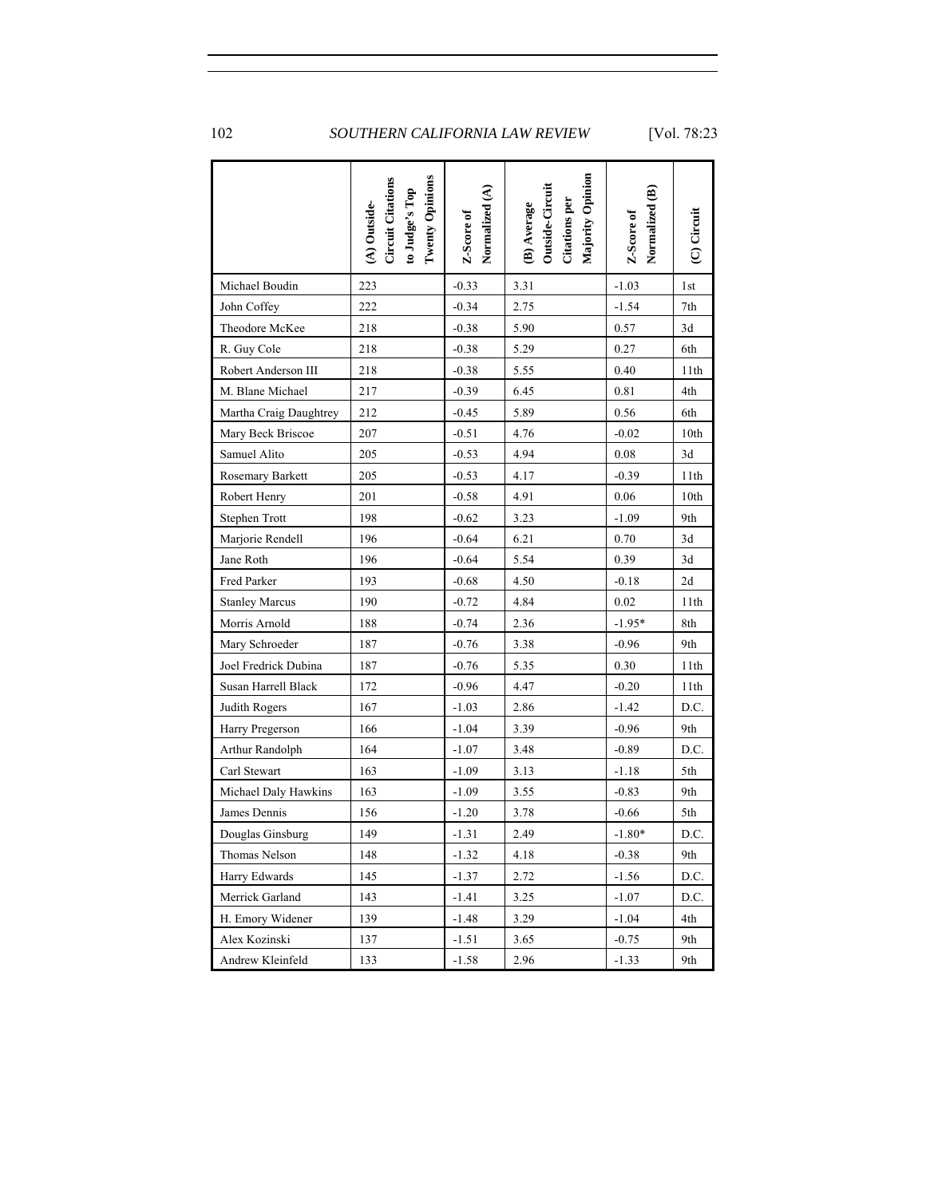| | (A) Outside-Circuit Citations to Judge's Top Twenty Opinions | Z-Score of Normalized (A) | (B) Average Outside-Circuit Citations per Majority Opinion | Z-Score of Normalized (B) | (C) Circuit |
|---|---|---|---|---|---|
| Michael Boudin | 223 | -0.33 | 3.31 | -1.03 | 1st |
| John Coffey | 222 | -0.34 | 2.75 | -1.54 | 7th |
| Theodore McKee | 218 | -0.38 | 5.90 | 0.57 | 3d |
| R. Guy Cole | 218 | -0.38 | 5.29 | 0.27 | 6th |
| Robert Anderson III | 218 | -0.38 | 5.55 | 0.40 | 11th |
| M. Blane Michael | 217 | -0.39 | 6.45 | 0.81 | 4th |
| Martha Craig Daughtrey | 212 | -0.45 | 5.89 | 0.56 | 6th |
| Mary Beck Briscoe | 207 | -0.51 | 4.76 | -0.02 | 10th |
| Samuel Alito | 205 | -0.53 | 4.94 | 0.08 | 3d |
| Rosemary Barkett | 205 | -0.53 | 4.17 | -0.39 | 11th |
| Robert Henry | 201 | -0.58 | 4.91 | 0.06 | 10th |
| Stephen Trott | 198 | -0.62 | 3.23 | -1.09 | 9th |
| Marjorie Rendell | 196 | -0.64 | 6.21 | 0.70 | 3d |
| Jane Roth | 196 | -0.64 | 5.54 | 0.39 | 3d |
| Fred Parker | 193 | -0.68 | 4.50 | -0.18 | 2d |
| Stanley Marcus | 190 | -0.72 | 4.84 | 0.02 | 11th |
| Morris Arnold | 188 | -0.74 | 2.36 | -1.95* | 8th |
| Mary Schroeder | 187 | -0.76 | 3.38 | -0.96 | 9th |
| Joel Fredrick Dubina | 187 | -0.76 | 5.35 | 0.30 | 11th |
| Susan Harrell Black | 172 | -0.96 | 4.47 | -0.20 | 11th |
| Judith Rogers | 167 | -1.03 | 2.86 | -1.42 | D.C. |
| Harry Pregerson | 166 | -1.04 | 3.39 | -0.96 | 9th |
| Arthur Randolph | 164 | -1.07 | 3.48 | -0.89 | D.C. |
| Carl Stewart | 163 | -1.09 | 3.13 | -1.18 | 5th |
| Michael Daly Hawkins | 163 | -1.09 | 3.55 | -0.83 | 9th |
| James Dennis | 156 | -1.20 | 3.78 | -0.66 | 5th |
| Douglas Ginsburg | 149 | -1.31 | 2.49 | -1.80* | D.C. |
| Thomas Nelson | 148 | -1.32 | 4.18 | -0.38 | 9th |
| Harry Edwards | 145 | -1.37 | 2.72 | -1.56 | D.C. |
| Merrick Garland | 143 | -1.41 | 3.25 | -1.07 | D.C. |
| H. Emory Widener | 139 | -1.48 | 3.29 | -1.04 | 4th |
| Alex Kozinski | 137 | -1.51 | 3.65 | -0.75 | 9th |
| Andrew Kleinfeld | 133 | -1.58 | 2.96 | -1.33 | 9th |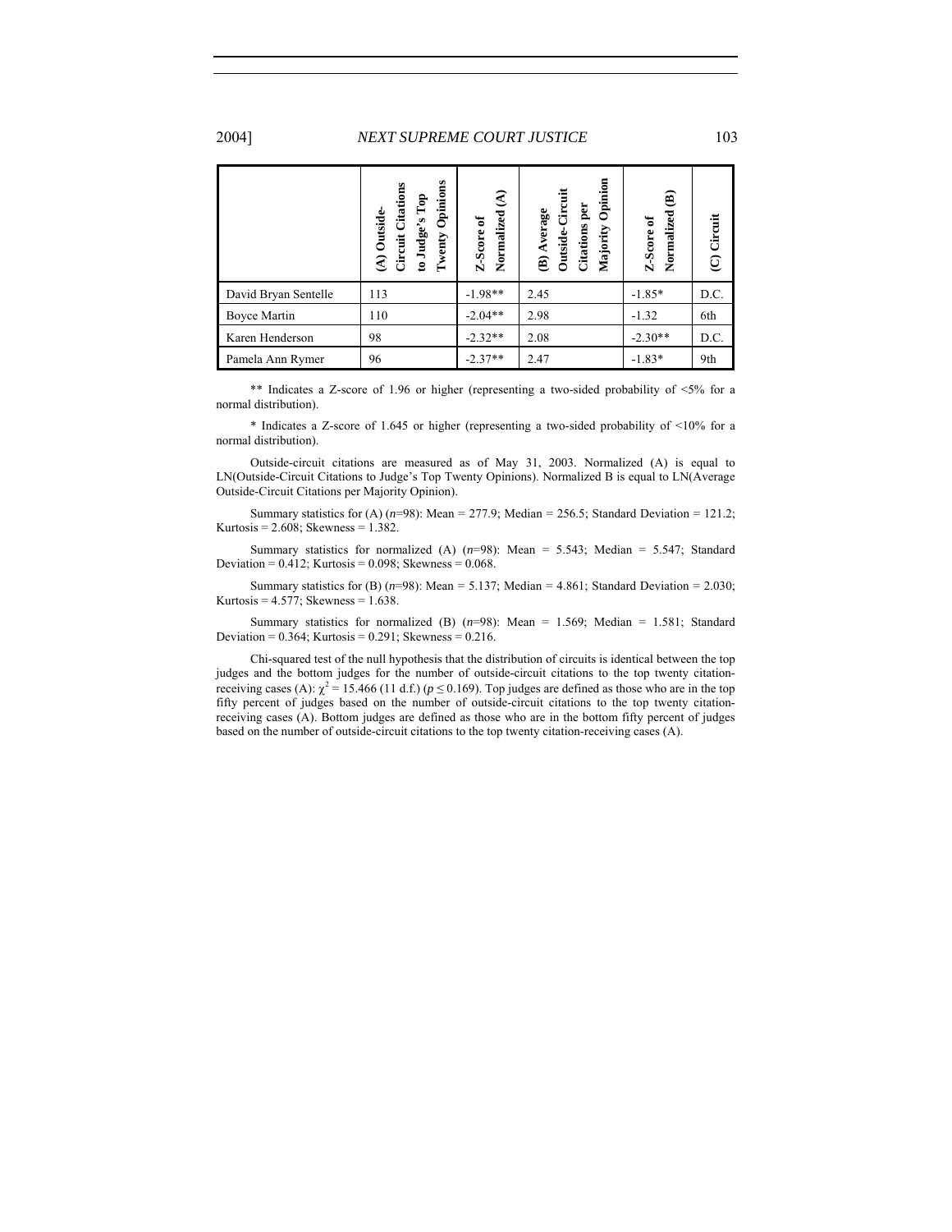| | (A) Outside-Circuit Citations to Judge's Top Twenty Opinions | Z-Score of Normalized (A) | (B) Average Outside-Circuit Citations per Majority Opinion | Z-Score of Normalized (B) | (C) Circuit |
|---|---|---|---|---|---|
| David Bryan Sentelle | 113 | -1.98** | 2.45 | -1.85* | D.C. |
| Boyce Martin | 110 | -2.04** | 2.98 | -1.32 | 6th |
| Karen Henderson | 98 | -2.32** | 2.08 | -2.30** | D.C. |
| Pamela Ann Rymer | 96 | -2.37** | 2.47 | -1.83* | 9th |

** Indicates a Z-score of 1.96 or higher (representing a two-sided probability of <5% for a normal distribution).

* Indicates a Z-score of 1.645 or higher (representing a two-sided probability of <10% for a normal distribution).

Outside-circuit citations are measured as of May 31, 2003. Normalized (A) is equal to LN(Outside-Circuit Citations to Judge's Top Twenty Opinions). Normalized B is equal to LN(Average Outside-Circuit Citations per Majority Opinion).

Summary statistics for (A) ($n$=98): Mean = 277.9; Median = 256.5; Standard Deviation = 121.2; Kurtosis = 2.608; Skewness = 1.382.

Summary statistics for normalized (A) ($n$=98): Mean = 5.543; Median = 5.547; Standard Deviation = 0.412; Kurtosis = 0.098; Skewness = 0.068.

Summary statistics for (B) ($n$=98): Mean = 5.137; Median = 4.861; Standard Deviation = 2.030; Kurtosis = 4.577; Skewness = 1.638.

Summary statistics for normalized (B) ($n$=98): Mean = 1.569; Median = 1.581; Standard Deviation = 0.364; Kurtosis = 0.291; Skewness = 0.216.

Chi-squared test of the null hypothesis that the distribution of circuits is identical between the top judges and the bottom judges for the number of outside-circuit citations to the top twenty citation-receiving cases (A): $\chi^2 = 15.466$ (11 d.f.) ($p \leq 0.169$). Top judges are defined as those who are in the top fifty percent of judges based on the number of outside-circuit citations to the top twenty citation-receiving cases (A). Bottom judges are defined as those who are in the bottom fifty percent of judges based on the number of outside-circuit citations to the top twenty citation-receiving cases (A).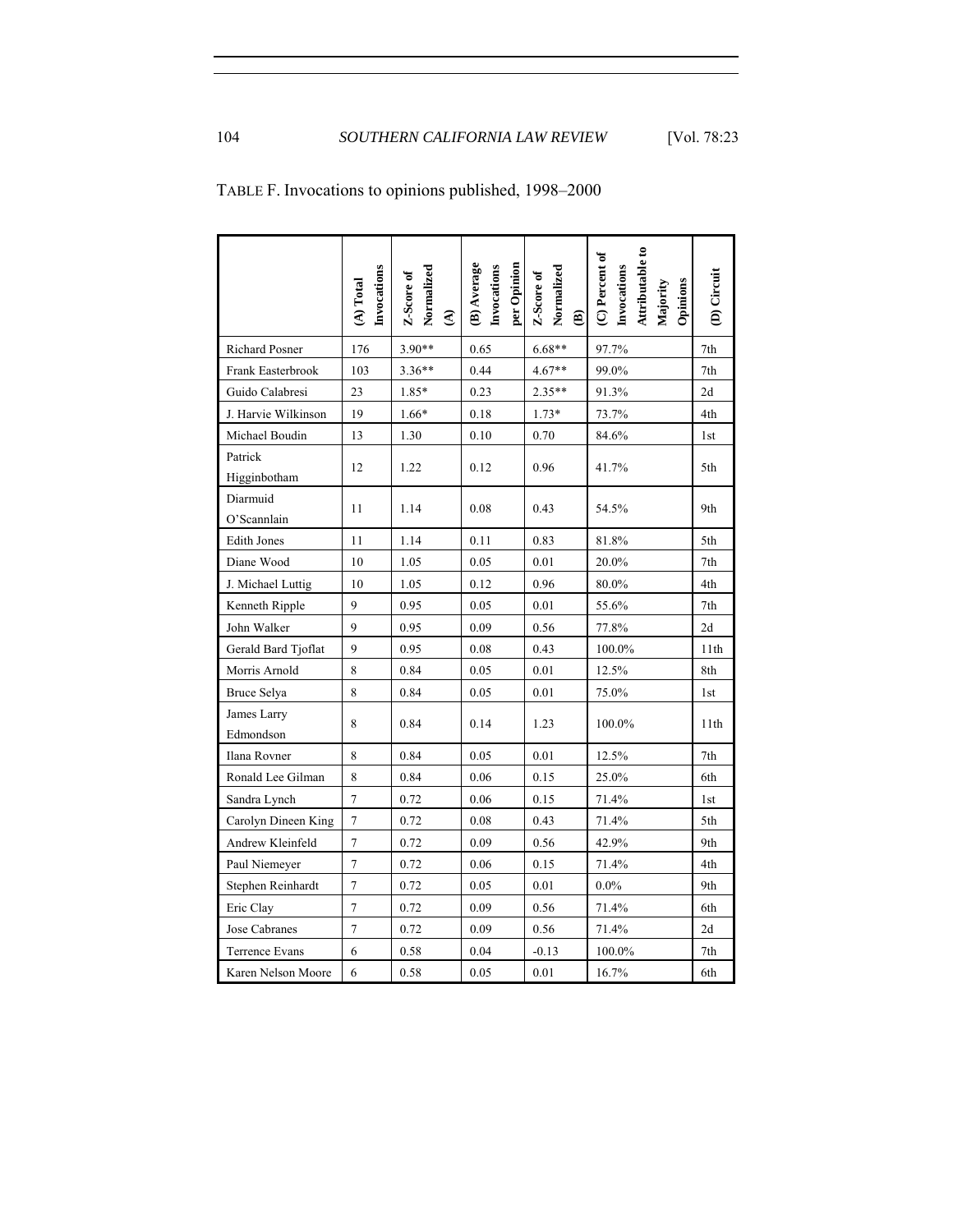TABLE F. Invocations to opinions published, 1998–2000

| | (A) Total Invocations | Z-Score of Normalized (A) | (B) Average Invocations per Opinion | Z-Score of Normalized (B) | (C) Percent of Invocations Attributable to Majority Opinions | (D) Circuit |
|---|---|---|---|---|---|---|
| Richard Posner | 176 | 3.90** | 0.65 | 6.68** | 97.7% | 7th |
| Frank Easterbrook | 103 | 3.36** | 0.44 | 4.67** | 99.0% | 7th |
| Guido Calabresi | 23 | 1.85* | 0.23 | 2.35** | 91.3% | 2d |
| J. Harvie Wilkinson | 19 | 1.66* | 0.18 | 1.73* | 73.7% | 4th |
| Michael Boudin | 13 | 1.30 | 0.10 | 0.70 | 84.6% | 1st |
| Patrick Higginbotham | 12 | 1.22 | 0.12 | 0.96 | 41.7% | 5th |
| Diarmuid O'Scannlain | 11 | 1.14 | 0.08 | 0.43 | 54.5% | 9th |
| Edith Jones | 11 | 1.14 | 0.11 | 0.83 | 81.8% | 5th |
| Diane Wood | 10 | 1.05 | 0.05 | 0.01 | 20.0% | 7th |
| J. Michael Luttig | 10 | 1.05 | 0.12 | 0.96 | 80.0% | 4th |
| Kenneth Ripple | 9 | 0.95 | 0.05 | 0.01 | 55.6% | 7th |
| John Walker | 9 | 0.95 | 0.09 | 0.56 | 77.8% | 2d |
| Gerald Bard Tjoflat | 9 | 0.95 | 0.08 | 0.43 | 100.0% | 11th |
| Morris Arnold | 8 | 0.84 | 0.05 | 0.01 | 12.5% | 8th |
| Bruce Selya | 8 | 0.84 | 0.05 | 0.01 | 75.0% | 1st |
| James Larry Edmondson | 8 | 0.84 | 0.14 | 1.23 | 100.0% | 11th |
| Ilana Rovner | 8 | 0.84 | 0.05 | 0.01 | 12.5% | 7th |
| Ronald Lee Gilman | 8 | 0.84 | 0.06 | 0.15 | 25.0% | 6th |
| Sandra Lynch | 7 | 0.72 | 0.06 | 0.15 | 71.4% | 1st |
| Carolyn Dineen King | 7 | 0.72 | 0.08 | 0.43 | 71.4% | 5th |
| Andrew Kleinfeld | 7 | 0.72 | 0.09 | 0.56 | 42.9% | 9th |
| Paul Niemeyer | 7 | 0.72 | 0.06 | 0.15 | 71.4% | 4th |
| Stephen Reinhardt | 7 | 0.72 | 0.05 | 0.01 | 0.0% | 9th |
| Eric Clay | 7 | 0.72 | 0.09 | 0.56 | 71.4% | 6th |
| Jose Cabranes | 7 | 0.72 | 0.09 | 0.56 | 71.4% | 2d |
| Terrence Evans | 6 | 0.58 | 0.04 | -0.13 | 100.0% | 7th |
| Karen Nelson Moore | 6 | 0.58 | 0.05 | 0.01 | 16.7% | 6th |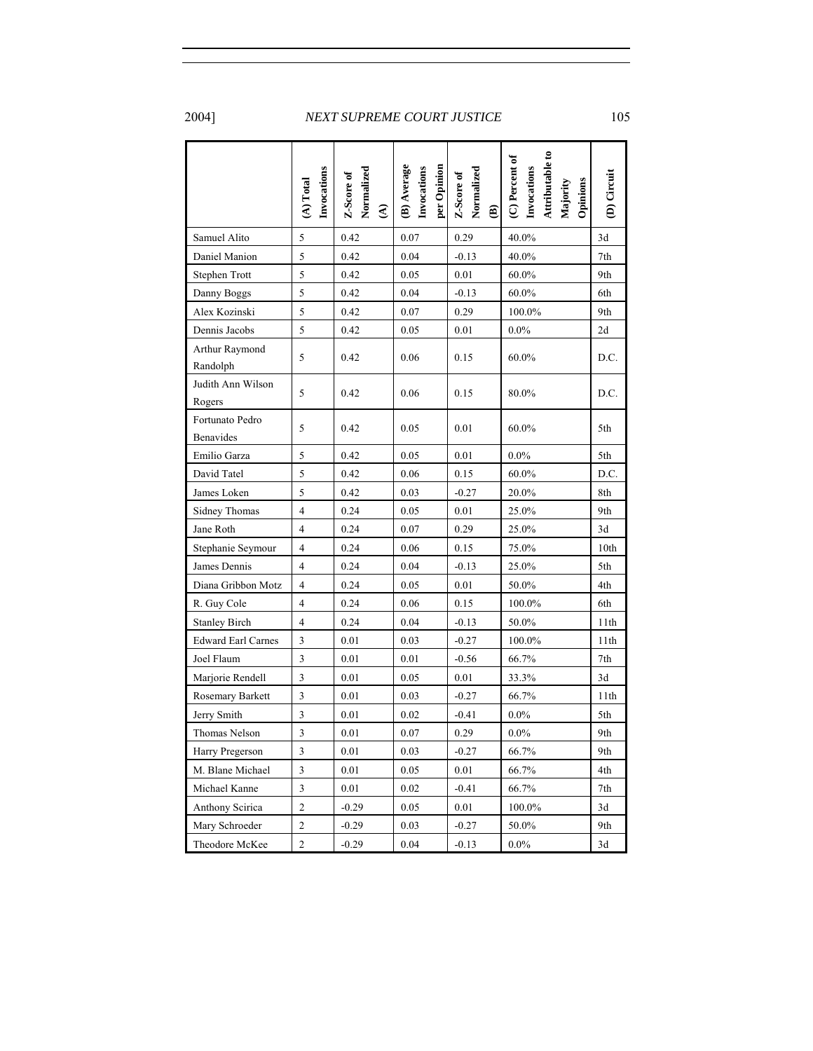| | (A) Total Invocations | Z-Score of Normalized (A) | (B) Average Invocations per Opinion | Z-Score of Normalized (B) | (C) Percent of Invocations Attributable to Majority Opinions | (D) Circuit |
|---|---|---|---|---|---|---|
| Samuel Alito | 5 | 0.42 | 0.07 | 0.29 | 40.0% | 3d |
| Daniel Manion | 5 | 0.42 | 0.04 | -0.13 | 40.0% | 7th |
| Stephen Trott | 5 | 0.42 | 0.05 | 0.01 | 60.0% | 9th |
| Danny Boggs | 5 | 0.42 | 0.04 | -0.13 | 60.0% | 6th |
| Alex Kozinski | 5 | 0.42 | 0.07 | 0.29 | 100.0% | 9th |
| Dennis Jacobs | 5 | 0.42 | 0.05 | 0.01 | 0.0% | 2d |
| Arthur Raymond Randolph | 5 | 0.42 | 0.06 | 0.15 | 60.0% | D.C. |
| Judith Ann Wilson Rogers | 5 | 0.42 | 0.06 | 0.15 | 80.0% | D.C. |
| Fortunato Pedro Benavides | 5 | 0.42 | 0.05 | 0.01 | 60.0% | 5th |
| Emilio Garza | 5 | 0.42 | 0.05 | 0.01 | 0.0% | 5th |
| David Tatel | 5 | 0.42 | 0.06 | 0.15 | 60.0% | D.C. |
| James Loken | 5 | 0.42 | 0.03 | -0.27 | 20.0% | 8th |
| Sidney Thomas | 4 | 0.24 | 0.05 | 0.01 | 25.0% | 9th |
| Jane Roth | 4 | 0.24 | 0.07 | 0.29 | 25.0% | 3d |
| Stephanie Seymour | 4 | 0.24 | 0.06 | 0.15 | 75.0% | 10th |
| James Dennis | 4 | 0.24 | 0.04 | -0.13 | 25.0% | 5th |
| Diana Gribbon Motz | 4 | 0.24 | 0.05 | 0.01 | 50.0% | 4th |
| R. Guy Cole | 4 | 0.24 | 0.06 | 0.15 | 100.0% | 6th |
| Stanley Birch | 4 | 0.24 | 0.04 | -0.13 | 50.0% | 11th |
| Edward Earl Carnes | 3 | 0.01 | 0.03 | -0.27 | 100.0% | 11th |
| Joel Flaum | 3 | 0.01 | 0.01 | -0.56 | 66.7% | 7th |
| Marjorie Rendell | 3 | 0.01 | 0.05 | 0.01 | 33.3% | 3d |
| Rosemary Barkett | 3 | 0.01 | 0.03 | -0.27 | 66.7% | 11th |
| Jerry Smith | 3 | 0.01 | 0.02 | -0.41 | 0.0% | 5th |
| Thomas Nelson | 3 | 0.01 | 0.07 | 0.29 | 0.0% | 9th |
| Harry Pregerson | 3 | 0.01 | 0.03 | -0.27 | 66.7% | 9th |
| M. Blane Michael | 3 | 0.01 | 0.05 | 0.01 | 66.7% | 4th |
| Michael Kanne | 3 | 0.01 | 0.02 | -0.41 | 66.7% | 7th |
| Anthony Scirica | 2 | -0.29 | 0.05 | 0.01 | 100.0% | 3d |
| Mary Schroeder | 2 | -0.29 | 0.03 | -0.27 | 50.0% | 9th |
| Theodore McKee | 2 | -0.29 | 0.04 | -0.13 | 0.0% | 3d |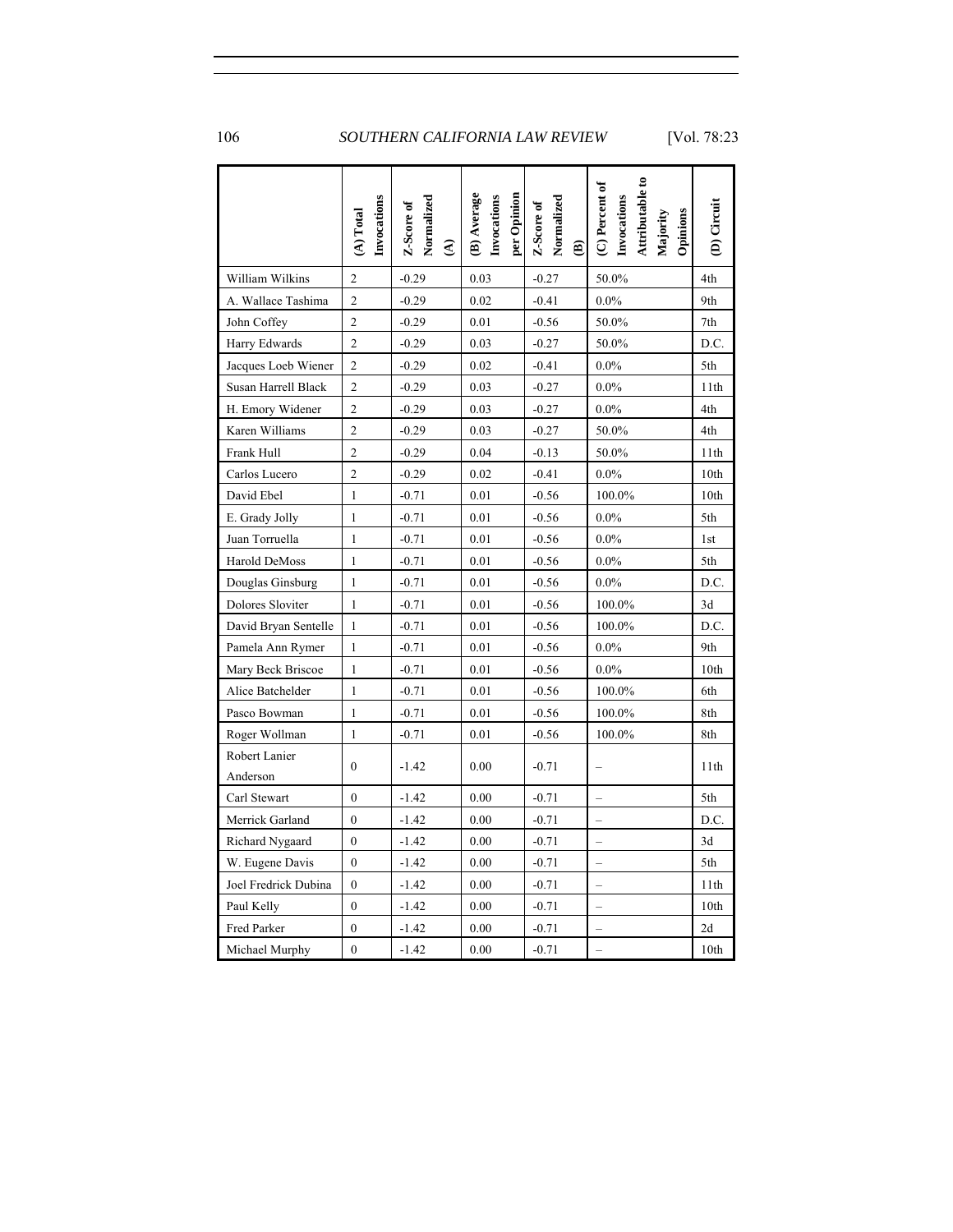| | (A) Total Invocations | Z-Score of Normalized (A) | (B) Average Invocations per Opinion | Z-Score of Normalized (B) | (C) Percent of Invocations Attributable to Majority Opinions | (D) Circuit |
|---|---|---|---|---|---|---|
| William Wilkins | 2 | -0.29 | 0.03 | -0.27 | 50.0% | 4th |
| A. Wallace Tashima | 2 | -0.29 | 0.02 | -0.41 | 0.0% | 9th |
| John Coffey | 2 | -0.29 | 0.01 | -0.56 | 50.0% | 7th |
| Harry Edwards | 2 | -0.29 | 0.03 | -0.27 | 50.0% | D.C. |
| Jacques Loeb Wiener | 2 | -0.29 | 0.02 | -0.41 | 0.0% | 5th |
| Susan Harrell Black | 2 | -0.29 | 0.03 | -0.27 | 0.0% | 11th |
| H. Emory Widener | 2 | -0.29 | 0.03 | -0.27 | 0.0% | 4th |
| Karen Williams | 2 | -0.29 | 0.03 | -0.27 | 50.0% | 4th |
| Frank Hull | 2 | -0.29 | 0.04 | -0.13 | 50.0% | 11th |
| Carlos Lucero | 2 | -0.29 | 0.02 | -0.41 | 0.0% | 10th |
| David Ebel | 1 | -0.71 | 0.01 | -0.56 | 100.0% | 10th |
| E. Grady Jolly | 1 | -0.71 | 0.01 | -0.56 | 0.0% | 5th |
| Juan Torruella | 1 | -0.71 | 0.01 | -0.56 | 0.0% | 1st |
| Harold DeMoss | 1 | -0.71 | 0.01 | -0.56 | 0.0% | 5th |
| Douglas Ginsburg | 1 | -0.71 | 0.01 | -0.56 | 0.0% | D.C. |
| Dolores Sloviter | 1 | -0.71 | 0.01 | -0.56 | 100.0% | 3d |
| David Bryan Sentelle | 1 | -0.71 | 0.01 | -0.56 | 100.0% | D.C. |
| Pamela Ann Rymer | 1 | -0.71 | 0.01 | -0.56 | 0.0% | 9th |
| Mary Beck Briscoe | 1 | -0.71 | 0.01 | -0.56 | 0.0% | 10th |
| Alice Batchelder | 1 | -0.71 | 0.01 | -0.56 | 100.0% | 6th |
| Pasco Bowman | 1 | -0.71 | 0.01 | -0.56 | 100.0% | 8th |
| Roger Wollman | 1 | -0.71 | 0.01 | -0.56 | 100.0% | 8th |
| Robert Lanier Anderson | 0 | -1.42 | 0.00 | -0.71 | – | 11th |
| Carl Stewart | 0 | -1.42 | 0.00 | -0.71 | – | 5th |
| Merrick Garland | 0 | -1.42 | 0.00 | -0.71 | – | D.C. |
| Richard Nygaard | 0 | -1.42 | 0.00 | -0.71 | – | 3d |
| W. Eugene Davis | 0 | -1.42 | 0.00 | -0.71 | – | 5th |
| Joel Fredrick Dubina | 0 | -1.42 | 0.00 | -0.71 | – | 11th |
| Paul Kelly | 0 | -1.42 | 0.00 | -0.71 | – | 10th |
| Fred Parker | 0 | -1.42 | 0.00 | -0.71 | – | 2d |
| Michael Murphy | 0 | -1.42 | 0.00 | -0.71 | – | 10th |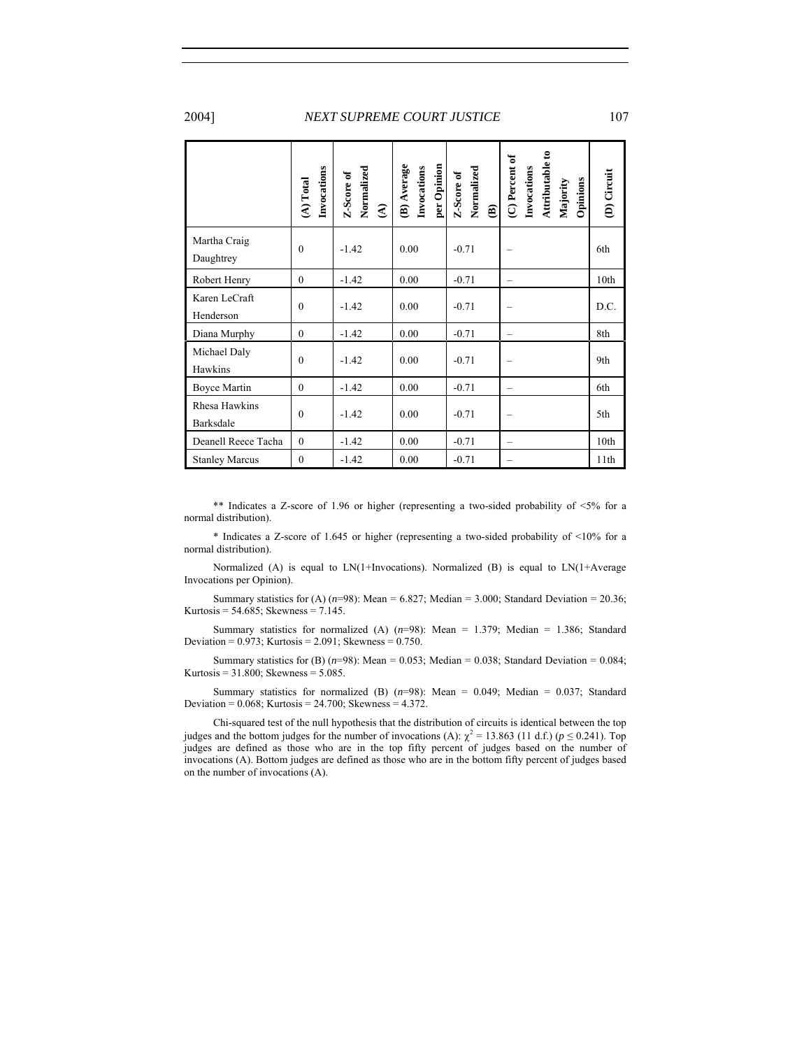| | (A) Total Invocations | Z-Score of Normalized (A) | (B) Average Invocations per Opinion | Z-Score of Normalized (B) | (C) Percent of Invocations Attributable to Majority Opinions | (D) Circuit |
|---|---|---|---|---|---|---|
| Martha Craig Daughtrey | 0 | -1.42 | 0.00 | -0.71 | – | 6th |
| Robert Henry | 0 | -1.42 | 0.00 | -0.71 | – | 10th |
| Karen LeCraft Henderson | 0 | -1.42 | 0.00 | -0.71 | – | D.C. |
| Diana Murphy | 0 | -1.42 | 0.00 | -0.71 | – | 8th |
| Michael Daly Hawkins | 0 | -1.42 | 0.00 | -0.71 | – | 9th |
| Boyce Martin | 0 | -1.42 | 0.00 | -0.71 | – | 6th |
| Rhesa Hawkins Barksdale | 0 | -1.42 | 0.00 | -0.71 | – | 5th |
| Deanell Reece Tacha | 0 | -1.42 | 0.00 | -0.71 | – | 10th |
| Stanley Marcus | 0 | -1.42 | 0.00 | -0.71 | – | 11th |

** Indicates a Z-score of 1.96 or higher (representing a two-sided probability of <5% for a normal distribution).

* Indicates a Z-score of 1.645 or higher (representing a two-sided probability of <10% for a normal distribution).

Normalized (A) is equal to LN(1+Invocations). Normalized (B) is equal to LN(1+Average Invocations per Opinion).

Summary statistics for (A) ($n$=98): Mean = 6.827; Median = 3.000; Standard Deviation = 20.36; Kurtosis = 54.685; Skewness = 7.145.

Summary statistics for normalized (A) ($n$=98): Mean = 1.379; Median = 1.386; Standard Deviation = 0.973; Kurtosis = 2.091; Skewness = 0.750.

Summary statistics for (B) ($n$=98): Mean = 0.053; Median = 0.038; Standard Deviation = 0.084; Kurtosis = 31.800; Skewness = 5.085.

Summary statistics for normalized (B) ($n$=98): Mean = 0.049; Median = 0.037; Standard Deviation = 0.068; Kurtosis = 24.700; Skewness = 4.372.

Chi-squared test of the null hypothesis that the distribution of circuits is identical between the top judges and the bottom judges for the number of invocations (A): $\chi^2 = 13.863$ (11 d.f.) ($p \leq 0.241$). Top judges are defined as those who are in the top fifty percent of judges based on the number of invocations (A). Bottom judges are defined as those who are in the bottom fifty percent of judges based on the number of invocations (A).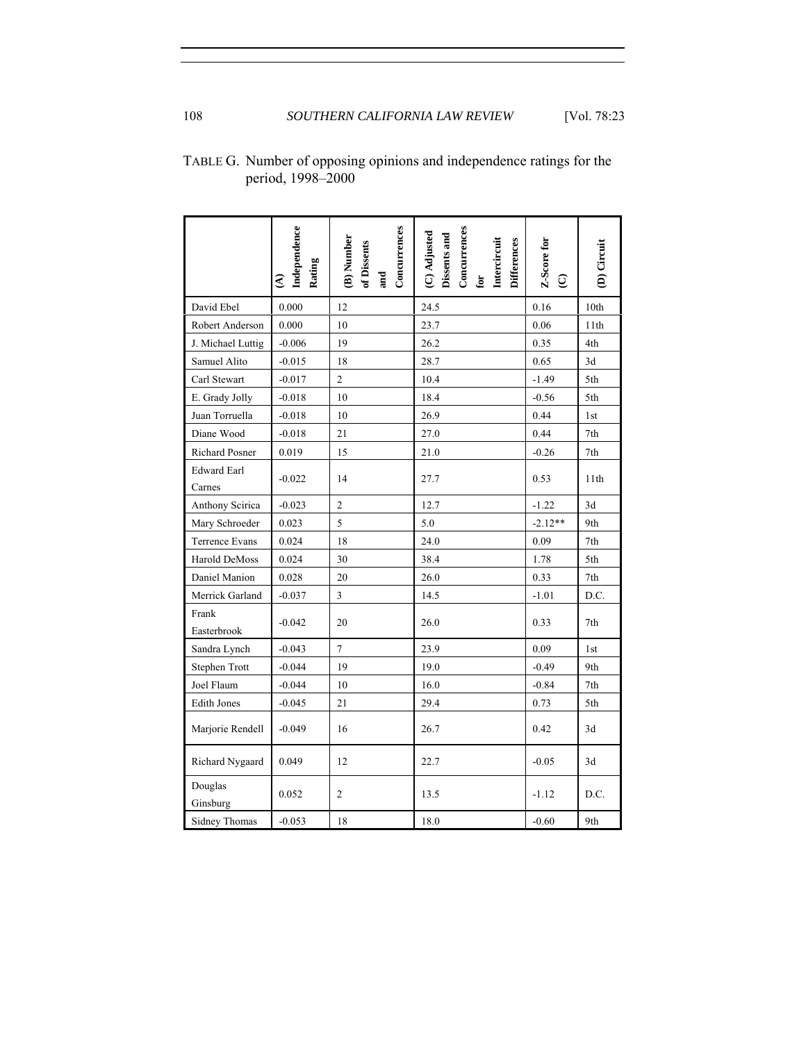TABLE G. Number of opposing opinions and independence ratings for the period, 1998–2000

| | (A) Independence Rating | (B) Number of Dissents and Concurrences | (C) Adjusted Dissents and Concurrences for Intercircuit Differences | Z-Score for (C) | (D) Circuit |
|---|---|---|---|---|---|
| David Ebel | 0.000 | 12 | 24.5 | 0.16 | 10th |
| Robert Anderson | 0.000 | 10 | 23.7 | 0.06 | 11th |
| J. Michael Luttig | -0.006 | 19 | 26.2 | 0.35 | 4th |
| Samuel Alito | -0.015 | 18 | 28.7 | 0.65 | 3d |
| Carl Stewart | -0.017 | 2 | 10.4 | -1.49 | 5th |
| E. Grady Jolly | -0.018 | 10 | 18.4 | -0.56 | 5th |
| Juan Torruella | -0.018 | 10 | 26.9 | 0.44 | 1st |
| Diane Wood | -0.018 | 21 | 27.0 | 0.44 | 7th |
| Richard Posner | 0.019 | 15 | 21.0 | -0.26 | 7th |
| Edward Earl Carnes | -0.022 | 14 | 27.7 | 0.53 | 11th |
| Anthony Scirica | -0.023 | 2 | 12.7 | -1.22 | 3d |
| Mary Schroeder | 0.023 | 5 | 5.0 | -2.12** | 9th |
| Terrence Evans | 0.024 | 18 | 24.0 | 0.09 | 7th |
| Harold DeMoss | 0.024 | 30 | 38.4 | 1.78 | 5th |
| Daniel Manion | 0.028 | 20 | 26.0 | 0.33 | 7th |
| Merrick Garland | -0.037 | 3 | 14.5 | -1.01 | D.C. |
| Frank Easterbrook | -0.042 | 20 | 26.0 | 0.33 | 7th |
| Sandra Lynch | -0.043 | 7 | 23.9 | 0.09 | 1st |
| Stephen Trott | -0.044 | 19 | 19.0 | -0.49 | 9th |
| Joel Flaum | -0.044 | 10 | 16.0 | -0.84 | 7th |
| Edith Jones | -0.045 | 21 | 29.4 | 0.73 | 5th |
| Marjorie Rendell | -0.049 | 16 | 26.7 | 0.42 | 3d |
| Richard Nygaard | 0.049 | 12 | 22.7 | -0.05 | 3d |
| Douglas Ginsburg | 0.052 | 2 | 13.5 | -1.12 | D.C. |
| Sidney Thomas | -0.053 | 18 | 18.0 | -0.60 | 9th |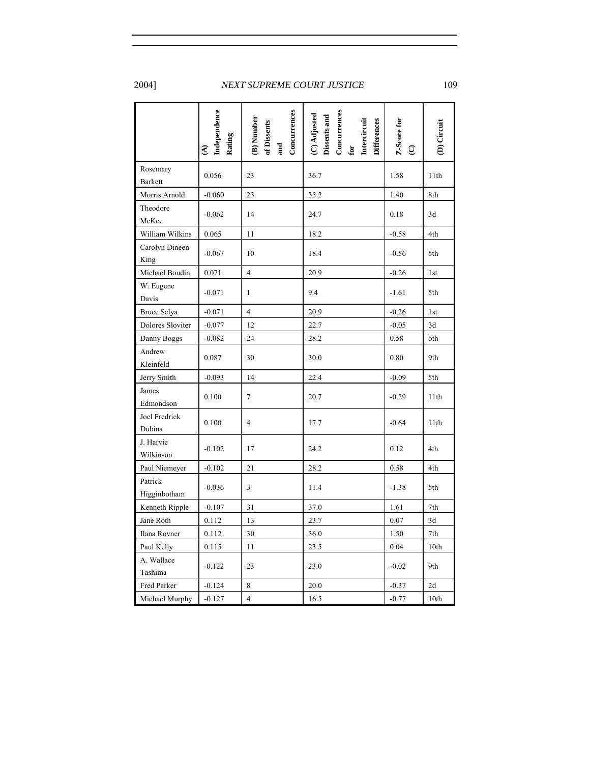| | (A) Independence Rating | (B) Number of Dissents and Concurrences | (C) Adjusted Dissents and Concurrences for Intercircuit Differences | Z-Score for (C) | (D) Circuit |
|---|---|---|---|---|---|
| Rosemary Barkett | 0.056 | 23 | 36.7 | 1.58 | 11th |
| Morris Arnold | -0.060 | 23 | 35.2 | 1.40 | 8th |
| Theodore McKee | -0.062 | 14 | 24.7 | 0.18 | 3d |
| William Wilkins | 0.065 | 11 | 18.2 | -0.58 | 4th |
| Carolyn Dineen King | -0.067 | 10 | 18.4 | -0.56 | 5th |
| Michael Boudin | 0.071 | 4 | 20.9 | -0.26 | 1st |
| W. Eugene Davis | -0.071 | 1 | 9.4 | -1.61 | 5th |
| Bruce Selya | -0.071 | 4 | 20.9 | -0.26 | 1st |
| Dolores Sloviter | -0.077 | 12 | 22.7 | -0.05 | 3d |
| Danny Boggs | -0.082 | 24 | 28.2 | 0.58 | 6th |
| Andrew Kleinfeld | 0.087 | 30 | 30.0 | 0.80 | 9th |
| Jerry Smith | -0.093 | 14 | 22.4 | -0.09 | 5th |
| James Edmondson | 0.100 | 7 | 20.7 | -0.29 | 11th |
| Joel Fredrick Dubina | 0.100 | 4 | 17.7 | -0.64 | 11th |
| J. Harvie Wilkinson | -0.102 | 17 | 24.2 | 0.12 | 4th |
| Paul Niemeyer | -0.102 | 21 | 28.2 | 0.58 | 4th |
| Patrick Higginbotham | -0.036 | 3 | 11.4 | -1.38 | 5th |
| Kenneth Ripple | -0.107 | 31 | 37.0 | 1.61 | 7th |
| Jane Roth | 0.112 | 13 | 23.7 | 0.07 | 3d |
| Ilana Rovner | 0.112 | 30 | 36.0 | 1.50 | 7th |
| Paul Kelly | 0.115 | 11 | 23.5 | 0.04 | 10th |
| A. Wallace Tashima | -0.122 | 23 | 23.0 | -0.02 | 9th |
| Fred Parker | -0.124 | 8 | 20.0 | -0.37 | 2d |
| Michael Murphy | -0.127 | 4 | 16.5 | -0.77 | 10th |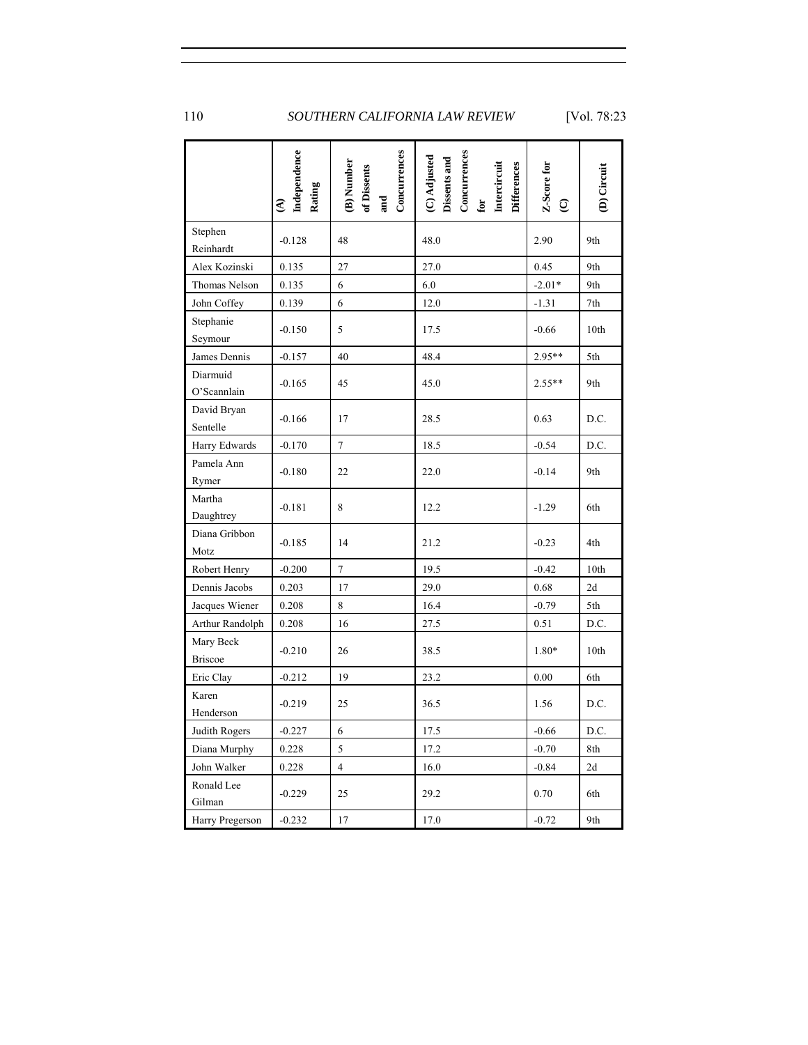| | (A) Independence Rating | (B) Number of Dissents and Concurrences | (C) Adjusted Dissents and Concurrences for Intercircuit Differences | Z-Score for (C) | (D) Circuit |
|---|---|---|---|---|---|
| Stephen Reinhardt | -0.128 | 48 | 48.0 | 2.90 | 9th |
| Alex Kozinski | 0.135 | 27 | 27.0 | 0.45 | 9th |
| Thomas Nelson | 0.135 | 6 | 6.0 | -2.01* | 9th |
| John Coffey | 0.139 | 6 | 12.0 | -1.31 | 7th |
| Stephanie Seymour | -0.150 | 5 | 17.5 | -0.66 | 10th |
| James Dennis | -0.157 | 40 | 48.4 | 2.95** | 5th |
| Diarmuid O'Scannlain | -0.165 | 45 | 45.0 | 2.55** | 9th |
| David Bryan Sentelle | -0.166 | 17 | 28.5 | 0.63 | D.C. |
| Harry Edwards | -0.170 | 7 | 18.5 | -0.54 | D.C. |
| Pamela Ann Rymer | -0.180 | 22 | 22.0 | -0.14 | 9th |
| Martha Daughtrey | -0.181 | 8 | 12.2 | -1.29 | 6th |
| Diana Gribbon Motz | -0.185 | 14 | 21.2 | -0.23 | 4th |
| Robert Henry | -0.200 | 7 | 19.5 | -0.42 | 10th |
| Dennis Jacobs | 0.203 | 17 | 29.0 | 0.68 | 2d |
| Jacques Wiener | 0.208 | 8 | 16.4 | -0.79 | 5th |
| Arthur Randolph | 0.208 | 16 | 27.5 | 0.51 | D.C. |
| Mary Beck Briscoe | -0.210 | 26 | 38.5 | 1.80* | 10th |
| Eric Clay | -0.212 | 19 | 23.2 | 0.00 | 6th |
| Karen Henderson | -0.219 | 25 | 36.5 | 1.56 | D.C. |
| Judith Rogers | -0.227 | 6 | 17.5 | -0.66 | D.C. |
| Diana Murphy | 0.228 | 5 | 17.2 | -0.70 | 8th |
| John Walker | 0.228 | 4 | 16.0 | -0.84 | 2d |
| Ronald Lee Gilman | -0.229 | 25 | 29.2 | 0.70 | 6th |
| Harry Pregerson | -0.232 | 17 | 17.0 | -0.72 | 9th |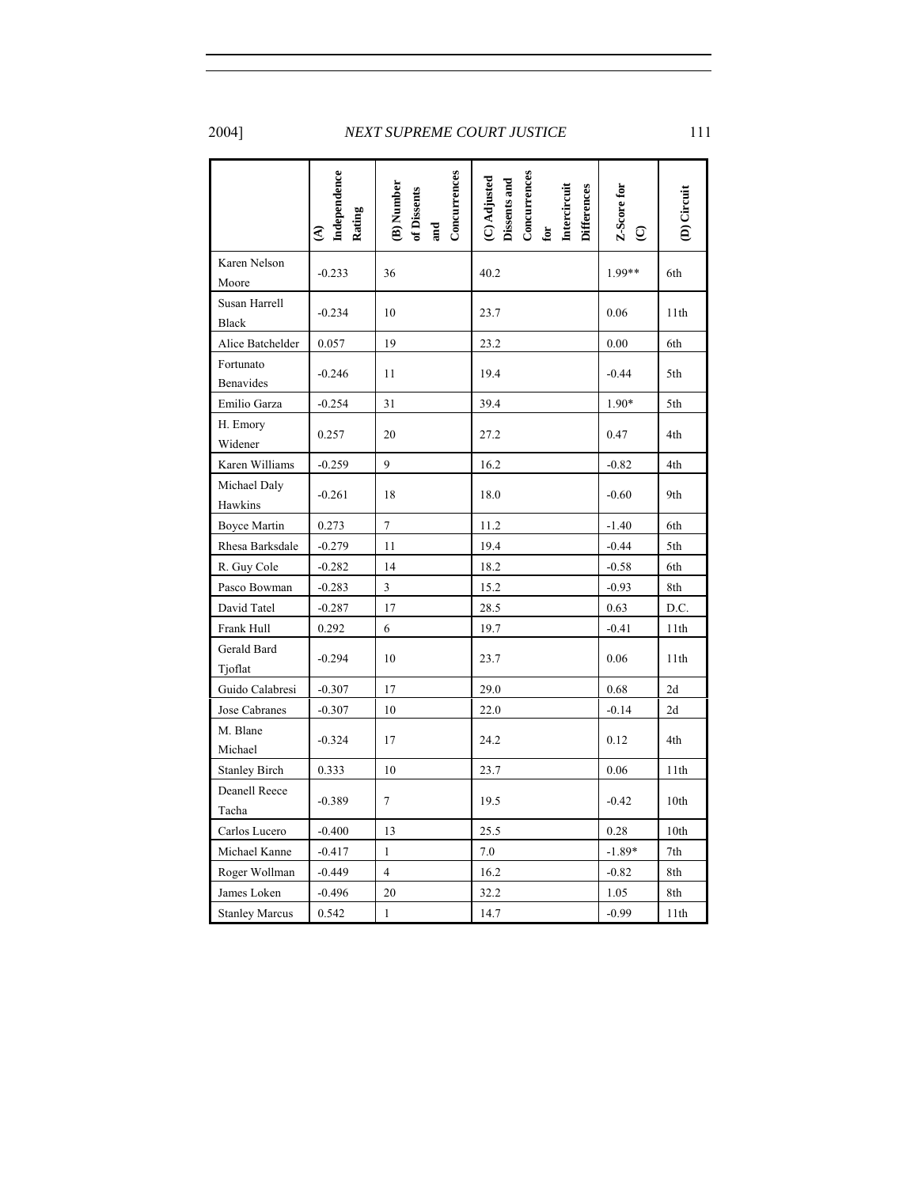| | (A) Independence Rating | (B) Number of Dissents and Concurrences | (C) Adjusted Dissents and Concurrences for Intercircuit Differences | Z-Score for (C) | (D) Circuit |
|---|---|---|---|---|---|
| Karen Nelson Moore | -0.233 | 36 | 40.2 | 1.99** | 6th |
| Susan Harrell Black | -0.234 | 10 | 23.7 | 0.06 | 11th |
| Alice Batchelder | 0.057 | 19 | 23.2 | 0.00 | 6th |
| Fortunato Benavides | -0.246 | 11 | 19.4 | -0.44 | 5th |
| Emilio Garza | -0.254 | 31 | 39.4 | 1.90* | 5th |
| H. Emory Widener | 0.257 | 20 | 27.2 | 0.47 | 4th |
| Karen Williams | -0.259 | 9 | 16.2 | -0.82 | 4th |
| Michael Daly Hawkins | -0.261 | 18 | 18.0 | -0.60 | 9th |
| Boyce Martin | 0.273 | 7 | 11.2 | -1.40 | 6th |
| Rhesa Barksdale | -0.279 | 11 | 19.4 | -0.44 | 5th |
| R. Guy Cole | -0.282 | 14 | 18.2 | -0.58 | 6th |
| Pasco Bowman | -0.283 | 3 | 15.2 | -0.93 | 8th |
| David Tatel | -0.287 | 17 | 28.5 | 0.63 | D.C. |
| Frank Hull | 0.292 | 6 | 19.7 | -0.41 | 11th |
| Gerald Bard Tjoflat | -0.294 | 10 | 23.7 | 0.06 | 11th |
| Guido Calabresi | -0.307 | 17 | 29.0 | 0.68 | 2d |
| Jose Cabranes | -0.307 | 10 | 22.0 | -0.14 | 2d |
| M. Blane Michael | -0.324 | 17 | 24.2 | 0.12 | 4th |
| Stanley Birch | 0.333 | 10 | 23.7 | 0.06 | 11th |
| Deanell Reece Tacha | -0.389 | 7 | 19.5 | -0.42 | 10th |
| Carlos Lucero | -0.400 | 13 | 25.5 | 0.28 | 10th |
| Michael Kanne | -0.417 | 1 | 7.0 | -1.89* | 7th |
| Roger Wollman | -0.449 | 4 | 16.2 | -0.82 | 8th |
| James Loken | -0.496 | 20 | 32.2 | 1.05 | 8th |
| Stanley Marcus | 0.542 | 1 | 14.7 | -0.99 | 11th |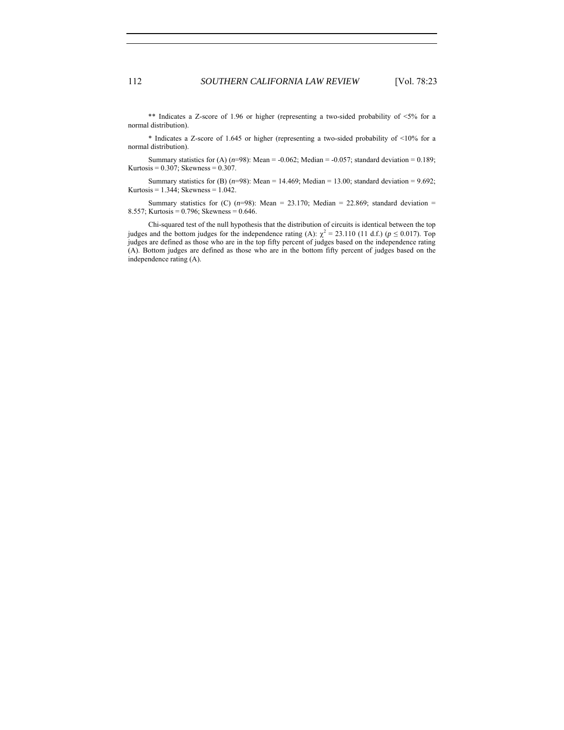** Indicates a Z-score of 1.96 or higher (representing a two-sided probability of <5% for a normal distribution).

* Indicates a Z-score of 1.645 or higher (representing a two-sided probability of <10% for a normal distribution).

Summary statistics for (A) ($n$=98): Mean = -0.062; Median = -0.057; standard deviation = 0.189; Kurtosis = 0.307; Skewness = 0.307.

Summary statistics for (B) ($n$=98): Mean = 14.469; Median = 13.00; standard deviation = 9.692; Kurtosis = 1.344; Skewness = 1.042.

Summary statistics for (C) ($n$=98): Mean = 23.170; Median = 22.869; standard deviation = 8.557; Kurtosis = 0.796; Skewness = 0.646.

Chi-squared test of the null hypothesis that the distribution of circuits is identical between the top judges and the bottom judges for the independence rating (A): $\chi^2 = 23.110$ (11 d.f.) ($p \leq 0.017$). Top judges are defined as those who are in the top fifty percent of judges based on the independence rating (A). Bottom judges are defined as those who are in the bottom fifty percent of judges based on the independence rating (A).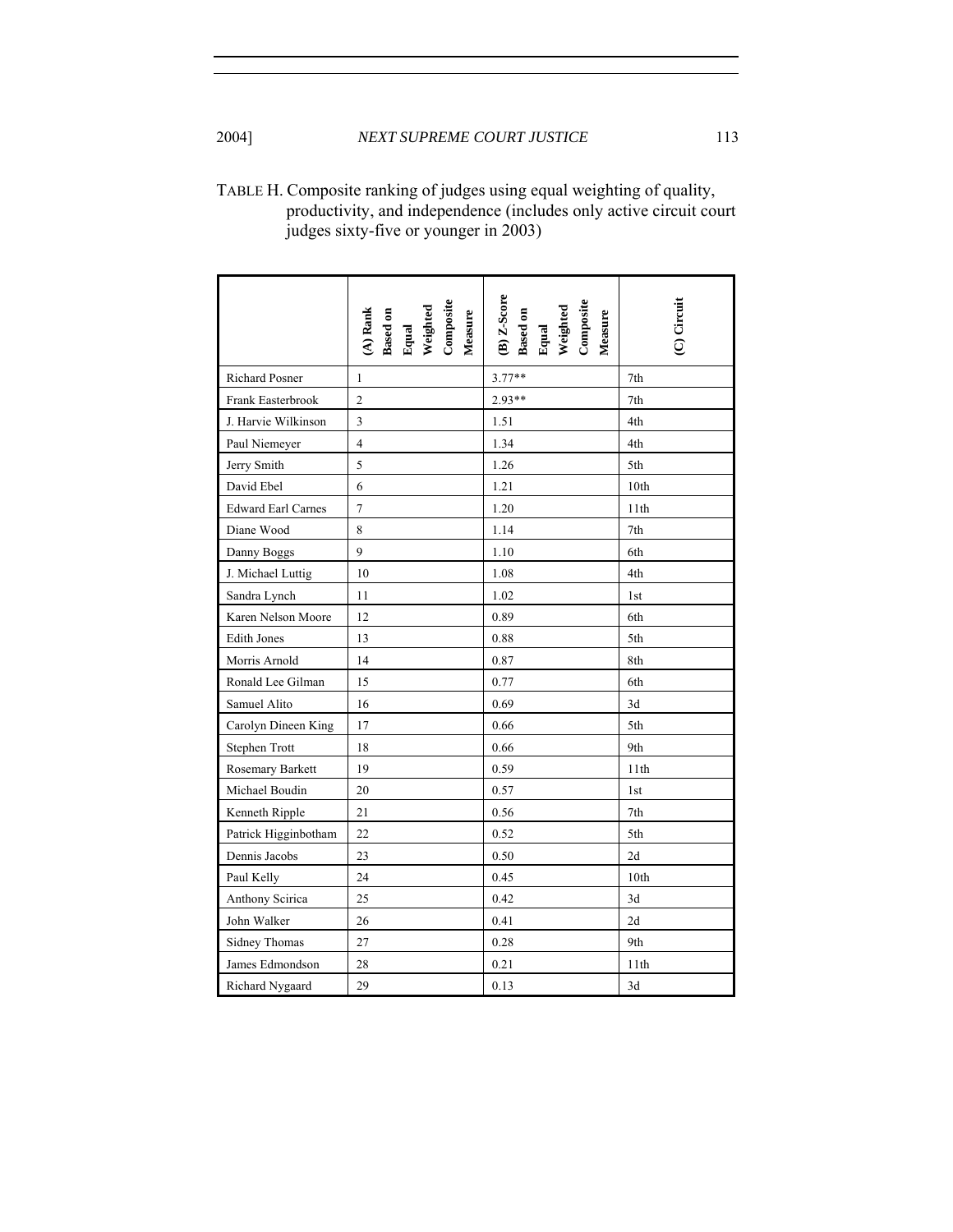TABLE H. Composite ranking of judges using equal weighting of quality, productivity, and independence (includes only active circuit court judges sixty-five or younger in 2003)

| | (A) Rank Based on Equal Weighted Composite Measure | (B) Z-Score Based on Equal Weighted Composite Measure | (C) Circuit |
|---|---|---|---|
| Richard Posner | 1 | 3.77** | 7th |
| Frank Easterbrook | 2 | 2.93** | 7th |
| J. Harvie Wilkinson | 3 | 1.51 | 4th |
| Paul Niemeyer | 4 | 1.34 | 4th |
| Jerry Smith | 5 | 1.26 | 5th |
| David Ebel | 6 | 1.21 | 10th |
| Edward Earl Carnes | 7 | 1.20 | 11th |
| Diane Wood | 8 | 1.14 | 7th |
| Danny Boggs | 9 | 1.10 | 6th |
| J. Michael Luttig | 10 | 1.08 | 4th |
| Sandra Lynch | 11 | 1.02 | 1st |
| Karen Nelson Moore | 12 | 0.89 | 6th |
| Edith Jones | 13 | 0.88 | 5th |
| Morris Arnold | 14 | 0.87 | 8th |
| Ronald Lee Gilman | 15 | 0.77 | 6th |
| Samuel Alito | 16 | 0.69 | 3d |
| Carolyn Dineen King | 17 | 0.66 | 5th |
| Stephen Trott | 18 | 0.66 | 9th |
| Rosemary Barkett | 19 | 0.59 | 11th |
| Michael Boudin | 20 | 0.57 | 1st |
| Kenneth Ripple | 21 | 0.56 | 7th |
| Patrick Higginbotham | 22 | 0.52 | 5th |
| Dennis Jacobs | 23 | 0.50 | 2d |
| Paul Kelly | 24 | 0.45 | 10th |
| Anthony Scirica | 25 | 0.42 | 3d |
| John Walker | 26 | 0.41 | 2d |
| Sidney Thomas | 27 | 0.28 | 9th |
| James Edmondson | 28 | 0.21 | 11th |
| Richard Nygaard | 29 | 0.13 | 3d |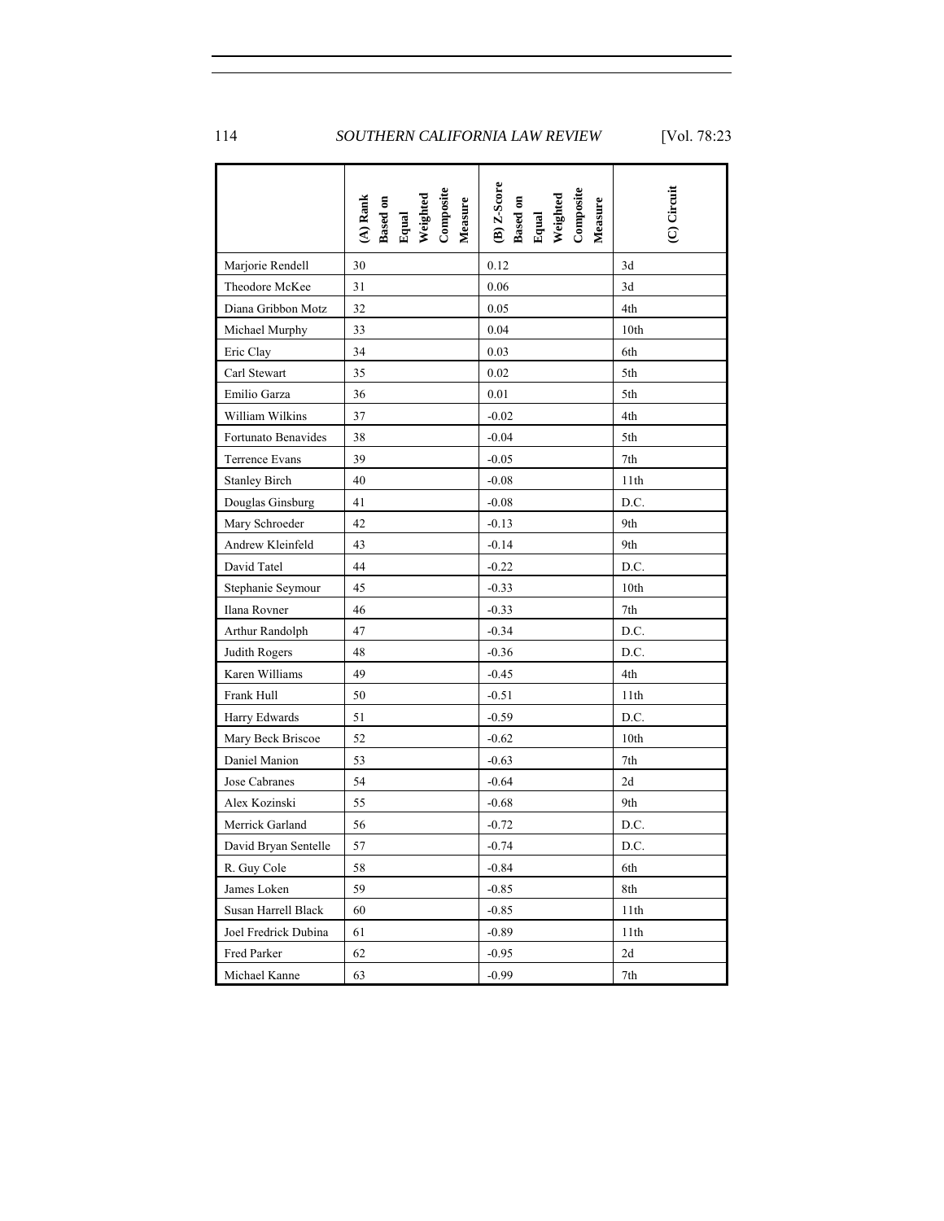| | (A) Rank Based on Equal Weighted Composite Measure | (B) Z-Score Based on Equal Weighted Composite Measure | (C) Circuit |
|---|---|---|---|
| Marjorie Rendell | 30 | 0.12 | 3d |
| Theodore McKee | 31 | 0.06 | 3d |
| Diana Gribbon Motz | 32 | 0.05 | 4th |
| Michael Murphy | 33 | 0.04 | 10th |
| Eric Clay | 34 | 0.03 | 6th |
| Carl Stewart | 35 | 0.02 | 5th |
| Emilio Garza | 36 | 0.01 | 5th |
| William Wilkins | 37 | -0.02 | 4th |
| Fortunato Benavides | 38 | -0.04 | 5th |
| Terrence Evans | 39 | -0.05 | 7th |
| Stanley Birch | 40 | -0.08 | 11th |
| Douglas Ginsburg | 41 | -0.08 | D.C. |
| Mary Schroeder | 42 | -0.13 | 9th |
| Andrew Kleinfeld | 43 | -0.14 | 9th |
| David Tatel | 44 | -0.22 | D.C. |
| Stephanie Seymour | 45 | -0.33 | 10th |
| Ilana Rovner | 46 | -0.33 | 7th |
| Arthur Randolph | 47 | -0.34 | D.C. |
| Judith Rogers | 48 | -0.36 | D.C. |
| Karen Williams | 49 | -0.45 | 4th |
| Frank Hull | 50 | -0.51 | 11th |
| Harry Edwards | 51 | -0.59 | D.C. |
| Mary Beck Briscoe | 52 | -0.62 | 10th |
| Daniel Manion | 53 | -0.63 | 7th |
| Jose Cabranes | 54 | -0.64 | 2d |
| Alex Kozinski | 55 | -0.68 | 9th |
| Merrick Garland | 56 | -0.72 | D.C. |
| David Bryan Sentelle | 57 | -0.74 | D.C. |
| R. Guy Cole | 58 | -0.84 | 6th |
| James Loken | 59 | -0.85 | 8th |
| Susan Harrell Black | 60 | -0.85 | 11th |
| Joel Fredrick Dubina | 61 | -0.89 | 11th |
| Fred Parker | 62 | -0.95 | 2d |
| Michael Kanne | 63 | -0.99 | 7th |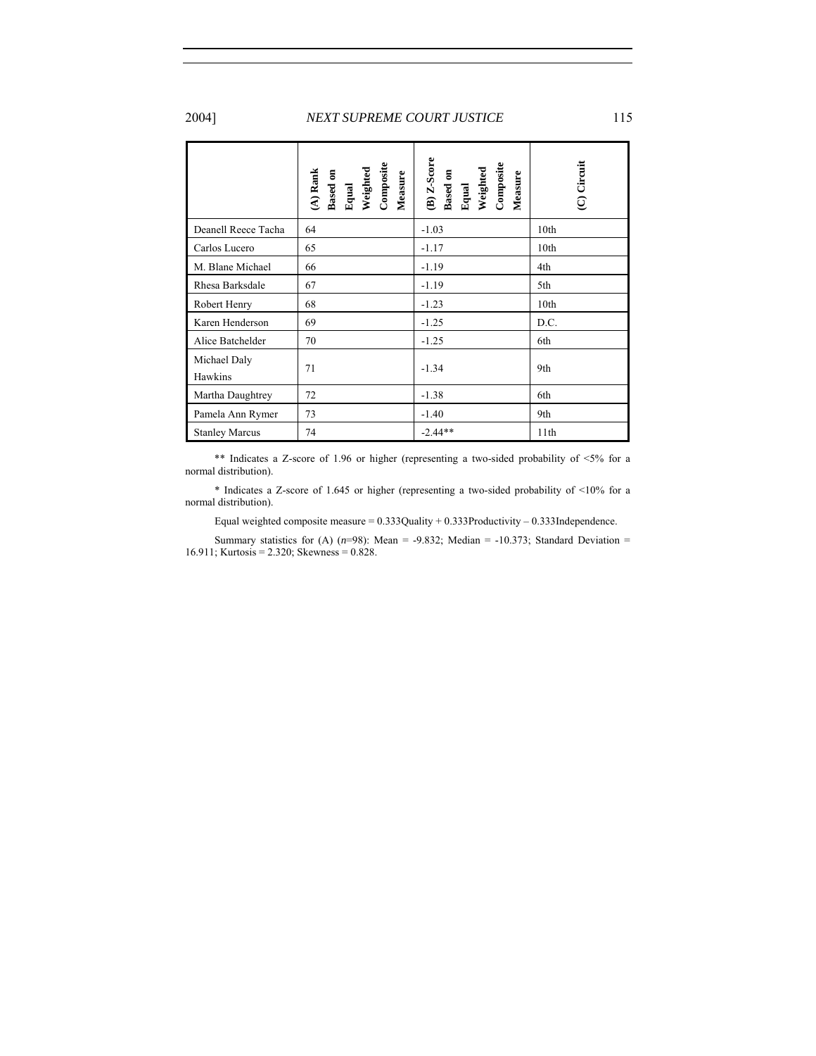| | (A) Rank Based on Equal Weighted Composite Measure | (B) Z-Score Based on Equal Weighted Composite Measure | (C) Circuit |
|---|---|---|---|
| Deanell Reece Tacha | 64 | -1.03 | 10th |
| Carlos Lucero | 65 | -1.17 | 10th |
| M. Blane Michael | 66 | -1.19 | 4th |
| Rhesa Barksdale | 67 | -1.19 | 5th |
| Robert Henry | 68 | -1.23 | 10th |
| Karen Henderson | 69 | -1.25 | D.C. |
| Alice Batchelder | 70 | -1.25 | 6th |
| Michael Daly Hawkins | 71 | -1.34 | 9th |
| Martha Daughtrey | 72 | -1.38 | 6th |
| Pamela Ann Rymer | 73 | -1.40 | 9th |
| Stanley Marcus | 74 | -2.44** | 11th |

** Indicates a Z-score of 1.96 or higher (representing a two-sided probability of <5% for a normal distribution).

* Indicates a Z-score of 1.645 or higher (representing a two-sided probability of <10% for a normal distribution).

Equal weighted composite measure = 0.333Quality + 0.333Productivity – 0.333Independence.

Summary statistics for (A) ($n$=98): Mean = -9.832; Median = -10.373; Standard Deviation = 16.911; Kurtosis = 2.320; Skewness = 0.828.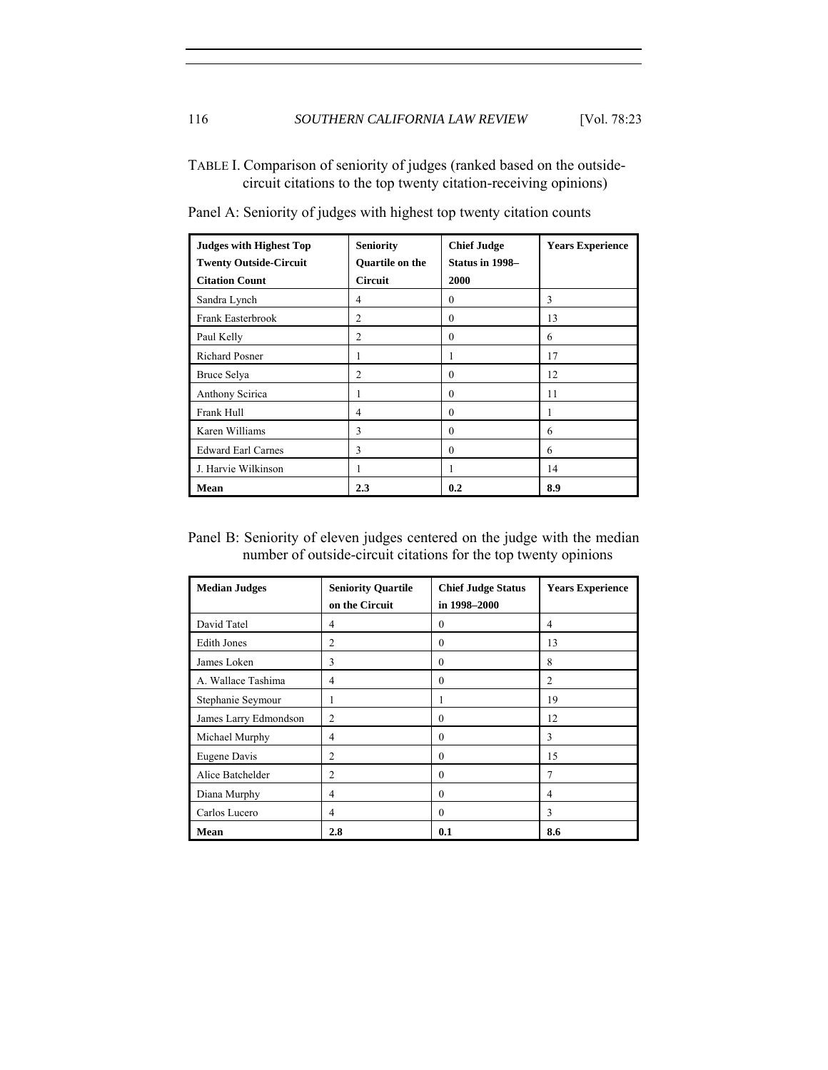TABLE I. Comparison of seniority of judges (ranked based on the outside-circuit citations to the top twenty citation-receiving opinions)

Panel A: Seniority of judges with highest top twenty citation counts

| **Judges with Highest Top Twenty Outside-Circuit Citation Count** | **Seniority Quartile on the Circuit** | **Chief Judge Status in 1998–2000** | **Years Experience** |
|---|---|---|---|
| Sandra Lynch | 4 | 0 | 3 |
| Frank Easterbrook | 2 | 0 | 13 |
| Paul Kelly | 2 | 0 | 6 |
| Richard Posner | 1 | 1 | 17 |
| Bruce Selya | 2 | 0 | 12 |
| Anthony Scirica | 1 | 0 | 11 |
| Frank Hull | 4 | 0 | 1 |
| Karen Williams | 3 | 0 | 6 |
| Edward Earl Carnes | 3 | 0 | 6 |
| J. Harvie Wilkinson | 1 | 1 | 14 |
| **Mean** | **2.3** | **0.2** | **8.9** |

Panel B: Seniority of eleven judges centered on the judge with the median number of outside-circuit citations for the top twenty opinions

| **Median Judges** | **Seniority Quartile on the Circuit** | **Chief Judge Status in 1998–2000** | **Years Experience** |
|---|---|---|---|
| David Tatel | 4 | 0 | 4 |
| Edith Jones | 2 | 0 | 13 |
| James Loken | 3 | 0 | 8 |
| A. Wallace Tashima | 4 | 0 | 2 |
| Stephanie Seymour | 1 | 1 | 19 |
| James Larry Edmondson | 2 | 0 | 12 |
| Michael Murphy | 4 | 0 | 3 |
| Eugene Davis | 2 | 0 | 15 |
| Alice Batchelder | 2 | 0 | 7 |
| Diana Murphy | 4 | 0 | 4 |
| Carlos Lucero | 4 | 0 | 3 |
| **Mean** | **2.8** | **0.1** | **8.6** |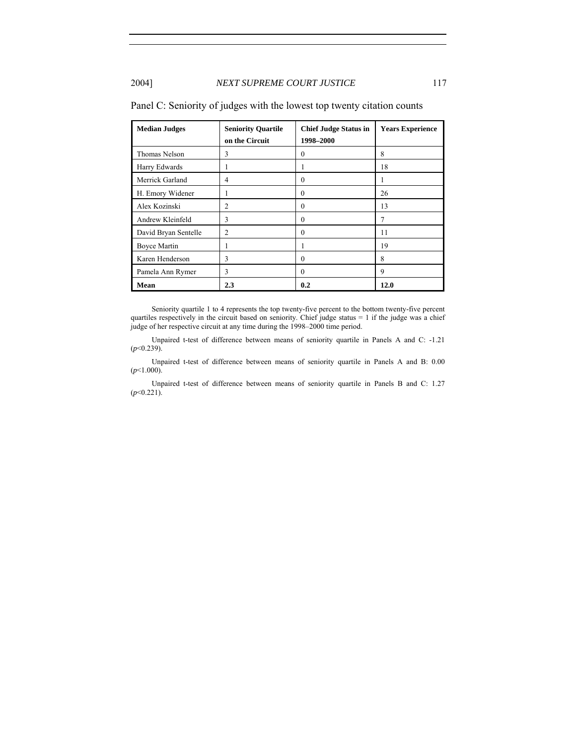Panel C: Seniority of judges with the lowest top twenty citation counts

| **Median Judges** | **Seniority Quartile on the Circuit** | **Chief Judge Status in 1998–2000** | **Years Experience** |
|---|---|---|---|
| Thomas Nelson | 3 | 0 | 8 |
| Harry Edwards | 1 | 1 | 18 |
| Merrick Garland | 4 | 0 | 1 |
| H. Emory Widener | 1 | 0 | 26 |
| Alex Kozinski | 2 | 0 | 13 |
| Andrew Kleinfeld | 3 | 0 | 7 |
| David Bryan Sentelle | 2 | 0 | 11 |
| Boyce Martin | 1 | 1 | 19 |
| Karen Henderson | 3 | 0 | 8 |
| Pamela Ann Rymer | 3 | 0 | 9 |
| **Mean** | **2.3** | **0.2** | **12.0** |

Seniority quartile 1 to 4 represents the top twenty-five percent to the bottom twenty-five percent quartiles respectively in the circuit based on seniority. Chief judge status = 1 if the judge was a chief judge of her respective circuit at any time during the 1998–2000 time period.

Unpaired t-test of difference between means of seniority quartile in Panels A and C: -1.21 ($p<0.239$).

Unpaired t-test of difference between means of seniority quartile in Panels A and B: 0.00 ($p<1.000$).

Unpaired t-test of difference between means of seniority quartile in Panels B and C: 1.27 ($p<0.221$).